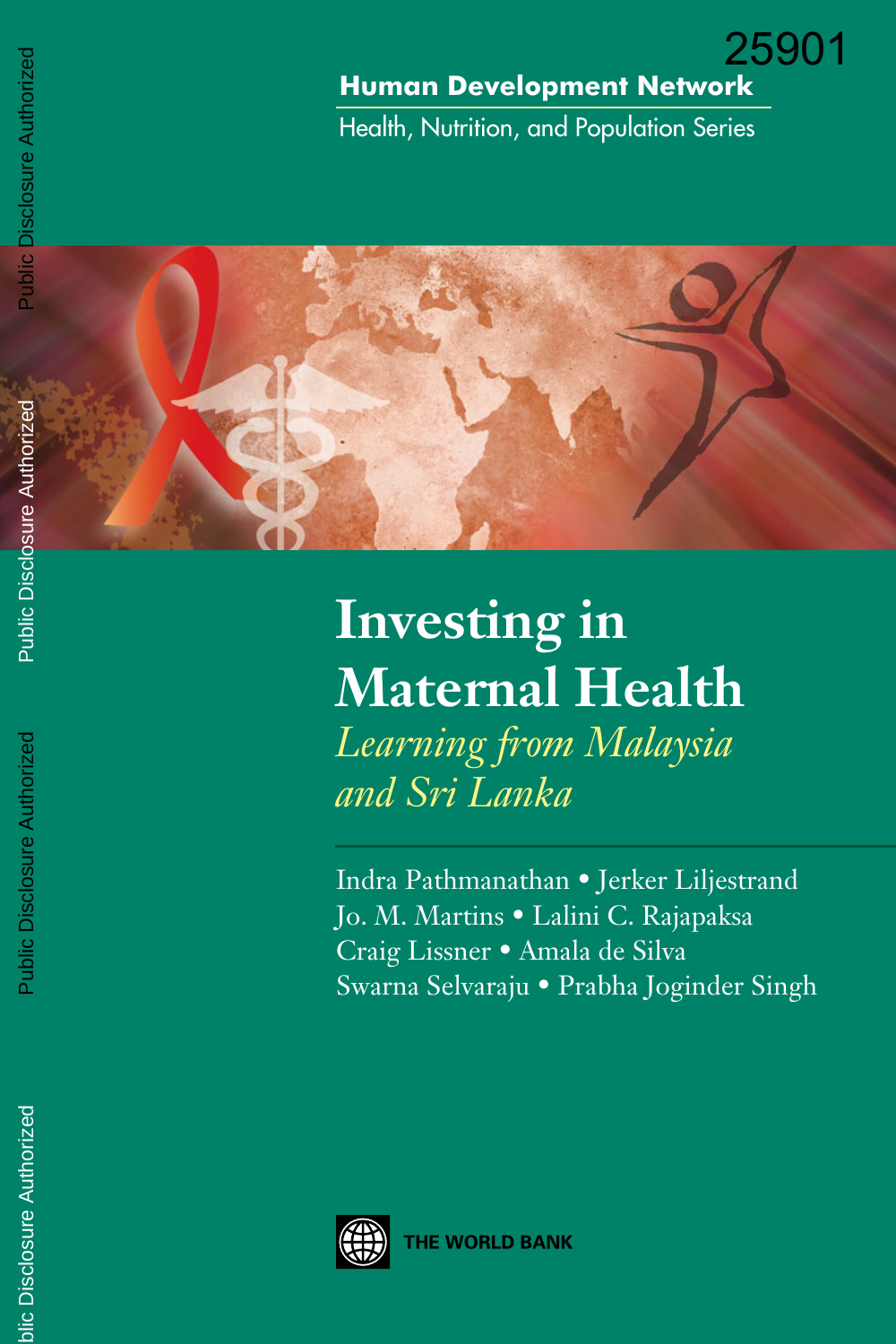25901

**Human Development Network**

Health, Nutrition, and Population Series

# Investing in Maternal Health

## *Learning from Malaysia and Sri Lanka*

Indra Pathmanathan • Jerker Liljestrand
Jo. M. Martins • Lalini C. Rajapaksa
Craig Lissner • Amala de Silva
Swarna Selvaraju • Prabha Joginder Singh

THE WORLD BANK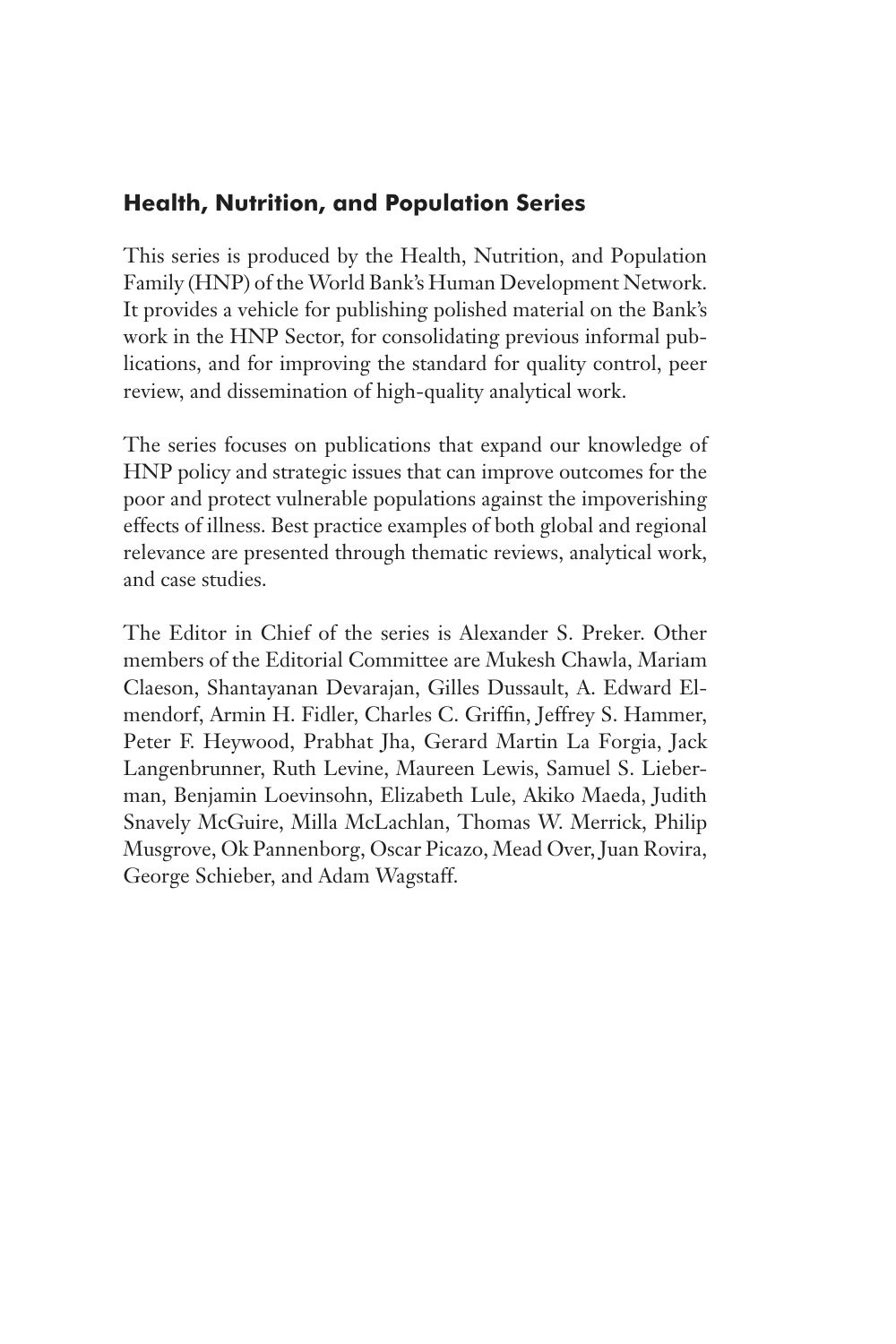## Health, Nutrition, and Population Series

This series is produced by the Health, Nutrition, and Population Family (HNP) of the World Bank's Human Development Network. It provides a vehicle for publishing polished material on the Bank's work in the HNP Sector, for consolidating previous informal publications, and for improving the standard for quality control, peer review, and dissemination of high-quality analytical work.

The series focuses on publications that expand our knowledge of HNP policy and strategic issues that can improve outcomes for the poor and protect vulnerable populations against the impoverishing effects of illness. Best practice examples of both global and regional relevance are presented through thematic reviews, analytical work, and case studies.

The Editor in Chief of the series is Alexander S. Preker. Other members of the Editorial Committee are Mukesh Chawla, Mariam Claeson, Shantayanan Devarajan, Gilles Dussault, A. Edward Elmendorf, Armin H. Fidler, Charles C. Griffin, Jeffrey S. Hammer, Peter F. Heywood, Prabhat Jha, Gerard Martin La Forgia, Jack Langenbrunner, Ruth Levine, Maureen Lewis, Samuel S. Lieberman, Benjamin Loevinsohn, Elizabeth Lule, Akiko Maeda, Judith Snavely McGuire, Milla McLachlan, Thomas W. Merrick, Philip Musgrove, Ok Pannenborg, Oscar Picazo, Mead Over, Juan Rovira, George Schieber, and Adam Wagstaff.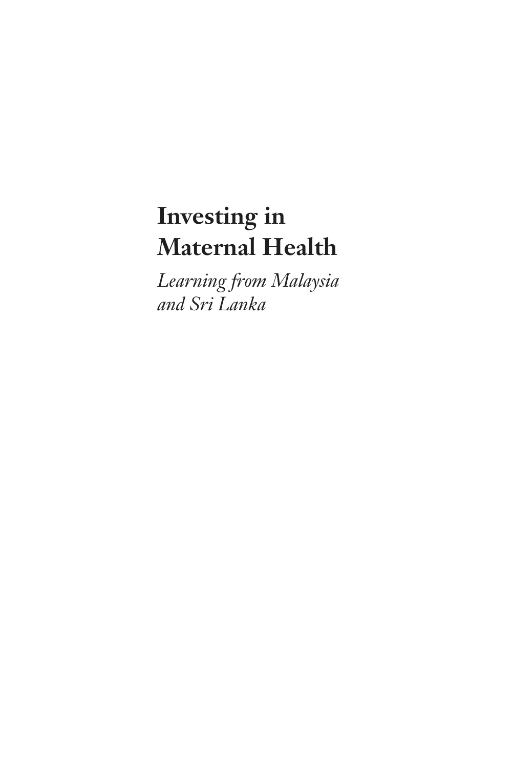# Investing in Maternal Health

*Learning from Malaysia and Sri Lanka*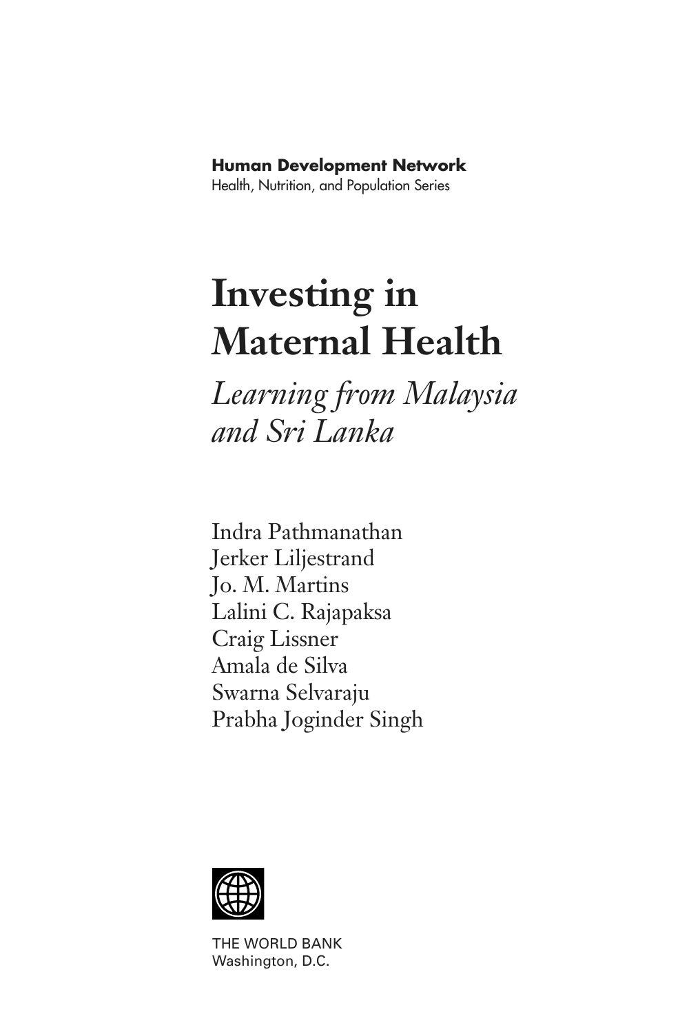**Human Development Network**
Health, Nutrition, and Population Series

# Investing in Maternal Health

## *Learning from Malaysia and Sri Lanka*

Indra Pathmanathan
Jerker Liljestrand
Jo. M. Martins
Lalini C. Rajapaksa
Craig Lissner
Amala de Silva
Swarna Selvaraju
Prabha Joginder Singh

THE WORLD BANK
Washington, D.C.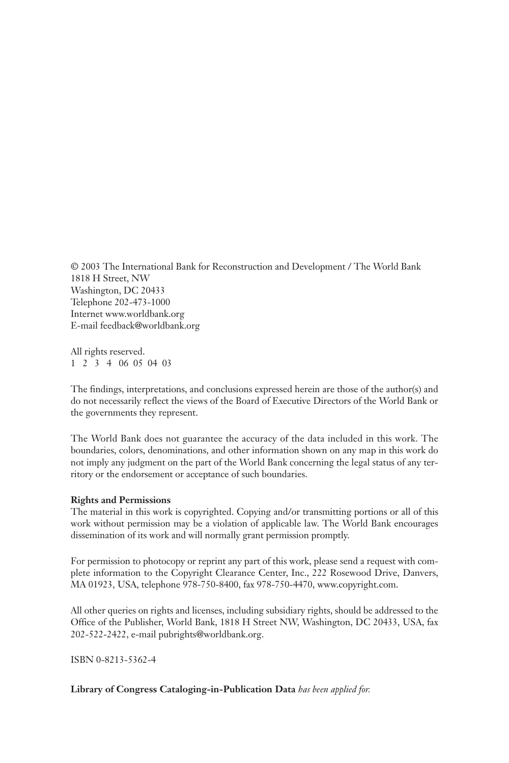© 2003 The International Bank for Reconstruction and Development / The World Bank
1818 H Street, NW
Washington, DC 20433
Telephone 202-473-1000
Internet www.worldbank.org
E-mail feedback@worldbank.org

All rights reserved.
1 2 3 4 06 05 04 03

The findings, interpretations, and conclusions expressed herein are those of the author(s) and do not necessarily reflect the views of the Board of Executive Directors of the World Bank or the governments they represent.

The World Bank does not guarantee the accuracy of the data included in this work. The boundaries, colors, denominations, and other information shown on any map in this work do not imply any judgment on the part of the World Bank concerning the legal status of any territory or the endorsement or acceptance of such boundaries.

**Rights and Permissions**
The material in this work is copyrighted. Copying and/or transmitting portions or all of this work without permission may be a violation of applicable law. The World Bank encourages dissemination of its work and will normally grant permission promptly.

For permission to photocopy or reprint any part of this work, please send a request with complete information to the Copyright Clearance Center, Inc., 222 Rosewood Drive, Danvers, MA 01923, USA, telephone 978-750-8400, fax 978-750-4470, www.copyright.com.

All other queries on rights and licenses, including subsidiary rights, should be addressed to the Office of the Publisher, World Bank, 1818 H Street NW, Washington, DC 20433, USA, fax 202-522-2422, e-mail pubrights@worldbank.org.

ISBN 0-8213-5362-4

**Library of Congress Cataloging-in-Publication Data** *has been applied for.*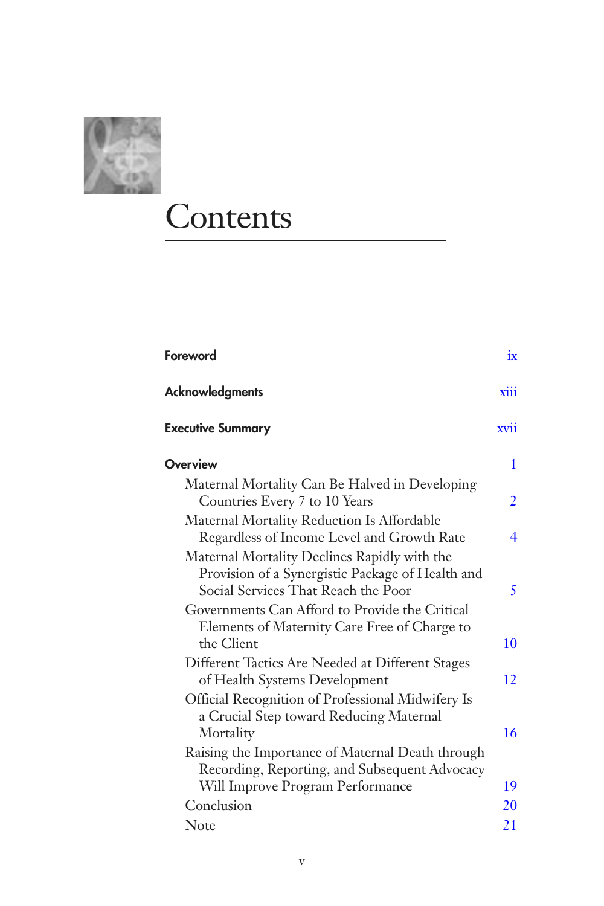# Contents

| | |
|---|---|
| **Foreword** | ix |
| **Acknowledgments** | xiii |
| **Executive Summary** | xvii |
| **Overview** | 1 |
| Maternal Mortality Can Be Halved in Developing Countries Every 7 to 10 Years | 2 |
| Maternal Mortality Reduction Is Affordable Regardless of Income Level and Growth Rate | 4 |
| Maternal Mortality Declines Rapidly with the Provision of a Synergistic Package of Health and Social Services That Reach the Poor | 5 |
| Governments Can Afford to Provide the Critical Elements of Maternity Care Free of Charge to the Client | 10 |
| Different Tactics Are Needed at Different Stages of Health Systems Development | 12 |
| Official Recognition of Professional Midwifery Is a Crucial Step toward Reducing Maternal Mortality | 16 |
| Raising the Importance of Maternal Death through Recording, Reporting, and Subsequent Advocacy Will Improve Program Performance | 19 |
| Conclusion | 20 |
| Note | 21 |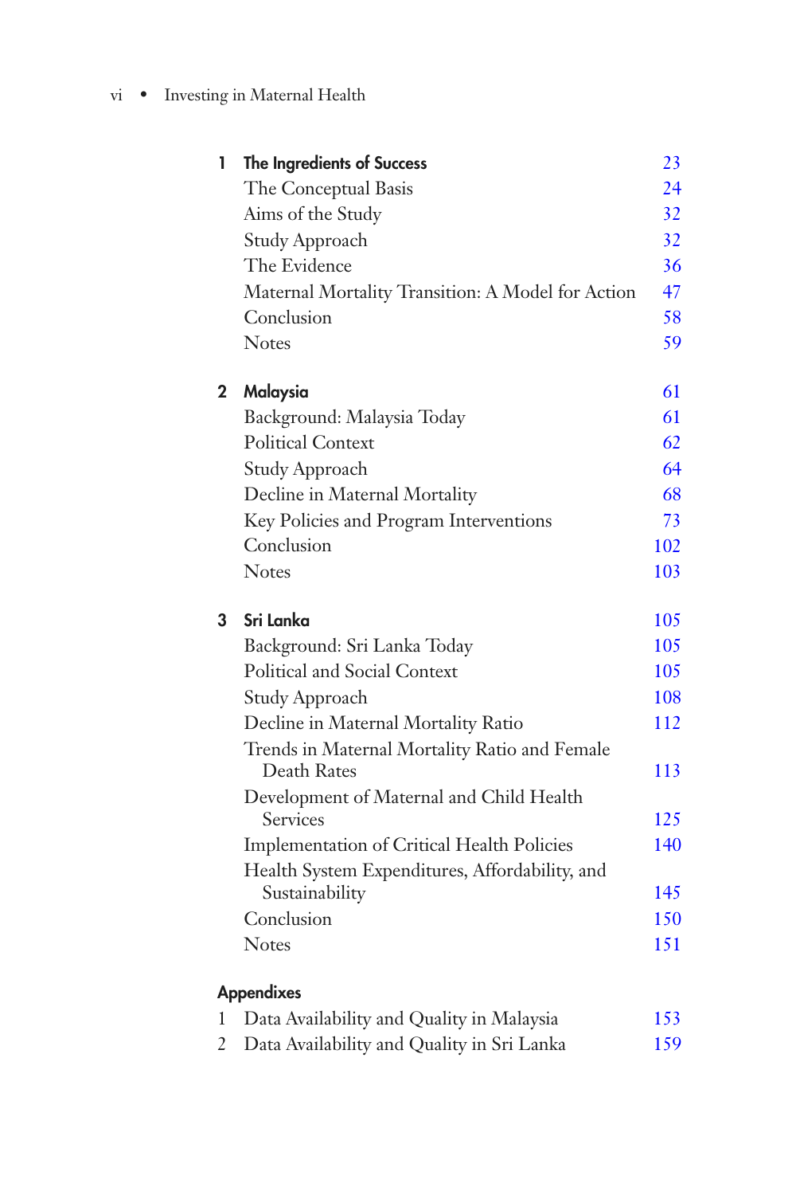| | | |
|---|---|---|
| **1** | **The Ingredients of Success** | 23 |
| | The Conceptual Basis | 24 |
| | Aims of the Study | 32 |
| | Study Approach | 32 |
| | The Evidence | 36 |
| | Maternal Mortality Transition: A Model for Action | 47 |
| | Conclusion | 58 |
| | Notes | 59 |
| **2** | **Malaysia** | 61 |
| | Background: Malaysia Today | 61 |
| | Political Context | 62 |
| | Study Approach | 64 |
| | Decline in Maternal Mortality | 68 |
| | Key Policies and Program Interventions | 73 |
| | Conclusion | 102 |
| | Notes | 103 |
| **3** | **Sri Lanka** | 105 |
| | Background: Sri Lanka Today | 105 |
| | Political and Social Context | 105 |
| | Study Approach | 108 |
| | Decline in Maternal Mortality Ratio | 112 |
| | Trends in Maternal Mortality Ratio and Female Death Rates | 113 |
| | Development of Maternal and Child Health Services | 125 |
| | Implementation of Critical Health Policies | 140 |
| | Health System Expenditures, Affordability, and Sustainability | 145 |
| | Conclusion | 150 |
| | Notes | 151 |
| **Appendixes** | | |
| 1 | Data Availability and Quality in Malaysia | 153 |
| 2 | Data Availability and Quality in Sri Lanka | 159 |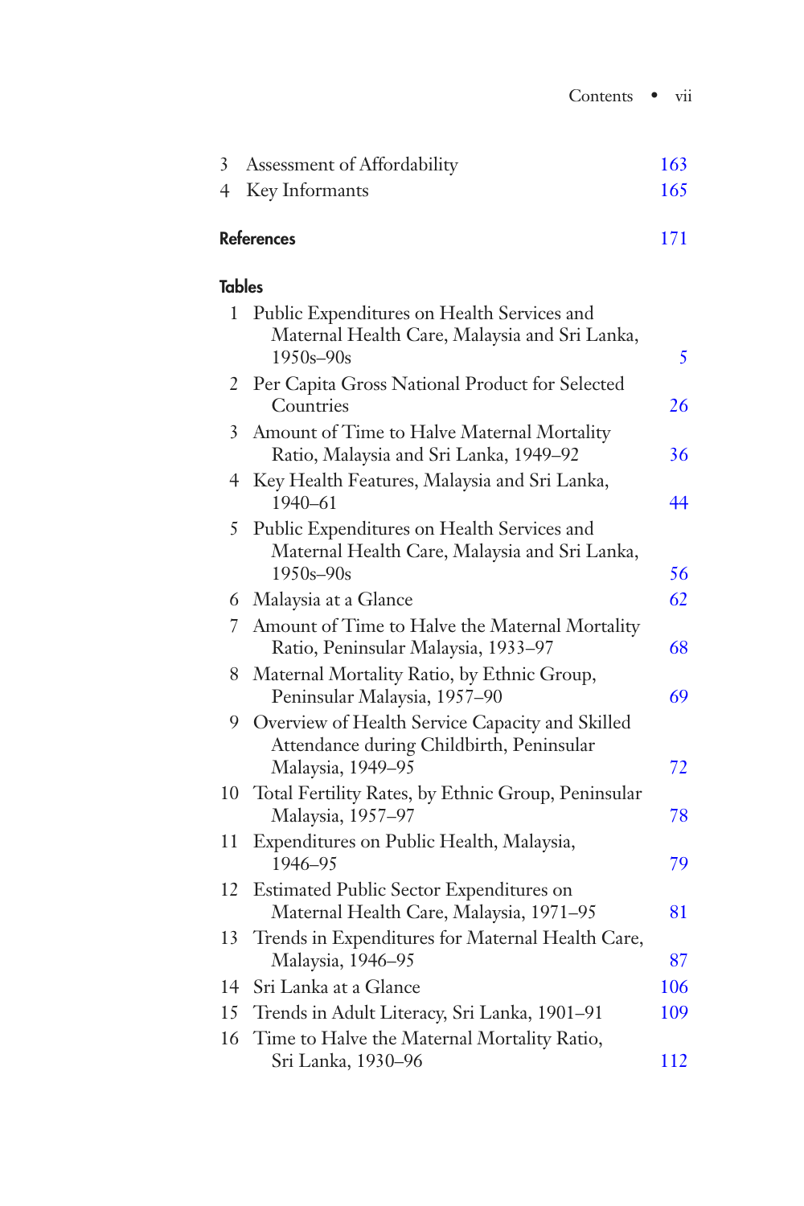3 Assessment of Affordability 163
4 Key Informants 165

**References** 171

**Tables**

1 Public Expenditures on Health Services and Maternal Health Care, Malaysia and Sri Lanka, 1950s–90s 5
2 Per Capita Gross National Product for Selected Countries 26
3 Amount of Time to Halve Maternal Mortality Ratio, Malaysia and Sri Lanka, 1949–92 36
4 Key Health Features, Malaysia and Sri Lanka, 1940–61 44
5 Public Expenditures on Health Services and Maternal Health Care, Malaysia and Sri Lanka, 1950s–90s 56
6 Malaysia at a Glance 62
7 Amount of Time to Halve the Maternal Mortality Ratio, Peninsular Malaysia, 1933–97 68
8 Maternal Mortality Ratio, by Ethnic Group, Peninsular Malaysia, 1957–90 69
9 Overview of Health Service Capacity and Skilled Attendance during Childbirth, Peninsular Malaysia, 1949–95 72
10 Total Fertility Rates, by Ethnic Group, Peninsular Malaysia, 1957–97 78
11 Expenditures on Public Health, Malaysia, 1946–95 79
12 Estimated Public Sector Expenditures on Maternal Health Care, Malaysia, 1971–95 81
13 Trends in Expenditures for Maternal Health Care, Malaysia, 1946–95 87
14 Sri Lanka at a Glance 106
15 Trends in Adult Literacy, Sri Lanka, 1901–91 109
16 Time to Halve the Maternal Mortality Ratio, Sri Lanka, 1930–96 112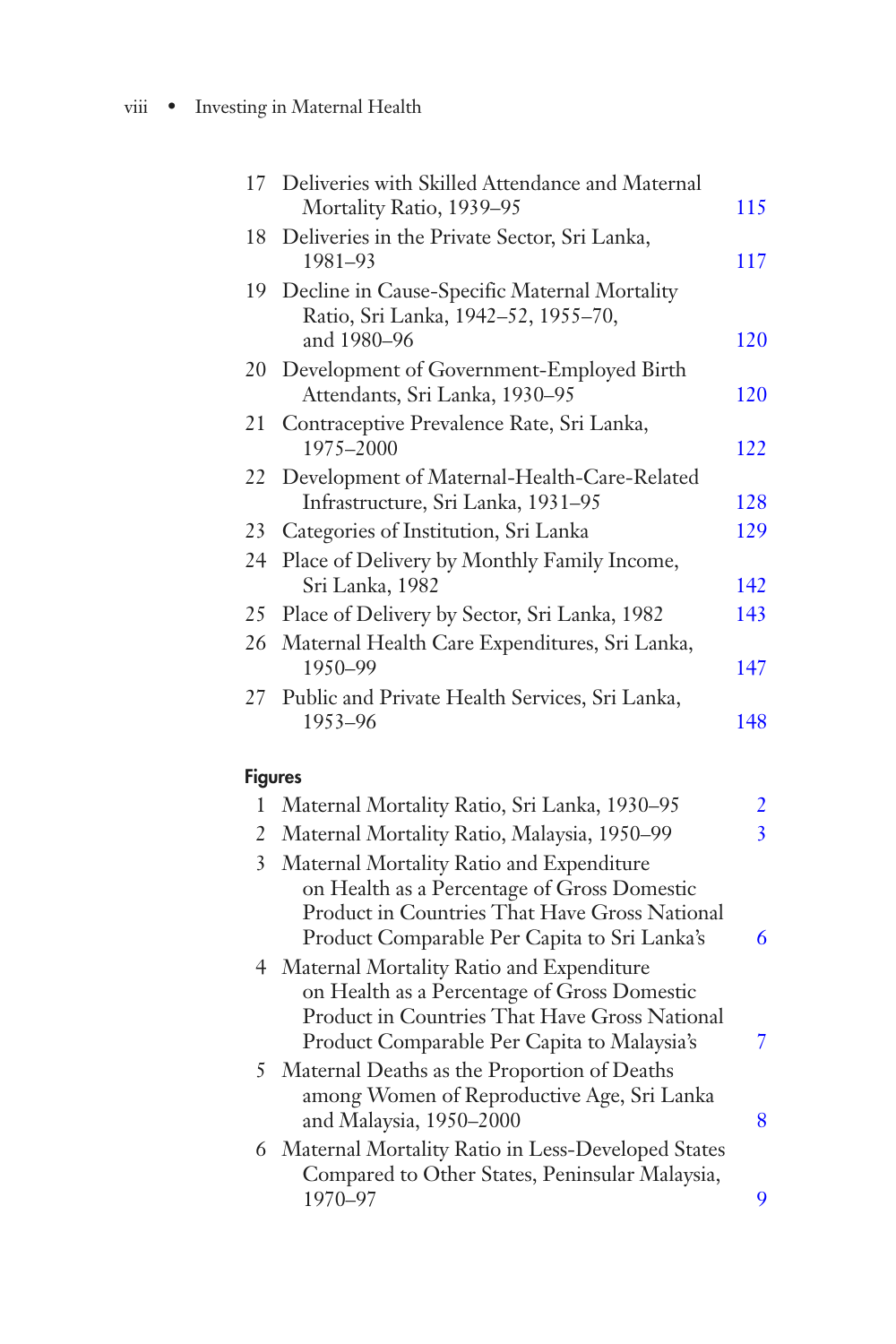| | | |
|---|---|---|
| 17 | Deliveries with Skilled Attendance and Maternal Mortality Ratio, 1939–95 | 115 |
| 18 | Deliveries in the Private Sector, Sri Lanka, 1981–93 | 117 |
| 19 | Decline in Cause-Specific Maternal Mortality Ratio, Sri Lanka, 1942–52, 1955–70, and 1980–96 | 120 |
| 20 | Development of Government-Employed Birth Attendants, Sri Lanka, 1930–95 | 120 |
| 21 | Contraceptive Prevalence Rate, Sri Lanka, 1975–2000 | 122 |
| 22 | Development of Maternal-Health-Care-Related Infrastructure, Sri Lanka, 1931–95 | 128 |
| 23 | Categories of Institution, Sri Lanka | 129 |
| 24 | Place of Delivery by Monthly Family Income, Sri Lanka, 1982 | 142 |
| 25 | Place of Delivery by Sector, Sri Lanka, 1982 | 143 |
| 26 | Maternal Health Care Expenditures, Sri Lanka, 1950–99 | 147 |
| 27 | Public and Private Health Services, Sri Lanka, 1953–96 | 148 |

## Figures

| | | |
|---|---|---|
| 1 | Maternal Mortality Ratio, Sri Lanka, 1930–95 | 2 |
| 2 | Maternal Mortality Ratio, Malaysia, 1950–99 | 3 |
| 3 | Maternal Mortality Ratio and Expenditure on Health as a Percentage of Gross Domestic Product in Countries That Have Gross National Product Comparable Per Capita to Sri Lanka's | 6 |
| 4 | Maternal Mortality Ratio and Expenditure on Health as a Percentage of Gross Domestic Product in Countries That Have Gross National Product Comparable Per Capita to Malaysia's | 7 |
| 5 | Maternal Deaths as the Proportion of Deaths among Women of Reproductive Age, Sri Lanka and Malaysia, 1950–2000 | 8 |
| 6 | Maternal Mortality Ratio in Less-Developed States Compared to Other States, Peninsular Malaysia, 1970–97 | 9 |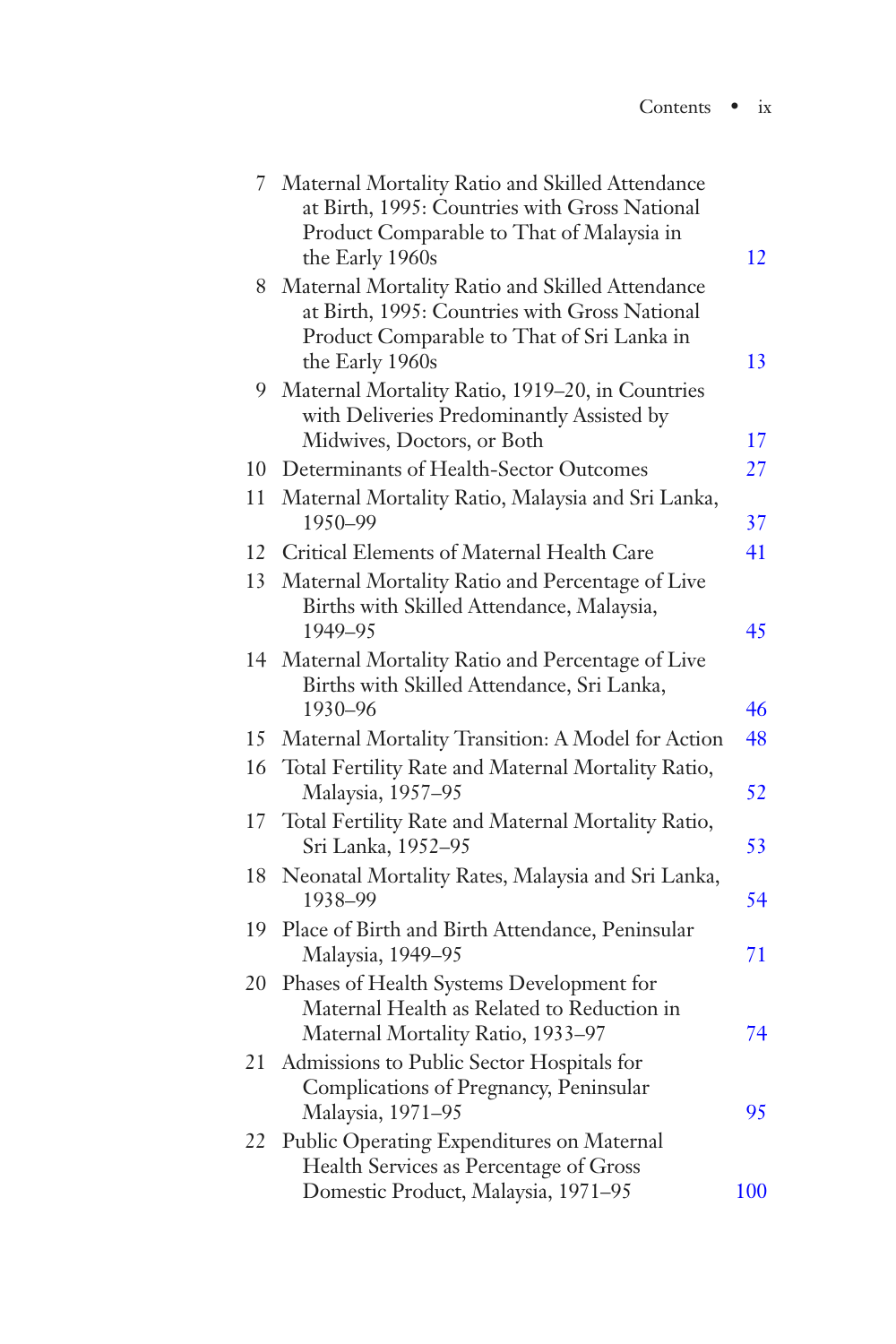| | | |
|---|---|---|
| 7 | Maternal Mortality Ratio and Skilled Attendance at Birth, 1995: Countries with Gross National Product Comparable to That of Malaysia in the Early 1960s | 12 |
| 8 | Maternal Mortality Ratio and Skilled Attendance at Birth, 1995: Countries with Gross National Product Comparable to That of Sri Lanka in the Early 1960s | 13 |
| 9 | Maternal Mortality Ratio, 1919–20, in Countries with Deliveries Predominantly Assisted by Midwives, Doctors, or Both | 17 |
| 10 | Determinants of Health-Sector Outcomes | 27 |
| 11 | Maternal Mortality Ratio, Malaysia and Sri Lanka, 1950–99 | 37 |
| 12 | Critical Elements of Maternal Health Care | 41 |
| 13 | Maternal Mortality Ratio and Percentage of Live Births with Skilled Attendance, Malaysia, 1949–95 | 45 |
| 14 | Maternal Mortality Ratio and Percentage of Live Births with Skilled Attendance, Sri Lanka, 1930–96 | 46 |
| 15 | Maternal Mortality Transition: A Model for Action | 48 |
| 16 | Total Fertility Rate and Maternal Mortality Ratio, Malaysia, 1957–95 | 52 |
| 17 | Total Fertility Rate and Maternal Mortality Ratio, Sri Lanka, 1952–95 | 53 |
| 18 | Neonatal Mortality Rates, Malaysia and Sri Lanka, 1938–99 | 54 |
| 19 | Place of Birth and Birth Attendance, Peninsular Malaysia, 1949–95 | 71 |
| 20 | Phases of Health Systems Development for Maternal Health as Related to Reduction in Maternal Mortality Ratio, 1933–97 | 74 |
| 21 | Admissions to Public Sector Hospitals for Complications of Pregnancy, Peninsular Malaysia, 1971–95 | 95 |
| 22 | Public Operating Expenditures on Maternal Health Services as Percentage of Gross Domestic Product, Malaysia, 1971–95 | 100 |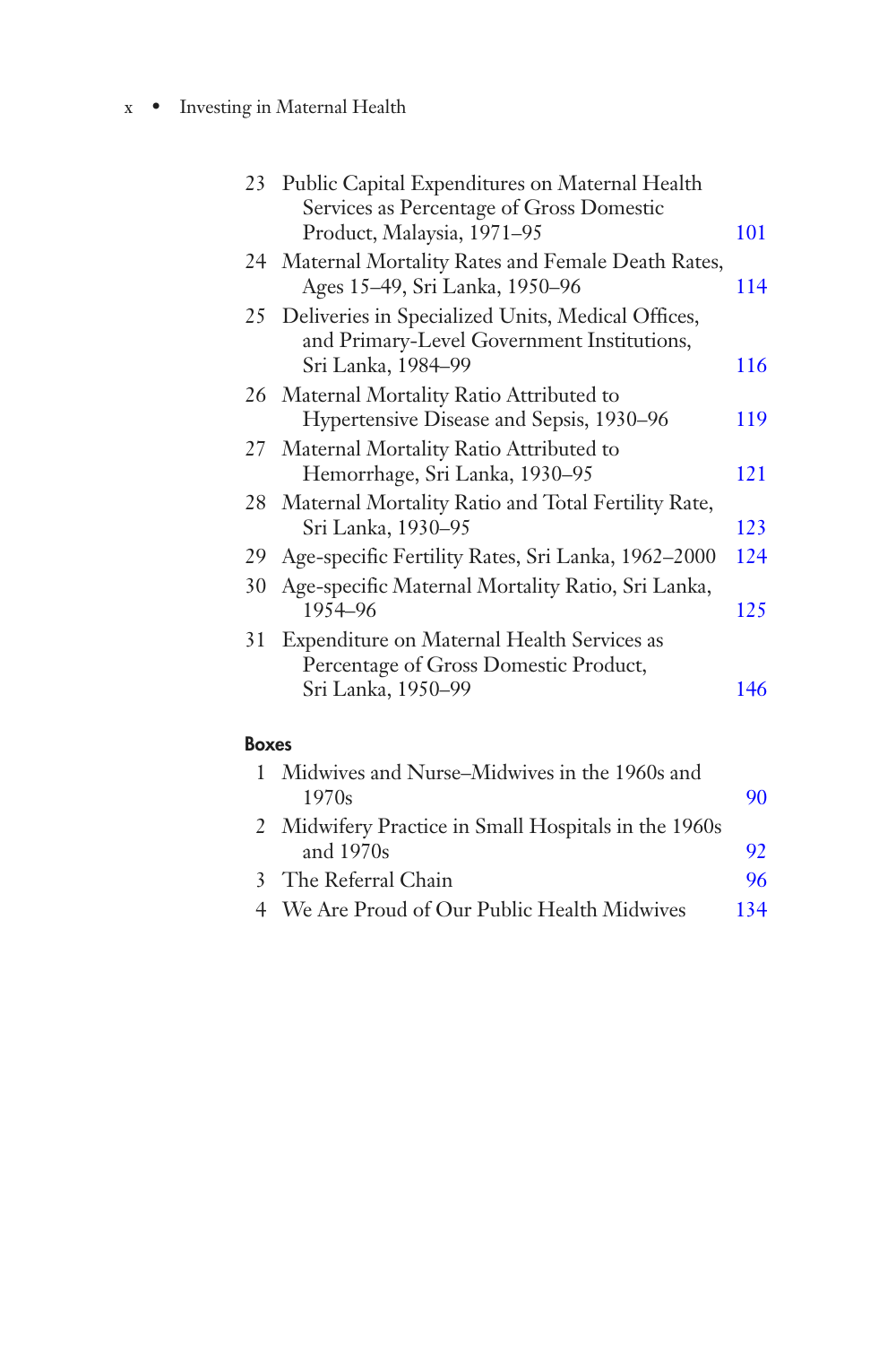| | | |
|---|---|---|
| 23 | Public Capital Expenditures on Maternal Health Services as Percentage of Gross Domestic Product, Malaysia, 1971–95 | 101 |
| 24 | Maternal Mortality Rates and Female Death Rates, Ages 15–49, Sri Lanka, 1950–96 | 114 |
| 25 | Deliveries in Specialized Units, Medical Offices, and Primary-Level Government Institutions, Sri Lanka, 1984–99 | 116 |
| 26 | Maternal Mortality Ratio Attributed to Hypertensive Disease and Sepsis, 1930–96 | 119 |
| 27 | Maternal Mortality Ratio Attributed to Hemorrhage, Sri Lanka, 1930–95 | 121 |
| 28 | Maternal Mortality Ratio and Total Fertility Rate, Sri Lanka, 1930–95 | 123 |
| 29 | Age-specific Fertility Rates, Sri Lanka, 1962–2000 | 124 |
| 30 | Age-specific Maternal Mortality Ratio, Sri Lanka, 1954–96 | 125 |
| 31 | Expenditure on Maternal Health Services as Percentage of Gross Domestic Product, Sri Lanka, 1950–99 | 146 |

**Boxes**

| | | |
|---|---|---|
| 1 | Midwives and Nurse–Midwives in the 1960s and 1970s | 90 |
| 2 | Midwifery Practice in Small Hospitals in the 1960s and 1970s | 92 |
| 3 | The Referral Chain | 96 |
| 4 | We Are Proud of Our Public Health Midwives | 134 |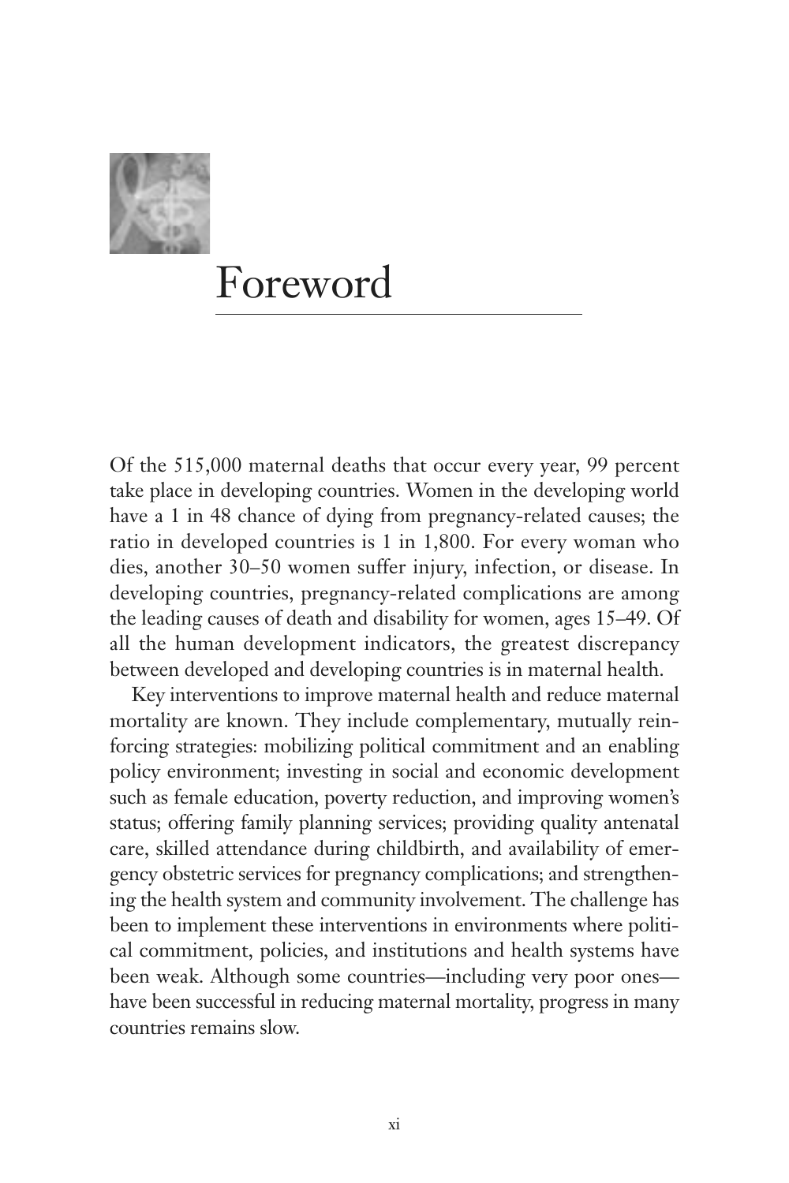# Foreword

Of the 515,000 maternal deaths that occur every year, 99 percent take place in developing countries. Women in the developing world have a 1 in 48 chance of dying from pregnancy-related causes; the ratio in developed countries is 1 in 1,800. For every woman who dies, another 30–50 women suffer injury, infection, or disease. In developing countries, pregnancy-related complications are among the leading causes of death and disability for women, ages 15–49. Of all the human development indicators, the greatest discrepancy between developed and developing countries is in maternal health.

Key interventions to improve maternal health and reduce maternal mortality are known. They include complementary, mutually reinforcing strategies: mobilizing political commitment and an enabling policy environment; investing in social and economic development such as female education, poverty reduction, and improving women's status; offering family planning services; providing quality antenatal care, skilled attendance during childbirth, and availability of emergency obstetric services for pregnancy complications; and strengthening the health system and community involvement. The challenge has been to implement these interventions in environments where political commitment, policies, and institutions and health systems have been weak. Although some countries—including very poor ones—have been successful in reducing maternal mortality, progress in many countries remains slow.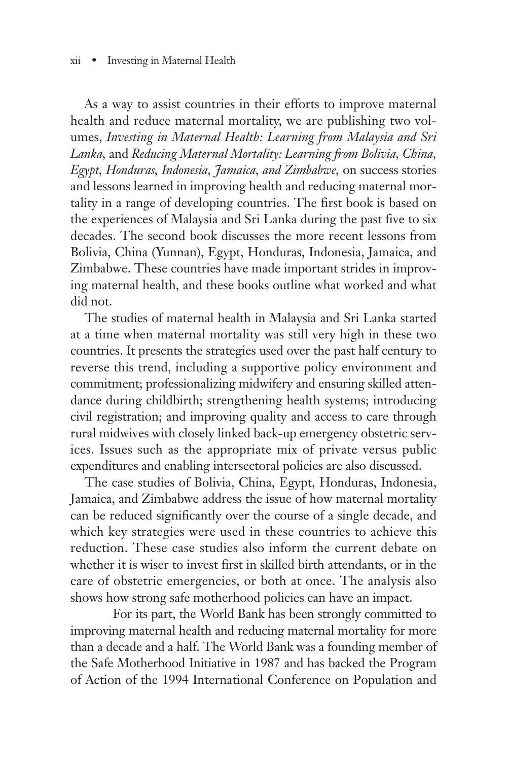As a way to assist countries in their efforts to improve maternal health and reduce maternal mortality, we are publishing two volumes, *Investing in Maternal Health: Learning from Malaysia and Sri Lanka*, and *Reducing Maternal Mortality: Learning from Bolivia, China, Egypt, Honduras, Indonesia, Jamaica, and Zimbabwe*, on success stories and lessons learned in improving health and reducing maternal mortality in a range of developing countries. The first book is based on the experiences of Malaysia and Sri Lanka during the past five to six decades. The second book discusses the more recent lessons from Bolivia, China (Yunnan), Egypt, Honduras, Indonesia, Jamaica, and Zimbabwe. These countries have made important strides in improving maternal health, and these books outline what worked and what did not.

The studies of maternal health in Malaysia and Sri Lanka started at a time when maternal mortality was still very high in these two countries. It presents the strategies used over the past half century to reverse this trend, including a supportive policy environment and commitment; professionalizing midwifery and ensuring skilled attendance during childbirth; strengthening health systems; introducing civil registration; and improving quality and access to care through rural midwives with closely linked back-up emergency obstetric services. Issues such as the appropriate mix of private versus public expenditures and enabling intersectoral policies are also discussed.

The case studies of Bolivia, China, Egypt, Honduras, Indonesia, Jamaica, and Zimbabwe address the issue of how maternal mortality can be reduced significantly over the course of a single decade, and which key strategies were used in these countries to achieve this reduction. These case studies also inform the current debate on whether it is wiser to invest first in skilled birth attendants, or in the care of obstetric emergencies, or both at once. The analysis also shows how strong safe motherhood policies can have an impact.

For its part, the World Bank has been strongly committed to improving maternal health and reducing maternal mortality for more than a decade and a half. The World Bank was a founding member of the Safe Motherhood Initiative in 1987 and has backed the Program of Action of the 1994 International Conference on Population and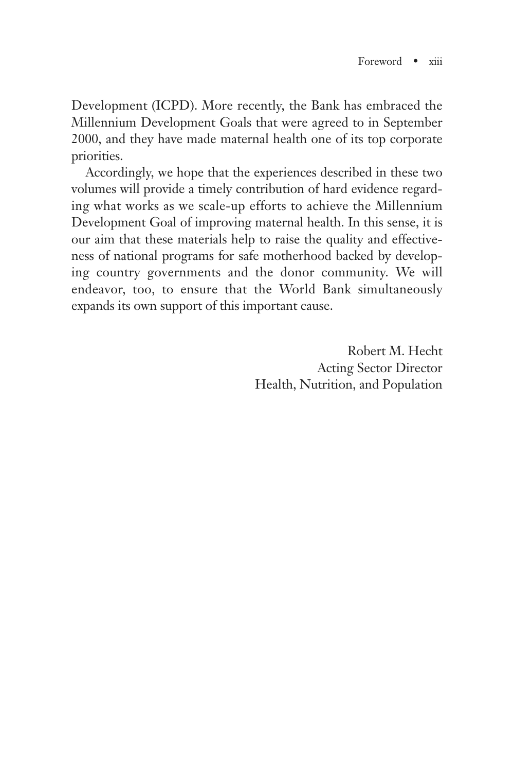Development (ICPD). More recently, the Bank has embraced the Millennium Development Goals that were agreed to in September 2000, and they have made maternal health one of its top corporate priorities.

Accordingly, we hope that the experiences described in these two volumes will provide a timely contribution of hard evidence regarding what works as we scale-up efforts to achieve the Millennium Development Goal of improving maternal health. In this sense, it is our aim that these materials help to raise the quality and effectiveness of national programs for safe motherhood backed by developing country governments and the donor community. We will endeavor, too, to ensure that the World Bank simultaneously expands its own support of this important cause.

Robert M. Hecht
Acting Sector Director
Health, Nutrition, and Population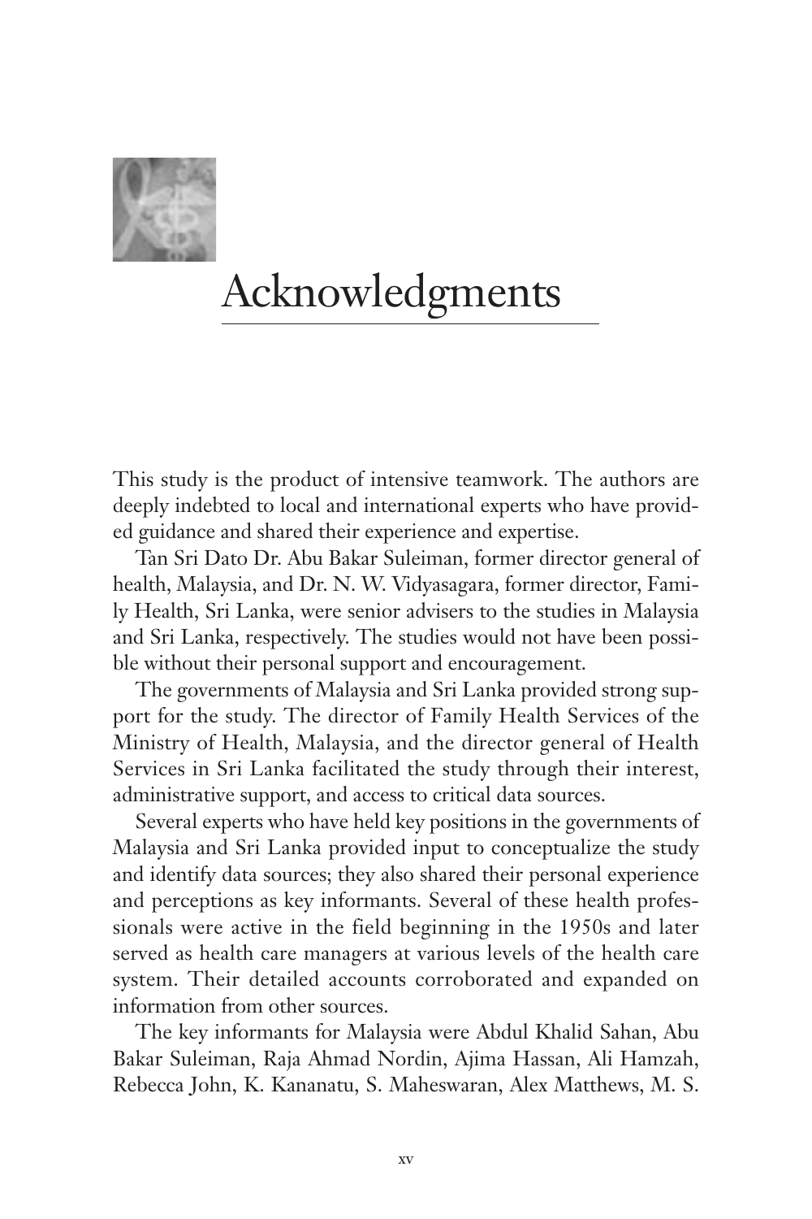# Acknowledgments

This study is the product of intensive teamwork. The authors are deeply indebted to local and international experts who have provided guidance and shared their experience and expertise.

Tan Sri Dato Dr. Abu Bakar Suleiman, former director general of health, Malaysia, and Dr. N. W. Vidyasagara, former director, Family Health, Sri Lanka, were senior advisers to the studies in Malaysia and Sri Lanka, respectively. The studies would not have been possible without their personal support and encouragement.

The governments of Malaysia and Sri Lanka provided strong support for the study. The director of Family Health Services of the Ministry of Health, Malaysia, and the director general of Health Services in Sri Lanka facilitated the study through their interest, administrative support, and access to critical data sources.

Several experts who have held key positions in the governments of Malaysia and Sri Lanka provided input to conceptualize the study and identify data sources; they also shared their personal experience and perceptions as key informants. Several of these health professionals were active in the field beginning in the 1950s and later served as health care managers at various levels of the health care system. Their detailed accounts corroborated and expanded on information from other sources.

The key informants for Malaysia were Abdul Khalid Sahan, Abu Bakar Suleiman, Raja Ahmad Nordin, Ajima Hassan, Ali Hamzah, Rebecca John, K. Kananatu, S. Maheswaran, Alex Matthews, M. S.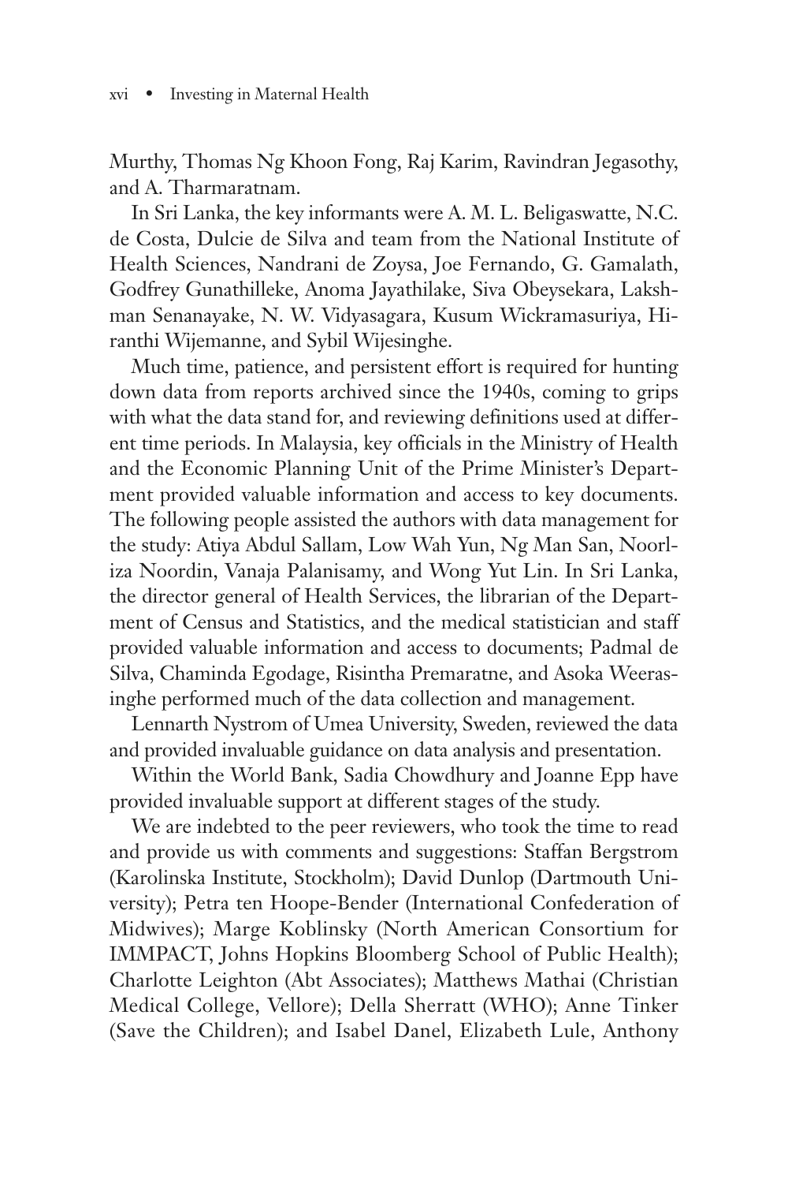Murthy, Thomas Ng Khoon Fong, Raj Karim, Ravindran Jegasothy, and A. Tharmaratnam.

In Sri Lanka, the key informants were A. M. L. Beligaswatte, N.C. de Costa, Dulcie de Silva and team from the National Institute of Health Sciences, Nandrani de Zoysa, Joe Fernando, G. Gamalath, Godfrey Gunathilleke, Anoma Jayathilake, Siva Obeysekara, Lakshman Senanayake, N. W. Vidyasagara, Kusum Wickramasuriya, Hiranthi Wijemanne, and Sybil Wijesinghe.

Much time, patience, and persistent effort is required for hunting down data from reports archived since the 1940s, coming to grips with what the data stand for, and reviewing definitions used at different time periods. In Malaysia, key officials in the Ministry of Health and the Economic Planning Unit of the Prime Minister's Department provided valuable information and access to key documents. The following people assisted the authors with data management for the study: Atiya Abdul Sallam, Low Wah Yun, Ng Man San, Noorliza Noordin, Vanaja Palanisamy, and Wong Yut Lin. In Sri Lanka, the director general of Health Services, the librarian of the Department of Census and Statistics, and the medical statistician and staff provided valuable information and access to documents; Padmal de Silva, Chaminda Egodage, Risintha Premaratne, and Asoka Weerasinghe performed much of the data collection and management.

Lennarth Nystrom of Umea University, Sweden, reviewed the data and provided invaluable guidance on data analysis and presentation.

Within the World Bank, Sadia Chowdhury and Joanne Epp have provided invaluable support at different stages of the study.

We are indebted to the peer reviewers, who took the time to read and provide us with comments and suggestions: Staffan Bergstrom (Karolinska Institute, Stockholm); David Dunlop (Dartmouth University); Petra ten Hoope-Bender (International Confederation of Midwives); Marge Koblinsky (North American Consortium for IMMPACT, Johns Hopkins Bloomberg School of Public Health); Charlotte Leighton (Abt Associates); Matthews Mathai (Christian Medical College, Vellore); Della Sherratt (WHO); Anne Tinker (Save the Children); and Isabel Danel, Elizabeth Lule, Anthony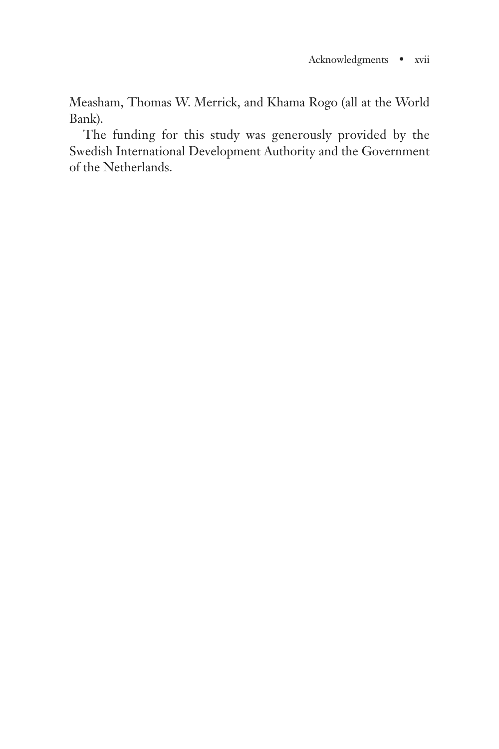Measham, Thomas W. Merrick, and Khama Rogo (all at the World Bank).

The funding for this study was generously provided by the Swedish International Development Authority and the Government of the Netherlands.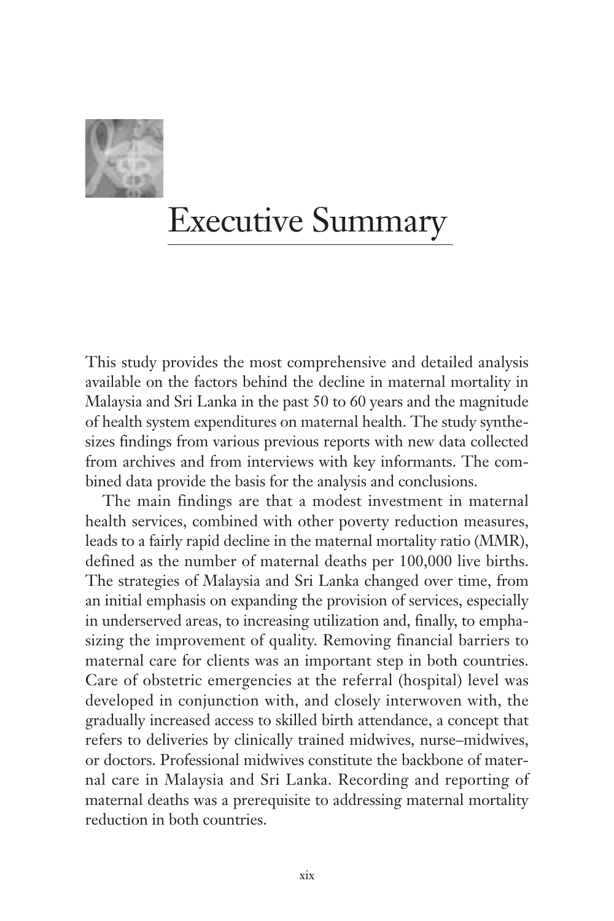# Executive Summary

This study provides the most comprehensive and detailed analysis available on the factors behind the decline in maternal mortality in Malaysia and Sri Lanka in the past 50 to 60 years and the magnitude of health system expenditures on maternal health. The study synthesizes findings from various previous reports with new data collected from archives and from interviews with key informants. The combined data provide the basis for the analysis and conclusions.

The main findings are that a modest investment in maternal health services, combined with other poverty reduction measures, leads to a fairly rapid decline in the maternal mortality ratio (MMR), defined as the number of maternal deaths per 100,000 live births. The strategies of Malaysia and Sri Lanka changed over time, from an initial emphasis on expanding the provision of services, especially in underserved areas, to increasing utilization and, finally, to emphasizing the improvement of quality. Removing financial barriers to maternal care for clients was an important step in both countries. Care of obstetric emergencies at the referral (hospital) level was developed in conjunction with, and closely interwoven with, the gradually increased access to skilled birth attendance, a concept that refers to deliveries by clinically trained midwives, nurse–midwives, or doctors. Professional midwives constitute the backbone of maternal care in Malaysia and Sri Lanka. Recording and reporting of maternal deaths was a prerequisite to addressing maternal mortality reduction in both countries.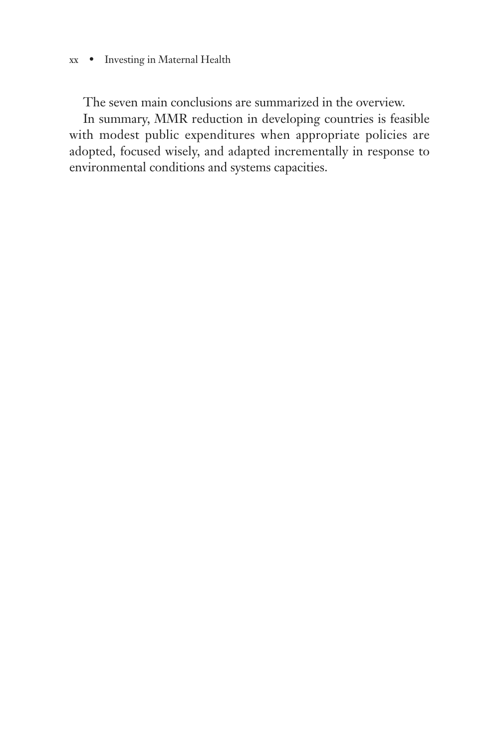The seven main conclusions are summarized in the overview.

In summary, MMR reduction in developing countries is feasible with modest public expenditures when appropriate policies are adopted, focused wisely, and adapted incrementally in response to environmental conditions and systems capacities.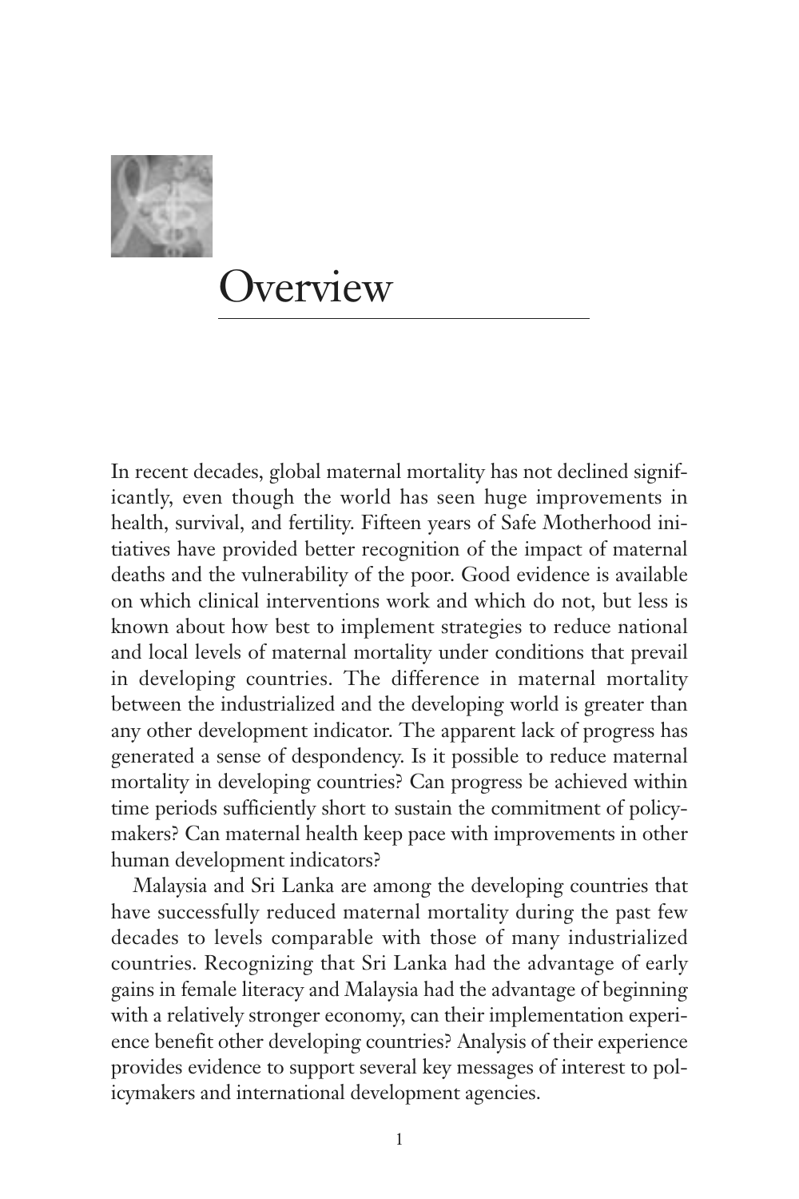# Overview

In recent decades, global maternal mortality has not declined significantly, even though the world has seen huge improvements in health, survival, and fertility. Fifteen years of Safe Motherhood initiatives have provided better recognition of the impact of maternal deaths and the vulnerability of the poor. Good evidence is available on which clinical interventions work and which do not, but less is known about how best to implement strategies to reduce national and local levels of maternal mortality under conditions that prevail in developing countries. The difference in maternal mortality between the industrialized and the developing world is greater than any other development indicator. The apparent lack of progress has generated a sense of despondency. Is it possible to reduce maternal mortality in developing countries? Can progress be achieved within time periods sufficiently short to sustain the commitment of policymakers? Can maternal health keep pace with improvements in other human development indicators?

Malaysia and Sri Lanka are among the developing countries that have successfully reduced maternal mortality during the past few decades to levels comparable with those of many industrialized countries. Recognizing that Sri Lanka had the advantage of early gains in female literacy and Malaysia had the advantage of beginning with a relatively stronger economy, can their implementation experience benefit other developing countries? Analysis of their experience provides evidence to support several key messages of interest to policymakers and international development agencies.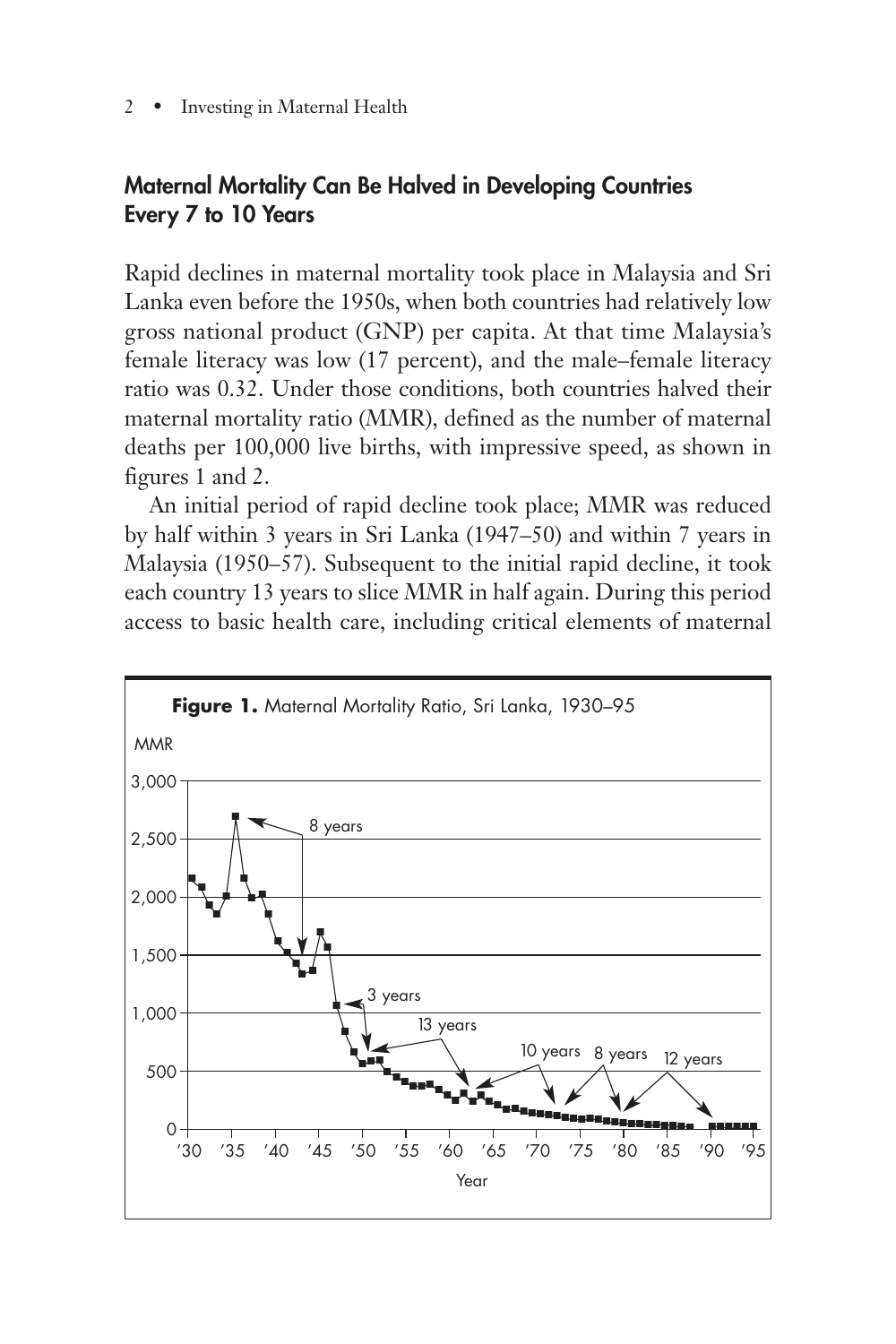## Maternal Mortality Can Be Halved in Developing Countries Every 7 to 10 Years

Rapid declines in maternal mortality took place in Malaysia and Sri Lanka even before the 1950s, when both countries had relatively low gross national product (GNP) per capita. At that time Malaysia's female literacy was low (17 percent), and the male–female literacy ratio was 0.32. Under those conditions, both countries halved their maternal mortality ratio (MMR), defined as the number of maternal deaths per 100,000 live births, with impressive speed, as shown in figures 1 and 2.

An initial period of rapid decline took place; MMR was reduced by half within 3 years in Sri Lanka (1947–50) and within 7 years in Malaysia (1950–57). Subsequent to the initial rapid decline, it took each country 13 years to slice MMR in half again. During this period access to basic health care, including critical elements of maternal

**Figure 1.** Maternal Mortality Ratio, Sri Lanka, 1930–95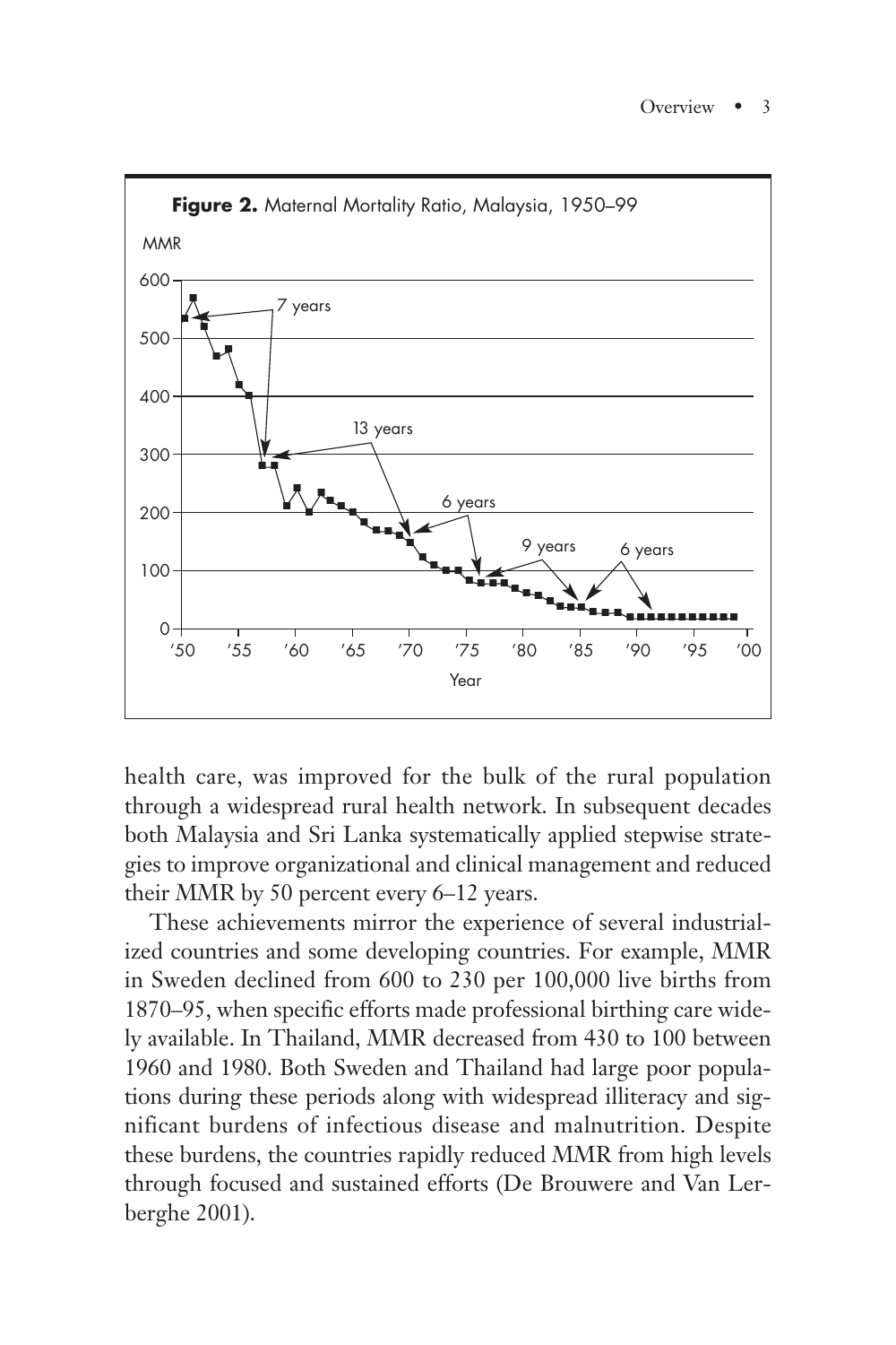**Figure 2.** Maternal Mortality Ratio, Malaysia, 1950–99

health care, was improved for the bulk of the rural population through a widespread rural health network. In subsequent decades both Malaysia and Sri Lanka systematically applied stepwise strategies to improve organizational and clinical management and reduced their MMR by 50 percent every 6–12 years.

These achievements mirror the experience of several industrialized countries and some developing countries. For example, MMR in Sweden declined from 600 to 230 per 100,000 live births from 1870–95, when specific efforts made professional birthing care widely available. In Thailand, MMR decreased from 430 to 100 between 1960 and 1980. Both Sweden and Thailand had large poor populations during these periods along with widespread illiteracy and significant burdens of infectious disease and malnutrition. Despite these burdens, the countries rapidly reduced MMR from high levels through focused and sustained efforts (De Brouwere and Van Lerberghe 2001).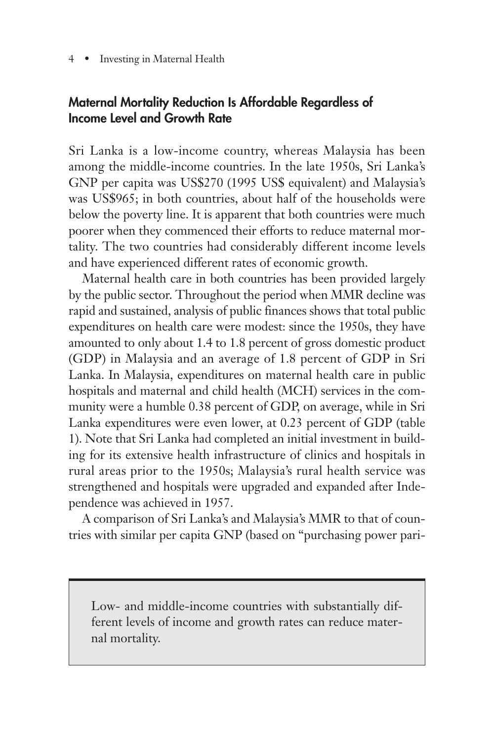## Maternal Mortality Reduction Is Affordable Regardless of Income Level and Growth Rate

Sri Lanka is a low-income country, whereas Malaysia has been among the middle-income countries. In the late 1950s, Sri Lanka's GNP per capita was US$270 (1995 US$ equivalent) and Malaysia's was US$965; in both countries, about half of the households were below the poverty line. It is apparent that both countries were much poorer when they commenced their efforts to reduce maternal mortality. The two countries had considerably different income levels and have experienced different rates of economic growth.

Maternal health care in both countries has been provided largely by the public sector. Throughout the period when MMR decline was rapid and sustained, analysis of public finances shows that total public expenditures on health care were modest: since the 1950s, they have amounted to only about 1.4 to 1.8 percent of gross domestic product (GDP) in Malaysia and an average of 1.8 percent of GDP in Sri Lanka. In Malaysia, expenditures on maternal health care in public hospitals and maternal and child health (MCH) services in the community were a humble 0.38 percent of GDP, on average, while in Sri Lanka expenditures were even lower, at 0.23 percent of GDP (table 1). Note that Sri Lanka had completed an initial investment in building for its extensive health infrastructure of clinics and hospitals in rural areas prior to the 1950s; Malaysia's rural health service was strengthened and hospitals were upgraded and expanded after Independence was achieved in 1957.

A comparison of Sri Lanka's and Malaysia's MMR to that of countries with similar per capita GNP (based on "purchasing power pari-

> Low- and middle-income countries with substantially different levels of income and growth rates can reduce maternal mortality.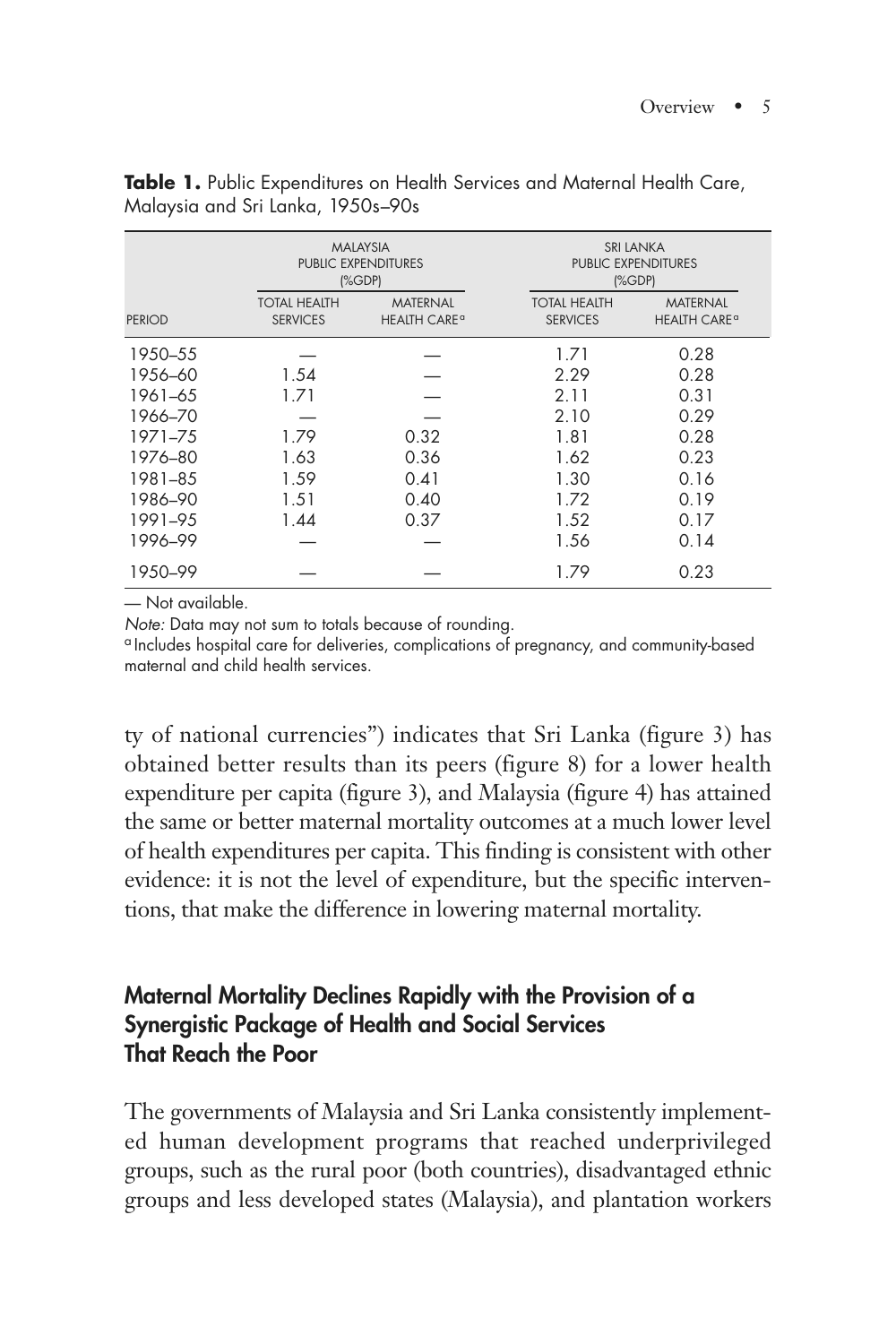**Table 1.** Public Expenditures on Health Services and Maternal Health Care, Malaysia and Sri Lanka, 1950s–90s

| | MALAYSIA PUBLIC EXPENDITURES (%GDP) | | SRI LANKA PUBLIC EXPENDITURES (%GDP) | |
|---|---|---|---|---|
| PERIOD | TOTAL HEALTH SERVICES | MATERNAL HEALTH CARE[a] | TOTAL HEALTH SERVICES | MATERNAL HEALTH CARE[a] |
| 1950–55 | — | — | 1.71 | 0.28 |
| 1956–60 | 1.54 | — | 2.29 | 0.28 |
| 1961–65 | 1.71 | — | 2.11 | 0.31 |
| 1966–70 | — | — | 2.10 | 0.29 |
| 1971–75 | 1.79 | 0.32 | 1.81 | 0.28 |
| 1976–80 | 1.63 | 0.36 | 1.62 | 0.23 |
| 1981–85 | 1.59 | 0.41 | 1.30 | 0.16 |
| 1986–90 | 1.51 | 0.40 | 1.72 | 0.19 |
| 1991–95 | 1.44 | 0.37 | 1.52 | 0.17 |
| 1996–99 | — | — | 1.56 | 0.14 |
| 1950–99 | — | — | 1.79 | 0.23 |

— Not available.

*Note:* Data may not sum to totals because of rounding.

[a] Includes hospital care for deliveries, complications of pregnancy, and community-based maternal and child health services.

ty of national currencies") indicates that Sri Lanka (figure 3) has obtained better results than its peers (figure 8) for a lower health expenditure per capita (figure 3), and Malaysia (figure 4) has attained the same or better maternal mortality outcomes at a much lower level of health expenditures per capita. This finding is consistent with other evidence: it is not the level of expenditure, but the specific interventions, that make the difference in lowering maternal mortality.

## Maternal Mortality Declines Rapidly with the Provision of a Synergistic Package of Health and Social Services That Reach the Poor

The governments of Malaysia and Sri Lanka consistently implemented human development programs that reached underprivileged groups, such as the rural poor (both countries), disadvantaged ethnic groups and less developed states (Malaysia), and plantation workers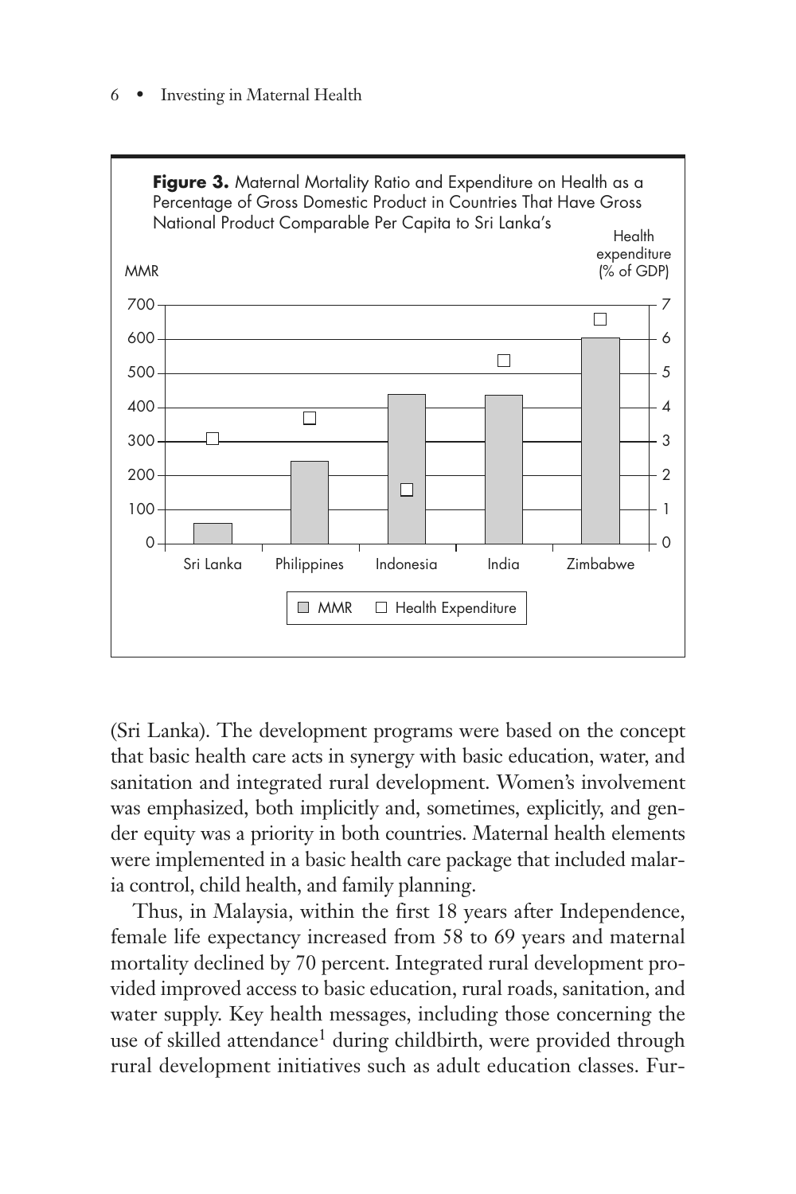**Figure 3.** Maternal Mortality Ratio and Expenditure on Health as a Percentage of Gross Domestic Product in Countries That Have Gross National Product Comparable Per Capita to Sri Lanka's

(Sri Lanka). The development programs were based on the concept that basic health care acts in synergy with basic education, water, and sanitation and integrated rural development. Women's involvement was emphasized, both implicitly and, sometimes, explicitly, and gender equity was a priority in both countries. Maternal health elements were implemented in a basic health care package that included malaria control, child health, and family planning.

Thus, in Malaysia, within the first 18 years after Independence, female life expectancy increased from 58 to 69 years and maternal mortality declined by 70 percent. Integrated rural development provided improved access to basic education, rural roads, sanitation, and water supply. Key health messages, including those concerning the use of skilled attendance[1] during childbirth, were provided through rural development initiatives such as adult education classes. Fur-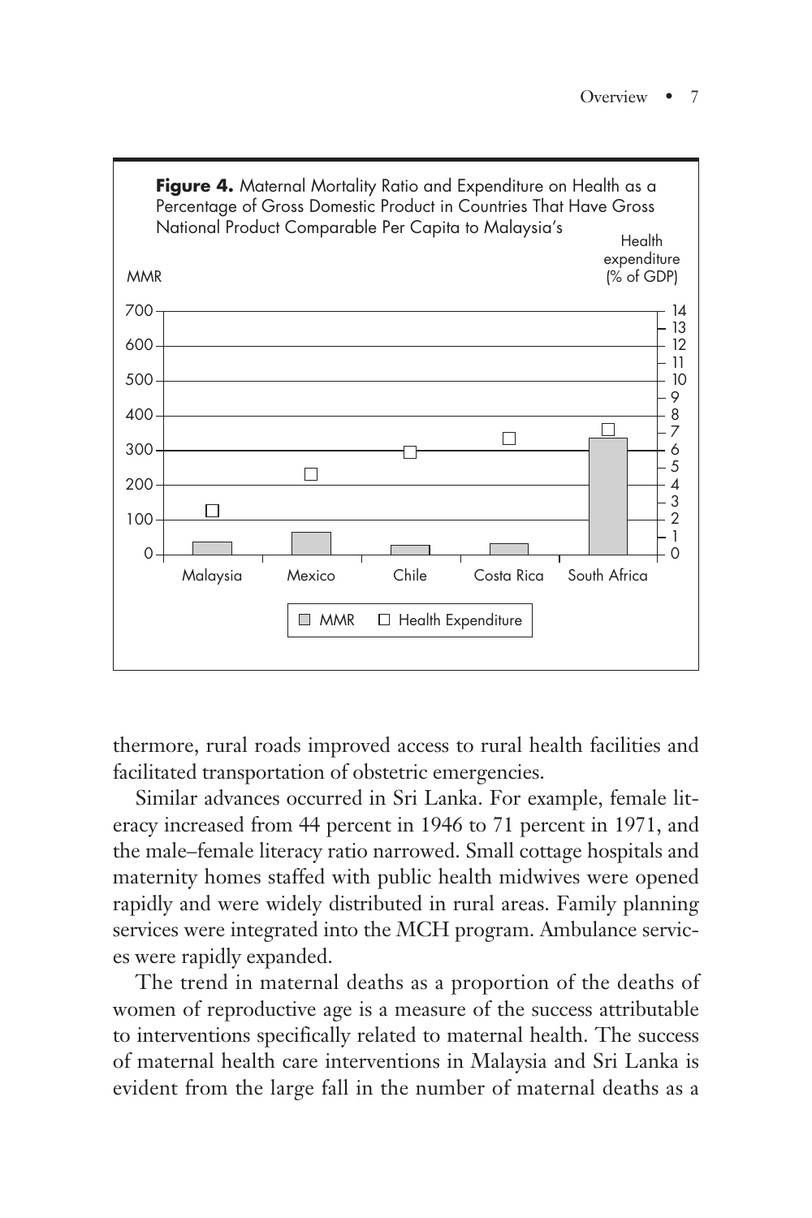**Figure 4.** Maternal Mortality Ratio and Expenditure on Health as a Percentage of Gross Domestic Product in Countries That Have Gross National Product Comparable Per Capita to Malaysia's

thermore, rural roads improved access to rural health facilities and facilitated transportation of obstetric emergencies.

Similar advances occurred in Sri Lanka. For example, female literacy increased from 44 percent in 1946 to 71 percent in 1971, and the male–female literacy ratio narrowed. Small cottage hospitals and maternity homes staffed with public health midwives were opened rapidly and were widely distributed in rural areas. Family planning services were integrated into the MCH program. Ambulance services were rapidly expanded.

The trend in maternal deaths as a proportion of the deaths of women of reproductive age is a measure of the success attributable to interventions specifically related to maternal health. The success of maternal health care interventions in Malaysia and Sri Lanka is evident from the large fall in the number of maternal deaths as a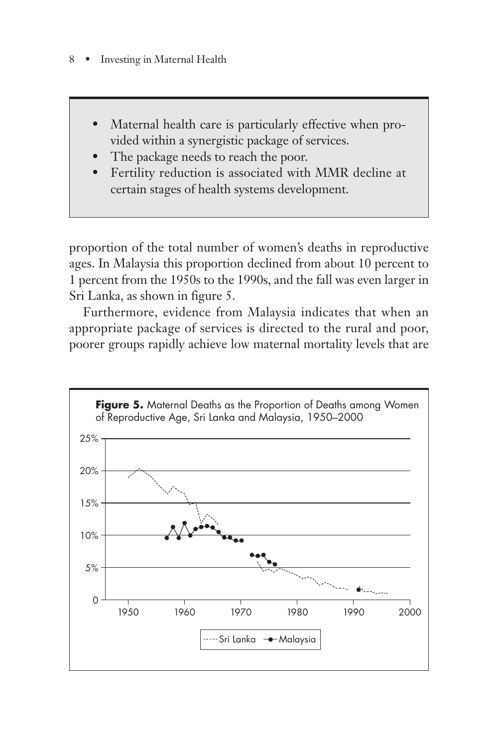- Maternal health care is particularly effective when provided within a synergistic package of services.
- The package needs to reach the poor.
- Fertility reduction is associated with MMR decline at certain stages of health systems development.

proportion of the total number of women's deaths in reproductive ages. In Malaysia this proportion declined from about 10 percent to 1 percent from the 1950s to the 1990s, and the fall was even larger in Sri Lanka, as shown in figure 5.

Furthermore, evidence from Malaysia indicates that when an appropriate package of services is directed to the rural and poor, poorer groups rapidly achieve low maternal mortality levels that are

**Figure 5.** Maternal Deaths as the Proportion of Deaths among Women of Reproductive Age, Sri Lanka and Malaysia, 1950–2000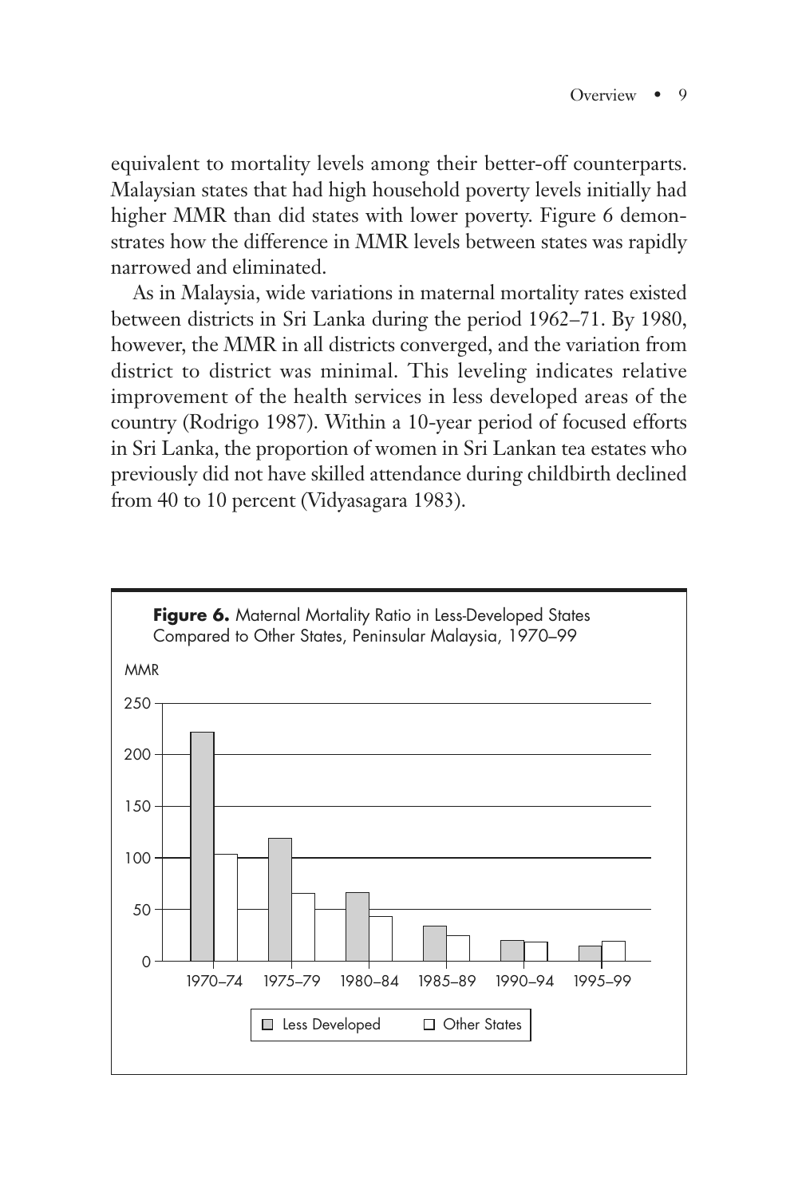equivalent to mortality levels among their better-off counterparts. Malaysian states that had high household poverty levels initially had higher MMR than did states with lower poverty. Figure 6 demonstrates how the difference in MMR levels between states was rapidly narrowed and eliminated.

As in Malaysia, wide variations in maternal mortality rates existed between districts in Sri Lanka during the period 1962–71. By 1980, however, the MMR in all districts converged, and the variation from district to district was minimal. This leveling indicates relative improvement of the health services in less developed areas of the country (Rodrigo 1987). Within a 10-year period of focused efforts in Sri Lanka, the proportion of women in Sri Lankan tea estates who previously did not have skilled attendance during childbirth declined from 40 to 10 percent (Vidyasagara 1983).

**Figure 6.** Maternal Mortality Ratio in Less-Developed States Compared to Other States, Peninsular Malaysia, 1970–99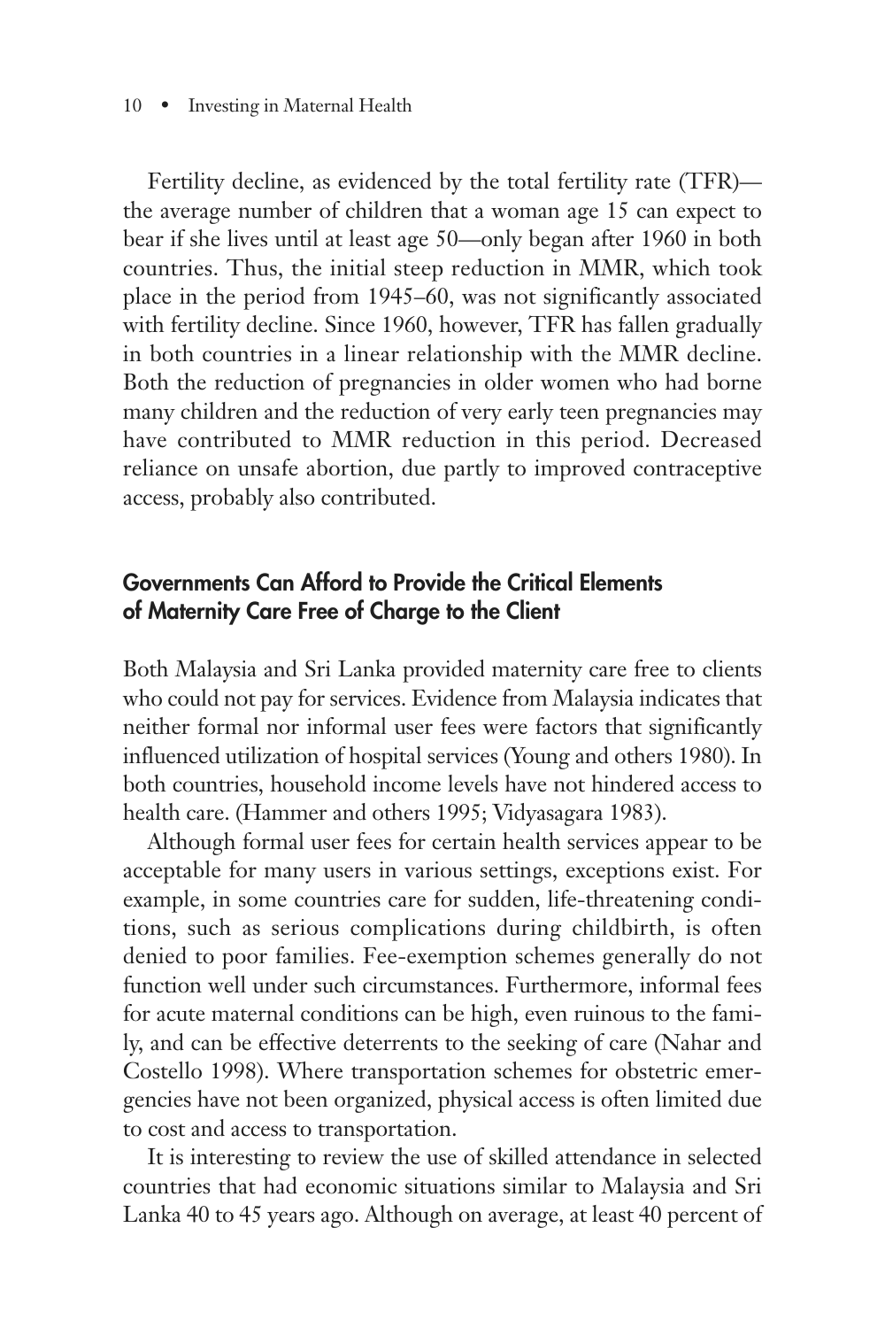Fertility decline, as evidenced by the total fertility rate (TFR)—the average number of children that a woman age 15 can expect to bear if she lives until at least age 50—only began after 1960 in both countries. Thus, the initial steep reduction in MMR, which took place in the period from 1945–60, was not significantly associated with fertility decline. Since 1960, however, TFR has fallen gradually in both countries in a linear relationship with the MMR decline. Both the reduction of pregnancies in older women who had borne many children and the reduction of very early teen pregnancies may have contributed to MMR reduction in this period. Decreased reliance on unsafe abortion, due partly to improved contraceptive access, probably also contributed.

## Governments Can Afford to Provide the Critical Elements of Maternity Care Free of Charge to the Client

Both Malaysia and Sri Lanka provided maternity care free to clients who could not pay for services. Evidence from Malaysia indicates that neither formal nor informal user fees were factors that significantly influenced utilization of hospital services (Young and others 1980). In both countries, household income levels have not hindered access to health care. (Hammer and others 1995; Vidyasagara 1983).

Although formal user fees for certain health services appear to be acceptable for many users in various settings, exceptions exist. For example, in some countries care for sudden, life-threatening conditions, such as serious complications during childbirth, is often denied to poor families. Fee-exemption schemes generally do not function well under such circumstances. Furthermore, informal fees for acute maternal conditions can be high, even ruinous to the family, and can be effective deterrents to the seeking of care (Nahar and Costello 1998). Where transportation schemes for obstetric emergencies have not been organized, physical access is often limited due to cost and access to transportation.

It is interesting to review the use of skilled attendance in selected countries that had economic situations similar to Malaysia and Sri Lanka 40 to 45 years ago. Although on average, at least 40 percent of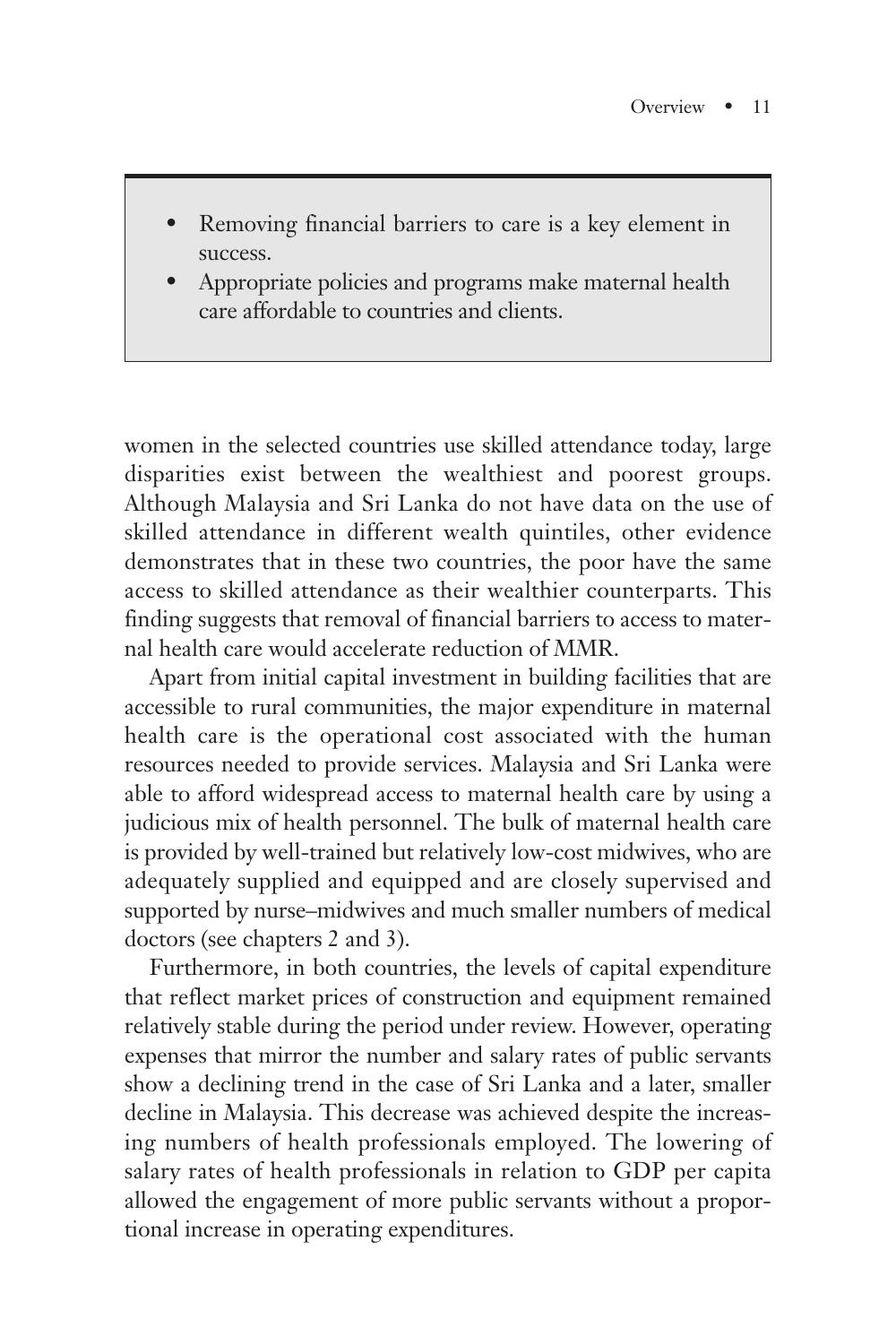- Removing financial barriers to care is a key element in success.
- Appropriate policies and programs make maternal health care affordable to countries and clients.

women in the selected countries use skilled attendance today, large disparities exist between the wealthiest and poorest groups. Although Malaysia and Sri Lanka do not have data on the use of skilled attendance in different wealth quintiles, other evidence demonstrates that in these two countries, the poor have the same access to skilled attendance as their wealthier counterparts. This finding suggests that removal of financial barriers to access to maternal health care would accelerate reduction of MMR.

Apart from initial capital investment in building facilities that are accessible to rural communities, the major expenditure in maternal health care is the operational cost associated with the human resources needed to provide services. Malaysia and Sri Lanka were able to afford widespread access to maternal health care by using a judicious mix of health personnel. The bulk of maternal health care is provided by well-trained but relatively low-cost midwives, who are adequately supplied and equipped and are closely supervised and supported by nurse–midwives and much smaller numbers of medical doctors (see chapters 2 and 3).

Furthermore, in both countries, the levels of capital expenditure that reflect market prices of construction and equipment remained relatively stable during the period under review. However, operating expenses that mirror the number and salary rates of public servants show a declining trend in the case of Sri Lanka and a later, smaller decline in Malaysia. This decrease was achieved despite the increasing numbers of health professionals employed. The lowering of salary rates of health professionals in relation to GDP per capita allowed the engagement of more public servants without a proportional increase in operating expenditures.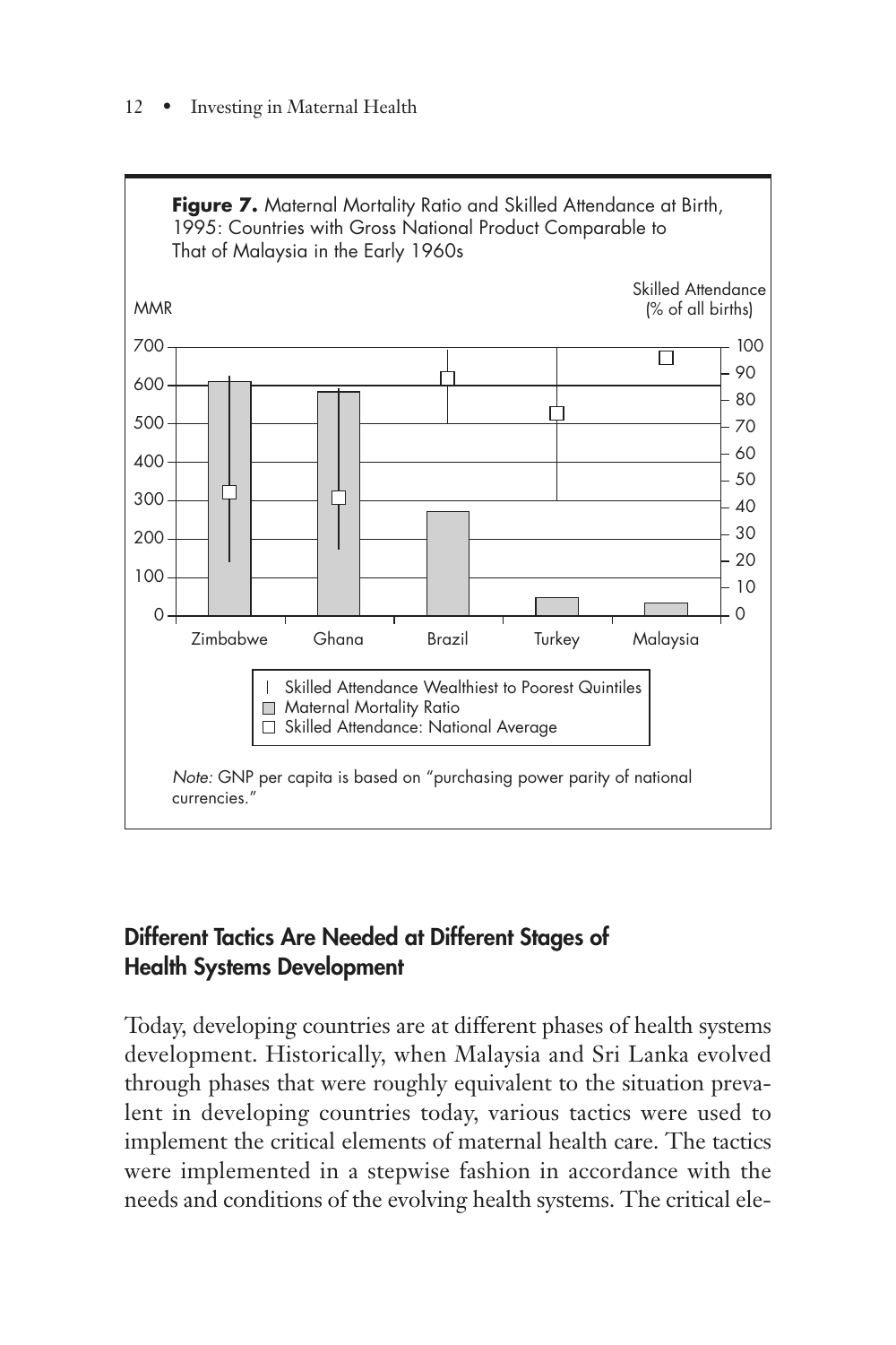**Figure 7.** Maternal Mortality Ratio and Skilled Attendance at Birth, 1995: Countries with Gross National Product Comparable to That of Malaysia in the Early 1960s

*Note:* GNP per capita is based on "purchasing power parity of national currencies."

## Different Tactics Are Needed at Different Stages of Health Systems Development

Today, developing countries are at different phases of health systems development. Historically, when Malaysia and Sri Lanka evolved through phases that were roughly equivalent to the situation prevalent in developing countries today, various tactics were used to implement the critical elements of maternal health care. The tactics were implemented in a stepwise fashion in accordance with the needs and conditions of the evolving health systems. The critical ele-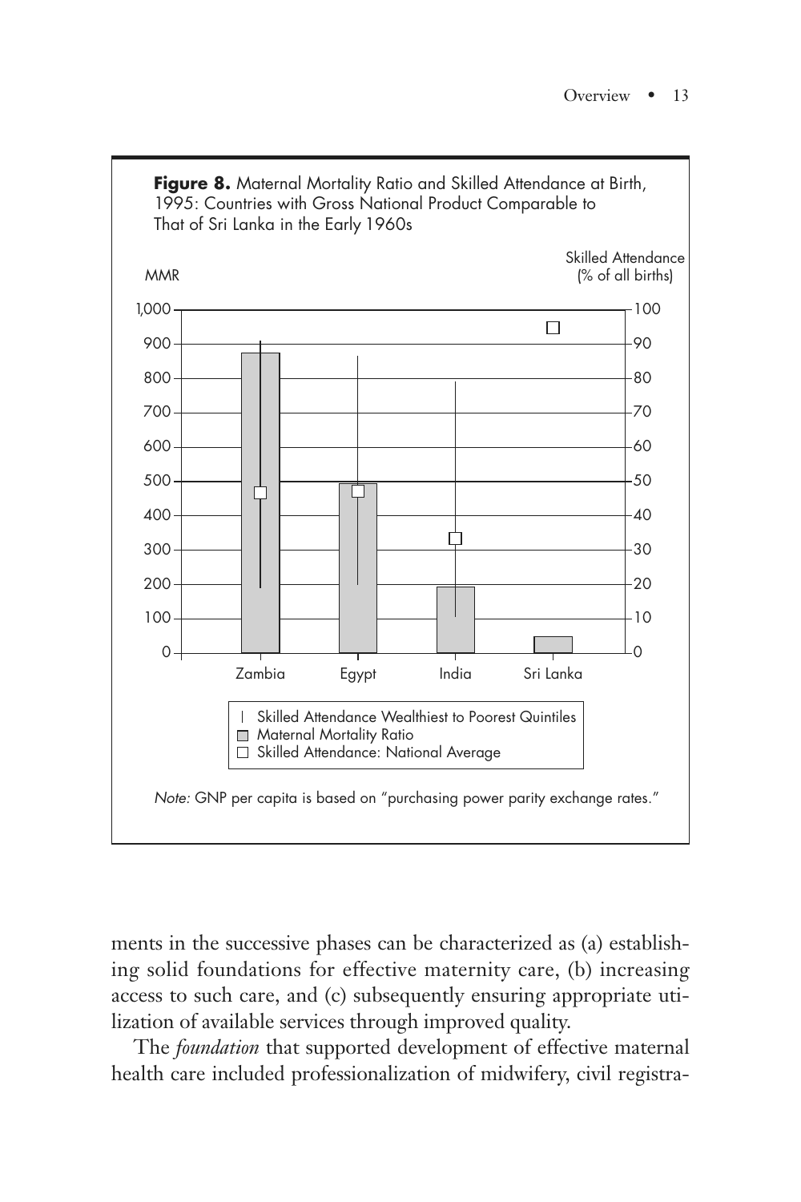**Figure 8.** Maternal Mortality Ratio and Skilled Attendance at Birth, 1995: Countries with Gross National Product Comparable to That of Sri Lanka in the Early 1960s

*Note:* GNP per capita is based on "purchasing power parity exchange rates."

ments in the successive phases can be characterized as (a) establishing solid foundations for effective maternity care, (b) increasing access to such care, and (c) subsequently ensuring appropriate utilization of available services through improved quality.

The *foundation* that supported development of effective maternal health care included professionalization of midwifery, civil registra-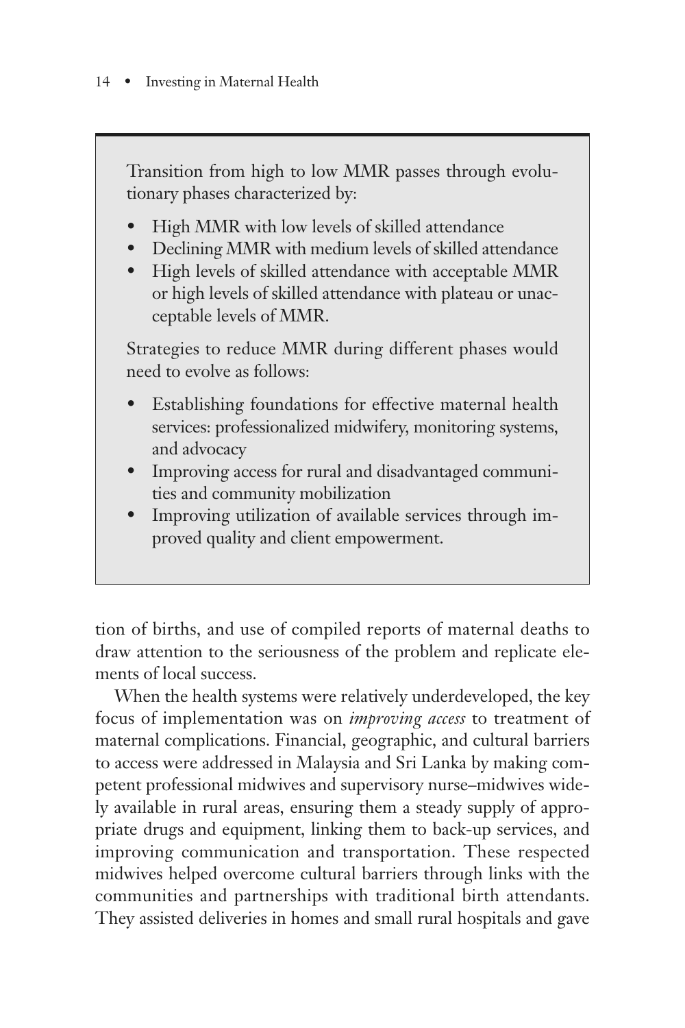> Transition from high to low MMR passes through evolutionary phases characterized by:
>
> - High MMR with low levels of skilled attendance
> - Declining MMR with medium levels of skilled attendance
> - High levels of skilled attendance with acceptable MMR or high levels of skilled attendance with plateau or unacceptable levels of MMR.
>
> Strategies to reduce MMR during different phases would need to evolve as follows:
>
> - Establishing foundations for effective maternal health services: professionalized midwifery, monitoring systems, and advocacy
> - Improving access for rural and disadvantaged communities and community mobilization
> - Improving utilization of available services through improved quality and client empowerment.

tion of births, and use of compiled reports of maternal deaths to draw attention to the seriousness of the problem and replicate elements of local success.

When the health systems were relatively underdeveloped, the key focus of implementation was on *improving access* to treatment of maternal complications. Financial, geographic, and cultural barriers to access were addressed in Malaysia and Sri Lanka by making competent professional midwives and supervisory nurse–midwives widely available in rural areas, ensuring them a steady supply of appropriate drugs and equipment, linking them to back-up services, and improving communication and transportation. These respected midwives helped overcome cultural barriers through links with the communities and partnerships with traditional birth attendants. They assisted deliveries in homes and small rural hospitals and gave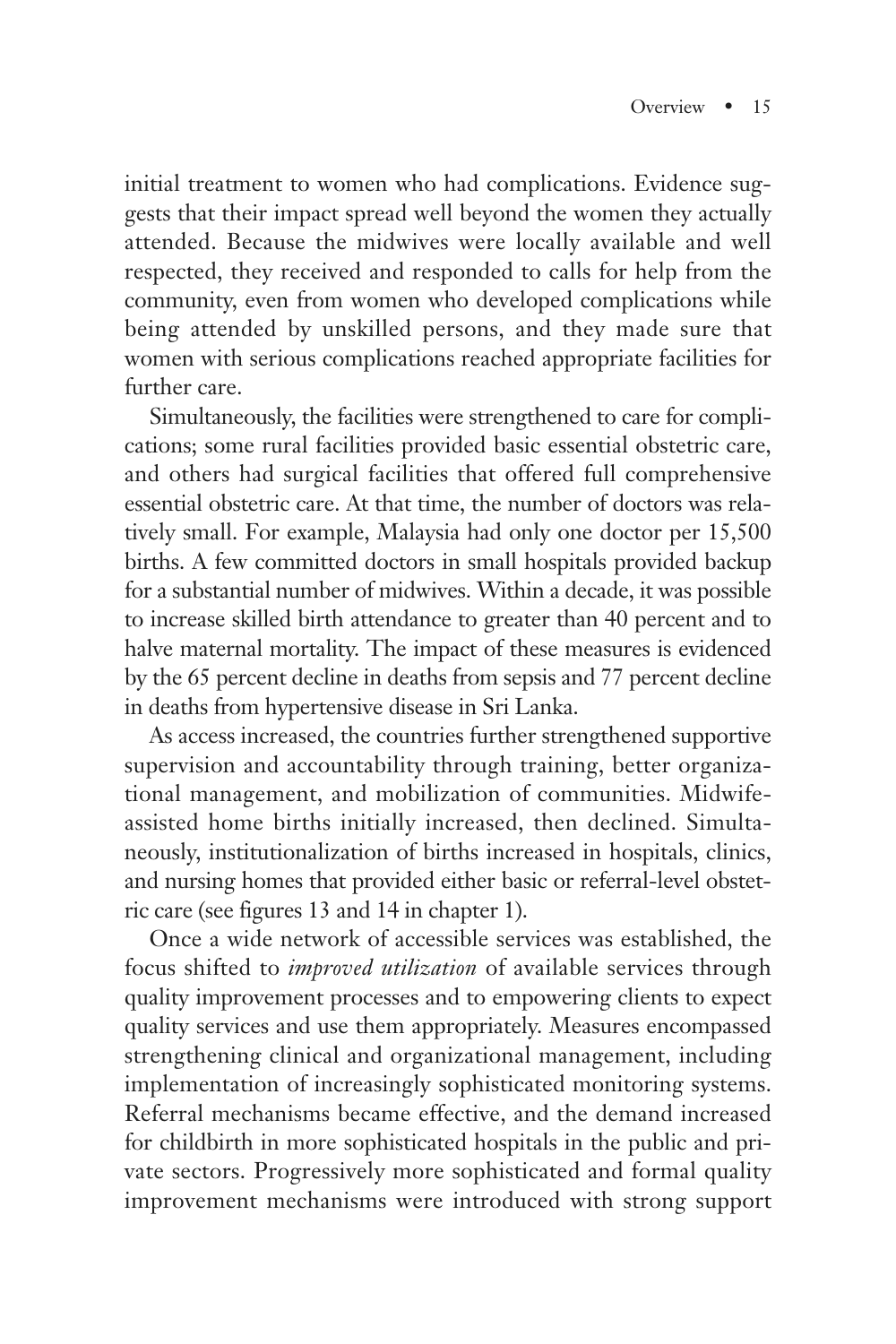initial treatment to women who had complications. Evidence suggests that their impact spread well beyond the women they actually attended. Because the midwives were locally available and well respected, they received and responded to calls for help from the community, even from women who developed complications while being attended by unskilled persons, and they made sure that women with serious complications reached appropriate facilities for further care.

Simultaneously, the facilities were strengthened to care for complications; some rural facilities provided basic essential obstetric care, and others had surgical facilities that offered full comprehensive essential obstetric care. At that time, the number of doctors was relatively small. For example, Malaysia had only one doctor per 15,500 births. A few committed doctors in small hospitals provided backup for a substantial number of midwives. Within a decade, it was possible to increase skilled birth attendance to greater than 40 percent and to halve maternal mortality. The impact of these measures is evidenced by the 65 percent decline in deaths from sepsis and 77 percent decline in deaths from hypertensive disease in Sri Lanka.

As access increased, the countries further strengthened supportive supervision and accountability through training, better organizational management, and mobilization of communities. Midwife-assisted home births initially increased, then declined. Simultaneously, institutionalization of births increased in hospitals, clinics, and nursing homes that provided either basic or referral-level obstetric care (see figures 13 and 14 in chapter 1).

Once a wide network of accessible services was established, the focus shifted to *improved utilization* of available services through quality improvement processes and to empowering clients to expect quality services and use them appropriately. Measures encompassed strengthening clinical and organizational management, including implementation of increasingly sophisticated monitoring systems. Referral mechanisms became effective, and the demand increased for childbirth in more sophisticated hospitals in the public and private sectors. Progressively more sophisticated and formal quality improvement mechanisms were introduced with strong support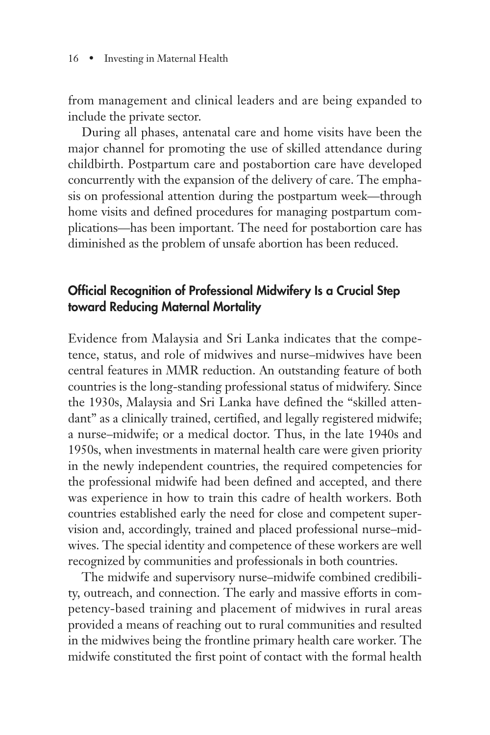from management and clinical leaders and are being expanded to include the private sector.

During all phases, antenatal care and home visits have been the major channel for promoting the use of skilled attendance during childbirth. Postpartum care and postabortion care have developed concurrently with the expansion of the delivery of care. The emphasis on professional attention during the postpartum week—through home visits and defined procedures for managing postpartum complications—has been important. The need for postabortion care has diminished as the problem of unsafe abortion has been reduced.

## Official Recognition of Professional Midwifery Is a Crucial Step toward Reducing Maternal Mortality

Evidence from Malaysia and Sri Lanka indicates that the competence, status, and role of midwives and nurse–midwives have been central features in MMR reduction. An outstanding feature of both countries is the long-standing professional status of midwifery. Since the 1930s, Malaysia and Sri Lanka have defined the "skilled attendant" as a clinically trained, certified, and legally registered midwife; a nurse–midwife; or a medical doctor. Thus, in the late 1940s and 1950s, when investments in maternal health care were given priority in the newly independent countries, the required competencies for the professional midwife had been defined and accepted, and there was experience in how to train this cadre of health workers. Both countries established early the need for close and competent supervision and, accordingly, trained and placed professional nurse–midwives. The special identity and competence of these workers are well recognized by communities and professionals in both countries.

The midwife and supervisory nurse–midwife combined credibility, outreach, and connection. The early and massive efforts in competency-based training and placement of midwives in rural areas provided a means of reaching out to rural communities and resulted in the midwives being the frontline primary health care worker. The midwife constituted the first point of contact with the formal health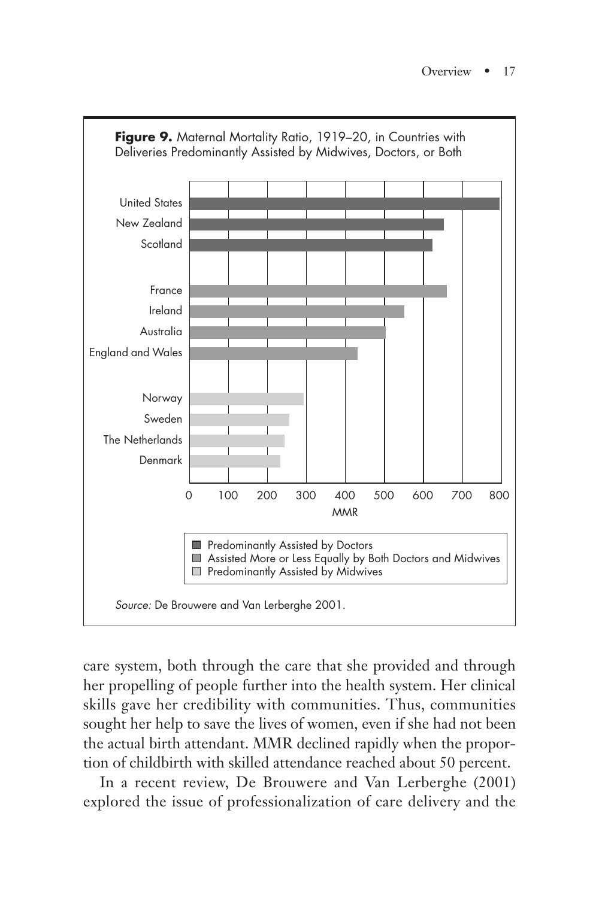**Figure 9.** Maternal Mortality Ratio, 1919–20, in Countries with Deliveries Predominantly Assisted by Midwives, Doctors, or Both

*Source:* De Brouwere and Van Lerberghe 2001.

care system, both through the care that she provided and through her propelling of people further into the health system. Her clinical skills gave her credibility with communities. Thus, communities sought her help to save the lives of women, even if she had not been the actual birth attendant. MMR declined rapidly when the proportion of childbirth with skilled attendance reached about 50 percent.

In a recent review, De Brouwere and Van Lerberghe (2001) explored the issue of professionalization of care delivery and the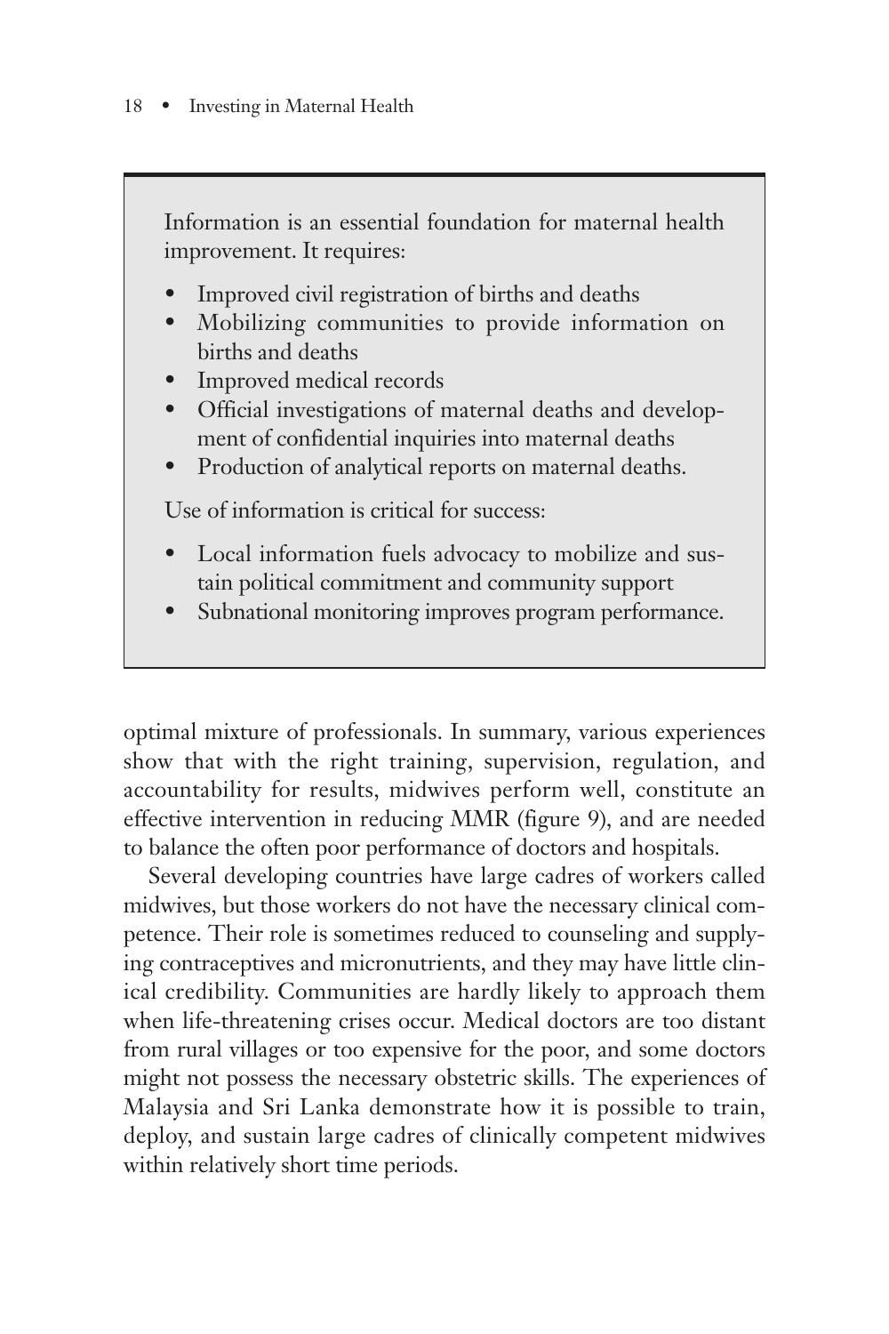Information is an essential foundation for maternal health improvement. It requires:

- Improved civil registration of births and deaths
- Mobilizing communities to provide information on births and deaths
- Improved medical records
- Official investigations of maternal deaths and development of confidential inquiries into maternal deaths
- Production of analytical reports on maternal deaths.

Use of information is critical for success:

- Local information fuels advocacy to mobilize and sustain political commitment and community support
- Subnational monitoring improves program performance.

optimal mixture of professionals. In summary, various experiences show that with the right training, supervision, regulation, and accountability for results, midwives perform well, constitute an effective intervention in reducing MMR (figure 9), and are needed to balance the often poor performance of doctors and hospitals.

Several developing countries have large cadres of workers called midwives, but those workers do not have the necessary clinical competence. Their role is sometimes reduced to counseling and supplying contraceptives and micronutrients, and they may have little clinical credibility. Communities are hardly likely to approach them when life-threatening crises occur. Medical doctors are too distant from rural villages or too expensive for the poor, and some doctors might not possess the necessary obstetric skills. The experiences of Malaysia and Sri Lanka demonstrate how it is possible to train, deploy, and sustain large cadres of clinically competent midwives within relatively short time periods.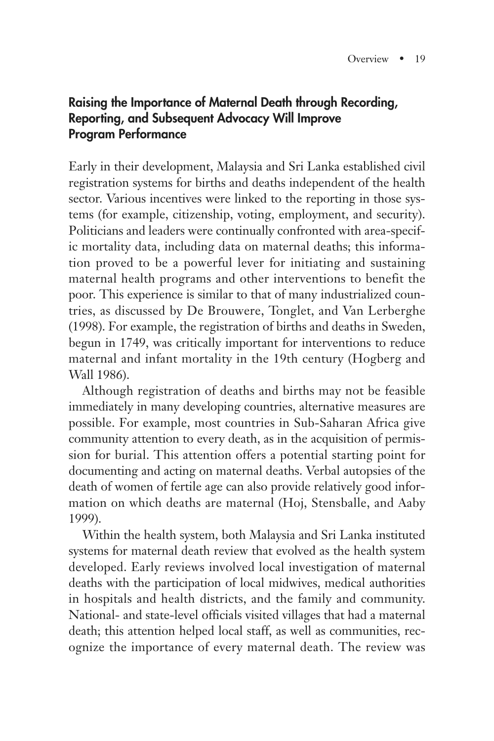### Raising the Importance of Maternal Death through Recording, Reporting, and Subsequent Advocacy Will Improve Program Performance

Early in their development, Malaysia and Sri Lanka established civil registration systems for births and deaths independent of the health sector. Various incentives were linked to the reporting in those systems (for example, citizenship, voting, employment, and security). Politicians and leaders were continually confronted with area-specific mortality data, including data on maternal deaths; this information proved to be a powerful lever for initiating and sustaining maternal health programs and other interventions to benefit the poor. This experience is similar to that of many industrialized countries, as discussed by De Brouwere, Tonglet, and Van Lerberghe (1998). For example, the registration of births and deaths in Sweden, begun in 1749, was critically important for interventions to reduce maternal and infant mortality in the 19th century (Hogberg and Wall 1986).

Although registration of deaths and births may not be feasible immediately in many developing countries, alternative measures are possible. For example, most countries in Sub-Saharan Africa give community attention to every death, as in the acquisition of permission for burial. This attention offers a potential starting point for documenting and acting on maternal deaths. Verbal autopsies of the death of women of fertile age can also provide relatively good information on which deaths are maternal (Hoj, Stensballe, and Aaby 1999).

Within the health system, both Malaysia and Sri Lanka instituted systems for maternal death review that evolved as the health system developed. Early reviews involved local investigation of maternal deaths with the participation of local midwives, medical authorities in hospitals and health districts, and the family and community. National- and state-level officials visited villages that had a maternal death; this attention helped local staff, as well as communities, recognize the importance of every maternal death. The review was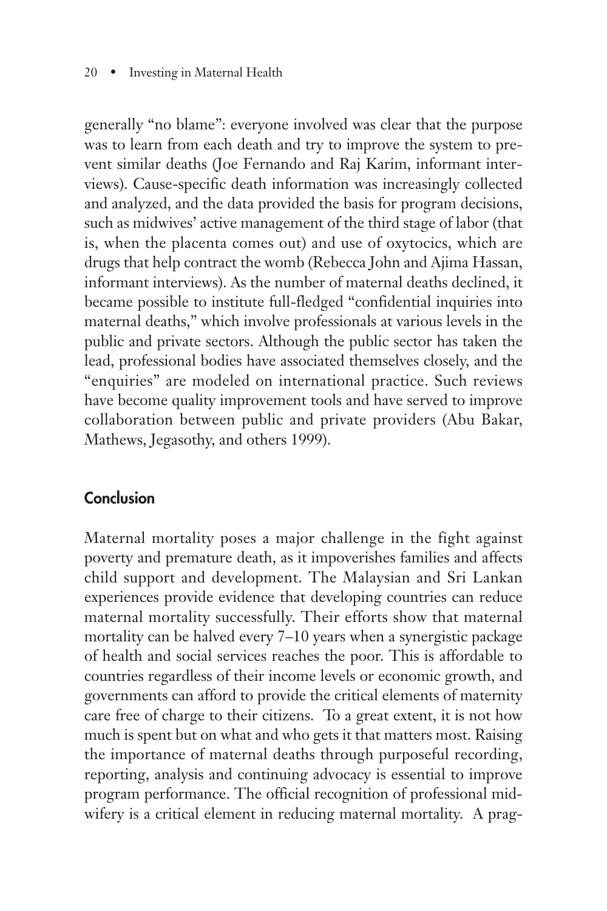generally "no blame": everyone involved was clear that the purpose was to learn from each death and try to improve the system to prevent similar deaths (Joe Fernando and Raj Karim, informant interviews). Cause-specific death information was increasingly collected and analyzed, and the data provided the basis for program decisions, such as midwives' active management of the third stage of labor (that is, when the placenta comes out) and use of oxytocics, which are drugs that help contract the womb (Rebecca John and Ajima Hassan, informant interviews). As the number of maternal deaths declined, it became possible to institute full-fledged "confidential inquiries into maternal deaths," which involve professionals at various levels in the public and private sectors. Although the public sector has taken the lead, professional bodies have associated themselves closely, and the "enquiries" are modeled on international practice. Such reviews have become quality improvement tools and have served to improve collaboration between public and private providers (Abu Bakar, Mathews, Jegasothy, and others 1999).

## Conclusion

Maternal mortality poses a major challenge in the fight against poverty and premature death, as it impoverishes families and affects child support and development. The Malaysian and Sri Lankan experiences provide evidence that developing countries can reduce maternal mortality successfully. Their efforts show that maternal mortality can be halved every 7–10 years when a synergistic package of health and social services reaches the poor. This is affordable to countries regardless of their income levels or economic growth, and governments can afford to provide the critical elements of maternity care free of charge to their citizens. To a great extent, it is not how much is spent but on what and who gets it that matters most. Raising the importance of maternal deaths through purposeful recording, reporting, analysis and continuing advocacy is essential to improve program performance. The official recognition of professional midwifery is a critical element in reducing maternal mortality. A prag-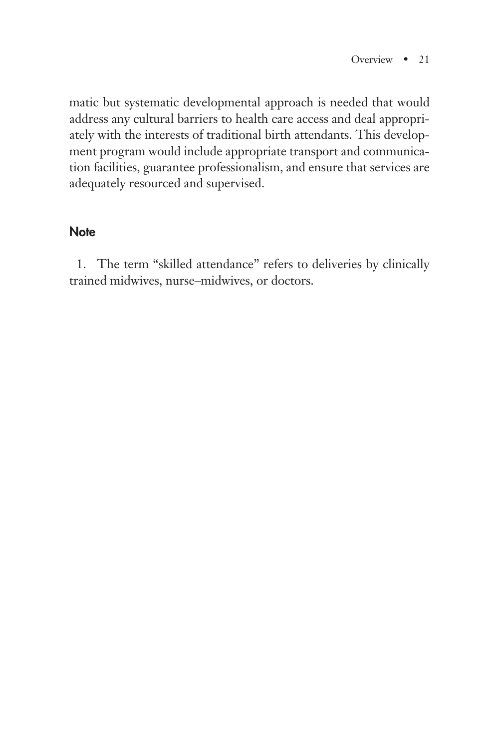matic but systematic developmental approach is needed that would address any cultural barriers to health care access and deal appropriately with the interests of traditional birth attendants. This development program would include appropriate transport and communication facilities, guarantee professionalism, and ensure that services are adequately resourced and supervised.

## Note

1. The term "skilled attendance" refers to deliveries by clinically trained midwives, nurse–midwives, or doctors.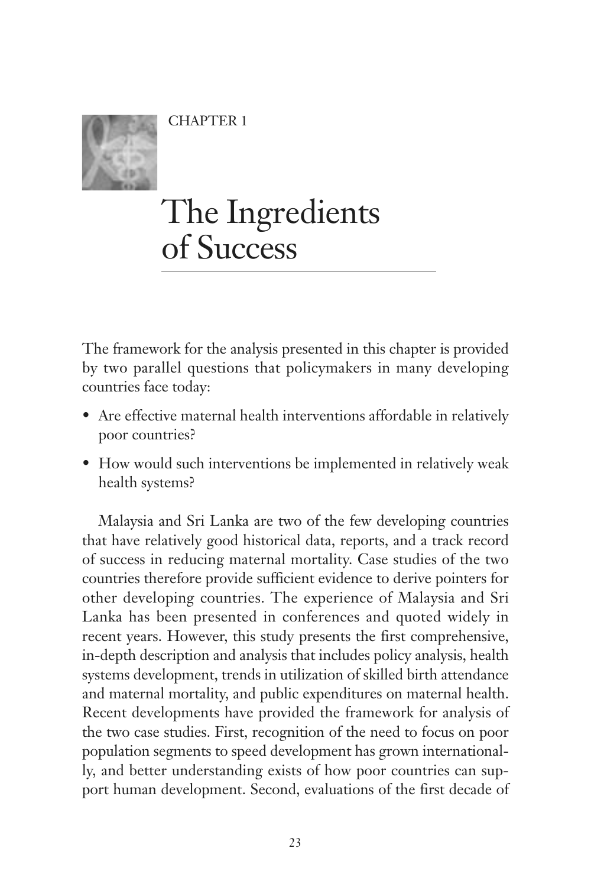CHAPTER 1

# The Ingredients of Success

The framework for the analysis presented in this chapter is provided by two parallel questions that policymakers in many developing countries face today:

- Are effective maternal health interventions affordable in relatively poor countries?
- How would such interventions be implemented in relatively weak health systems?

Malaysia and Sri Lanka are two of the few developing countries that have relatively good historical data, reports, and a track record of success in reducing maternal mortality. Case studies of the two countries therefore provide sufficient evidence to derive pointers for other developing countries. The experience of Malaysia and Sri Lanka has been presented in conferences and quoted widely in recent years. However, this study presents the first comprehensive, in-depth description and analysis that includes policy analysis, health systems development, trends in utilization of skilled birth attendance and maternal mortality, and public expenditures on maternal health. Recent developments have provided the framework for analysis of the two case studies. First, recognition of the need to focus on poor population segments to speed development has grown internationally, and better understanding exists of how poor countries can support human development. Second, evaluations of the first decade of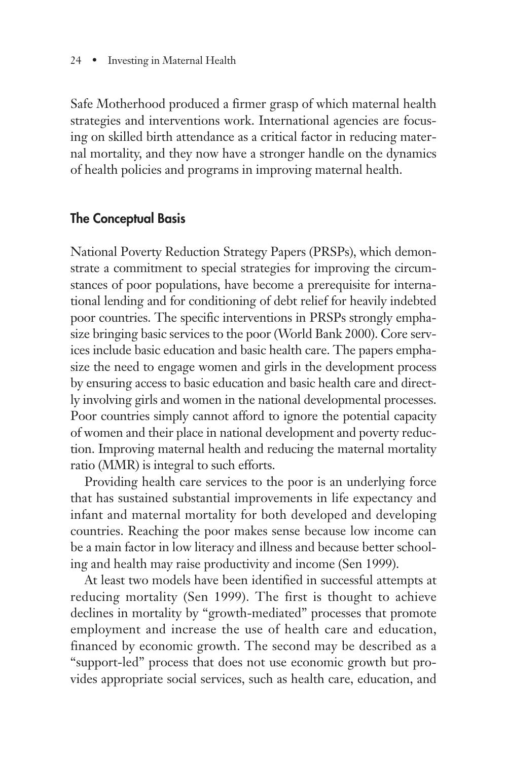Safe Motherhood produced a firmer grasp of which maternal health strategies and interventions work. International agencies are focusing on skilled birth attendance as a critical factor in reducing maternal mortality, and they now have a stronger handle on the dynamics of health policies and programs in improving maternal health.

## The Conceptual Basis

National Poverty Reduction Strategy Papers (PRSPs), which demonstrate a commitment to special strategies for improving the circumstances of poor populations, have become a prerequisite for international lending and for conditioning of debt relief for heavily indebted poor countries. The specific interventions in PRSPs strongly emphasize bringing basic services to the poor (World Bank 2000). Core services include basic education and basic health care. The papers emphasize the need to engage women and girls in the development process by ensuring access to basic education and basic health care and directly involving girls and women in the national developmental processes. Poor countries simply cannot afford to ignore the potential capacity of women and their place in national development and poverty reduction. Improving maternal health and reducing the maternal mortality ratio (MMR) is integral to such efforts.

Providing health care services to the poor is an underlying force that has sustained substantial improvements in life expectancy and infant and maternal mortality for both developed and developing countries. Reaching the poor makes sense because low income can be a main factor in low literacy and illness and because better schooling and health may raise productivity and income (Sen 1999).

At least two models have been identified in successful attempts at reducing mortality (Sen 1999). The first is thought to achieve declines in mortality by "growth-mediated" processes that promote employment and increase the use of health care and education, financed by economic growth. The second may be described as a "support-led" process that does not use economic growth but provides appropriate social services, such as health care, education, and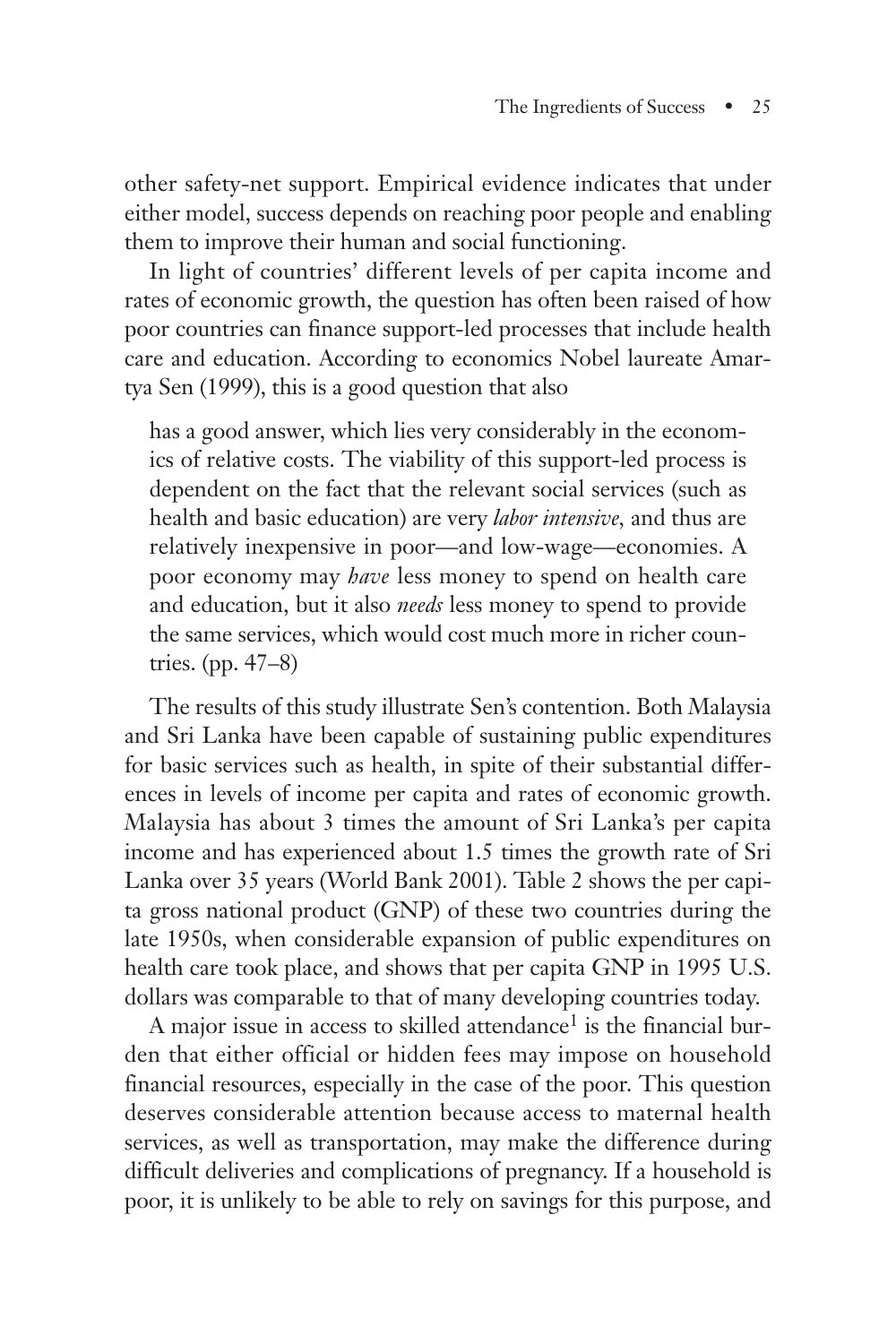other safety-net support. Empirical evidence indicates that under either model, success depends on reaching poor people and enabling them to improve their human and social functioning.

In light of countries' different levels of per capita income and rates of economic growth, the question has often been raised of how poor countries can finance support-led processes that include health care and education. According to economics Nobel laureate Amartya Sen (1999), this is a good question that also

> has a good answer, which lies very considerably in the economics of relative costs. The viability of this support-led process is dependent on the fact that the relevant social services (such as health and basic education) are very *labor intensive*, and thus are relatively inexpensive in poor—and low-wage—economies. A poor economy may *have* less money to spend on health care and education, but it also *needs* less money to spend to provide the same services, which would cost much more in richer countries. (pp. 47–8)

The results of this study illustrate Sen's contention. Both Malaysia and Sri Lanka have been capable of sustaining public expenditures for basic services such as health, in spite of their substantial differences in levels of income per capita and rates of economic growth. Malaysia has about 3 times the amount of Sri Lanka's per capita income and has experienced about 1.5 times the growth rate of Sri Lanka over 35 years (World Bank 2001). Table 2 shows the per capita gross national product (GNP) of these two countries during the late 1950s, when considerable expansion of public expenditures on health care took place, and shows that per capita GNP in 1995 U.S. dollars was comparable to that of many developing countries today.

A major issue in access to skilled attendance[1] is the financial burden that either official or hidden fees may impose on household financial resources, especially in the case of the poor. This question deserves considerable attention because access to maternal health services, as well as transportation, may make the difference during difficult deliveries and complications of pregnancy. If a household is poor, it is unlikely to be able to rely on savings for this purpose, and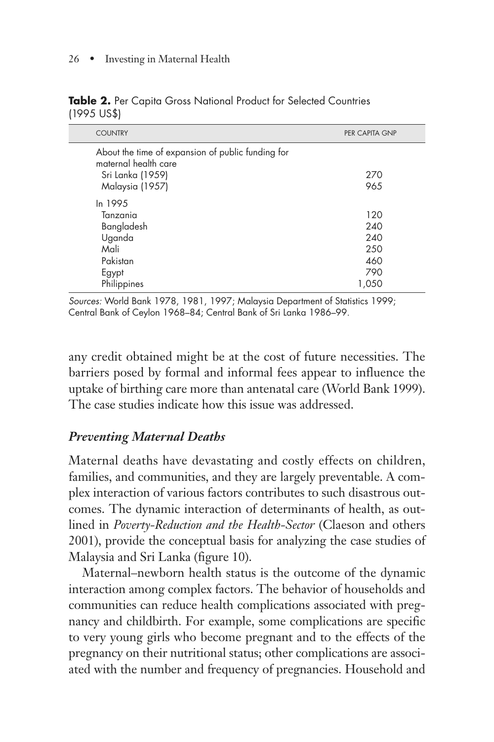**Table 2.** Per Capita Gross National Product for Selected Countries (1995 US$)

| COUNTRY | PER CAPITA GNP |
|---|---|
| About the time of expansion of public funding for maternal health care | |
| Sri Lanka (1959) | 270 |
| Malaysia (1957) | 965 |
| In 1995 | |
| Tanzania | 120 |
| Bangladesh | 240 |
| Uganda | 240 |
| Mali | 250 |
| Pakistan | 460 |
| Egypt | 790 |
| Philippines | 1,050 |

*Sources:* World Bank 1978, 1981, 1997; Malaysia Department of Statistics 1999; Central Bank of Ceylon 1968–84; Central Bank of Sri Lanka 1986–99.

any credit obtained might be at the cost of future necessities. The barriers posed by formal and informal fees appear to influence the uptake of birthing care more than antenatal care (World Bank 1999). The case studies indicate how this issue was addressed.

### *Preventing Maternal Deaths*

Maternal deaths have devastating and costly effects on children, families, and communities, and they are largely preventable. A complex interaction of various factors contributes to such disastrous outcomes. The dynamic interaction of determinants of health, as outlined in *Poverty-Reduction and the Health-Sector* (Claeson and others 2001), provide the conceptual basis for analyzing the case studies of Malaysia and Sri Lanka (figure 10).

Maternal–newborn health status is the outcome of the dynamic interaction among complex factors. The behavior of households and communities can reduce health complications associated with pregnancy and childbirth. For example, some complications are specific to very young girls who become pregnant and to the effects of the pregnancy on their nutritional status; other complications are associated with the number and frequency of pregnancies. Household and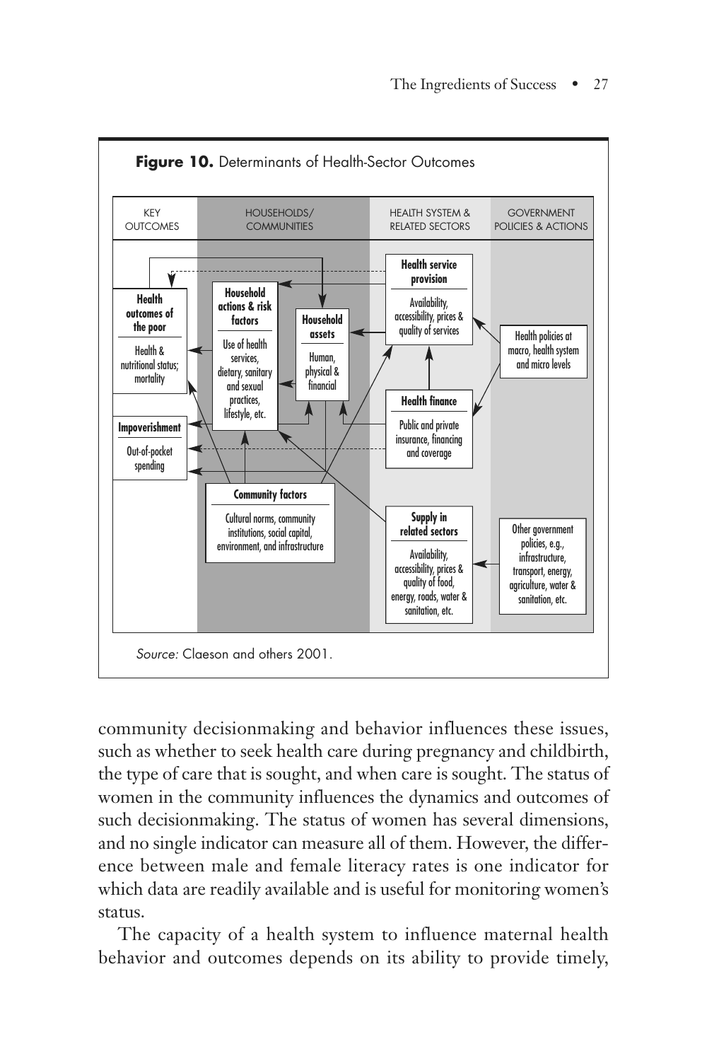**Figure 10.** Determinants of Health-Sector Outcomes

| KEY OUTCOMES | HOUSEHOLDS/ COMMUNITIES | | HEALTH SYSTEM & RELATED SECTORS | GOVERNMENT POLICIES & ACTIONS |
|---|---|---|---|---|
| **Health outcomes of the poor**<br>Health & nutritional status; mortality | **Household actions & risk factors**<br>Use of health services, dietary, sanitary and sexual practices, lifestyle, etc. | **Household assets**<br>Human, physical & financial | **Health service provision**<br>Availability, accessibility, prices & quality of services | Health policies at macro, health system and micro levels |
| **Impoverishment**<br>Out-of-pocket spending | | | **Health finance**<br>Public and private insurance, financing and coverage | |
| | **Community factors**<br>Cultural norms, community institutions, social capital, environment, and infrastructure | | **Supply in related sectors**<br>Availability, accessibility, prices & quality of food, energy, roads, water & sanitation, etc. | Other government policies, e.g., infrastructure, transport, energy, agriculture, water & sanitation, etc. |

*Source:* Claeson and others 2001.

community decisionmaking and behavior influences these issues, such as whether to seek health care during pregnancy and childbirth, the type of care that is sought, and when care is sought. The status of women in the community influences the dynamics and outcomes of such decisionmaking. The status of women has several dimensions, and no single indicator can measure all of them. However, the difference between male and female literacy rates is one indicator for which data are readily available and is useful for monitoring women's status.

The capacity of a health system to influence maternal health behavior and outcomes depends on its ability to provide timely,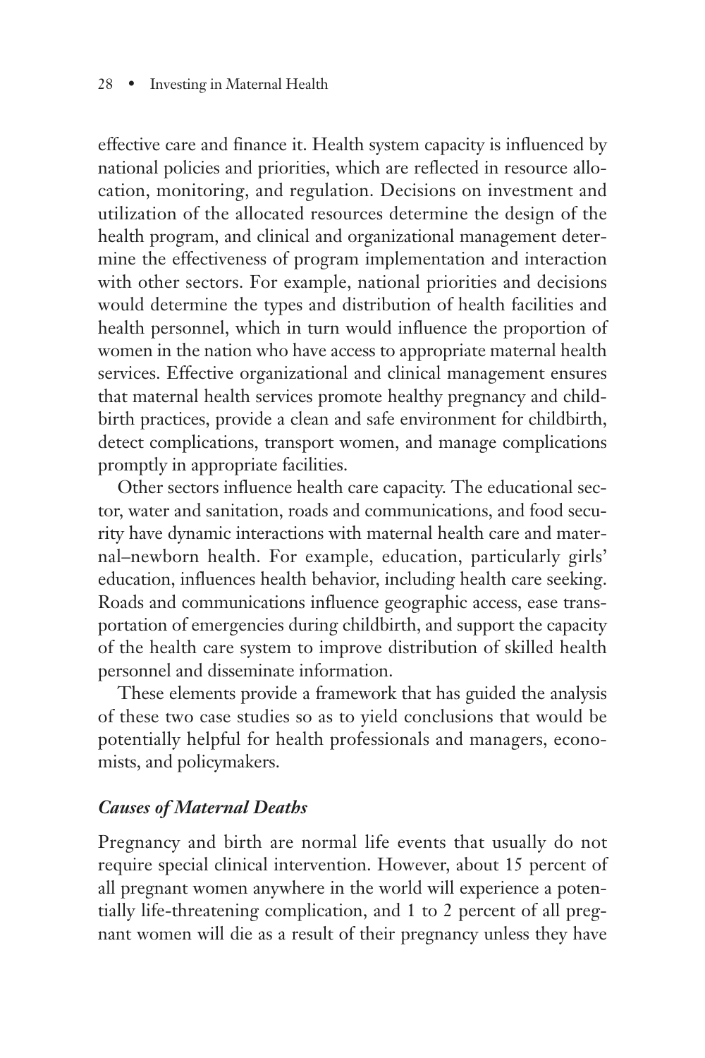effective care and finance it. Health system capacity is influenced by national policies and priorities, which are reflected in resource allocation, monitoring, and regulation. Decisions on investment and utilization of the allocated resources determine the design of the health program, and clinical and organizational management determine the effectiveness of program implementation and interaction with other sectors. For example, national priorities and decisions would determine the types and distribution of health facilities and health personnel, which in turn would influence the proportion of women in the nation who have access to appropriate maternal health services. Effective organizational and clinical management ensures that maternal health services promote healthy pregnancy and childbirth practices, provide a clean and safe environment for childbirth, detect complications, transport women, and manage complications promptly in appropriate facilities.

Other sectors influence health care capacity. The educational sector, water and sanitation, roads and communications, and food security have dynamic interactions with maternal health care and maternal–newborn health. For example, education, particularly girls' education, influences health behavior, including health care seeking. Roads and communications influence geographic access, ease transportation of emergencies during childbirth, and support the capacity of the health care system to improve distribution of skilled health personnel and disseminate information.

These elements provide a framework that has guided the analysis of these two case studies so as to yield conclusions that would be potentially helpful for health professionals and managers, economists, and policymakers.

### *Causes of Maternal Deaths*

Pregnancy and birth are normal life events that usually do not require special clinical intervention. However, about 15 percent of all pregnant women anywhere in the world will experience a potentially life-threatening complication, and 1 to 2 percent of all pregnant women will die as a result of their pregnancy unless they have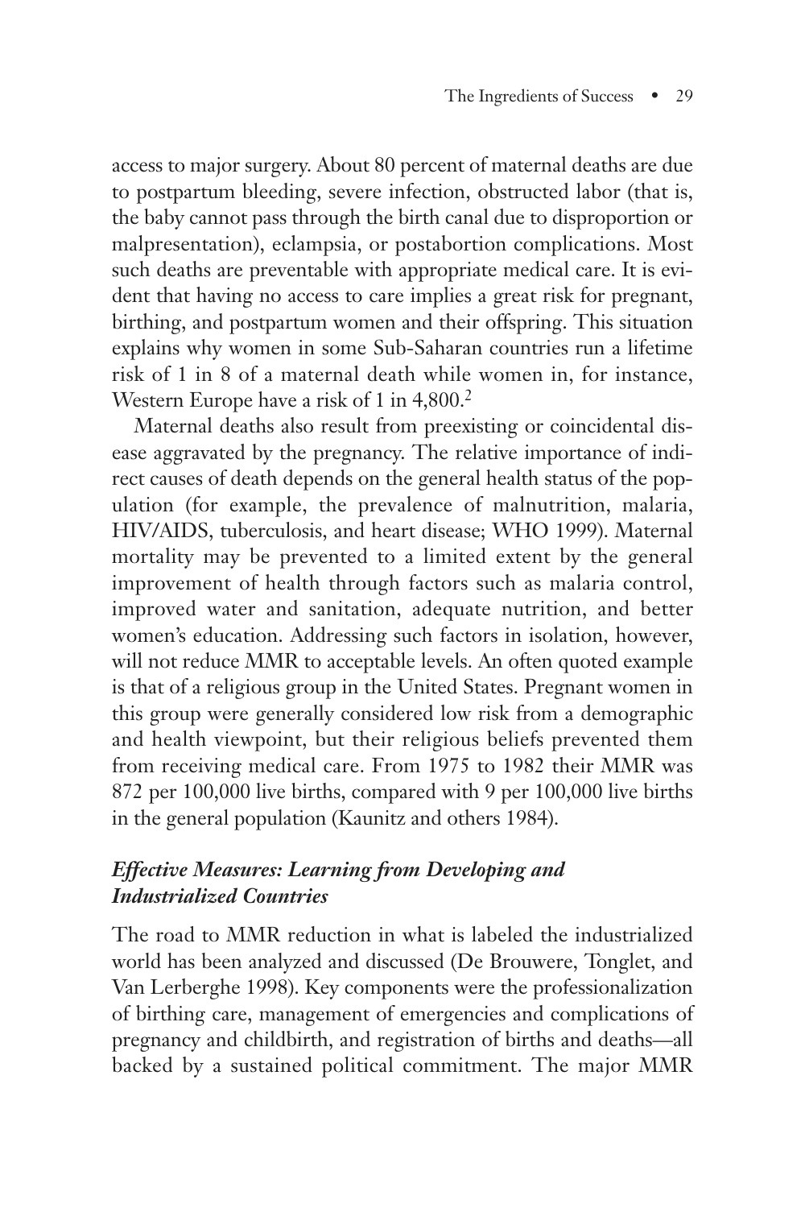access to major surgery. About 80 percent of maternal deaths are due to postpartum bleeding, severe infection, obstructed labor (that is, the baby cannot pass through the birth canal due to disproportion or malpresentation), eclampsia, or postabortion complications. Most such deaths are preventable with appropriate medical care. It is evident that having no access to care implies a great risk for pregnant, birthing, and postpartum women and their offspring. This situation explains why women in some Sub-Saharan countries run a lifetime risk of 1 in 8 of a maternal death while women in, for instance, Western Europe have a risk of 1 in 4,800.[2]

Maternal deaths also result from preexisting or coincidental disease aggravated by the pregnancy. The relative importance of indirect causes of death depends on the general health status of the population (for example, the prevalence of malnutrition, malaria, HIV/AIDS, tuberculosis, and heart disease; WHO 1999). Maternal mortality may be prevented to a limited extent by the general improvement of health through factors such as malaria control, improved water and sanitation, adequate nutrition, and better women's education. Addressing such factors in isolation, however, will not reduce MMR to acceptable levels. An often quoted example is that of a religious group in the United States. Pregnant women in this group were generally considered low risk from a demographic and health viewpoint, but their religious beliefs prevented them from receiving medical care. From 1975 to 1982 their MMR was 872 per 100,000 live births, compared with 9 per 100,000 live births in the general population (Kaunitz and others 1984).

### *Effective Measures: Learning from Developing and Industrialized Countries*

The road to MMR reduction in what is labeled the industrialized world has been analyzed and discussed (De Brouwere, Tonglet, and Van Lerberghe 1998). Key components were the professionalization of birthing care, management of emergencies and complications of pregnancy and childbirth, and registration of births and deaths—all backed by a sustained political commitment. The major MMR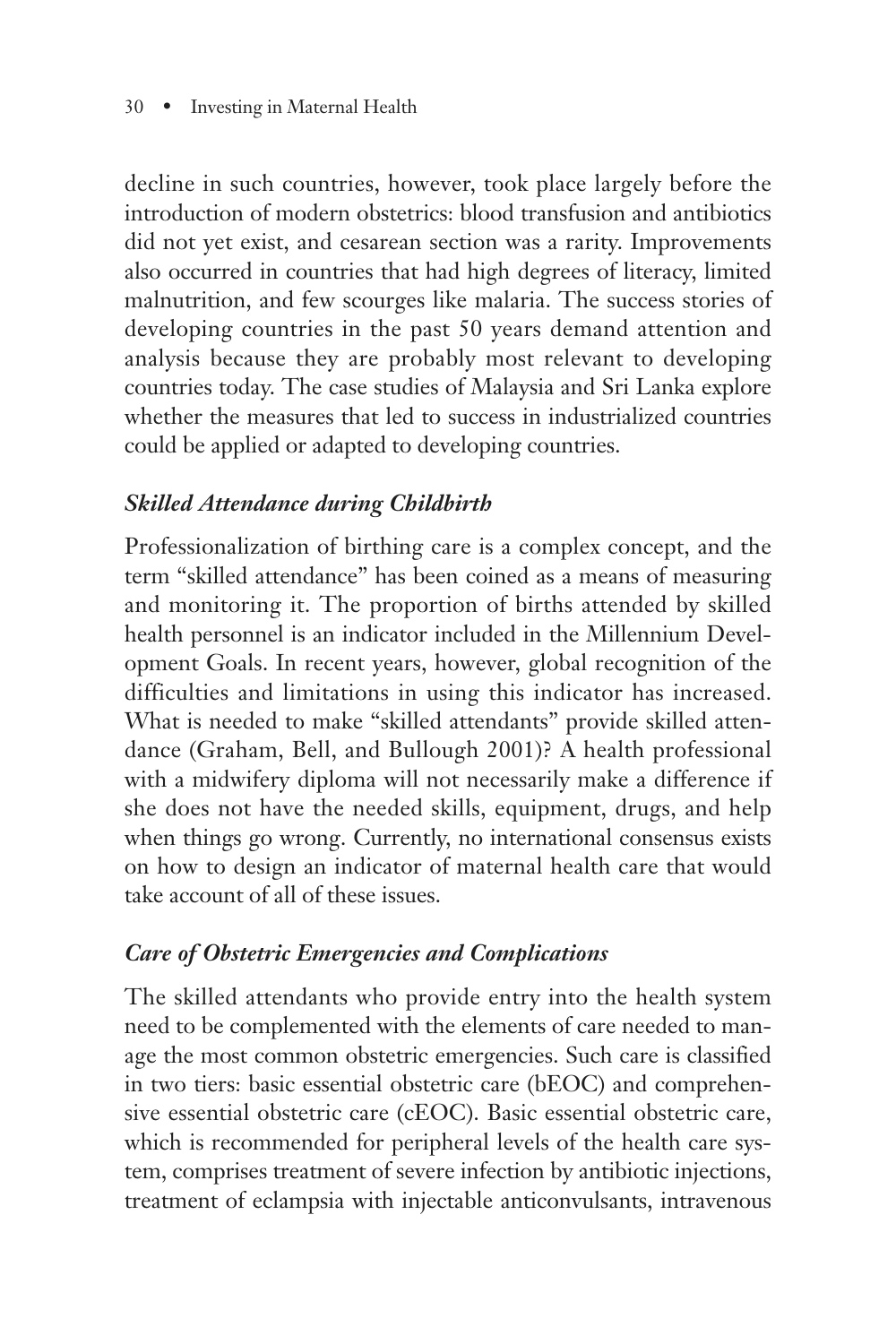decline in such countries, however, took place largely before the introduction of modern obstetrics: blood transfusion and antibiotics did not yet exist, and cesarean section was a rarity. Improvements also occurred in countries that had high degrees of literacy, limited malnutrition, and few scourges like malaria. The success stories of developing countries in the past 50 years demand attention and analysis because they are probably most relevant to developing countries today. The case studies of Malaysia and Sri Lanka explore whether the measures that led to success in industrialized countries could be applied or adapted to developing countries.

### *Skilled Attendance during Childbirth*

Professionalization of birthing care is a complex concept, and the term "skilled attendance" has been coined as a means of measuring and monitoring it. The proportion of births attended by skilled health personnel is an indicator included in the Millennium Development Goals. In recent years, however, global recognition of the difficulties and limitations in using this indicator has increased. What is needed to make "skilled attendants" provide skilled attendance (Graham, Bell, and Bullough 2001)? A health professional with a midwifery diploma will not necessarily make a difference if she does not have the needed skills, equipment, drugs, and help when things go wrong. Currently, no international consensus exists on how to design an indicator of maternal health care that would take account of all of these issues.

### *Care of Obstetric Emergencies and Complications*

The skilled attendants who provide entry into the health system need to be complemented with the elements of care needed to manage the most common obstetric emergencies. Such care is classified in two tiers: basic essential obstetric care (bEOC) and comprehensive essential obstetric care (cEOC). Basic essential obstetric care, which is recommended for peripheral levels of the health care system, comprises treatment of severe infection by antibiotic injections, treatment of eclampsia with injectable anticonvulsants, intravenous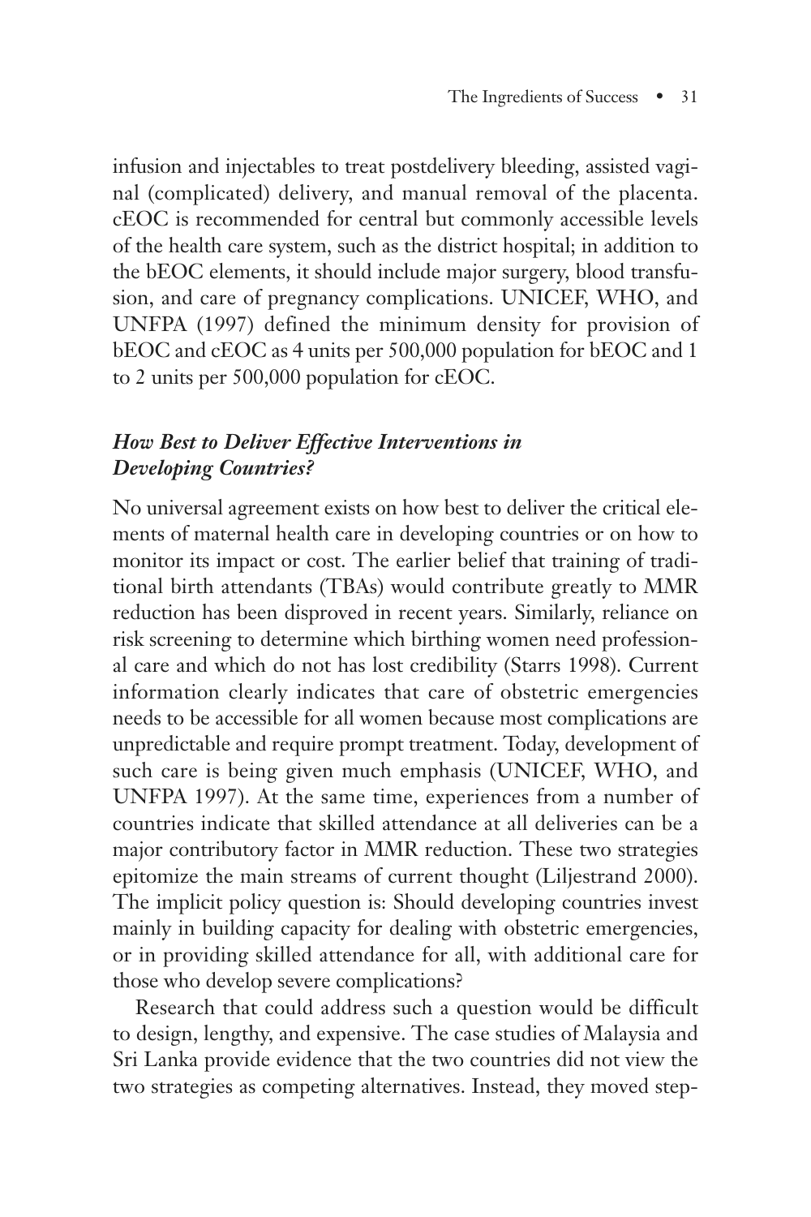infusion and injectables to treat postdelivery bleeding, assisted vaginal (complicated) delivery, and manual removal of the placenta. cEOC is recommended for central but commonly accessible levels of the health care system, such as the district hospital; in addition to the bEOC elements, it should include major surgery, blood transfusion, and care of pregnancy complications. UNICEF, WHO, and UNFPA (1997) defined the minimum density for provision of bEOC and cEOC as 4 units per 500,000 population for bEOC and 1 to 2 units per 500,000 population for cEOC.

### *How Best to Deliver Effective Interventions in Developing Countries?*

No universal agreement exists on how best to deliver the critical elements of maternal health care in developing countries or on how to monitor its impact or cost. The earlier belief that training of traditional birth attendants (TBAs) would contribute greatly to MMR reduction has been disproved in recent years. Similarly, reliance on risk screening to determine which birthing women need professional care and which do not has lost credibility (Starrs 1998). Current information clearly indicates that care of obstetric emergencies needs to be accessible for all women because most complications are unpredictable and require prompt treatment. Today, development of such care is being given much emphasis (UNICEF, WHO, and UNFPA 1997). At the same time, experiences from a number of countries indicate that skilled attendance at all deliveries can be a major contributory factor in MMR reduction. These two strategies epitomize the main streams of current thought (Liljestrand 2000). The implicit policy question is: Should developing countries invest mainly in building capacity for dealing with obstetric emergencies, or in providing skilled attendance for all, with additional care for those who develop severe complications?

Research that could address such a question would be difficult to design, lengthy, and expensive. The case studies of Malaysia and Sri Lanka provide evidence that the two countries did not view the two strategies as competing alternatives. Instead, they moved step-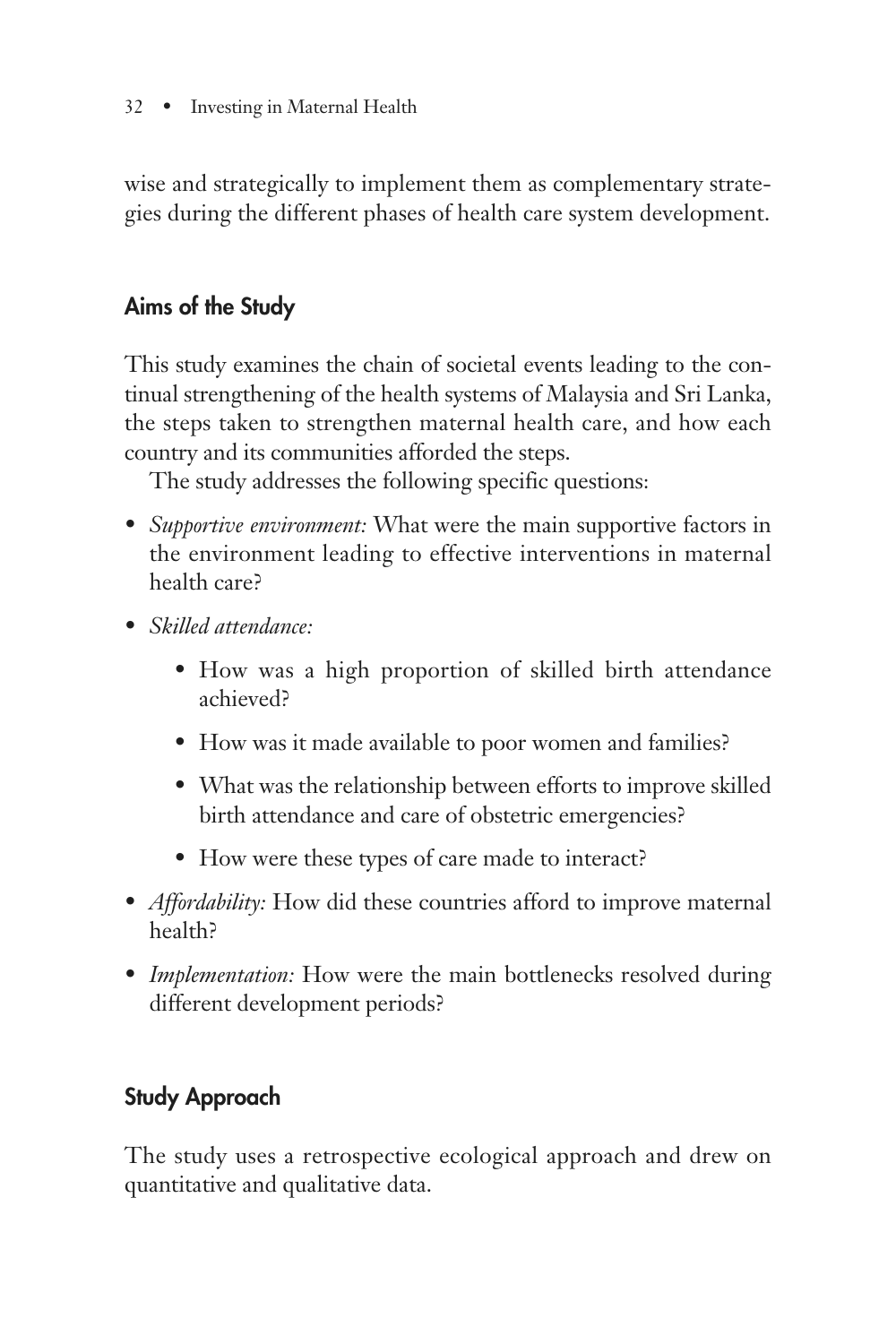wise and strategically to implement them as complementary strategies during the different phases of health care system development.

## Aims of the Study

This study examines the chain of societal events leading to the continual strengthening of the health systems of Malaysia and Sri Lanka, the steps taken to strengthen maternal health care, and how each country and its communities afforded the steps.

The study addresses the following specific questions:

- *Supportive environment:* What were the main supportive factors in the environment leading to effective interventions in maternal health care?
- *Skilled attendance:*
  - How was a high proportion of skilled birth attendance achieved?
  - How was it made available to poor women and families?
  - What was the relationship between efforts to improve skilled birth attendance and care of obstetric emergencies?
  - How were these types of care made to interact?
- *Affordability:* How did these countries afford to improve maternal health?
- *Implementation:* How were the main bottlenecks resolved during different development periods?

## Study Approach

The study uses a retrospective ecological approach and drew on quantitative and qualitative data.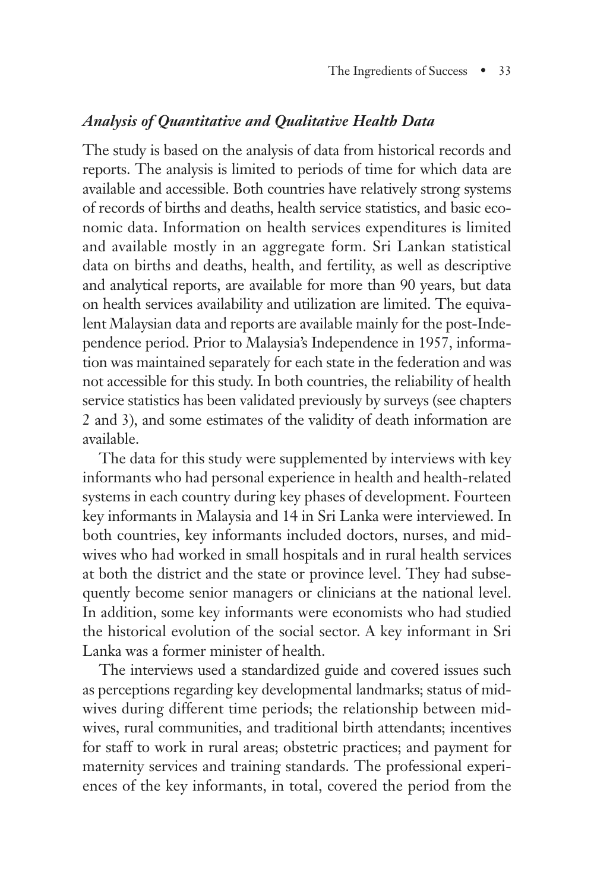### *Analysis of Quantitative and Qualitative Health Data*

The study is based on the analysis of data from historical records and reports. The analysis is limited to periods of time for which data are available and accessible. Both countries have relatively strong systems of records of births and deaths, health service statistics, and basic economic data. Information on health services expenditures is limited and available mostly in an aggregate form. Sri Lankan statistical data on births and deaths, health, and fertility, as well as descriptive and analytical reports, are available for more than 90 years, but data on health services availability and utilization are limited. The equivalent Malaysian data and reports are available mainly for the post-Independence period. Prior to Malaysia's Independence in 1957, information was maintained separately for each state in the federation and was not accessible for this study. In both countries, the reliability of health service statistics has been validated previously by surveys (see chapters 2 and 3), and some estimates of the validity of death information are available.

The data for this study were supplemented by interviews with key informants who had personal experience in health and health-related systems in each country during key phases of development. Fourteen key informants in Malaysia and 14 in Sri Lanka were interviewed. In both countries, key informants included doctors, nurses, and midwives who had worked in small hospitals and in rural health services at both the district and the state or province level. They had subsequently become senior managers or clinicians at the national level. In addition, some key informants were economists who had studied the historical evolution of the social sector. A key informant in Sri Lanka was a former minister of health.

The interviews used a standardized guide and covered issues such as perceptions regarding key developmental landmarks; status of midwives during different time periods; the relationship between midwives, rural communities, and traditional birth attendants; incentives for staff to work in rural areas; obstetric practices; and payment for maternity services and training standards. The professional experiences of the key informants, in total, covered the period from the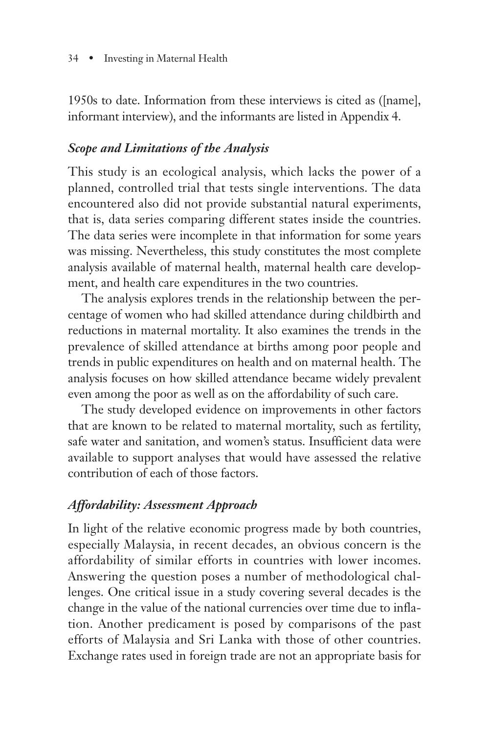1950s to date. Information from these interviews is cited as ([name], informant interview), and the informants are listed in Appendix 4.

### *Scope and Limitations of the Analysis*

This study is an ecological analysis, which lacks the power of a planned, controlled trial that tests single interventions. The data encountered also did not provide substantial natural experiments, that is, data series comparing different states inside the countries. The data series were incomplete in that information for some years was missing. Nevertheless, this study constitutes the most complete analysis available of maternal health, maternal health care development, and health care expenditures in the two countries.

The analysis explores trends in the relationship between the percentage of women who had skilled attendance during childbirth and reductions in maternal mortality. It also examines the trends in the prevalence of skilled attendance at births among poor people and trends in public expenditures on health and on maternal health. The analysis focuses on how skilled attendance became widely prevalent even among the poor as well as on the affordability of such care.

The study developed evidence on improvements in other factors that are known to be related to maternal mortality, such as fertility, safe water and sanitation, and women's status. Insufficient data were available to support analyses that would have assessed the relative contribution of each of those factors.

### *Affordability: Assessment Approach*

In light of the relative economic progress made by both countries, especially Malaysia, in recent decades, an obvious concern is the affordability of similar efforts in countries with lower incomes. Answering the question poses a number of methodological challenges. One critical issue in a study covering several decades is the change in the value of the national currencies over time due to inflation. Another predicament is posed by comparisons of the past efforts of Malaysia and Sri Lanka with those of other countries. Exchange rates used in foreign trade are not an appropriate basis for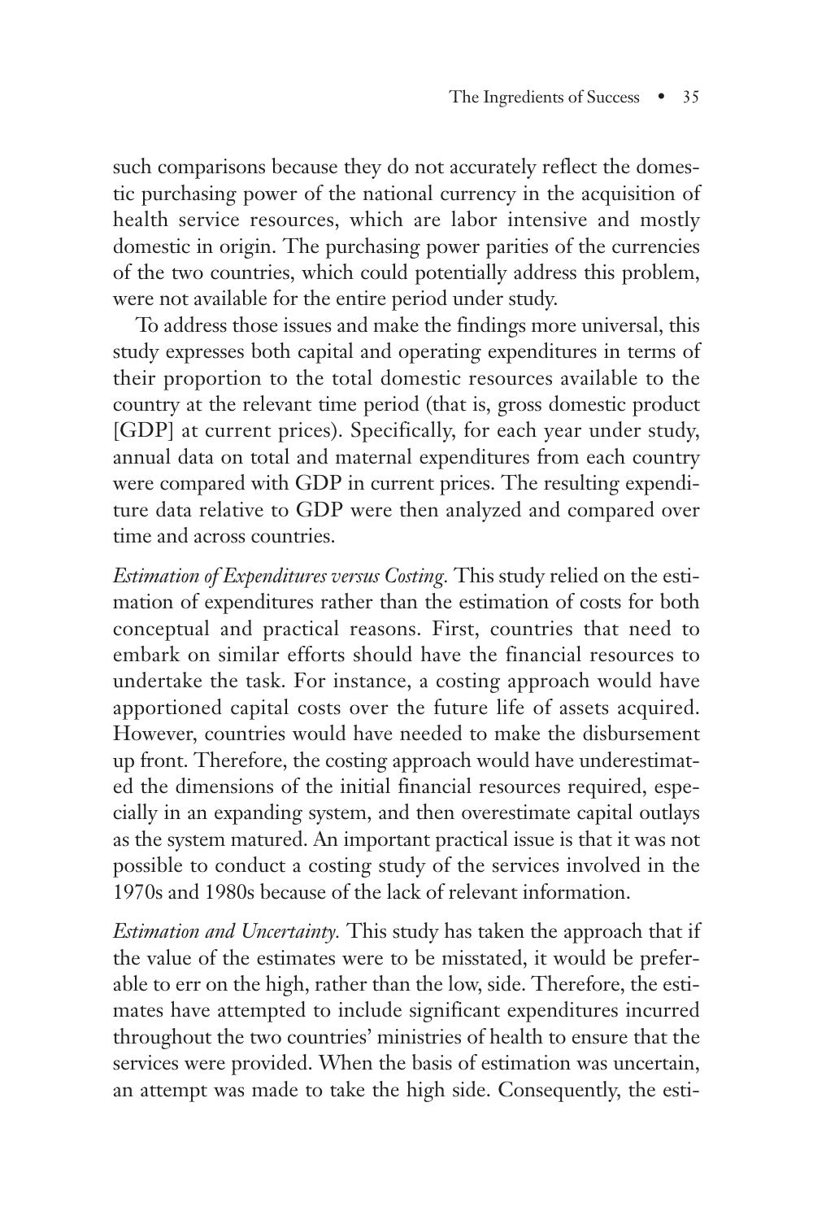such comparisons because they do not accurately reflect the domestic purchasing power of the national currency in the acquisition of health service resources, which are labor intensive and mostly domestic in origin. The purchasing power parities of the currencies of the two countries, which could potentially address this problem, were not available for the entire period under study.

To address those issues and make the findings more universal, this study expresses both capital and operating expenditures in terms of their proportion to the total domestic resources available to the country at the relevant time period (that is, gross domestic product [GDP] at current prices). Specifically, for each year under study, annual data on total and maternal expenditures from each country were compared with GDP in current prices. The resulting expenditure data relative to GDP were then analyzed and compared over time and across countries.

*Estimation of Expenditures versus Costing.* This study relied on the estimation of expenditures rather than the estimation of costs for both conceptual and practical reasons. First, countries that need to embark on similar efforts should have the financial resources to undertake the task. For instance, a costing approach would have apportioned capital costs over the future life of assets acquired. However, countries would have needed to make the disbursement up front. Therefore, the costing approach would have underestimated the dimensions of the initial financial resources required, especially in an expanding system, and then overestimate capital outlays as the system matured. An important practical issue is that it was not possible to conduct a costing study of the services involved in the 1970s and 1980s because of the lack of relevant information.

*Estimation and Uncertainty.* This study has taken the approach that if the value of the estimates were to be misstated, it would be preferable to err on the high, rather than the low, side. Therefore, the estimates have attempted to include significant expenditures incurred throughout the two countries' ministries of health to ensure that the services were provided. When the basis of estimation was uncertain, an attempt was made to take the high side. Consequently, the esti-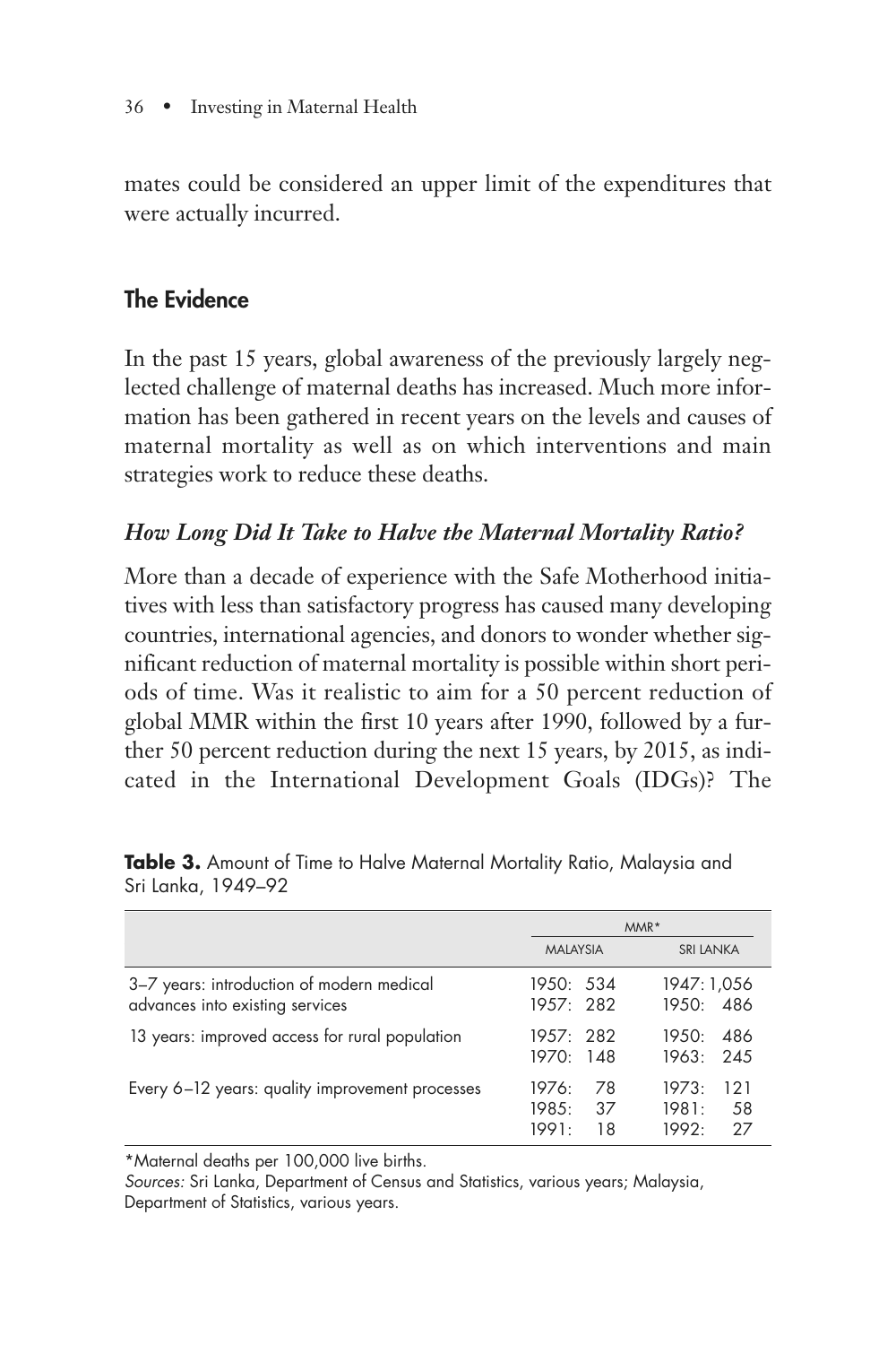mates could be considered an upper limit of the expenditures that were actually incurred.

## The Evidence

In the past 15 years, global awareness of the previously largely neglected challenge of maternal deaths has increased. Much more information has been gathered in recent years on the levels and causes of maternal mortality as well as on which interventions and main strategies work to reduce these deaths.

### *How Long Did It Take to Halve the Maternal Mortality Ratio?*

More than a decade of experience with the Safe Motherhood initiatives with less than satisfactory progress has caused many developing countries, international agencies, and donors to wonder whether significant reduction of maternal mortality is possible within short periods of time. Was it realistic to aim for a 50 percent reduction of global MMR within the first 10 years after 1990, followed by a further 50 percent reduction during the next 15 years, by 2015, as indicated in the International Development Goals (IDGs)? The

**Table 3.** Amount of Time to Halve Maternal Mortality Ratio, Malaysia and Sri Lanka, 1949–92

| | MMR* | |
|---|---|---|
| | MALAYSIA | SRI LANKA |
| 3–7 years: introduction of modern medical advances into existing services | 1950: 534<br>1957: 282 | 1947: 1,056<br>1950: 486 |
| 13 years: improved access for rural population | 1957: 282<br>1970: 148 | 1950: 486<br>1963: 245 |
| Every 6–12 years: quality improvement processes | 1976: 78<br>1985: 37<br>1991: 18 | 1973: 121<br>1981: 58<br>1992: 27 |

*Maternal deaths per 100,000 live births.

*Sources:* Sri Lanka, Department of Census and Statistics, various years; Malaysia, Department of Statistics, various years.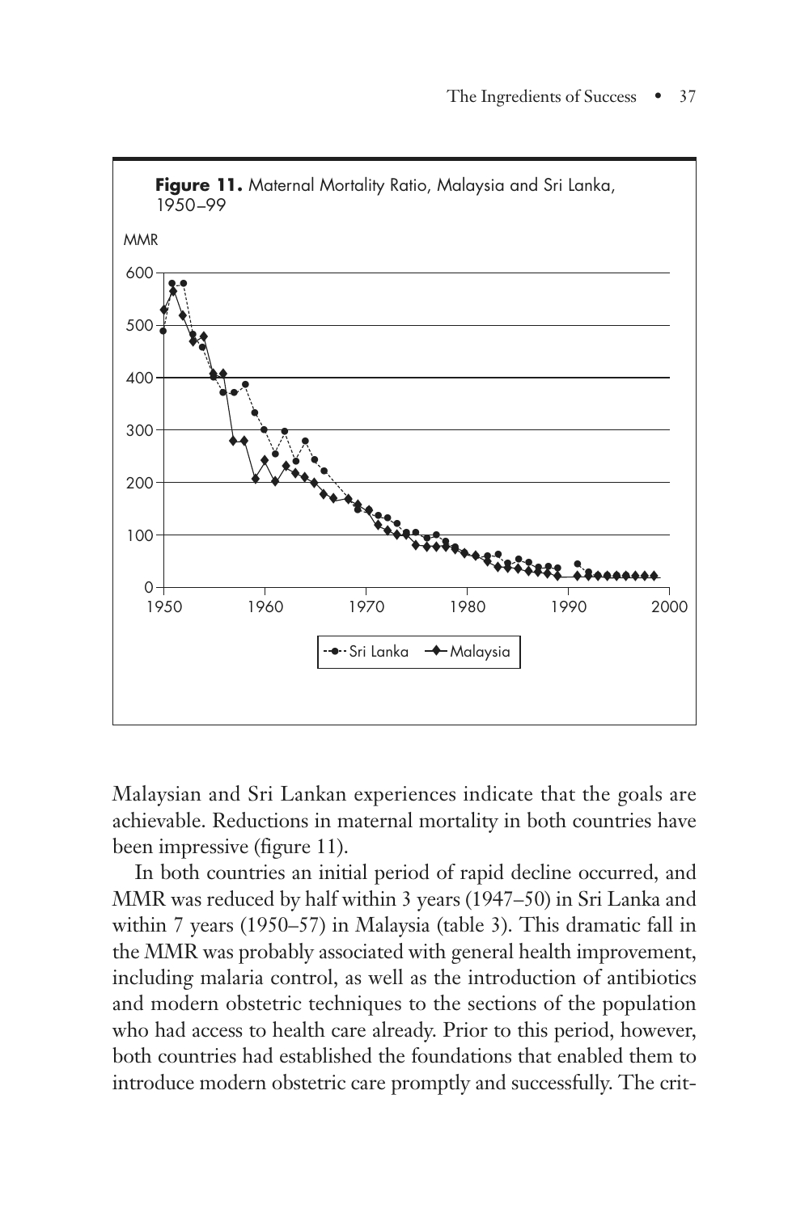**Figure 11.** Maternal Mortality Ratio, Malaysia and Sri Lanka, 1950–99

Malaysian and Sri Lankan experiences indicate that the goals are achievable. Reductions in maternal mortality in both countries have been impressive (figure 11).

In both countries an initial period of rapid decline occurred, and MMR was reduced by half within 3 years (1947–50) in Sri Lanka and within 7 years (1950–57) in Malaysia (table 3). This dramatic fall in the MMR was probably associated with general health improvement, including malaria control, as well as the introduction of antibiotics and modern obstetric techniques to the sections of the population who had access to health care already. Prior to this period, however, both countries had established the foundations that enabled them to introduce modern obstetric care promptly and successfully. The crit-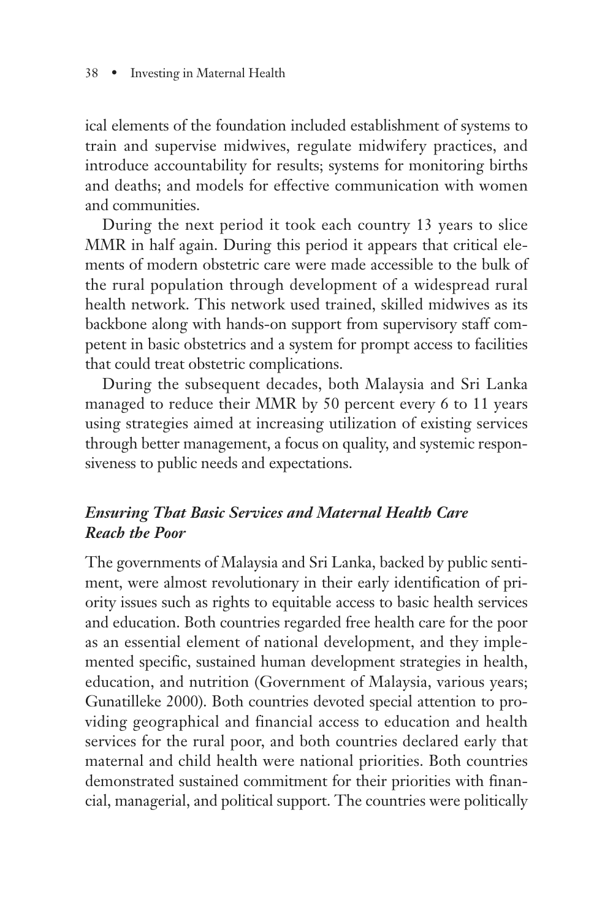ical elements of the foundation included establishment of systems to train and supervise midwives, regulate midwifery practices, and introduce accountability for results; systems for monitoring births and deaths; and models for effective communication with women and communities.

During the next period it took each country 13 years to slice MMR in half again. During this period it appears that critical elements of modern obstetric care were made accessible to the bulk of the rural population through development of a widespread rural health network. This network used trained, skilled midwives as its backbone along with hands-on support from supervisory staff competent in basic obstetrics and a system for prompt access to facilities that could treat obstetric complications.

During the subsequent decades, both Malaysia and Sri Lanka managed to reduce their MMR by 50 percent every 6 to 11 years using strategies aimed at increasing utilization of existing services through better management, a focus on quality, and systemic responsiveness to public needs and expectations.

### *Ensuring That Basic Services and Maternal Health Care Reach the Poor*

The governments of Malaysia and Sri Lanka, backed by public sentiment, were almost revolutionary in their early identification of priority issues such as rights to equitable access to basic health services and education. Both countries regarded free health care for the poor as an essential element of national development, and they implemented specific, sustained human development strategies in health, education, and nutrition (Government of Malaysia, various years; Gunatilleke 2000). Both countries devoted special attention to providing geographical and financial access to education and health services for the rural poor, and both countries declared early that maternal and child health were national priorities. Both countries demonstrated sustained commitment for their priorities with financial, managerial, and political support. The countries were politically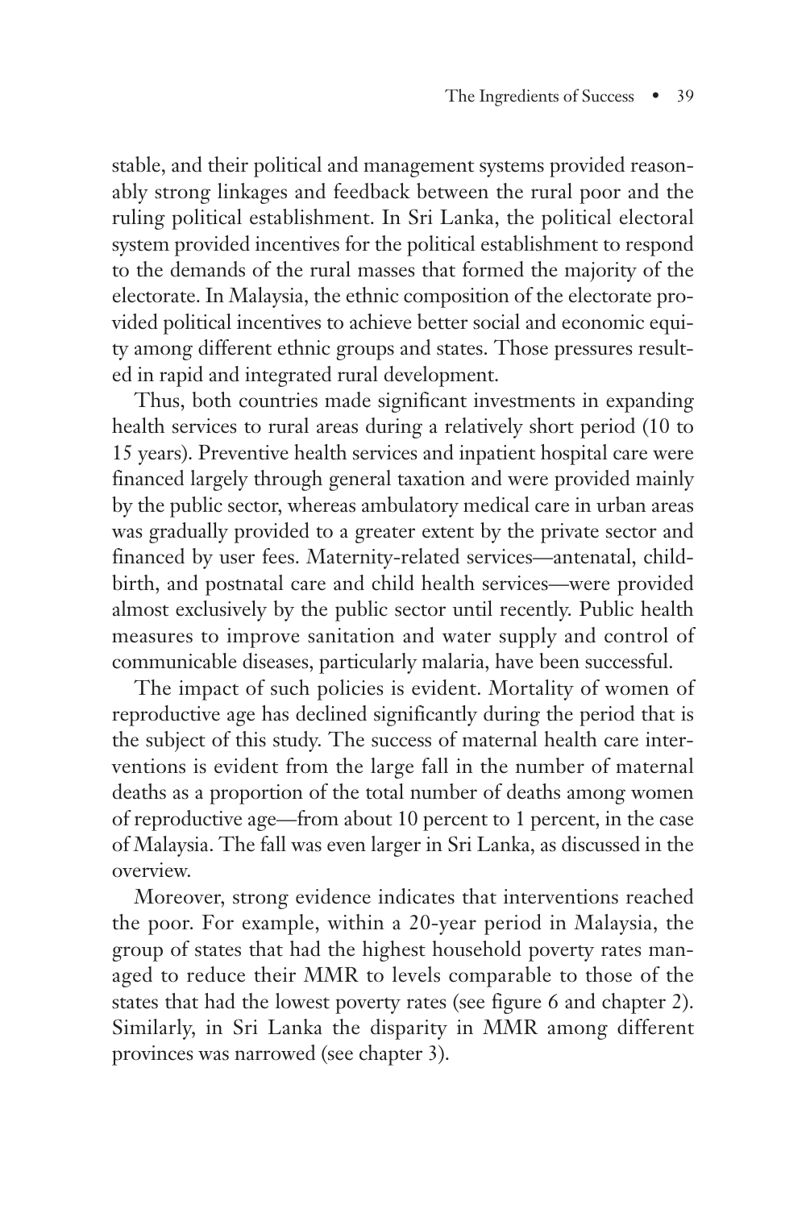stable, and their political and management systems provided reasonably strong linkages and feedback between the rural poor and the ruling political establishment. In Sri Lanka, the political electoral system provided incentives for the political establishment to respond to the demands of the rural masses that formed the majority of the electorate. In Malaysia, the ethnic composition of the electorate provided political incentives to achieve better social and economic equity among different ethnic groups and states. Those pressures resulted in rapid and integrated rural development.

Thus, both countries made significant investments in expanding health services to rural areas during a relatively short period (10 to 15 years). Preventive health services and inpatient hospital care were financed largely through general taxation and were provided mainly by the public sector, whereas ambulatory medical care in urban areas was gradually provided to a greater extent by the private sector and financed by user fees. Maternity-related services—antenatal, childbirth, and postnatal care and child health services—were provided almost exclusively by the public sector until recently. Public health measures to improve sanitation and water supply and control of communicable diseases, particularly malaria, have been successful.

The impact of such policies is evident. Mortality of women of reproductive age has declined significantly during the period that is the subject of this study. The success of maternal health care interventions is evident from the large fall in the number of maternal deaths as a proportion of the total number of deaths among women of reproductive age—from about 10 percent to 1 percent, in the case of Malaysia. The fall was even larger in Sri Lanka, as discussed in the overview.

Moreover, strong evidence indicates that interventions reached the poor. For example, within a 20-year period in Malaysia, the group of states that had the highest household poverty rates managed to reduce their MMR to levels comparable to those of the states that had the lowest poverty rates (see figure 6 and chapter 2). Similarly, in Sri Lanka the disparity in MMR among different provinces was narrowed (see chapter 3).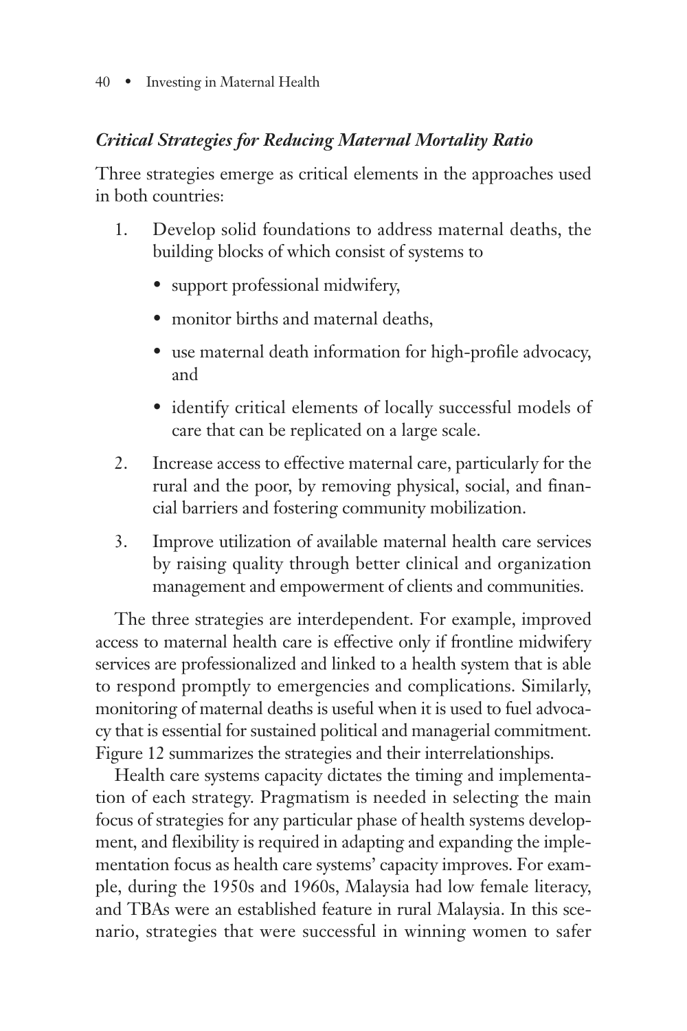### *Critical Strategies for Reducing Maternal Mortality Ratio*

Three strategies emerge as critical elements in the approaches used in both countries:

1. Develop solid foundations to address maternal deaths, the building blocks of which consist of systems to
   - support professional midwifery,
   - monitor births and maternal deaths,
   - use maternal death information for high-profile advocacy, and
   - identify critical elements of locally successful models of care that can be replicated on a large scale.
2. Increase access to effective maternal care, particularly for the rural and the poor, by removing physical, social, and financial barriers and fostering community mobilization.
3. Improve utilization of available maternal health care services by raising quality through better clinical and organization management and empowerment of clients and communities.

The three strategies are interdependent. For example, improved access to maternal health care is effective only if frontline midwifery services are professionalized and linked to a health system that is able to respond promptly to emergencies and complications. Similarly, monitoring of maternal deaths is useful when it is used to fuel advocacy that is essential for sustained political and managerial commitment. Figure 12 summarizes the strategies and their interrelationships.

Health care systems capacity dictates the timing and implementation of each strategy. Pragmatism is needed in selecting the main focus of strategies for any particular phase of health systems development, and flexibility is required in adapting and expanding the implementation focus as health care systems' capacity improves. For example, during the 1950s and 1960s, Malaysia had low female literacy, and TBAs were an established feature in rural Malaysia. In this scenario, strategies that were successful in winning women to safer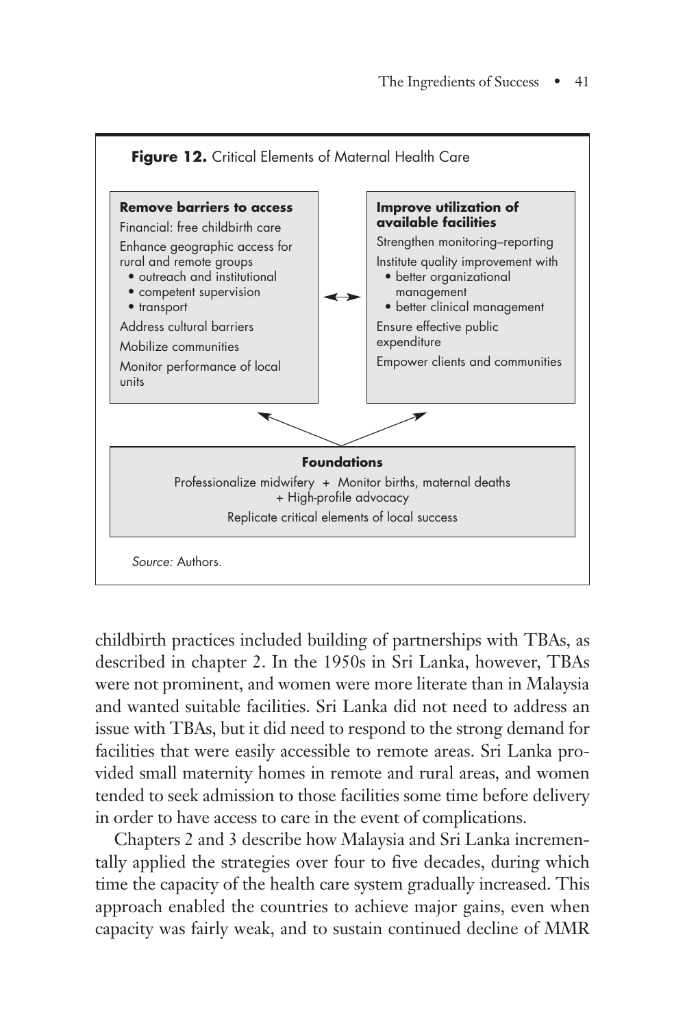**Figure 12.** Critical Elements of Maternal Health Care

**Remove barriers to access**

Financial: free childbirth care

Enhance geographic access for rural and remote groups

- outreach and institutional
- competent supervision
- transport

Address cultural barriers

Mobilize communities

Monitor performance of local units

↔

**Improve utilization of available facilities**

Strengthen monitoring–reporting

Institute quality improvement with

- better organizational management
- better clinical management

Ensure effective public expenditure

Empower clients and communities

**Foundations**

Professionalize midwifery + Monitor births, maternal deaths + High-profile advocacy

Replicate critical elements of local success

*Source:* Authors.

childbirth practices included building of partnerships with TBAs, as described in chapter 2. In the 1950s in Sri Lanka, however, TBAs were not prominent, and women were more literate than in Malaysia and wanted suitable facilities. Sri Lanka did not need to address an issue with TBAs, but it did need to respond to the strong demand for facilities that were easily accessible to remote areas. Sri Lanka provided small maternity homes in remote and rural areas, and women tended to seek admission to those facilities some time before delivery in order to have access to care in the event of complications.

Chapters 2 and 3 describe how Malaysia and Sri Lanka incrementally applied the strategies over four to five decades, during which time the capacity of the health care system gradually increased. This approach enabled the countries to achieve major gains, even when capacity was fairly weak, and to sustain continued decline of MMR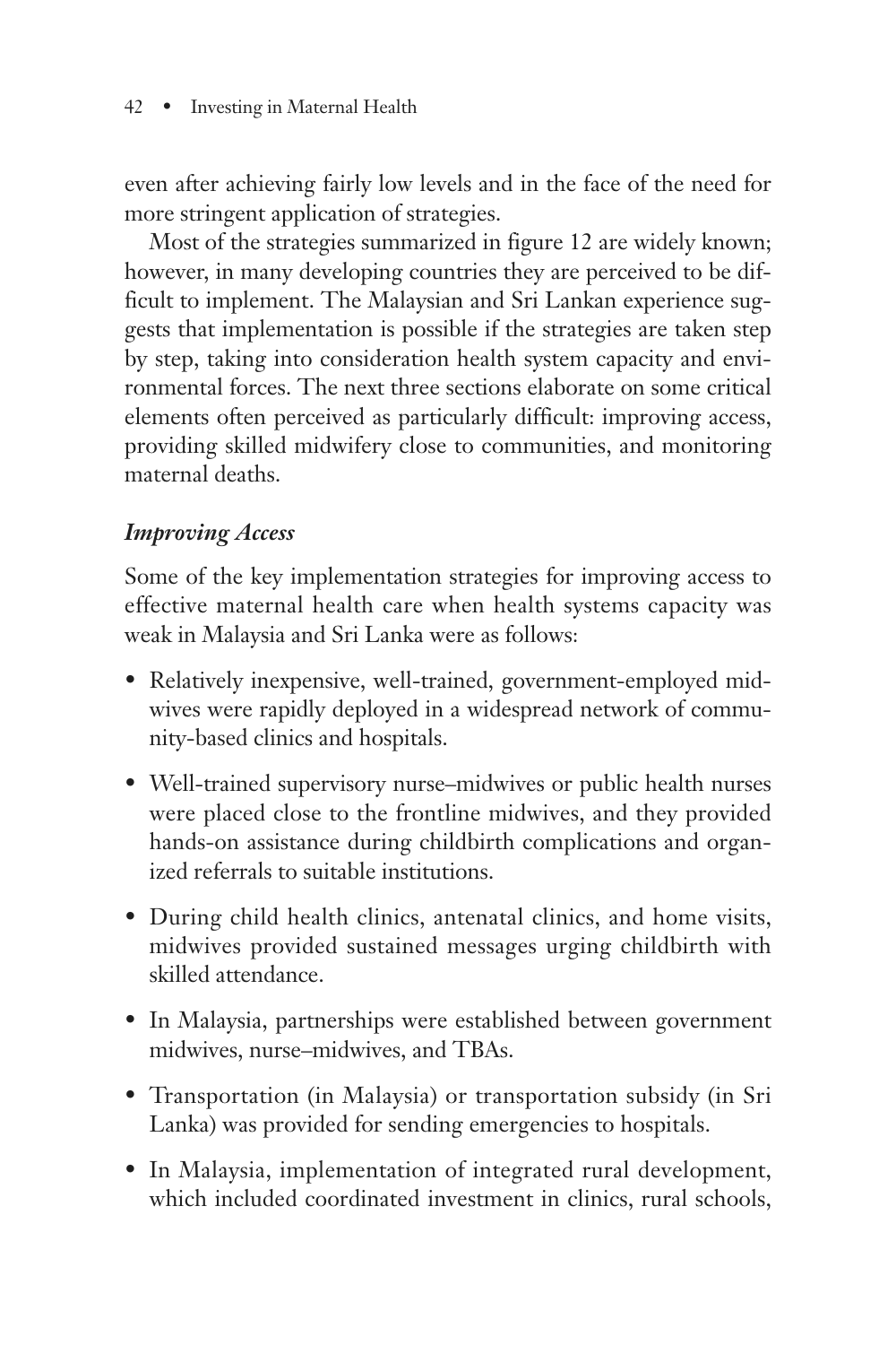even after achieving fairly low levels and in the face of the need for more stringent application of strategies.

Most of the strategies summarized in figure 12 are widely known; however, in many developing countries they are perceived to be difficult to implement. The Malaysian and Sri Lankan experience suggests that implementation is possible if the strategies are taken step by step, taking into consideration health system capacity and environmental forces. The next three sections elaborate on some critical elements often perceived as particularly difficult: improving access, providing skilled midwifery close to communities, and monitoring maternal deaths.

### *Improving Access*

Some of the key implementation strategies for improving access to effective maternal health care when health systems capacity was weak in Malaysia and Sri Lanka were as follows:

- Relatively inexpensive, well-trained, government-employed midwives were rapidly deployed in a widespread network of community-based clinics and hospitals.
- Well-trained supervisory nurse–midwives or public health nurses were placed close to the frontline midwives, and they provided hands-on assistance during childbirth complications and organized referrals to suitable institutions.
- During child health clinics, antenatal clinics, and home visits, midwives provided sustained messages urging childbirth with skilled attendance.
- In Malaysia, partnerships were established between government midwives, nurse–midwives, and TBAs.
- Transportation (in Malaysia) or transportation subsidy (in Sri Lanka) was provided for sending emergencies to hospitals.
- In Malaysia, implementation of integrated rural development, which included coordinated investment in clinics, rural schools,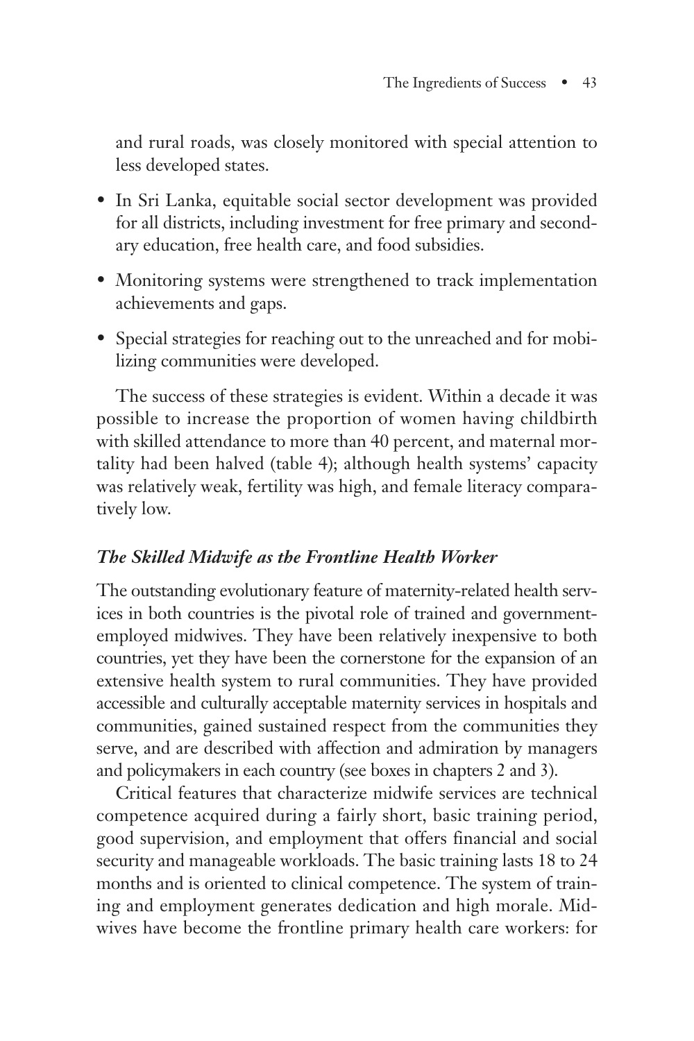and rural roads, was closely monitored with special attention to less developed states.

- In Sri Lanka, equitable social sector development was provided for all districts, including investment for free primary and secondary education, free health care, and food subsidies.
- Monitoring systems were strengthened to track implementation achievements and gaps.
- Special strategies for reaching out to the unreached and for mobilizing communities were developed.

The success of these strategies is evident. Within a decade it was possible to increase the proportion of women having childbirth with skilled attendance to more than 40 percent, and maternal mortality had been halved (table 4); although health systems' capacity was relatively weak, fertility was high, and female literacy comparatively low.

### *The Skilled Midwife as the Frontline Health Worker*

The outstanding evolutionary feature of maternity-related health services in both countries is the pivotal role of trained and government-employed midwives. They have been relatively inexpensive to both countries, yet they have been the cornerstone for the expansion of an extensive health system to rural communities. They have provided accessible and culturally acceptable maternity services in hospitals and communities, gained sustained respect from the communities they serve, and are described with affection and admiration by managers and policymakers in each country (see boxes in chapters 2 and 3).

Critical features that characterize midwife services are technical competence acquired during a fairly short, basic training period, good supervision, and employment that offers financial and social security and manageable workloads. The basic training lasts 18 to 24 months and is oriented to clinical competence. The system of training and employment generates dedication and high morale. Midwives have become the frontline primary health care workers: for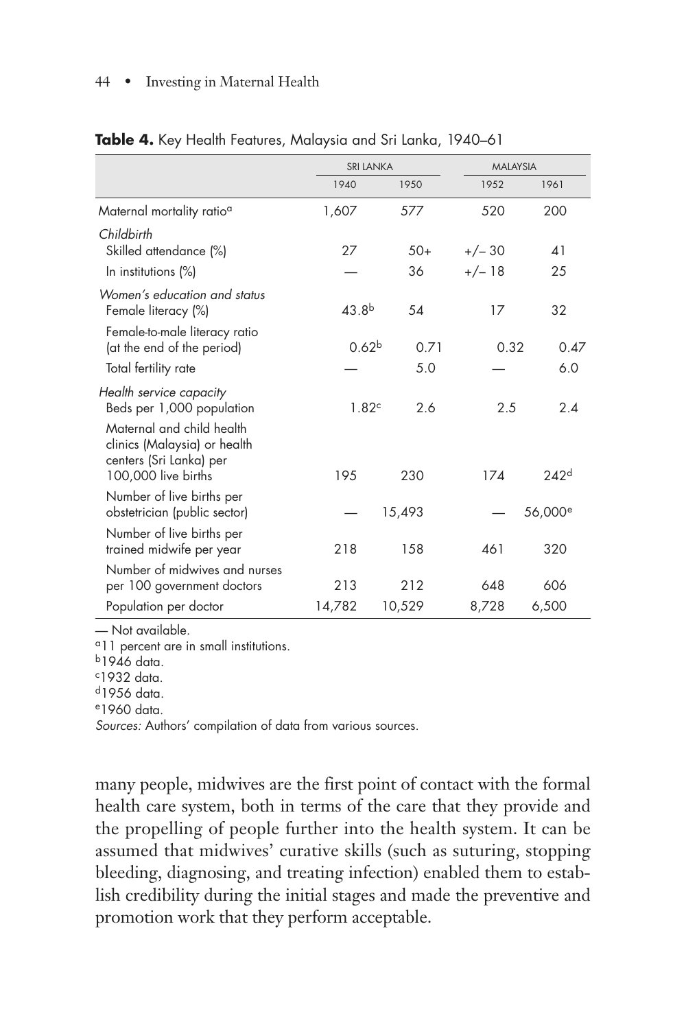**Table 4.** Key Health Features, Malaysia and Sri Lanka, 1940–61

| | SRI LANKA | | MALAYSIA | |
|---|---|---|---|---|
| | 1940 | 1950 | 1952 | 1961 |
| Maternal mortality ratio[a] | 1,607 | 577 | 520 | 200 |
| *Childbirth* | | | | |
| Skilled attendance (%) | 27 | 50+ | +/– 30 | 41 |
| In institutions (%) | — | 36 | +/– 18 | 25 |
| *Women's education and status* | | | | |
| Female literacy (%) | 43.8[b] | 54 | 17 | 32 |
| Female-to-male literacy ratio (at the end of the period) | 0.62[b] | 0.71 | 0.32 | 0.47 |
| Total fertility rate | — | 5.0 | — | 6.0 |
| *Health service capacity* | | | | |
| Beds per 1,000 population | 1.82[c] | 2.6 | 2.5 | 2.4 |
| Maternal and child health clinics (Malaysia) or health centers (Sri Lanka) per 100,000 live births | 195 | 230 | 174 | 242[d] |
| Number of live births per obstetrician (public sector) | — | 15,493 | — | 56,000[e] |
| Number of live births per trained midwife per year | 218 | 158 | 461 | 320 |
| Number of midwives and nurses per 100 government doctors | 213 | 212 | 648 | 606 |
| Population per doctor | 14,782 | 10,529 | 8,728 | 6,500 |

— Not available.
[a] 11 percent are in small institutions.
[b] 1946 data.
[c] 1932 data.
[d] 1956 data.
[e] 1960 data.
*Sources:* Authors' compilation of data from various sources.

many people, midwives are the first point of contact with the formal health care system, both in terms of the care that they provide and the propelling of people further into the health system. It can be assumed that midwives' curative skills (such as suturing, stopping bleeding, diagnosing, and treating infection) enabled them to establish credibility during the initial stages and made the preventive and promotion work that they perform acceptable.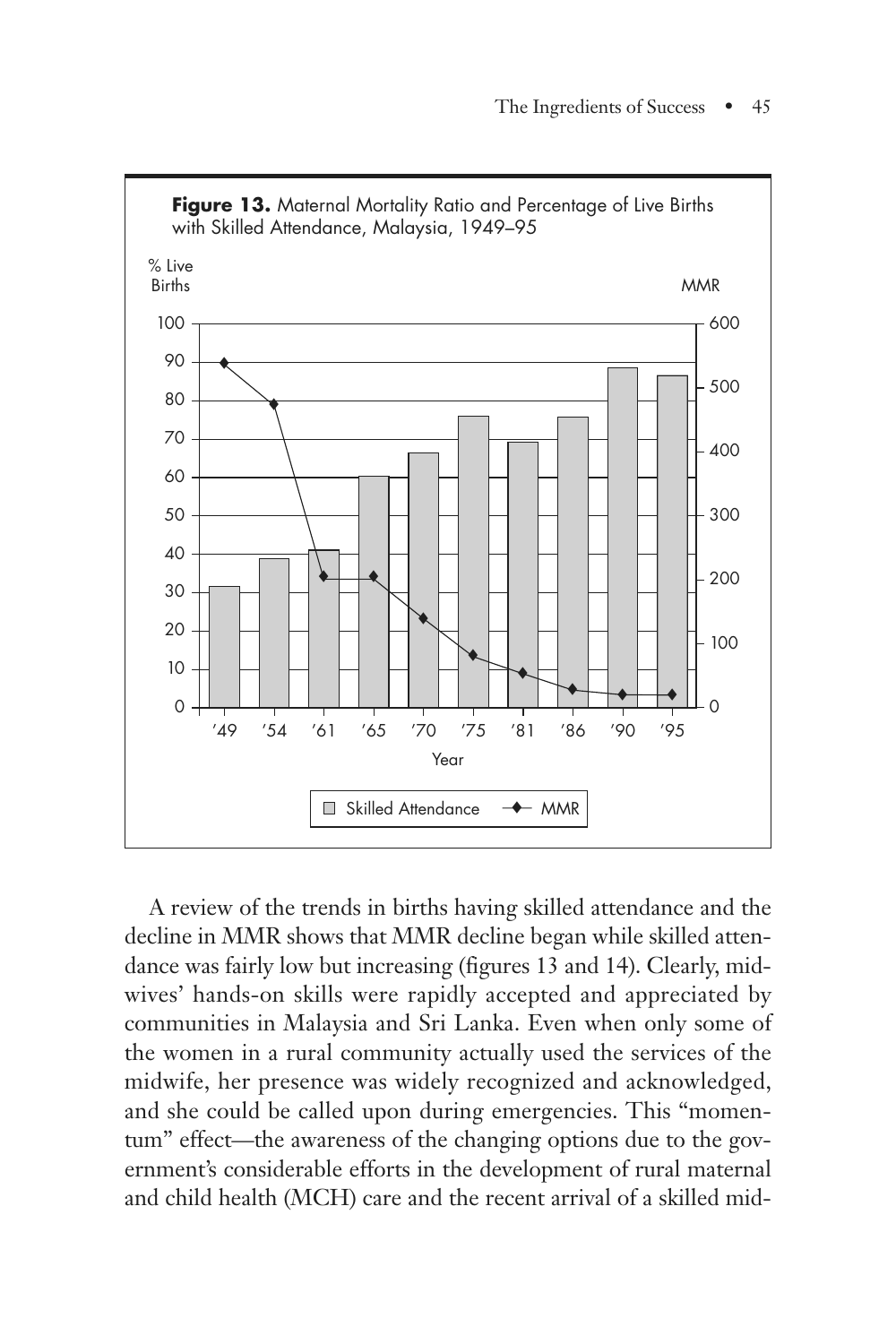**Figure 13.** Maternal Mortality Ratio and Percentage of Live Births with Skilled Attendance, Malaysia, 1949–95

A review of the trends in births having skilled attendance and the decline in MMR shows that MMR decline began while skilled attendance was fairly low but increasing (figures 13 and 14). Clearly, midwives' hands-on skills were rapidly accepted and appreciated by communities in Malaysia and Sri Lanka. Even when only some of the women in a rural community actually used the services of the midwife, her presence was widely recognized and acknowledged, and she could be called upon during emergencies. This "momentum" effect—the awareness of the changing options due to the government's considerable efforts in the development of rural maternal and child health (MCH) care and the recent arrival of a skilled mid-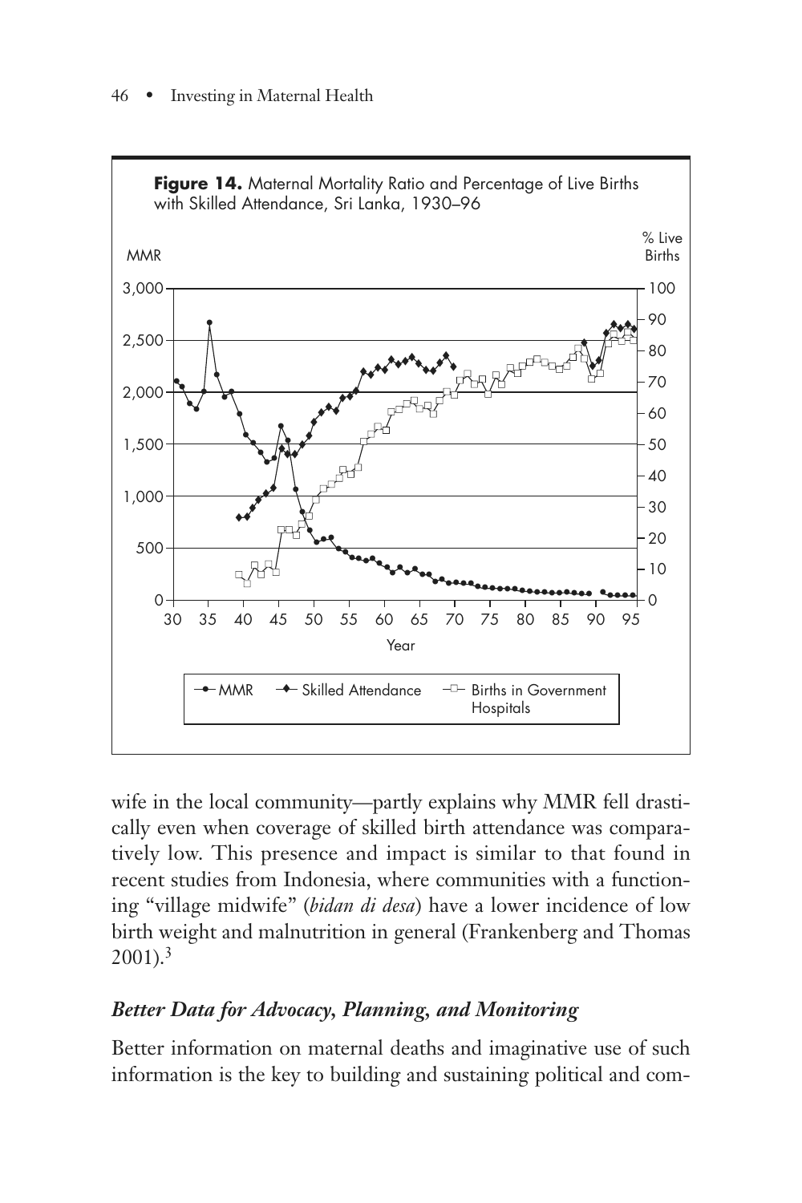**Figure 14.** Maternal Mortality Ratio and Percentage of Live Births with Skilled Attendance, Sri Lanka, 1930–96

wife in the local community—partly explains why MMR fell drastically even when coverage of skilled birth attendance was comparatively low. This presence and impact is similar to that found in recent studies from Indonesia, where communities with a functioning "village midwife" (*bidan di desa*) have a lower incidence of low birth weight and malnutrition in general (Frankenberg and Thomas 2001).[3]

### *Better Data for Advocacy, Planning, and Monitoring*

Better information on maternal deaths and imaginative use of such information is the key to building and sustaining political and com-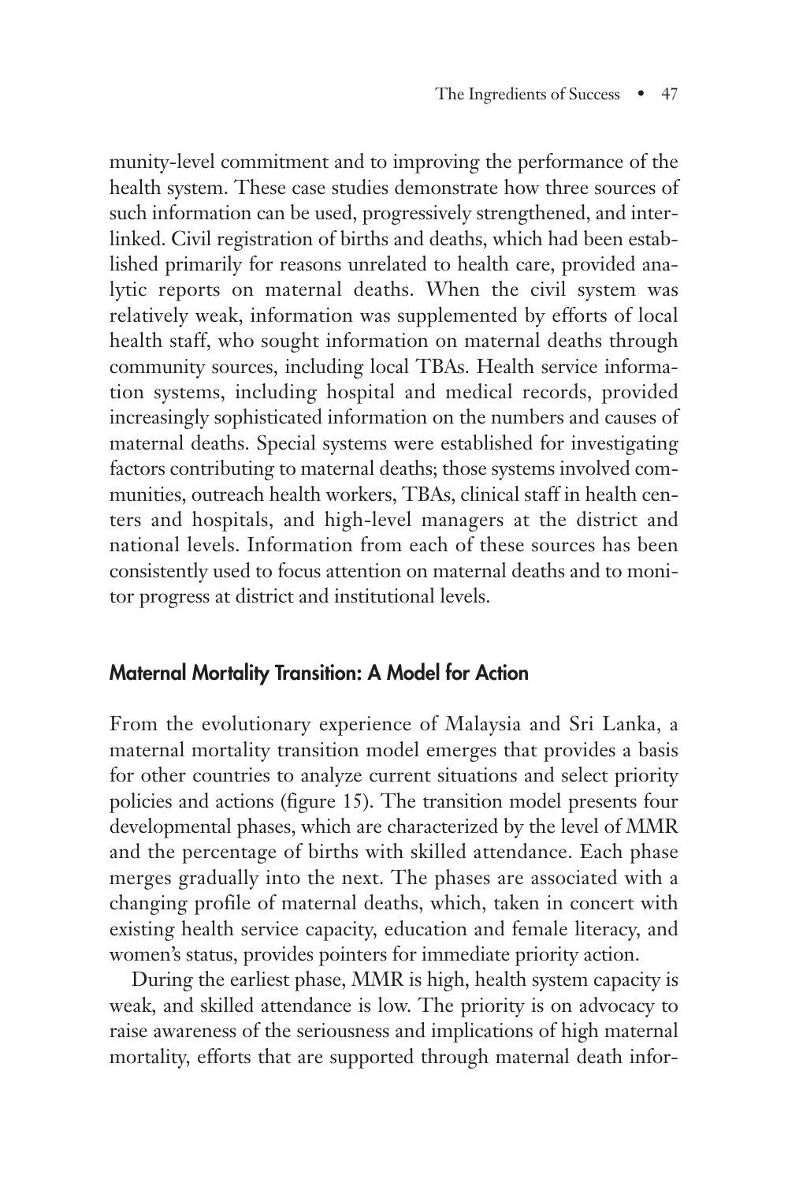munity-level commitment and to improving the performance of the health system. These case studies demonstrate how three sources of such information can be used, progressively strengthened, and interlinked. Civil registration of births and deaths, which had been established primarily for reasons unrelated to health care, provided analytic reports on maternal deaths. When the civil system was relatively weak, information was supplemented by efforts of local health staff, who sought information on maternal deaths through community sources, including local TBAs. Health service information systems, including hospital and medical records, provided increasingly sophisticated information on the numbers and causes of maternal deaths. Special systems were established for investigating factors contributing to maternal deaths; those systems involved communities, outreach health workers, TBAs, clinical staff in health centers and hospitals, and high-level managers at the district and national levels. Information from each of these sources has been consistently used to focus attention on maternal deaths and to monitor progress at district and institutional levels.

### Maternal Mortality Transition: A Model for Action

From the evolutionary experience of Malaysia and Sri Lanka, a maternal mortality transition model emerges that provides a basis for other countries to analyze current situations and select priority policies and actions (figure 15). The transition model presents four developmental phases, which are characterized by the level of MMR and the percentage of births with skilled attendance. Each phase merges gradually into the next. The phases are associated with a changing profile of maternal deaths, which, taken in concert with existing health service capacity, education and female literacy, and women's status, provides pointers for immediate priority action.

During the earliest phase, MMR is high, health system capacity is weak, and skilled attendance is low. The priority is on advocacy to raise awareness of the seriousness and implications of high maternal mortality, efforts that are supported through maternal death infor-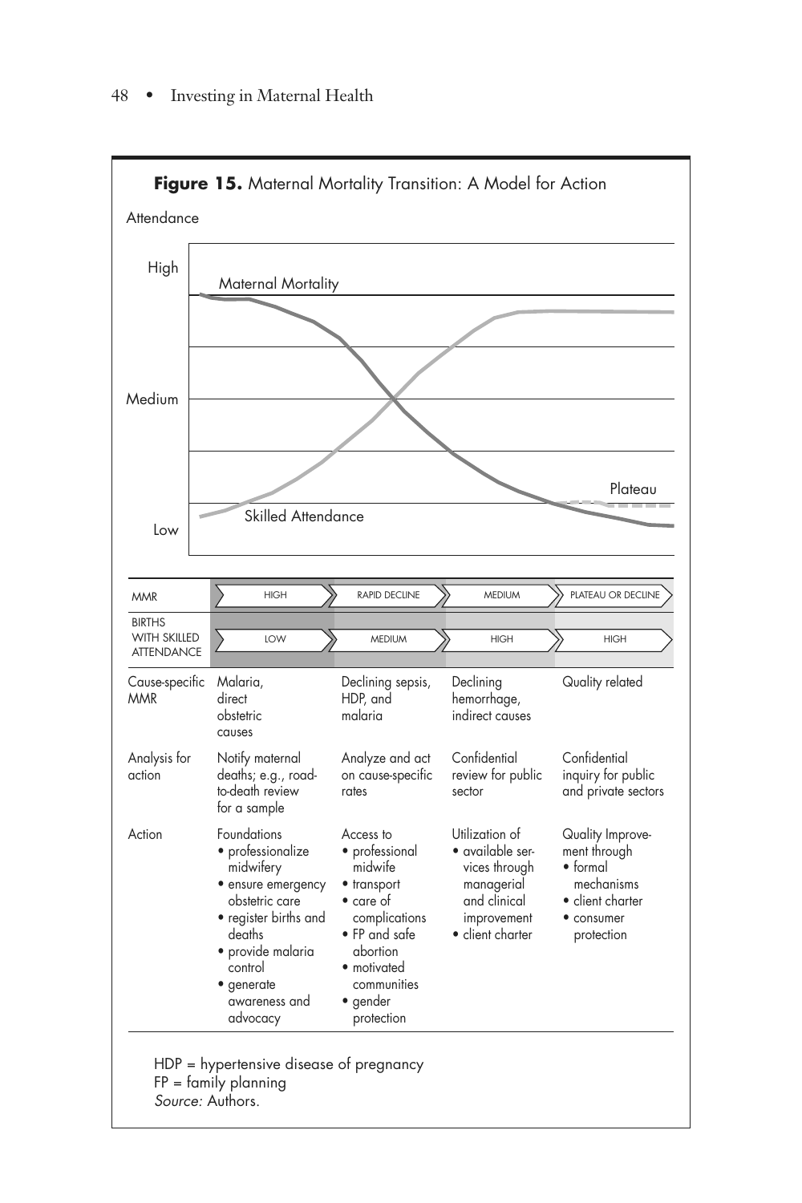**Figure 15.** Maternal Mortality Transition: A Model for Action

| MMR | HIGH | RAPID DECLINE | MEDIUM | PLATEAU OR DECLINE |
|---|---|---|---|---|
| BIRTHS WITH SKILLED ATTENDANCE | LOW | MEDIUM | HIGH | HIGH |
| Cause-specific MMR | Malaria, direct obstetric causes | Declining sepsis, HDP, and malaria | Declining hemorrhage, indirect causes | Quality related |
| Analysis for action | Notify maternal deaths; e.g., road-to-death review for a sample | Analyze and act on cause-specific rates | Confidential review for public sector | Confidential inquiry for public and private sectors |
| Action | Foundations<br>• professionalize midwifery<br>• ensure emergency obstetric care<br>• register births and deaths<br>• provide malaria control<br>• generate awareness and advocacy | Access to<br>• professional midwife<br>• transport<br>• care of complications<br>• FP and safe abortion<br>• motivated communities<br>• gender protection | Utilization of<br>• available services through managerial and clinical improvement<br>• client charter | Quality Improvement through<br>• formal mechanisms<br>• client charter<br>• consumer protection |

HDP = hypertensive disease of pregnancy
FP = family planning
*Source:* Authors.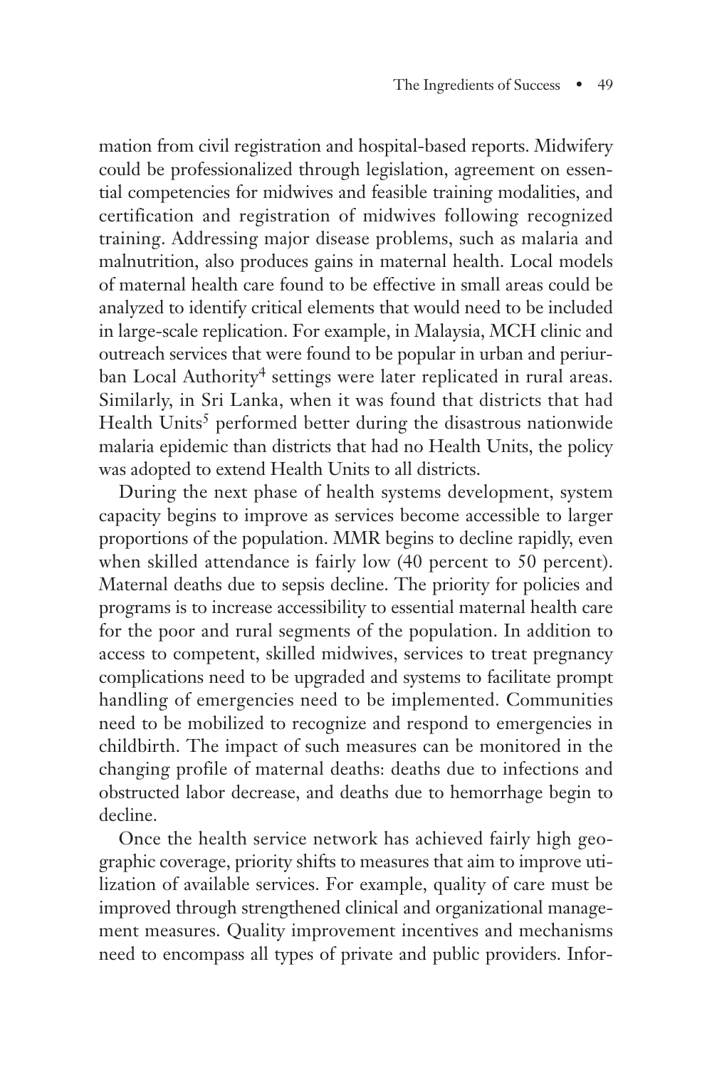mation from civil registration and hospital-based reports. Midwifery could be professionalized through legislation, agreement on essential competencies for midwives and feasible training modalities, and certification and registration of midwives following recognized training. Addressing major disease problems, such as malaria and malnutrition, also produces gains in maternal health. Local models of maternal health care found to be effective in small areas could be analyzed to identify critical elements that would need to be included in large-scale replication. For example, in Malaysia, MCH clinic and outreach services that were found to be popular in urban and periurban Local Authority[4] settings were later replicated in rural areas. Similarly, in Sri Lanka, when it was found that districts that had Health Units[5] performed better during the disastrous nationwide malaria epidemic than districts that had no Health Units, the policy was adopted to extend Health Units to all districts.

During the next phase of health systems development, system capacity begins to improve as services become accessible to larger proportions of the population. MMR begins to decline rapidly, even when skilled attendance is fairly low (40 percent to 50 percent). Maternal deaths due to sepsis decline. The priority for policies and programs is to increase accessibility to essential maternal health care for the poor and rural segments of the population. In addition to access to competent, skilled midwives, services to treat pregnancy complications need to be upgraded and systems to facilitate prompt handling of emergencies need to be implemented. Communities need to be mobilized to recognize and respond to emergencies in childbirth. The impact of such measures can be monitored in the changing profile of maternal deaths: deaths due to infections and obstructed labor decrease, and deaths due to hemorrhage begin to decline.

Once the health service network has achieved fairly high geographic coverage, priority shifts to measures that aim to improve utilization of available services. For example, quality of care must be improved through strengthened clinical and organizational management measures. Quality improvement incentives and mechanisms need to encompass all types of private and public providers. Infor-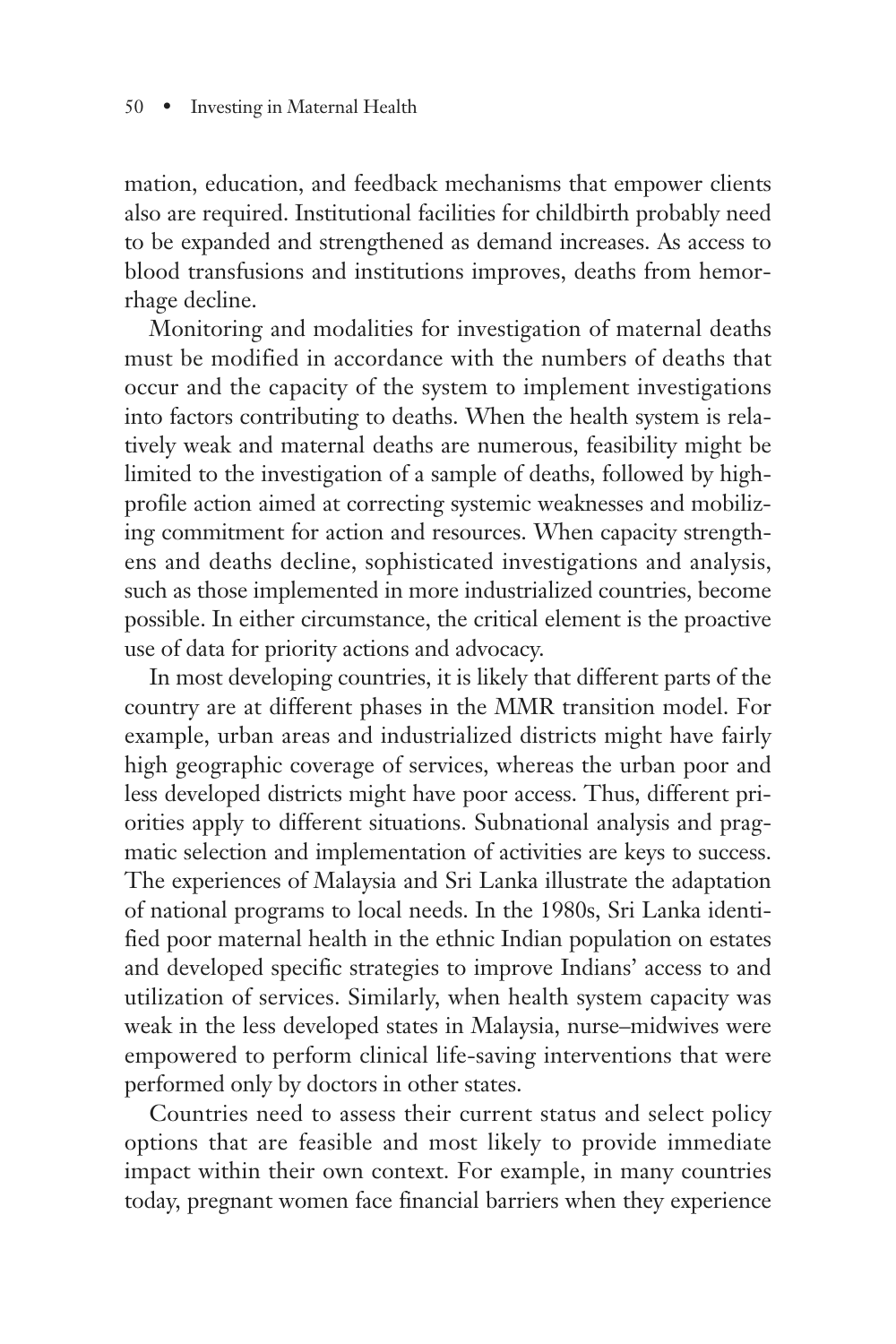mation, education, and feedback mechanisms that empower clients also are required. Institutional facilities for childbirth probably need to be expanded and strengthened as demand increases. As access to blood transfusions and institutions improves, deaths from hemorrhage decline.

Monitoring and modalities for investigation of maternal deaths must be modified in accordance with the numbers of deaths that occur and the capacity of the system to implement investigations into factors contributing to deaths. When the health system is relatively weak and maternal deaths are numerous, feasibility might be limited to the investigation of a sample of deaths, followed by high-profile action aimed at correcting systemic weaknesses and mobilizing commitment for action and resources. When capacity strengthens and deaths decline, sophisticated investigations and analysis, such as those implemented in more industrialized countries, become possible. In either circumstance, the critical element is the proactive use of data for priority actions and advocacy.

In most developing countries, it is likely that different parts of the country are at different phases in the MMR transition model. For example, urban areas and industrialized districts might have fairly high geographic coverage of services, whereas the urban poor and less developed districts might have poor access. Thus, different priorities apply to different situations. Subnational analysis and pragmatic selection and implementation of activities are keys to success. The experiences of Malaysia and Sri Lanka illustrate the adaptation of national programs to local needs. In the 1980s, Sri Lanka identified poor maternal health in the ethnic Indian population on estates and developed specific strategies to improve Indians' access to and utilization of services. Similarly, when health system capacity was weak in the less developed states in Malaysia, nurse–midwives were empowered to perform clinical life-saving interventions that were performed only by doctors in other states.

Countries need to assess their current status and select policy options that are feasible and most likely to provide immediate impact within their own context. For example, in many countries today, pregnant women face financial barriers when they experience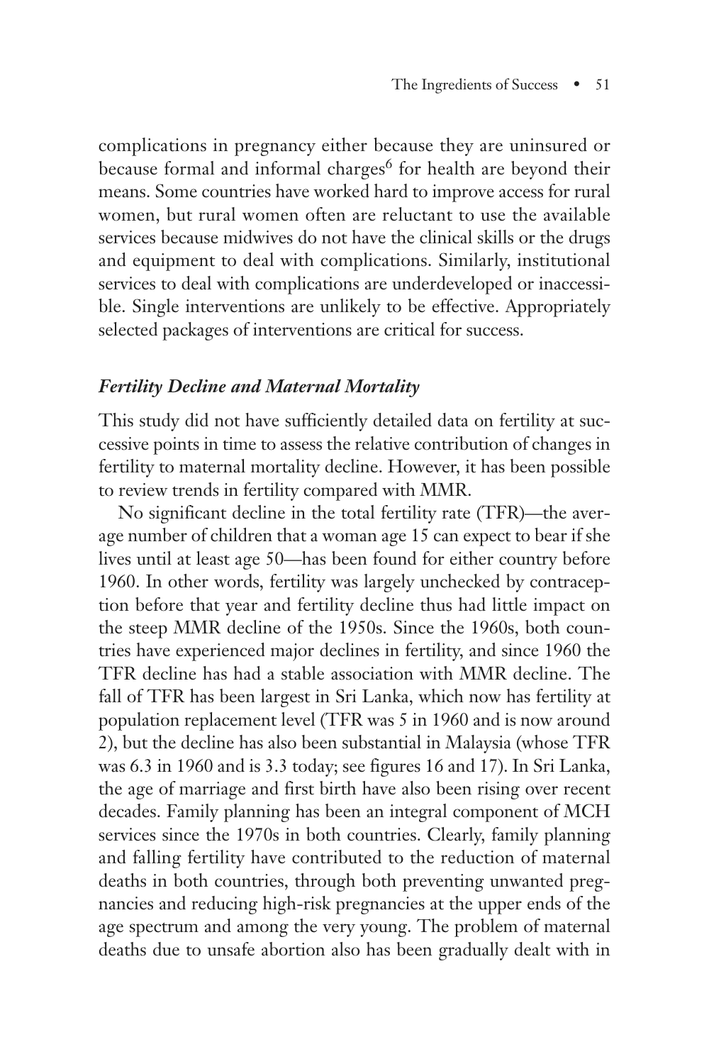complications in pregnancy either because they are uninsured or because formal and informal charges[6] for health are beyond their means. Some countries have worked hard to improve access for rural women, but rural women often are reluctant to use the available services because midwives do not have the clinical skills or the drugs and equipment to deal with complications. Similarly, institutional services to deal with complications are underdeveloped or inaccessible. Single interventions are unlikely to be effective. Appropriately selected packages of interventions are critical for success.

### *Fertility Decline and Maternal Mortality*

This study did not have sufficiently detailed data on fertility at successive points in time to assess the relative contribution of changes in fertility to maternal mortality decline. However, it has been possible to review trends in fertility compared with MMR.

No significant decline in the total fertility rate (TFR)—the average number of children that a woman age 15 can expect to bear if she lives until at least age 50—has been found for either country before 1960. In other words, fertility was largely unchecked by contraception before that year and fertility decline thus had little impact on the steep MMR decline of the 1950s. Since the 1960s, both countries have experienced major declines in fertility, and since 1960 the TFR decline has had a stable association with MMR decline. The fall of TFR has been largest in Sri Lanka, which now has fertility at population replacement level (TFR was 5 in 1960 and is now around 2), but the decline has also been substantial in Malaysia (whose TFR was 6.3 in 1960 and is 3.3 today; see figures 16 and 17). In Sri Lanka, the age of marriage and first birth have also been rising over recent decades. Family planning has been an integral component of MCH services since the 1970s in both countries. Clearly, family planning and falling fertility have contributed to the reduction of maternal deaths in both countries, through both preventing unwanted pregnancies and reducing high-risk pregnancies at the upper ends of the age spectrum and among the very young. The problem of maternal deaths due to unsafe abortion also has been gradually dealt with in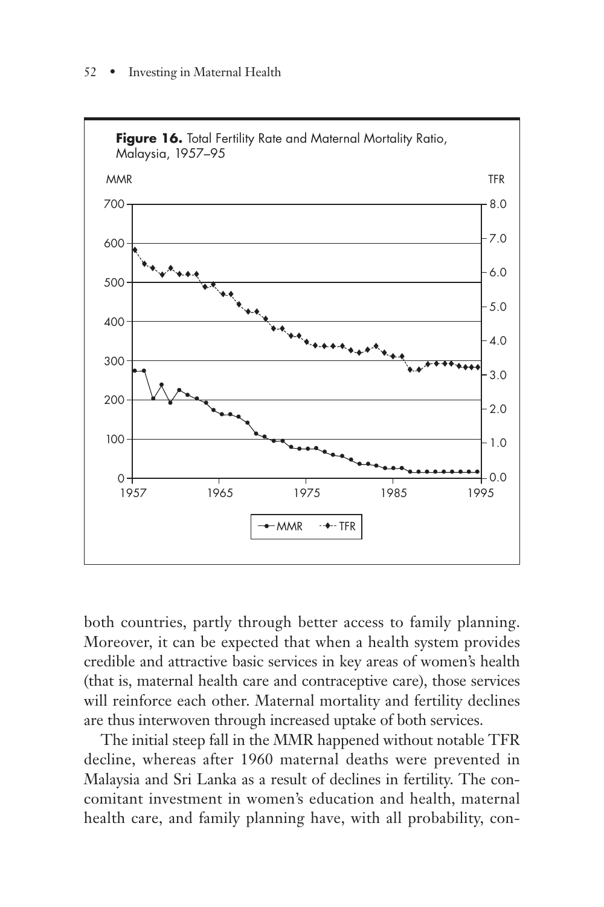**Figure 16.** Total Fertility Rate and Maternal Mortality Ratio, Malaysia, 1957–95

both countries, partly through better access to family planning. Moreover, it can be expected that when a health system provides credible and attractive basic services in key areas of women's health (that is, maternal health care and contraceptive care), those services will reinforce each other. Maternal mortality and fertility declines are thus interwoven through increased uptake of both services.

The initial steep fall in the MMR happened without notable TFR decline, whereas after 1960 maternal deaths were prevented in Malaysia and Sri Lanka as a result of declines in fertility. The concomitant investment in women's education and health, maternal health care, and family planning have, with all probability, con-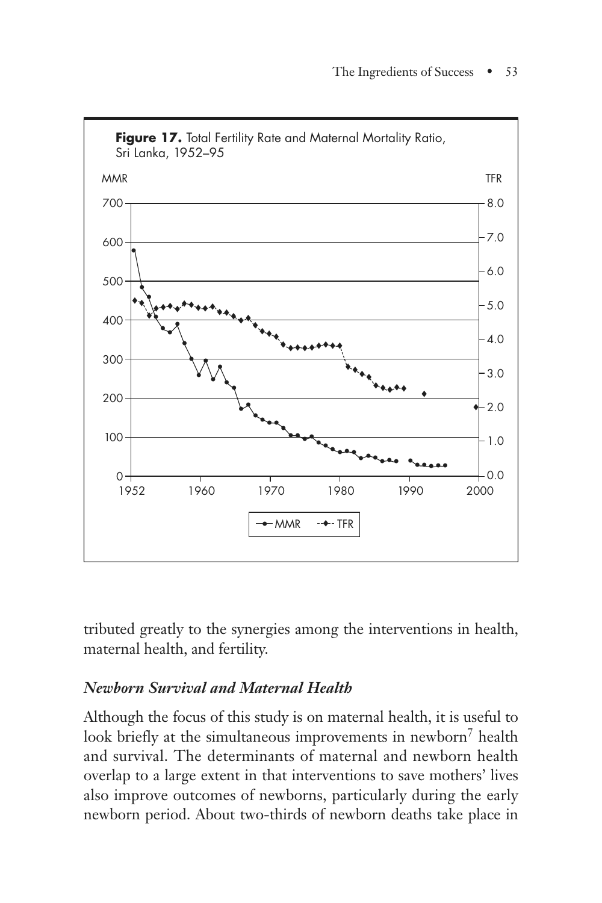**Figure 17.** Total Fertility Rate and Maternal Mortality Ratio, Sri Lanka, 1952–95

tributed greatly to the synergies among the interventions in health, maternal health, and fertility.

### *Newborn Survival and Maternal Health*

Although the focus of this study is on maternal health, it is useful to look briefly at the simultaneous improvements in newborn[7] health and survival. The determinants of maternal and newborn health overlap to a large extent in that interventions to save mothers' lives also improve outcomes of newborns, particularly during the early newborn period. About two-thirds of newborn deaths take place in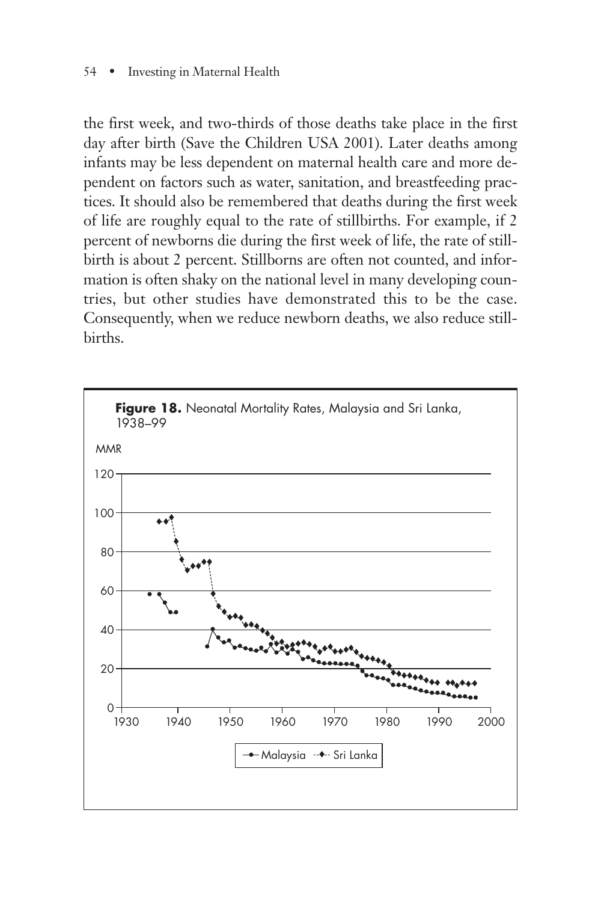the first week, and two-thirds of those deaths take place in the first day after birth (Save the Children USA 2001). Later deaths among infants may be less dependent on maternal health care and more dependent on factors such as water, sanitation, and breastfeeding practices. It should also be remembered that deaths during the first week of life are roughly equal to the rate of stillbirths. For example, if 2 percent of newborns die during the first week of life, the rate of stillbirth is about 2 percent. Stillborns are often not counted, and information is often shaky on the national level in many developing countries, but other studies have demonstrated this to be the case. Consequently, when we reduce newborn deaths, we also reduce stillbirths.

**Figure 18.** Neonatal Mortality Rates, Malaysia and Sri Lanka, 1938–99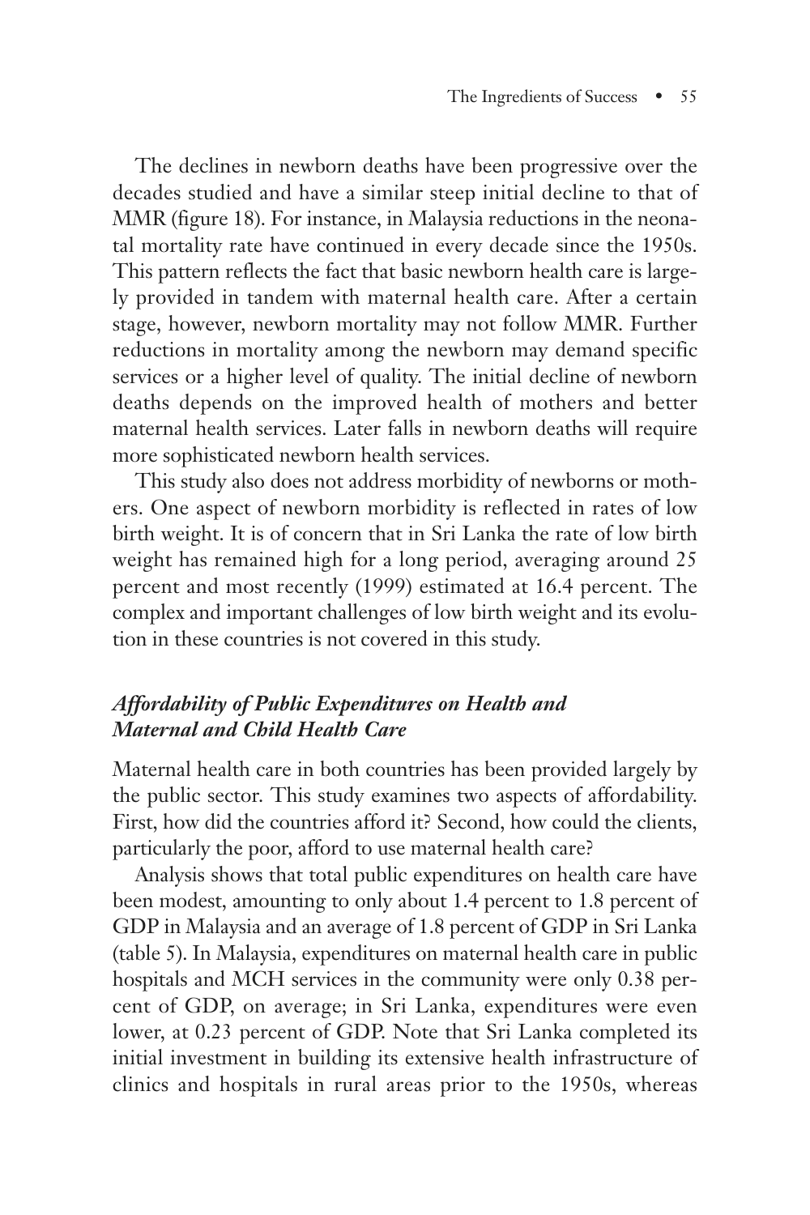The declines in newborn deaths have been progressive over the decades studied and have a similar steep initial decline to that of MMR (figure 18). For instance, in Malaysia reductions in the neonatal mortality rate have continued in every decade since the 1950s. This pattern reflects the fact that basic newborn health care is largely provided in tandem with maternal health care. After a certain stage, however, newborn mortality may not follow MMR. Further reductions in mortality among the newborn may demand specific services or a higher level of quality. The initial decline of newborn deaths depends on the improved health of mothers and better maternal health services. Later falls in newborn deaths will require more sophisticated newborn health services.

This study also does not address morbidity of newborns or mothers. One aspect of newborn morbidity is reflected in rates of low birth weight. It is of concern that in Sri Lanka the rate of low birth weight has remained high for a long period, averaging around 25 percent and most recently (1999) estimated at 16.4 percent. The complex and important challenges of low birth weight and its evolution in these countries is not covered in this study.

### *Affordability of Public Expenditures on Health and Maternal and Child Health Care*

Maternal health care in both countries has been provided largely by the public sector. This study examines two aspects of affordability. First, how did the countries afford it? Second, how could the clients, particularly the poor, afford to use maternal health care?

Analysis shows that total public expenditures on health care have been modest, amounting to only about 1.4 percent to 1.8 percent of GDP in Malaysia and an average of 1.8 percent of GDP in Sri Lanka (table 5). In Malaysia, expenditures on maternal health care in public hospitals and MCH services in the community were only 0.38 percent of GDP, on average; in Sri Lanka, expenditures were even lower, at 0.23 percent of GDP. Note that Sri Lanka completed its initial investment in building its extensive health infrastructure of clinics and hospitals in rural areas prior to the 1950s, whereas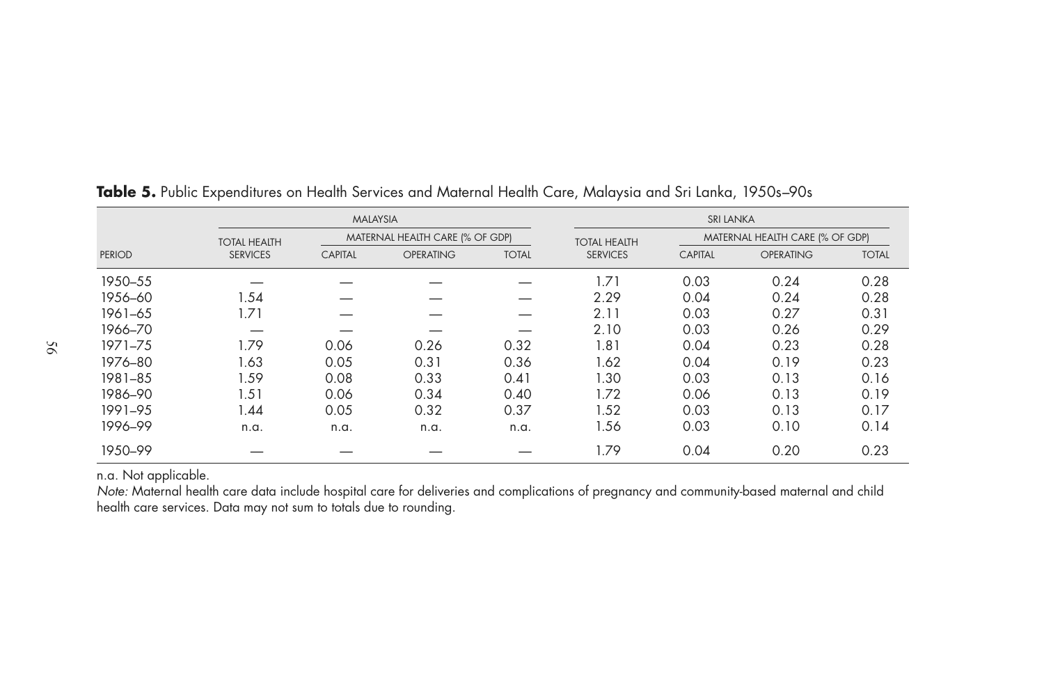**Table 5.** Public Expenditures on Health Services and Maternal Health Care, Malaysia and Sri Lanka, 1950s–90s

| | MALAYSIA | | | | SRI LANKA | | | |
|---|---|---|---|---|---|---|---|---|
| | TOTAL HEALTH | MATERNAL HEALTH CARE (% OF GDP) | | | TOTAL HEALTH | MATERNAL HEALTH CARE (% OF GDP) | | |
| PERIOD | SERVICES | CAPITAL | OPERATING | TOTAL | SERVICES | CAPITAL | OPERATING | TOTAL |
| 1950–55 | — | — | — | — | 1.71 | 0.03 | 0.24 | 0.28 |
| 1956–60 | 1.54 | — | — | — | 2.29 | 0.04 | 0.24 | 0.28 |
| 1961–65 | 1.71 | — | — | — | 2.11 | 0.03 | 0.27 | 0.31 |
| 1966–70 | — | — | — | — | 2.10 | 0.03 | 0.26 | 0.29 |
| 1971–75 | 1.79 | 0.06 | 0.26 | 0.32 | 1.81 | 0.04 | 0.23 | 0.28 |
| 1976–80 | 1.63 | 0.05 | 0.31 | 0.36 | 1.62 | 0.04 | 0.19 | 0.23 |
| 1981–85 | 1.59 | 0.08 | 0.33 | 0.41 | 1.30 | 0.03 | 0.13 | 0.16 |
| 1986–90 | 1.51 | 0.06 | 0.34 | 0.40 | 1.72 | 0.06 | 0.13 | 0.19 |
| 1991–95 | 1.44 | 0.05 | 0.32 | 0.37 | 1.52 | 0.03 | 0.13 | 0.17 |
| 1996–99 | n.a. | n.a. | n.a. | n.a. | 1.56 | 0.03 | 0.10 | 0.14 |
| 1950–99 | — | — | — | — | 1.79 | 0.04 | 0.20 | 0.23 |

n.a. Not applicable.

*Note:* Maternal health care data include hospital care for deliveries and complications of pregnancy and community-based maternal and child health care services. Data may not sum to totals due to rounding.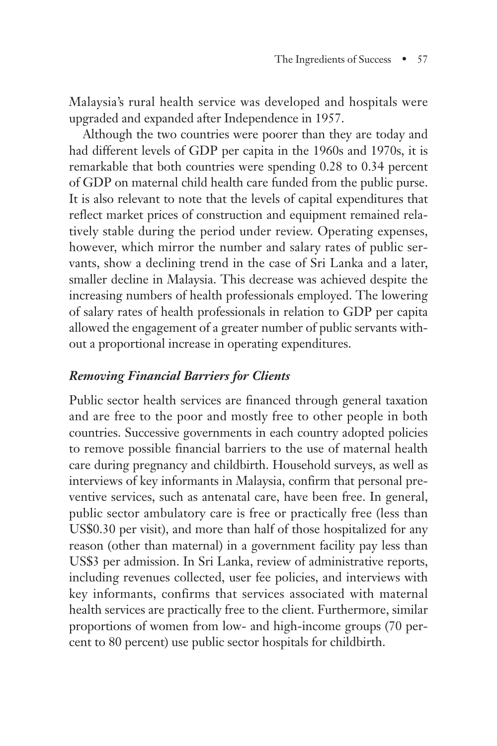Malaysia's rural health service was developed and hospitals were upgraded and expanded after Independence in 1957.

Although the two countries were poorer than they are today and had different levels of GDP per capita in the 1960s and 1970s, it is remarkable that both countries were spending 0.28 to 0.34 percent of GDP on maternal child health care funded from the public purse. It is also relevant to note that the levels of capital expenditures that reflect market prices of construction and equipment remained relatively stable during the period under review. Operating expenses, however, which mirror the number and salary rates of public servants, show a declining trend in the case of Sri Lanka and a later, smaller decline in Malaysia. This decrease was achieved despite the increasing numbers of health professionals employed. The lowering of salary rates of health professionals in relation to GDP per capita allowed the engagement of a greater number of public servants without a proportional increase in operating expenditures.

### *Removing Financial Barriers for Clients*

Public sector health services are financed through general taxation and are free to the poor and mostly free to other people in both countries. Successive governments in each country adopted policies to remove possible financial barriers to the use of maternal health care during pregnancy and childbirth. Household surveys, as well as interviews of key informants in Malaysia, confirm that personal preventive services, such as antenatal care, have been free. In general, public sector ambulatory care is free or practically free (less than US$0.30 per visit), and more than half of those hospitalized for any reason (other than maternal) in a government facility pay less than US$3 per admission. In Sri Lanka, review of administrative reports, including revenues collected, user fee policies, and interviews with key informants, confirms that services associated with maternal health services are practically free to the client. Furthermore, similar proportions of women from low- and high-income groups (70 percent to 80 percent) use public sector hospitals for childbirth.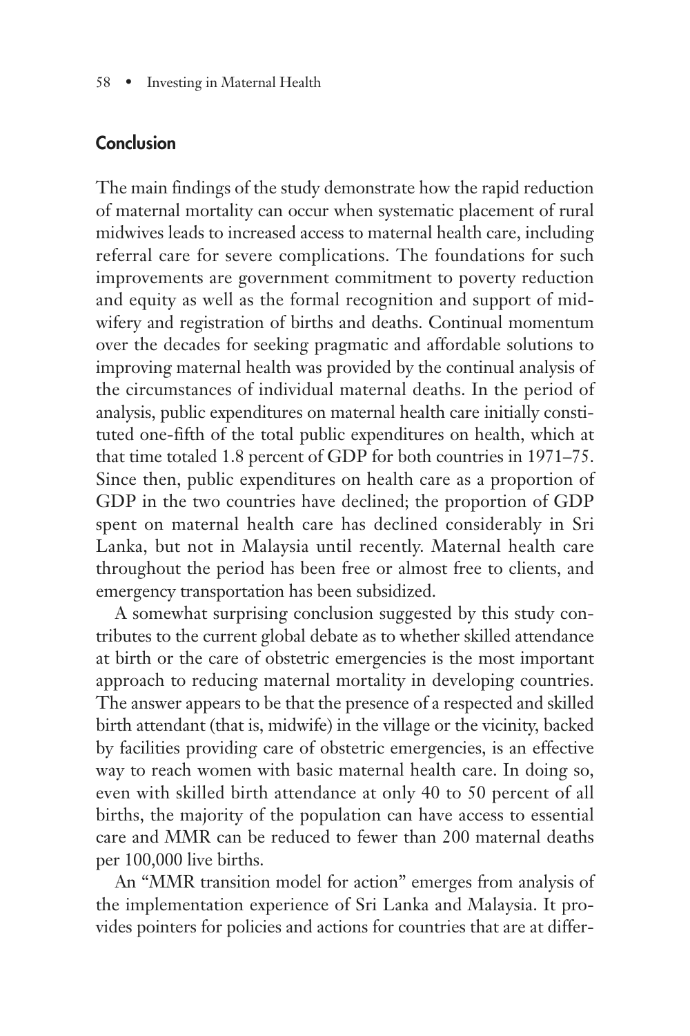## Conclusion

The main findings of the study demonstrate how the rapid reduction of maternal mortality can occur when systematic placement of rural midwives leads to increased access to maternal health care, including referral care for severe complications. The foundations for such improvements are government commitment to poverty reduction and equity as well as the formal recognition and support of midwifery and registration of births and deaths. Continual momentum over the decades for seeking pragmatic and affordable solutions to improving maternal health was provided by the continual analysis of the circumstances of individual maternal deaths. In the period of analysis, public expenditures on maternal health care initially constituted one-fifth of the total public expenditures on health, which at that time totaled 1.8 percent of GDP for both countries in 1971–75. Since then, public expenditures on health care as a proportion of GDP in the two countries have declined; the proportion of GDP spent on maternal health care has declined considerably in Sri Lanka, but not in Malaysia until recently. Maternal health care throughout the period has been free or almost free to clients, and emergency transportation has been subsidized.

A somewhat surprising conclusion suggested by this study contributes to the current global debate as to whether skilled attendance at birth or the care of obstetric emergencies is the most important approach to reducing maternal mortality in developing countries. The answer appears to be that the presence of a respected and skilled birth attendant (that is, midwife) in the village or the vicinity, backed by facilities providing care of obstetric emergencies, is an effective way to reach women with basic maternal health care. In doing so, even with skilled birth attendance at only 40 to 50 percent of all births, the majority of the population can have access to essential care and MMR can be reduced to fewer than 200 maternal deaths per 100,000 live births.

An "MMR transition model for action" emerges from analysis of the implementation experience of Sri Lanka and Malaysia. It provides pointers for policies and actions for countries that are at differ-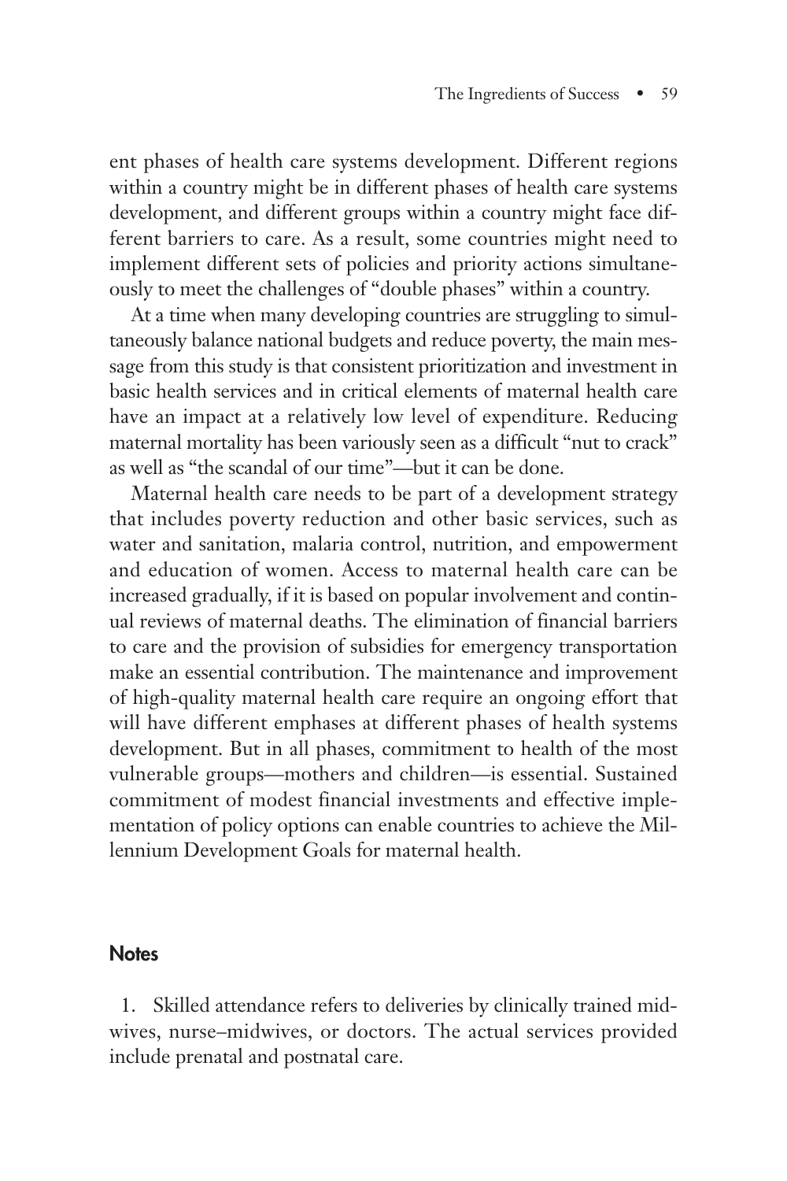ent phases of health care systems development. Different regions within a country might be in different phases of health care systems development, and different groups within a country might face different barriers to care. As a result, some countries might need to implement different sets of policies and priority actions simultaneously to meet the challenges of "double phases" within a country.

At a time when many developing countries are struggling to simultaneously balance national budgets and reduce poverty, the main message from this study is that consistent prioritization and investment in basic health services and in critical elements of maternal health care have an impact at a relatively low level of expenditure. Reducing maternal mortality has been variously seen as a difficult "nut to crack" as well as "the scandal of our time"—but it can be done.

Maternal health care needs to be part of a development strategy that includes poverty reduction and other basic services, such as water and sanitation, malaria control, nutrition, and empowerment and education of women. Access to maternal health care can be increased gradually, if it is based on popular involvement and continual reviews of maternal deaths. The elimination of financial barriers to care and the provision of subsidies for emergency transportation make an essential contribution. The maintenance and improvement of high-quality maternal health care require an ongoing effort that will have different emphases at different phases of health systems development. But in all phases, commitment to health of the most vulnerable groups—mothers and children—is essential. Sustained commitment of modest financial investments and effective implementation of policy options can enable countries to achieve the Millennium Development Goals for maternal health.

## Notes

1. Skilled attendance refers to deliveries by clinically trained midwives, nurse–midwives, or doctors. The actual services provided include prenatal and postnatal care.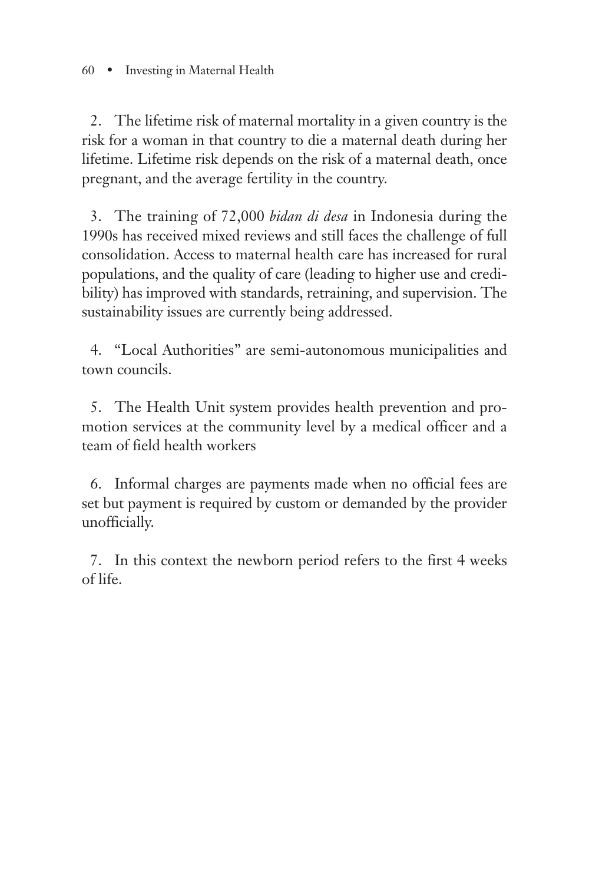2. The lifetime risk of maternal mortality in a given country is the risk for a woman in that country to die a maternal death during her lifetime. Lifetime risk depends on the risk of a maternal death, once pregnant, and the average fertility in the country.

3. The training of 72,000 *bidan di desa* in Indonesia during the 1990s has received mixed reviews and still faces the challenge of full consolidation. Access to maternal health care has increased for rural populations, and the quality of care (leading to higher use and credibility) has improved with standards, retraining, and supervision. The sustainability issues are currently being addressed.

4. "Local Authorities" are semi-autonomous municipalities and town councils.

5. The Health Unit system provides health prevention and promotion services at the community level by a medical officer and a team of field health workers

6. Informal charges are payments made when no official fees are set but payment is required by custom or demanded by the provider unofficially.

7. In this context the newborn period refers to the first 4 weeks of life.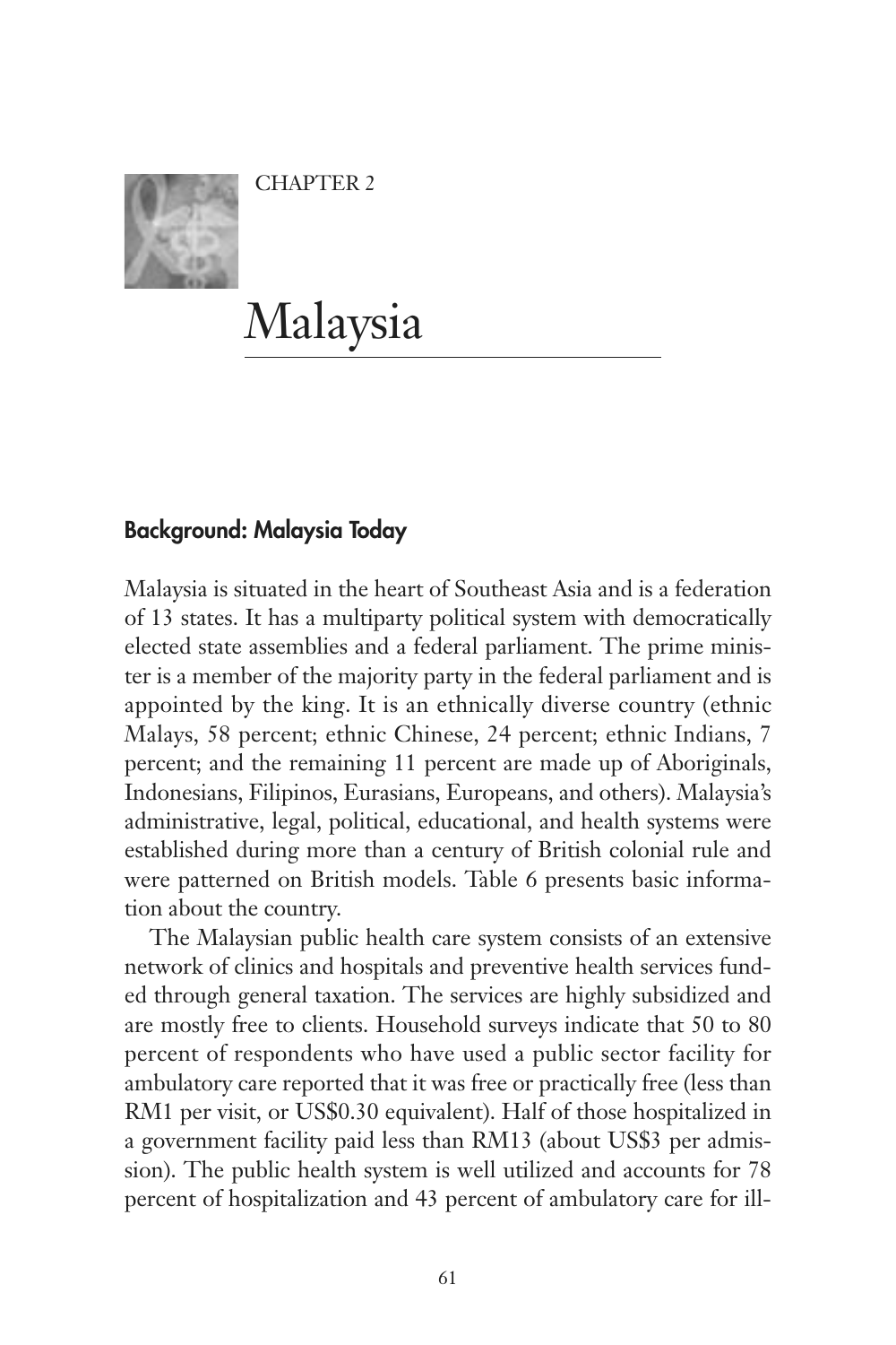CHAPTER 2

# Malaysia

## Background: Malaysia Today

Malaysia is situated in the heart of Southeast Asia and is a federation of 13 states. It has a multiparty political system with democratically elected state assemblies and a federal parliament. The prime minister is a member of the majority party in the federal parliament and is appointed by the king. It is an ethnically diverse country (ethnic Malays, 58 percent; ethnic Chinese, 24 percent; ethnic Indians, 7 percent; and the remaining 11 percent are made up of Aboriginals, Indonesians, Filipinos, Eurasians, Europeans, and others). Malaysia's administrative, legal, political, educational, and health systems were established during more than a century of British colonial rule and were patterned on British models. Table 6 presents basic information about the country.

The Malaysian public health care system consists of an extensive network of clinics and hospitals and preventive health services funded through general taxation. The services are highly subsidized and are mostly free to clients. Household surveys indicate that 50 to 80 percent of respondents who have used a public sector facility for ambulatory care reported that it was free or practically free (less than RM1 per visit, or US$0.30 equivalent). Half of those hospitalized in a government facility paid less than RM13 (about US$3 per admission). The public health system is well utilized and accounts for 78 percent of hospitalization and 43 percent of ambulatory care for ill-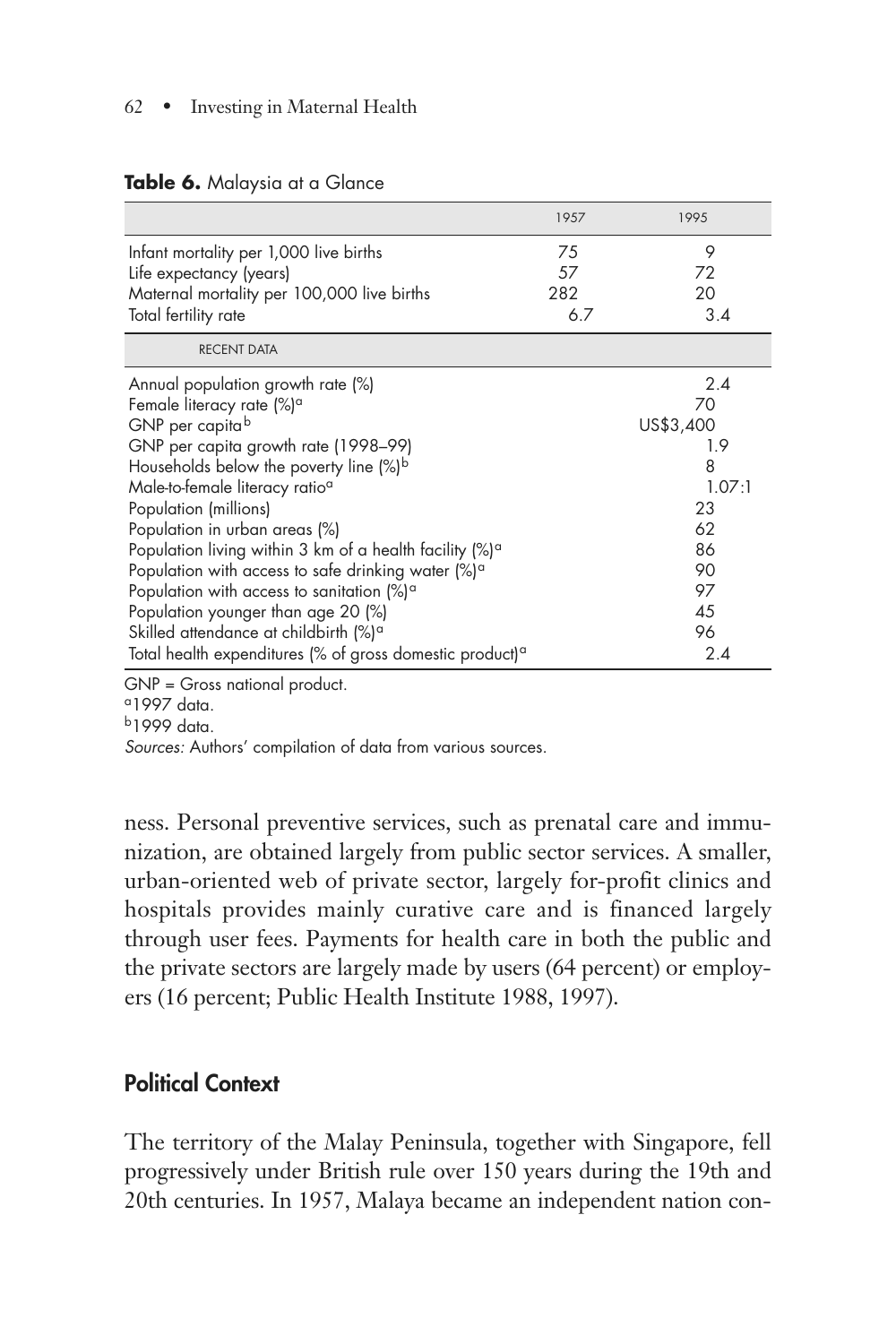**Table 6.** Malaysia at a Glance

| | 1957 | 1995 |
|---|---|---|
| Infant mortality per 1,000 live births | 75 | 9 |
| Life expectancy (years) | 57 | 72 |
| Maternal mortality per 100,000 live births | 282 | 20 |
| Total fertility rate | 6.7 | 3.4 |
| RECENT DATA | | |
| Annual population growth rate (%) | | 2.4 |
| Female literacy rate (%)[a] | | 70 |
| GNP per capita[b] | | US$3,400 |
| GNP per capita growth rate (1998–99) | | 1.9 |
| Households below the poverty line (%)[b] | | 8 |
| Male-to-female literacy ratio[a] | | 1.07:1 |
| Population (millions) | | 23 |
| Population in urban areas (%) | | 62 |
| Population living within 3 km of a health facility (%)[a] | | 86 |
| Population with access to safe drinking water (%)[a] | | 90 |
| Population with access to sanitation (%)[a] | | 97 |
| Population younger than age 20 (%) | | 45 |
| Skilled attendance at childbirth (%)[a] | | 96 |
| Total health expenditures (% of gross domestic product)[a] | | 2.4 |

GNP = Gross national product.
[a]1997 data.
[b]1999 data.
*Sources:* Authors' compilation of data from various sources.

ness. Personal preventive services, such as prenatal care and immunization, are obtained largely from public sector services. A smaller, urban-oriented web of private sector, largely for-profit clinics and hospitals provides mainly curative care and is financed largely through user fees. Payments for health care in both the public and the private sectors are largely made by users (64 percent) or employers (16 percent; Public Health Institute 1988, 1997).

## Political Context

The territory of the Malay Peninsula, together with Singapore, fell progressively under British rule over 150 years during the 19th and 20th centuries. In 1957, Malaya became an independent nation con-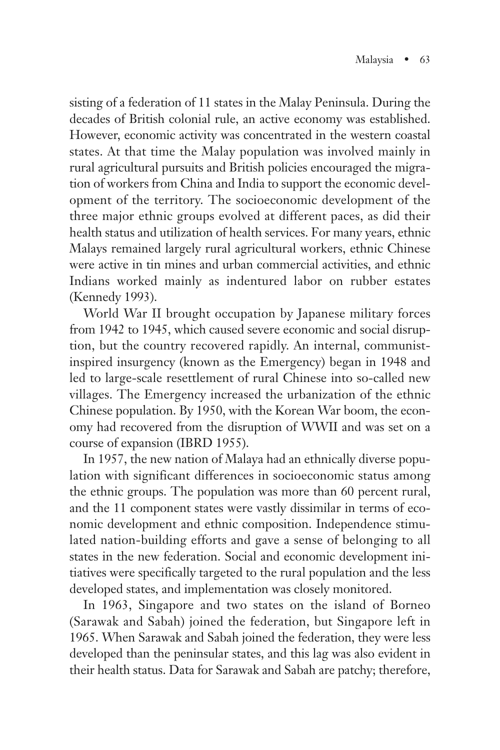sisting of a federation of 11 states in the Malay Peninsula. During the decades of British colonial rule, an active economy was established. However, economic activity was concentrated in the western coastal states. At that time the Malay population was involved mainly in rural agricultural pursuits and British policies encouraged the migration of workers from China and India to support the economic development of the territory. The socioeconomic development of the three major ethnic groups evolved at different paces, as did their health status and utilization of health services. For many years, ethnic Malays remained largely rural agricultural workers, ethnic Chinese were active in tin mines and urban commercial activities, and ethnic Indians worked mainly as indentured labor on rubber estates (Kennedy 1993).

World War II brought occupation by Japanese military forces from 1942 to 1945, which caused severe economic and social disruption, but the country recovered rapidly. An internal, communist-inspired insurgency (known as the Emergency) began in 1948 and led to large-scale resettlement of rural Chinese into so-called new villages. The Emergency increased the urbanization of the ethnic Chinese population. By 1950, with the Korean War boom, the economy had recovered from the disruption of WWII and was set on a course of expansion (IBRD 1955).

In 1957, the new nation of Malaya had an ethnically diverse population with significant differences in socioeconomic status among the ethnic groups. The population was more than 60 percent rural, and the 11 component states were vastly dissimilar in terms of economic development and ethnic composition. Independence stimulated nation-building efforts and gave a sense of belonging to all states in the new federation. Social and economic development initiatives were specifically targeted to the rural population and the less developed states, and implementation was closely monitored.

In 1963, Singapore and two states on the island of Borneo (Sarawak and Sabah) joined the federation, but Singapore left in 1965. When Sarawak and Sabah joined the federation, they were less developed than the peninsular states, and this lag was also evident in their health status. Data for Sarawak and Sabah are patchy; therefore,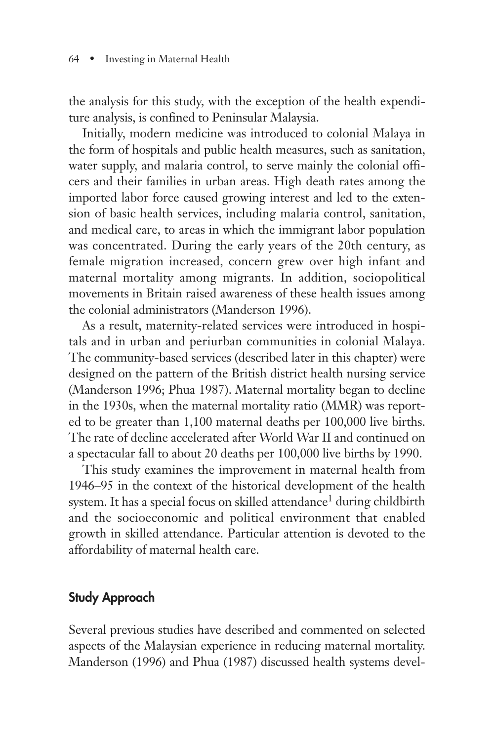the analysis for this study, with the exception of the health expenditure analysis, is confined to Peninsular Malaysia.

Initially, modern medicine was introduced to colonial Malaya in the form of hospitals and public health measures, such as sanitation, water supply, and malaria control, to serve mainly the colonial officers and their families in urban areas. High death rates among the imported labor force caused growing interest and led to the extension of basic health services, including malaria control, sanitation, and medical care, to areas in which the immigrant labor population was concentrated. During the early years of the 20th century, as female migration increased, concern grew over high infant and maternal mortality among migrants. In addition, sociopolitical movements in Britain raised awareness of these health issues among the colonial administrators (Manderson 1996).

As a result, maternity-related services were introduced in hospitals and in urban and periurban communities in colonial Malaya. The community-based services (described later in this chapter) were designed on the pattern of the British district health nursing service (Manderson 1996; Phua 1987). Maternal mortality began to decline in the 1930s, when the maternal mortality ratio (MMR) was reported to be greater than 1,100 maternal deaths per 100,000 live births. The rate of decline accelerated after World War II and continued on a spectacular fall to about 20 deaths per 100,000 live births by 1990.

This study examines the improvement in maternal health from 1946–95 in the context of the historical development of the health system. It has a special focus on skilled attendance[1] during childbirth and the socioeconomic and political environment that enabled growth in skilled attendance. Particular attention is devoted to the affordability of maternal health care.

## Study Approach

Several previous studies have described and commented on selected aspects of the Malaysian experience in reducing maternal mortality. Manderson (1996) and Phua (1987) discussed health systems devel-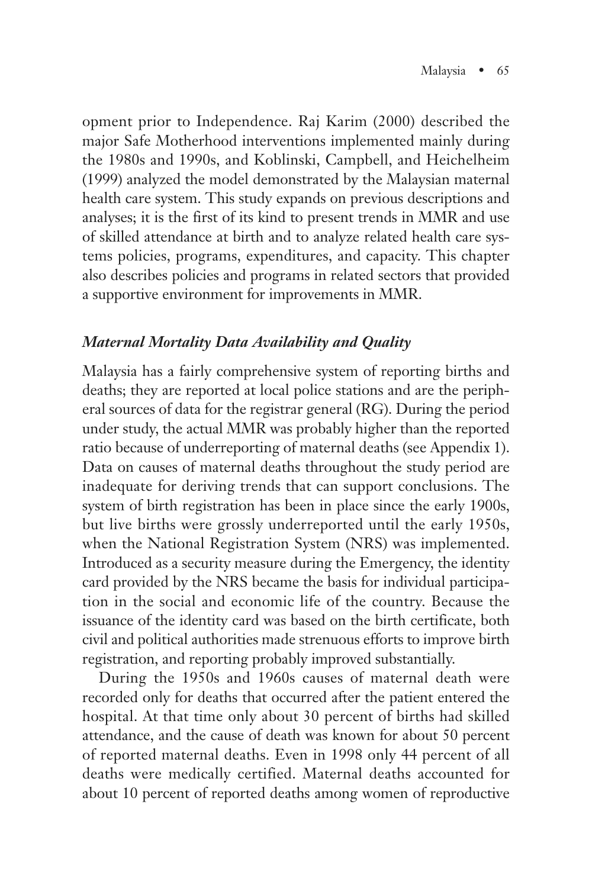opment prior to Independence. Raj Karim (2000) described the major Safe Motherhood interventions implemented mainly during the 1980s and 1990s, and Koblinski, Campbell, and Heichelheim (1999) analyzed the model demonstrated by the Malaysian maternal health care system. This study expands on previous descriptions and analyses; it is the first of its kind to present trends in MMR and use of skilled attendance at birth and to analyze related health care systems policies, programs, expenditures, and capacity. This chapter also describes policies and programs in related sectors that provided a supportive environment for improvements in MMR.

### *Maternal Mortality Data Availability and Quality*

Malaysia has a fairly comprehensive system of reporting births and deaths; they are reported at local police stations and are the peripheral sources of data for the registrar general (RG). During the period under study, the actual MMR was probably higher than the reported ratio because of underreporting of maternal deaths (see Appendix 1). Data on causes of maternal deaths throughout the study period are inadequate for deriving trends that can support conclusions. The system of birth registration has been in place since the early 1900s, but live births were grossly underreported until the early 1950s, when the National Registration System (NRS) was implemented. Introduced as a security measure during the Emergency, the identity card provided by the NRS became the basis for individual participation in the social and economic life of the country. Because the issuance of the identity card was based on the birth certificate, both civil and political authorities made strenuous efforts to improve birth registration, and reporting probably improved substantially.

During the 1950s and 1960s causes of maternal death were recorded only for deaths that occurred after the patient entered the hospital. At that time only about 30 percent of births had skilled attendance, and the cause of death was known for about 50 percent of reported maternal deaths. Even in 1998 only 44 percent of all deaths were medically certified. Maternal deaths accounted for about 10 percent of reported deaths among women of reproductive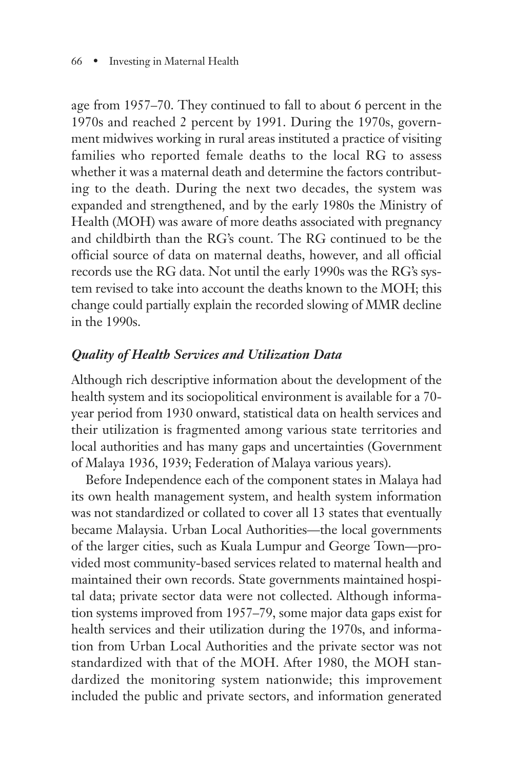age from 1957–70. They continued to fall to about 6 percent in the 1970s and reached 2 percent by 1991. During the 1970s, government midwives working in rural areas instituted a practice of visiting families who reported female deaths to the local RG to assess whether it was a maternal death and determine the factors contributing to the death. During the next two decades, the system was expanded and strengthened, and by the early 1980s the Ministry of Health (MOH) was aware of more deaths associated with pregnancy and childbirth than the RG's count. The RG continued to be the official source of data on maternal deaths, however, and all official records use the RG data. Not until the early 1990s was the RG's system revised to take into account the deaths known to the MOH; this change could partially explain the recorded slowing of MMR decline in the 1990s.

### *Quality of Health Services and Utilization Data*

Although rich descriptive information about the development of the health system and its sociopolitical environment is available for a 70-year period from 1930 onward, statistical data on health services and their utilization is fragmented among various state territories and local authorities and has many gaps and uncertainties (Government of Malaya 1936, 1939; Federation of Malaya various years).

Before Independence each of the component states in Malaya had its own health management system, and health system information was not standardized or collated to cover all 13 states that eventually became Malaysia. Urban Local Authorities—the local governments of the larger cities, such as Kuala Lumpur and George Town—provided most community-based services related to maternal health and maintained their own records. State governments maintained hospital data; private sector data were not collected. Although information systems improved from 1957–79, some major data gaps exist for health services and their utilization during the 1970s, and information from Urban Local Authorities and the private sector was not standardized with that of the MOH. After 1980, the MOH standardized the monitoring system nationwide; this improvement included the public and private sectors, and information generated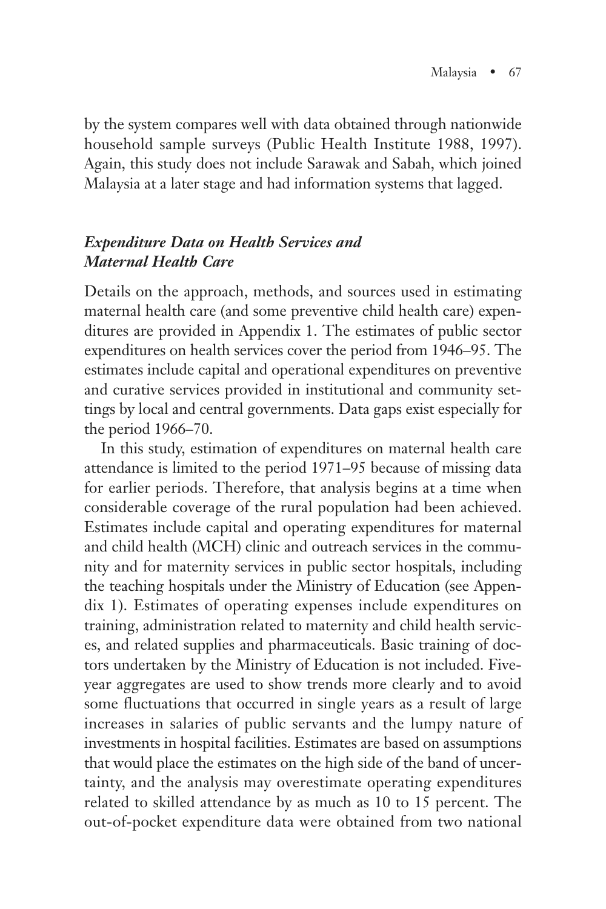by the system compares well with data obtained through nationwide household sample surveys (Public Health Institute 1988, 1997). Again, this study does not include Sarawak and Sabah, which joined Malaysia at a later stage and had information systems that lagged.

### *Expenditure Data on Health Services and Maternal Health Care*

Details on the approach, methods, and sources used in estimating maternal health care (and some preventive child health care) expenditures are provided in Appendix 1. The estimates of public sector expenditures on health services cover the period from 1946–95. The estimates include capital and operational expenditures on preventive and curative services provided in institutional and community settings by local and central governments. Data gaps exist especially for the period 1966–70.

In this study, estimation of expenditures on maternal health care attendance is limited to the period 1971–95 because of missing data for earlier periods. Therefore, that analysis begins at a time when considerable coverage of the rural population had been achieved. Estimates include capital and operating expenditures for maternal and child health (MCH) clinic and outreach services in the community and for maternity services in public sector hospitals, including the teaching hospitals under the Ministry of Education (see Appendix 1). Estimates of operating expenses include expenditures on training, administration related to maternity and child health services, and related supplies and pharmaceuticals. Basic training of doctors undertaken by the Ministry of Education is not included. Five-year aggregates are used to show trends more clearly and to avoid some fluctuations that occurred in single years as a result of large increases in salaries of public servants and the lumpy nature of investments in hospital facilities. Estimates are based on assumptions that would place the estimates on the high side of the band of uncertainty, and the analysis may overestimate operating expenditures related to skilled attendance by as much as 10 to 15 percent. The out-of-pocket expenditure data were obtained from two national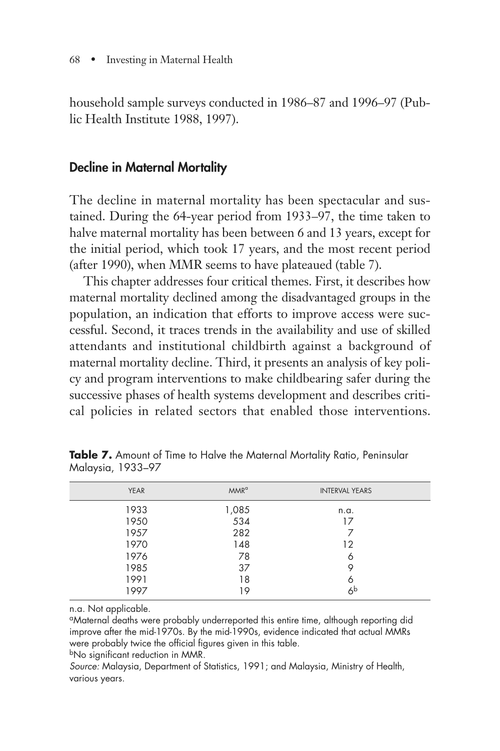household sample surveys conducted in 1986–87 and 1996–97 (Public Health Institute 1988, 1997).

## Decline in Maternal Mortality

The decline in maternal mortality has been spectacular and sustained. During the 64-year period from 1933–97, the time taken to halve maternal mortality has been between 6 and 13 years, except for the initial period, which took 17 years, and the most recent period (after 1990), when MMR seems to have plateaued (table 7).

This chapter addresses four critical themes. First, it describes how maternal mortality declined among the disadvantaged groups in the population, an indication that efforts to improve access were successful. Second, it traces trends in the availability and use of skilled attendants and institutional childbirth against a background of maternal mortality decline. Third, it presents an analysis of key policy and program interventions to make childbearing safer during the successive phases of health systems development and describes critical policies in related sectors that enabled those interventions.

**Table 7.** Amount of Time to Halve the Maternal Mortality Ratio, Peninsular Malaysia, 1933–97

| YEAR | MMR[a] | INTERVAL YEARS |
|---|---|---|
| 1933 | 1,085 | n.a. |
| 1950 | 534 | 17 |
| 1957 | 282 | 7 |
| 1970 | 148 | 12 |
| 1976 | 78 | 6 |
| 1985 | 37 | 9 |
| 1991 | 18 | 6 |
| 1997 | 19 | 6[b] |

n.a. Not applicable.

[a]Maternal deaths were probably underreported this entire time, although reporting did improve after the mid-1970s. By the mid-1990s, evidence indicated that actual MMRs were probably twice the official figures given in this table.

[b]No significant reduction in MMR.

*Source:* Malaysia, Department of Statistics, 1991; and Malaysia, Ministry of Health, various years.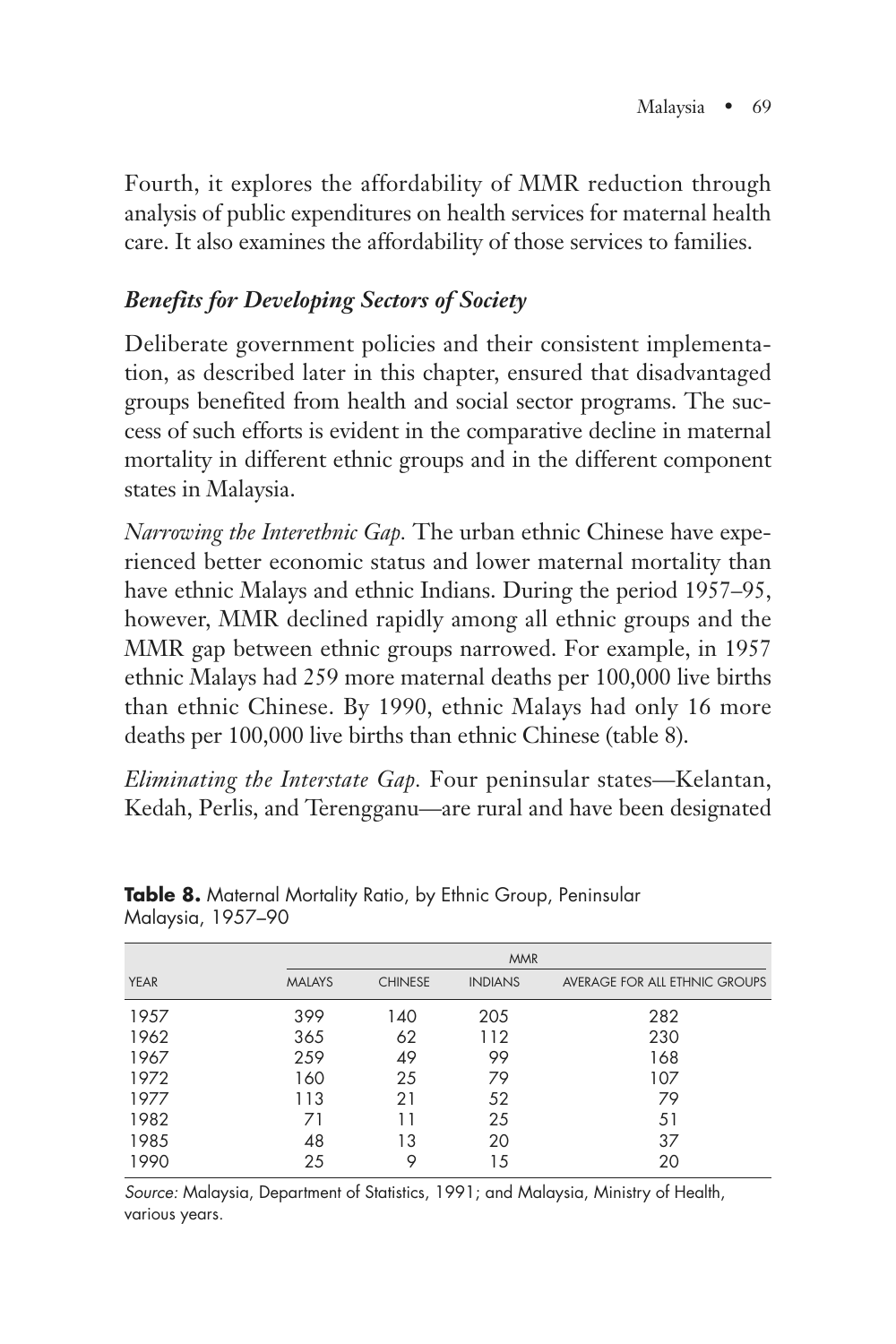Fourth, it explores the affordability of MMR reduction through analysis of public expenditures on health services for maternal health care. It also examines the affordability of those services to families.

### *Benefits for Developing Sectors of Society*

Deliberate government policies and their consistent implementation, as described later in this chapter, ensured that disadvantaged groups benefited from health and social sector programs. The success of such efforts is evident in the comparative decline in maternal mortality in different ethnic groups and in the different component states in Malaysia.

*Narrowing the Interethnic Gap.* The urban ethnic Chinese have experienced better economic status and lower maternal mortality than have ethnic Malays and ethnic Indians. During the period 1957–95, however, MMR declined rapidly among all ethnic groups and the MMR gap between ethnic groups narrowed. For example, in 1957 ethnic Malays had 259 more maternal deaths per 100,000 live births than ethnic Chinese. By 1990, ethnic Malays had only 16 more deaths per 100,000 live births than ethnic Chinese (table 8).

*Eliminating the Interstate Gap.* Four peninsular states—Kelantan, Kedah, Perlis, and Terengganu—are rural and have been designated

**Table 8.** Maternal Mortality Ratio, by Ethnic Group, Peninsular Malaysia, 1957–90

| | MMR | | | |
|---|---|---|---|---|
| YEAR | MALAYS | CHINESE | INDIANS | AVERAGE FOR ALL ETHNIC GROUPS |
| 1957 | 399 | 140 | 205 | 282 |
| 1962 | 365 | 62 | 112 | 230 |
| 1967 | 259 | 49 | 99 | 168 |
| 1972 | 160 | 25 | 79 | 107 |
| 1977 | 113 | 21 | 52 | 79 |
| 1982 | 71 | 11 | 25 | 51 |
| 1985 | 48 | 13 | 20 | 37 |
| 1990 | 25 | 9 | 15 | 20 |

*Source:* Malaysia, Department of Statistics, 1991; and Malaysia, Ministry of Health, various years.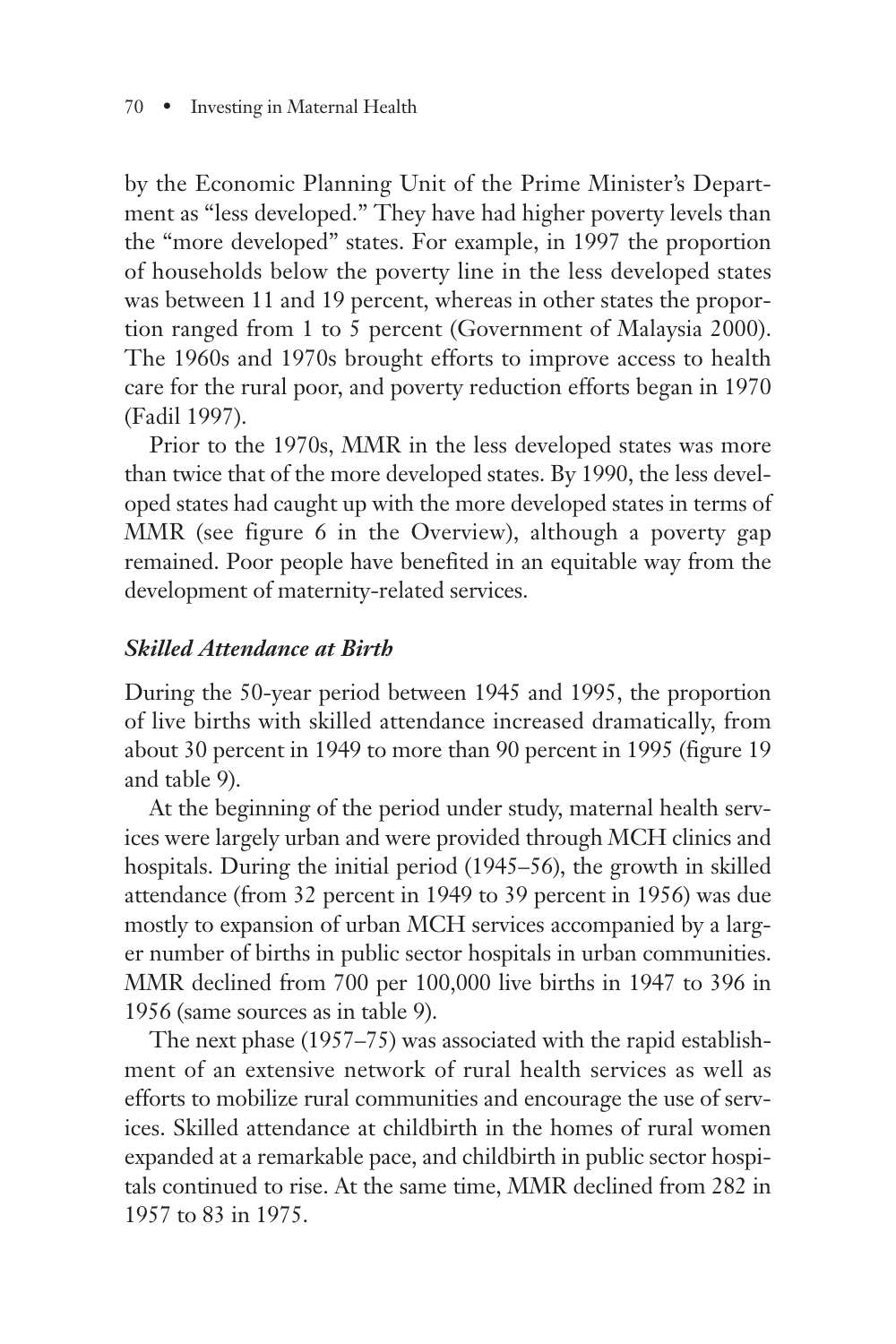by the Economic Planning Unit of the Prime Minister's Department as "less developed." They have had higher poverty levels than the "more developed" states. For example, in 1997 the proportion of households below the poverty line in the less developed states was between 11 and 19 percent, whereas in other states the proportion ranged from 1 to 5 percent (Government of Malaysia 2000). The 1960s and 1970s brought efforts to improve access to health care for the rural poor, and poverty reduction efforts began in 1970 (Fadil 1997).

Prior to the 1970s, MMR in the less developed states was more than twice that of the more developed states. By 1990, the less developed states had caught up with the more developed states in terms of MMR (see figure 6 in the Overview), although a poverty gap remained. Poor people have benefited in an equitable way from the development of maternity-related services.

### *Skilled Attendance at Birth*

During the 50-year period between 1945 and 1995, the proportion of live births with skilled attendance increased dramatically, from about 30 percent in 1949 to more than 90 percent in 1995 (figure 19 and table 9).

At the beginning of the period under study, maternal health services were largely urban and were provided through MCH clinics and hospitals. During the initial period (1945–56), the growth in skilled attendance (from 32 percent in 1949 to 39 percent in 1956) was due mostly to expansion of urban MCH services accompanied by a larger number of births in public sector hospitals in urban communities. MMR declined from 700 per 100,000 live births in 1947 to 396 in 1956 (same sources as in table 9).

The next phase (1957–75) was associated with the rapid establishment of an extensive network of rural health services as well as efforts to mobilize rural communities and encourage the use of services. Skilled attendance at childbirth in the homes of rural women expanded at a remarkable pace, and childbirth in public sector hospitals continued to rise. At the same time, MMR declined from 282 in 1957 to 83 in 1975.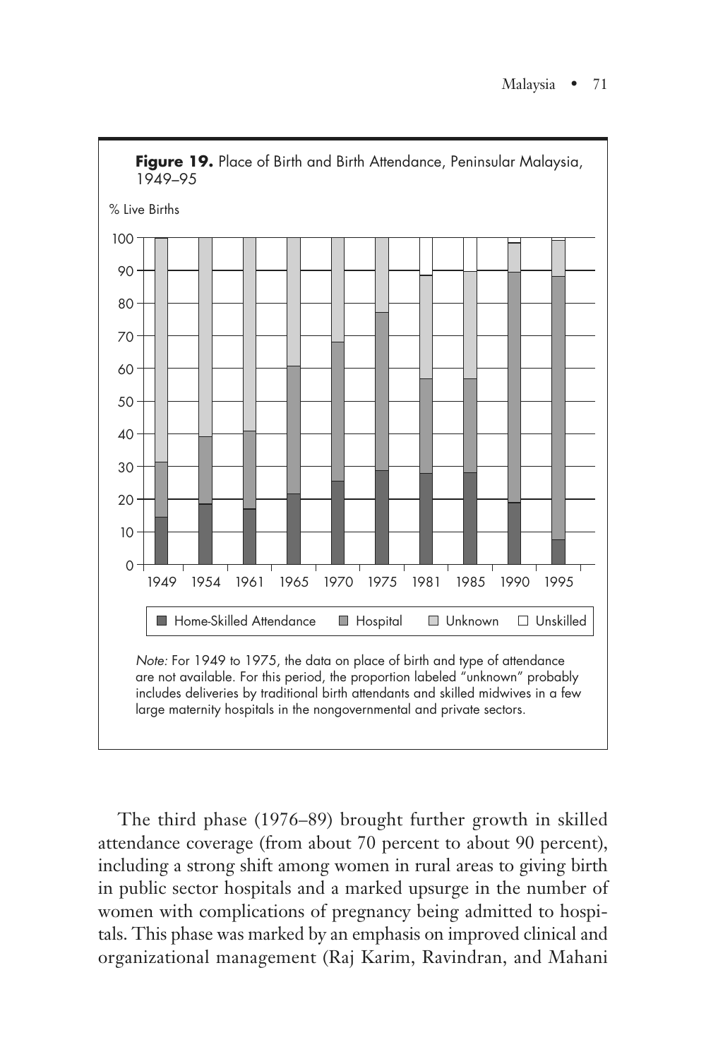**Figure 19.** Place of Birth and Birth Attendance, Peninsular Malaysia, 1949–95

*Note:* For 1949 to 1975, the data on place of birth and type of attendance are not available. For this period, the proportion labeled "unknown" probably includes deliveries by traditional birth attendants and skilled midwives in a few large maternity hospitals in the nongovernmental and private sectors.

The third phase (1976–89) brought further growth in skilled attendance coverage (from about 70 percent to about 90 percent), including a strong shift among women in rural areas to giving birth in public sector hospitals and a marked upsurge in the number of women with complications of pregnancy being admitted to hospitals. This phase was marked by an emphasis on improved clinical and organizational management (Raj Karim, Ravindran, and Mahani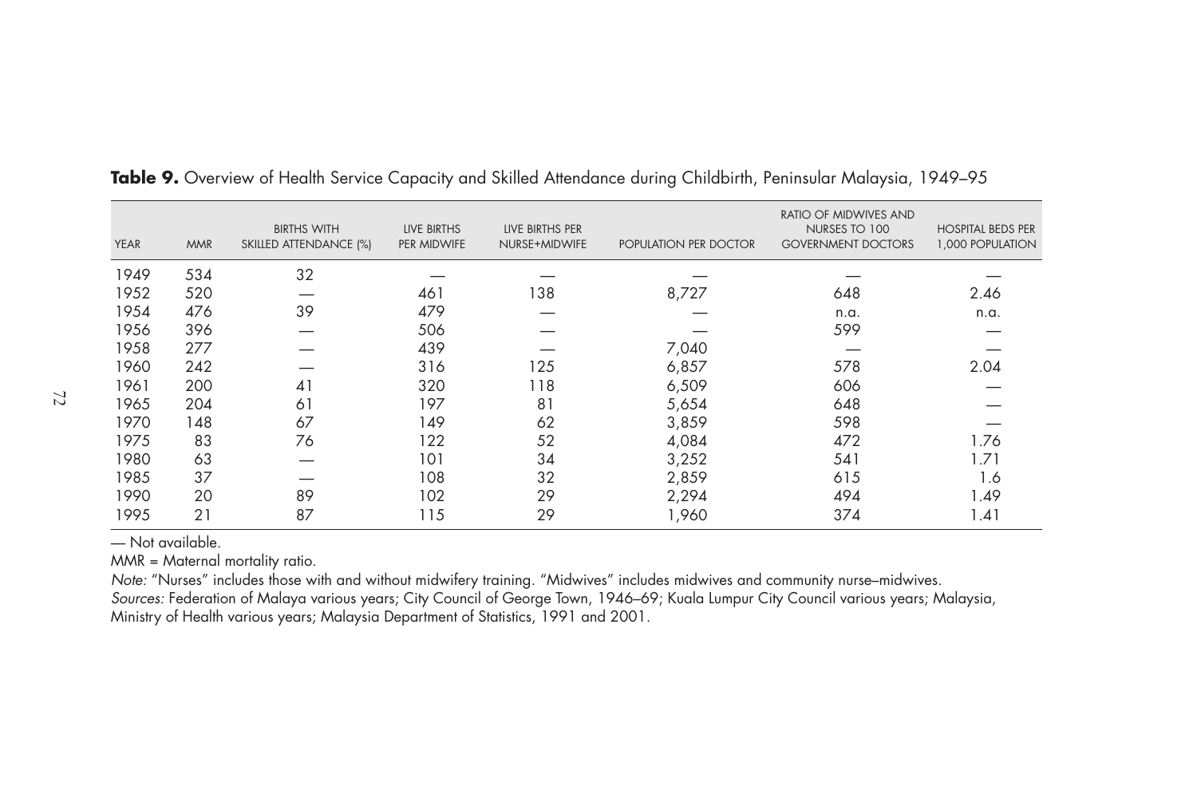**Table 9.** Overview of Health Service Capacity and Skilled Attendance during Childbirth, Peninsular Malaysia, 1949–95

| YEAR | MMR | BIRTHS WITH SKILLED ATTENDANCE (%) | LIVE BIRTHS PER MIDWIFE | LIVE BIRTHS PER NURSE+MIDWIFE | POPULATION PER DOCTOR | RATIO OF MIDWIVES AND NURSES TO 100 GOVERNMENT DOCTORS | HOSPITAL BEDS PER 1,000 POPULATION |
|---|---|---|---|---|---|---|---|
| 1949 | 534 | 32 | — | — | — | — | — |
| 1952 | 520 | — | 461 | 138 | 8,727 | 648 | 2.46 |
| 1954 | 476 | 39 | 479 | — | — | n.a. | n.a. |
| 1956 | 396 | — | 506 | — | — | 599 | — |
| 1958 | 277 | — | 439 | — | 7,040 | — | — |
| 1960 | 242 | — | 316 | 125 | 6,857 | 578 | 2.04 |
| 1961 | 200 | 41 | 320 | 118 | 6,509 | 606 | — |
| 1965 | 204 | 61 | 197 | 81 | 5,654 | 648 | — |
| 1970 | 148 | 67 | 149 | 62 | 3,859 | 598 | — |
| 1975 | 83 | 76 | 122 | 52 | 4,084 | 472 | 1.76 |
| 1980 | 63 | — | 101 | 34 | 3,252 | 541 | 1.71 |
| 1985 | 37 | — | 108 | 32 | 2,859 | 615 | 1.6 |
| 1990 | 20 | 89 | 102 | 29 | 2,294 | 494 | 1.49 |
| 1995 | 21 | 87 | 115 | 29 | 1,960 | 374 | 1.41 |

— Not available.

MMR = Maternal mortality ratio.

*Note:* "Nurses" includes those with and without midwifery training. "Midwives" includes midwives and community nurse–midwives.

*Sources:* Federation of Malaya various years; City Council of George Town, 1946–69; Kuala Lumpur City Council various years; Malaysia, Ministry of Health various years; Malaysia Department of Statistics, 1991 and 2001.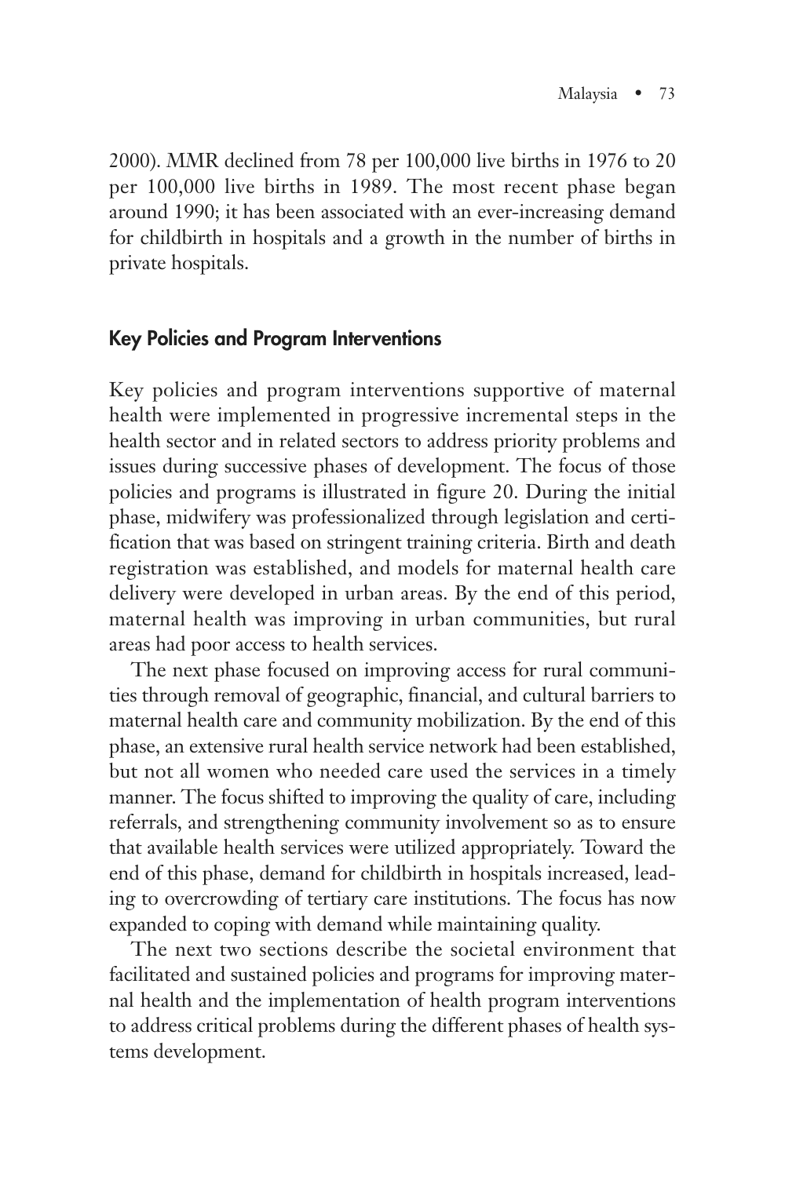2000). MMR declined from 78 per 100,000 live births in 1976 to 20 per 100,000 live births in 1989. The most recent phase began around 1990; it has been associated with an ever-increasing demand for childbirth in hospitals and a growth in the number of births in private hospitals.

## Key Policies and Program Interventions

Key policies and program interventions supportive of maternal health were implemented in progressive incremental steps in the health sector and in related sectors to address priority problems and issues during successive phases of development. The focus of those policies and programs is illustrated in figure 20. During the initial phase, midwifery was professionalized through legislation and certification that was based on stringent training criteria. Birth and death registration was established, and models for maternal health care delivery were developed in urban areas. By the end of this period, maternal health was improving in urban communities, but rural areas had poor access to health services.

The next phase focused on improving access for rural communities through removal of geographic, financial, and cultural barriers to maternal health care and community mobilization. By the end of this phase, an extensive rural health service network had been established, but not all women who needed care used the services in a timely manner. The focus shifted to improving the quality of care, including referrals, and strengthening community involvement so as to ensure that available health services were utilized appropriately. Toward the end of this phase, demand for childbirth in hospitals increased, leading to overcrowding of tertiary care institutions. The focus has now expanded to coping with demand while maintaining quality.

The next two sections describe the societal environment that facilitated and sustained policies and programs for improving maternal health and the implementation of health program interventions to address critical problems during the different phases of health systems development.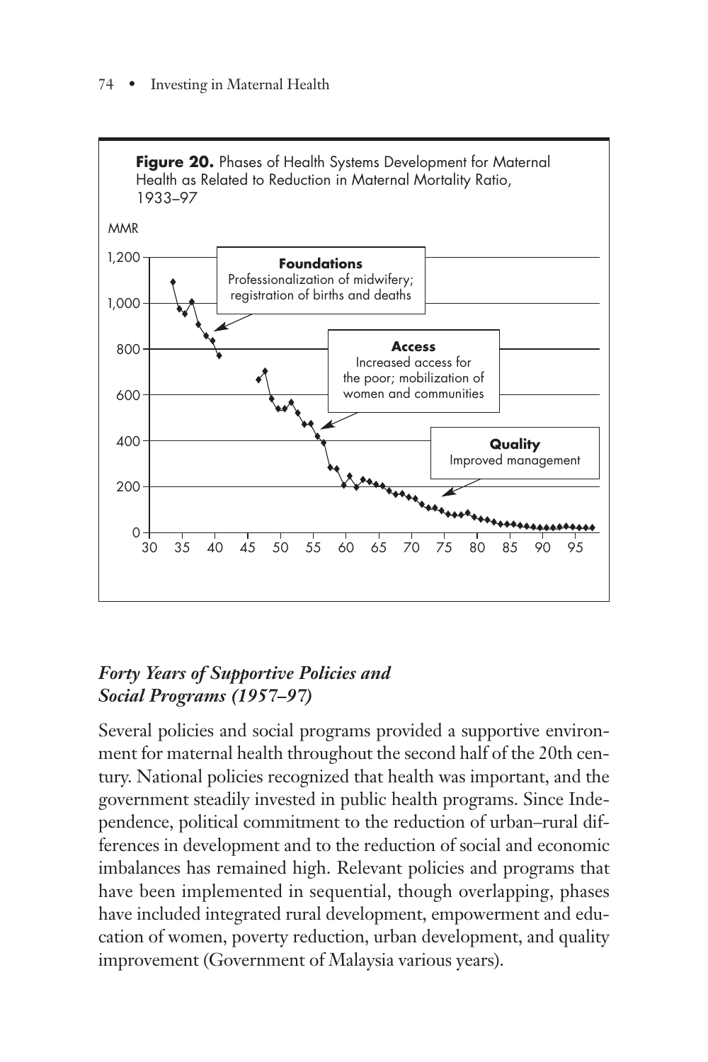**Figure 20.** Phases of Health Systems Development for Maternal Health as Related to Reduction in Maternal Mortality Ratio, 1933–97

MMR

**Foundations** Professionalization of midwifery; registration of births and deaths

**Access** Increased access for the poor; mobilization of women and communities

**Quality** Improved management

### *Forty Years of Supportive Policies and Social Programs (1957–97)*

Several policies and social programs provided a supportive environment for maternal health throughout the second half of the 20th century. National policies recognized that health was important, and the government steadily invested in public health programs. Since Independence, political commitment to the reduction of urban–rural differences in development and to the reduction of social and economic imbalances has remained high. Relevant policies and programs that have been implemented in sequential, though overlapping, phases have included integrated rural development, empowerment and education of women, poverty reduction, urban development, and quality improvement (Government of Malaysia various years).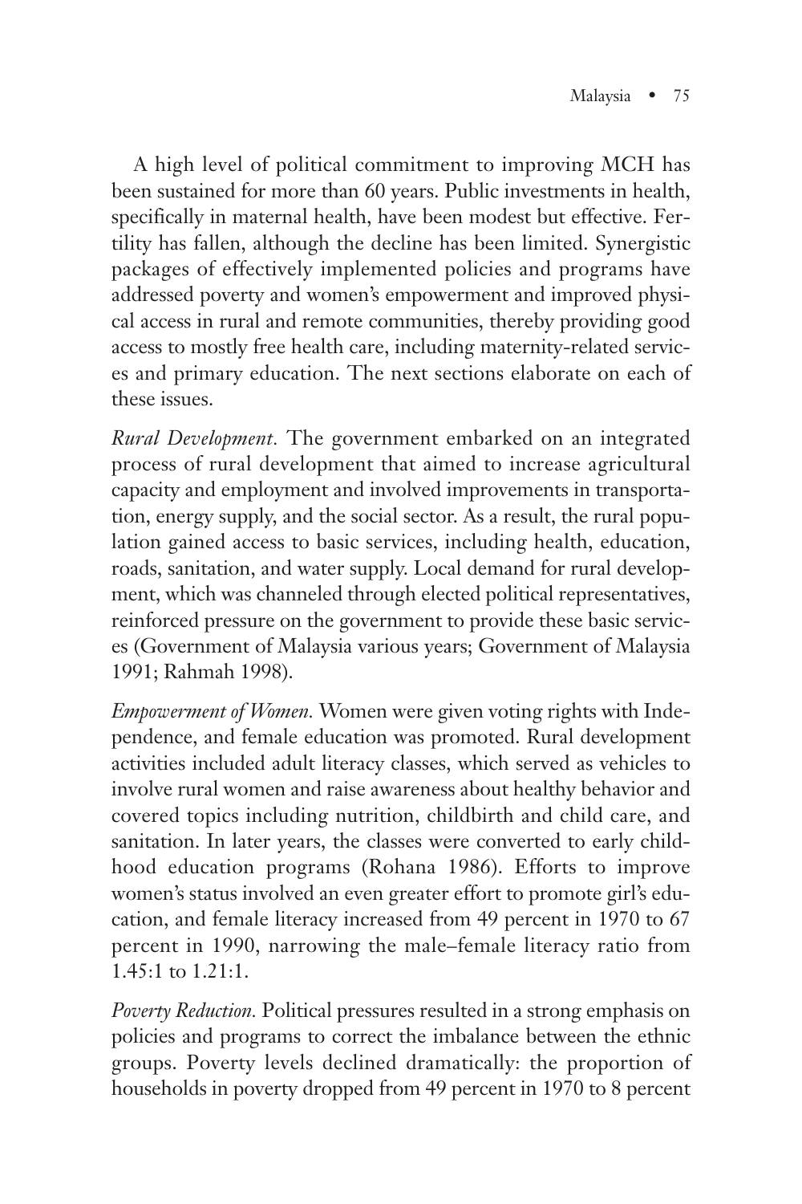A high level of political commitment to improving MCH has been sustained for more than 60 years. Public investments in health, specifically in maternal health, have been modest but effective. Fertility has fallen, although the decline has been limited. Synergistic packages of effectively implemented policies and programs have addressed poverty and women's empowerment and improved physical access in rural and remote communities, thereby providing good access to mostly free health care, including maternity-related services and primary education. The next sections elaborate on each of these issues.

*Rural Development.* The government embarked on an integrated process of rural development that aimed to increase agricultural capacity and employment and involved improvements in transportation, energy supply, and the social sector. As a result, the rural population gained access to basic services, including health, education, roads, sanitation, and water supply. Local demand for rural development, which was channeled through elected political representatives, reinforced pressure on the government to provide these basic services (Government of Malaysia various years; Government of Malaysia 1991; Rahmah 1998).

*Empowerment of Women.* Women were given voting rights with Independence, and female education was promoted. Rural development activities included adult literacy classes, which served as vehicles to involve rural women and raise awareness about healthy behavior and covered topics including nutrition, childbirth and child care, and sanitation. In later years, the classes were converted to early childhood education programs (Rohana 1986). Efforts to improve women's status involved an even greater effort to promote girl's education, and female literacy increased from 49 percent in 1970 to 67 percent in 1990, narrowing the male–female literacy ratio from 1.45:1 to 1.21:1.

*Poverty Reduction.* Political pressures resulted in a strong emphasis on policies and programs to correct the imbalance between the ethnic groups. Poverty levels declined dramatically: the proportion of households in poverty dropped from 49 percent in 1970 to 8 percent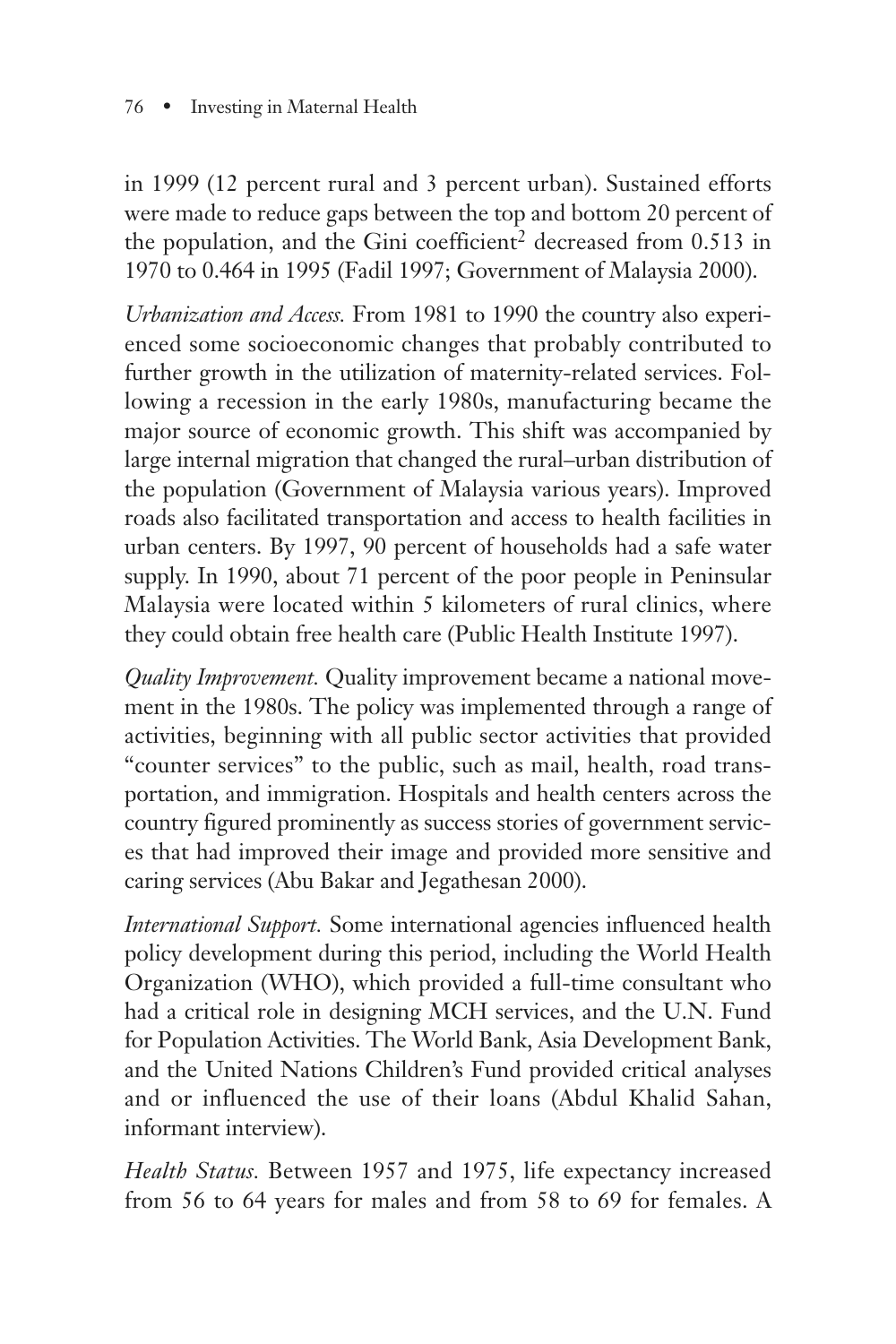in 1999 (12 percent rural and 3 percent urban). Sustained efforts were made to reduce gaps between the top and bottom 20 percent of the population, and the Gini coefficient[2] decreased from 0.513 in 1970 to 0.464 in 1995 (Fadil 1997; Government of Malaysia 2000).

*Urbanization and Access.* From 1981 to 1990 the country also experienced some socioeconomic changes that probably contributed to further growth in the utilization of maternity-related services. Following a recession in the early 1980s, manufacturing became the major source of economic growth. This shift was accompanied by large internal migration that changed the rural–urban distribution of the population (Government of Malaysia various years). Improved roads also facilitated transportation and access to health facilities in urban centers. By 1997, 90 percent of households had a safe water supply. In 1990, about 71 percent of the poor people in Peninsular Malaysia were located within 5 kilometers of rural clinics, where they could obtain free health care (Public Health Institute 1997).

*Quality Improvement.* Quality improvement became a national movement in the 1980s. The policy was implemented through a range of activities, beginning with all public sector activities that provided "counter services" to the public, such as mail, health, road transportation, and immigration. Hospitals and health centers across the country figured prominently as success stories of government services that had improved their image and provided more sensitive and caring services (Abu Bakar and Jegathesan 2000).

*International Support.* Some international agencies influenced health policy development during this period, including the World Health Organization (WHO), which provided a full-time consultant who had a critical role in designing MCH services, and the U.N. Fund for Population Activities. The World Bank, Asia Development Bank, and the United Nations Children's Fund provided critical analyses and or influenced the use of their loans (Abdul Khalid Sahan, informant interview).

*Health Status.* Between 1957 and 1975, life expectancy increased from 56 to 64 years for males and from 58 to 69 for females. A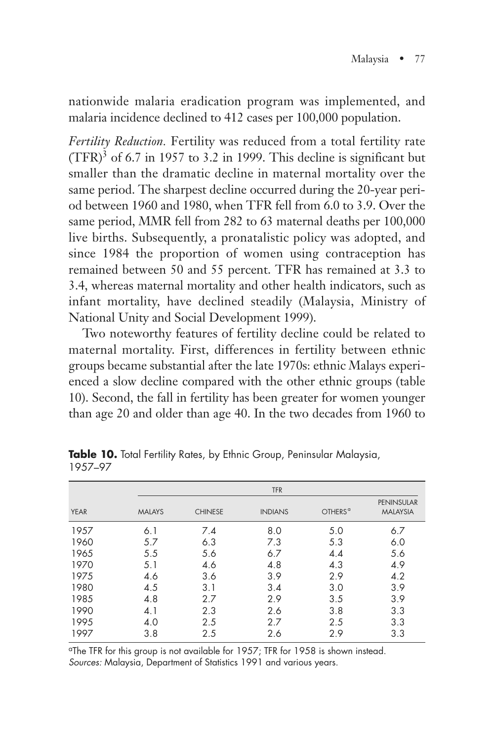nationwide malaria eradication program was implemented, and malaria incidence declined to 412 cases per 100,000 population.

*Fertility Reduction.* Fertility was reduced from a total fertility rate (TFR)[3] of 6.7 in 1957 to 3.2 in 1999. This decline is significant but smaller than the dramatic decline in maternal mortality over the same period. The sharpest decline occurred during the 20-year period between 1960 and 1980, when TFR fell from 6.0 to 3.9. Over the same period, MMR fell from 282 to 63 maternal deaths per 100,000 live births. Subsequently, a pronatalistic policy was adopted, and since 1984 the proportion of women using contraception has remained between 50 and 55 percent. TFR has remained at 3.3 to 3.4, whereas maternal mortality and other health indicators, such as infant mortality, have declined steadily (Malaysia, Ministry of National Unity and Social Development 1999).

Two noteworthy features of fertility decline could be related to maternal mortality. First, differences in fertility between ethnic groups became substantial after the late 1970s: ethnic Malays experienced a slow decline compared with the other ethnic groups (table 10). Second, the fall in fertility has been greater for women younger than age 20 and older than age 40. In the two decades from 1960 to

**Table 10.** Total Fertility Rates, by Ethnic Group, Peninsular Malaysia, 1957–97

| | TFR | | | | |
|---|---|---|---|---|---|
| YEAR | MALAYS | CHINESE | INDIANS | OTHERS[a] | PENINSULAR MALAYSIA |
| 1957 | 6.1 | 7.4 | 8.0 | 5.0 | 6.7 |
| 1960 | 5.7 | 6.3 | 7.3 | 5.3 | 6.0 |
| 1965 | 5.5 | 5.6 | 6.7 | 4.4 | 5.6 |
| 1970 | 5.1 | 4.6 | 4.8 | 4.3 | 4.9 |
| 1975 | 4.6 | 3.6 | 3.9 | 2.9 | 4.2 |
| 1980 | 4.5 | 3.1 | 3.4 | 3.0 | 3.9 |
| 1985 | 4.8 | 2.7 | 2.9 | 3.5 | 3.9 |
| 1990 | 4.1 | 2.3 | 2.6 | 3.8 | 3.3 |
| 1995 | 4.0 | 2.5 | 2.7 | 2.5 | 3.3 |
| 1997 | 3.8 | 2.5 | 2.6 | 2.9 | 3.3 |

[a]The TFR for this group is not available for 1957; TFR for 1958 is shown instead.
*Sources:* Malaysia, Department of Statistics 1991 and various years.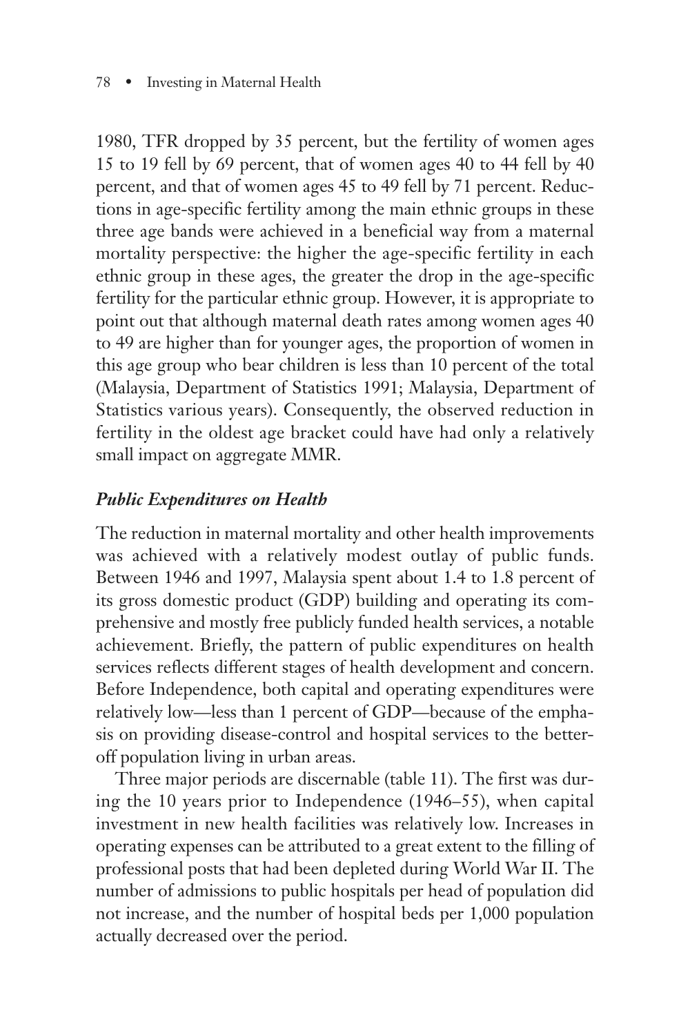1980, TFR dropped by 35 percent, but the fertility of women ages 15 to 19 fell by 69 percent, that of women ages 40 to 44 fell by 40 percent, and that of women ages 45 to 49 fell by 71 percent. Reductions in age-specific fertility among the main ethnic groups in these three age bands were achieved in a beneficial way from a maternal mortality perspective: the higher the age-specific fertility in each ethnic group in these ages, the greater the drop in the age-specific fertility for the particular ethnic group. However, it is appropriate to point out that although maternal death rates among women ages 40 to 49 are higher than for younger ages, the proportion of women in this age group who bear children is less than 10 percent of the total (Malaysia, Department of Statistics 1991; Malaysia, Department of Statistics various years). Consequently, the observed reduction in fertility in the oldest age bracket could have had only a relatively small impact on aggregate MMR.

### *Public Expenditures on Health*

The reduction in maternal mortality and other health improvements was achieved with a relatively modest outlay of public funds. Between 1946 and 1997, Malaysia spent about 1.4 to 1.8 percent of its gross domestic product (GDP) building and operating its comprehensive and mostly free publicly funded health services, a notable achievement. Briefly, the pattern of public expenditures on health services reflects different stages of health development and concern. Before Independence, both capital and operating expenditures were relatively low—less than 1 percent of GDP—because of the emphasis on providing disease-control and hospital services to the better-off population living in urban areas.

Three major periods are discernable (table 11). The first was during the 10 years prior to Independence (1946–55), when capital investment in new health facilities was relatively low. Increases in operating expenses can be attributed to a great extent to the filling of professional posts that had been depleted during World War II. The number of admissions to public hospitals per head of population did not increase, and the number of hospital beds per 1,000 population actually decreased over the period.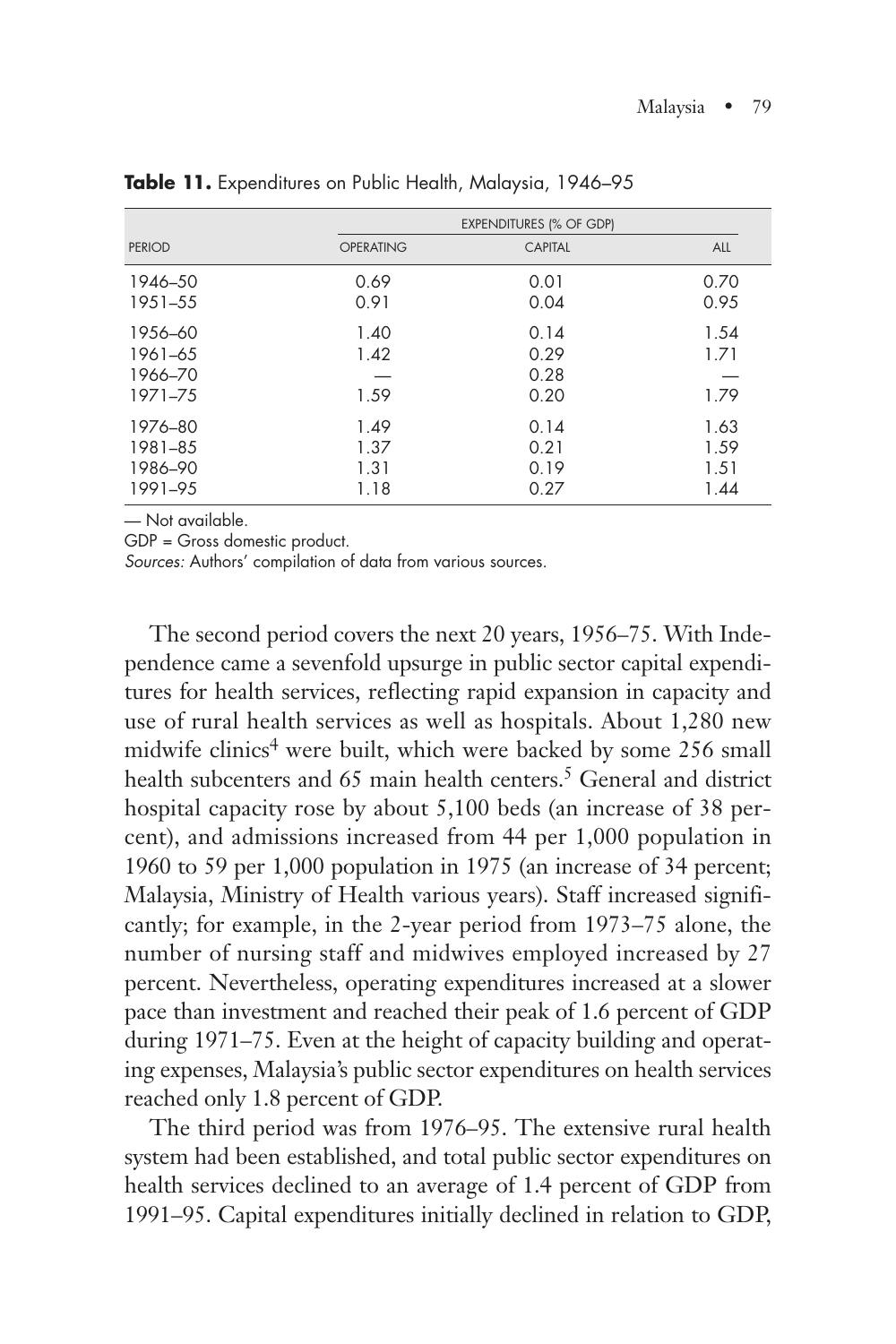**Table 11.** Expenditures on Public Health, Malaysia, 1946–95

| PERIOD | EXPENDITURES (% OF GDP) | | |
|---|---|---|---|
| | OPERATING | CAPITAL | ALL |
| 1946–50 | 0.69 | 0.01 | 0.70 |
| 1951–55 | 0.91 | 0.04 | 0.95 |
| 1956–60 | 1.40 | 0.14 | 1.54 |
| 1961–65 | 1.42 | 0.29 | 1.71 |
| 1966–70 | — | 0.28 | — |
| 1971–75 | 1.59 | 0.20 | 1.79 |
| 1976–80 | 1.49 | 0.14 | 1.63 |
| 1981–85 | 1.37 | 0.21 | 1.59 |
| 1986–90 | 1.31 | 0.19 | 1.51 |
| 1991–95 | 1.18 | 0.27 | 1.44 |

— Not available.

GDP = Gross domestic product.

*Sources:* Authors' compilation of data from various sources.

The second period covers the next 20 years, 1956–75. With Independence came a sevenfold upsurge in public sector capital expenditures for health services, reflecting rapid expansion in capacity and use of rural health services as well as hospitals. About 1,280 new midwife clinics[4] were built, which were backed by some 256 small health subcenters and 65 main health centers.[5] General and district hospital capacity rose by about 5,100 beds (an increase of 38 percent), and admissions increased from 44 per 1,000 population in 1960 to 59 per 1,000 population in 1975 (an increase of 34 percent; Malaysia, Ministry of Health various years). Staff increased significantly; for example, in the 2-year period from 1973–75 alone, the number of nursing staff and midwives employed increased by 27 percent. Nevertheless, operating expenditures increased at a slower pace than investment and reached their peak of 1.6 percent of GDP during 1971–75. Even at the height of capacity building and operating expenses, Malaysia's public sector expenditures on health services reached only 1.8 percent of GDP.

The third period was from 1976–95. The extensive rural health system had been established, and total public sector expenditures on health services declined to an average of 1.4 percent of GDP from 1991–95. Capital expenditures initially declined in relation to GDP,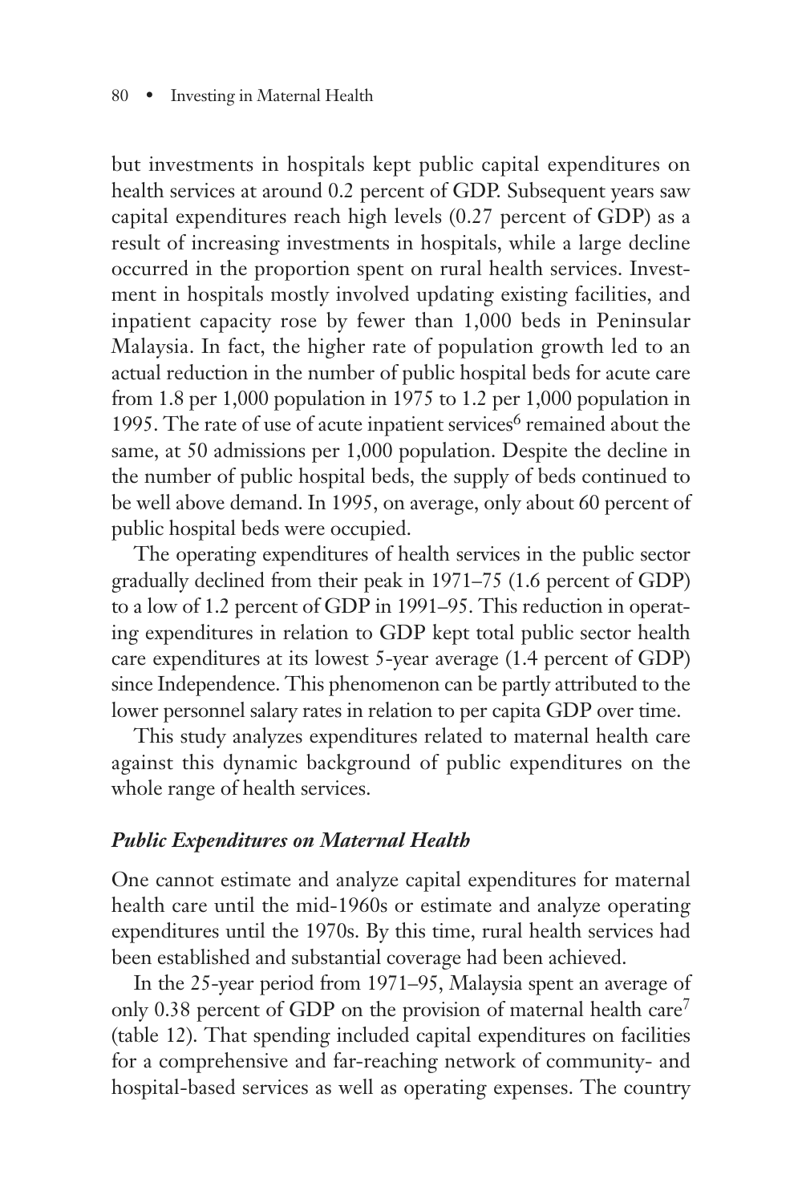but investments in hospitals kept public capital expenditures on health services at around 0.2 percent of GDP. Subsequent years saw capital expenditures reach high levels (0.27 percent of GDP) as a result of increasing investments in hospitals, while a large decline occurred in the proportion spent on rural health services. Investment in hospitals mostly involved updating existing facilities, and inpatient capacity rose by fewer than 1,000 beds in Peninsular Malaysia. In fact, the higher rate of population growth led to an actual reduction in the number of public hospital beds for acute care from 1.8 per 1,000 population in 1975 to 1.2 per 1,000 population in 1995. The rate of use of acute inpatient services[6] remained about the same, at 50 admissions per 1,000 population. Despite the decline in the number of public hospital beds, the supply of beds continued to be well above demand. In 1995, on average, only about 60 percent of public hospital beds were occupied.

The operating expenditures of health services in the public sector gradually declined from their peak in 1971–75 (1.6 percent of GDP) to a low of 1.2 percent of GDP in 1991–95. This reduction in operating expenditures in relation to GDP kept total public sector health care expenditures at its lowest 5-year average (1.4 percent of GDP) since Independence. This phenomenon can be partly attributed to the lower personnel salary rates in relation to per capita GDP over time.

This study analyzes expenditures related to maternal health care against this dynamic background of public expenditures on the whole range of health services.

### *Public Expenditures on Maternal Health*

One cannot estimate and analyze capital expenditures for maternal health care until the mid-1960s or estimate and analyze operating expenditures until the 1970s. By this time, rural health services had been established and substantial coverage had been achieved.

In the 25-year period from 1971–95, Malaysia spent an average of only 0.38 percent of GDP on the provision of maternal health care[7] (table 12). That spending included capital expenditures on facilities for a comprehensive and far-reaching network of community- and hospital-based services as well as operating expenses. The country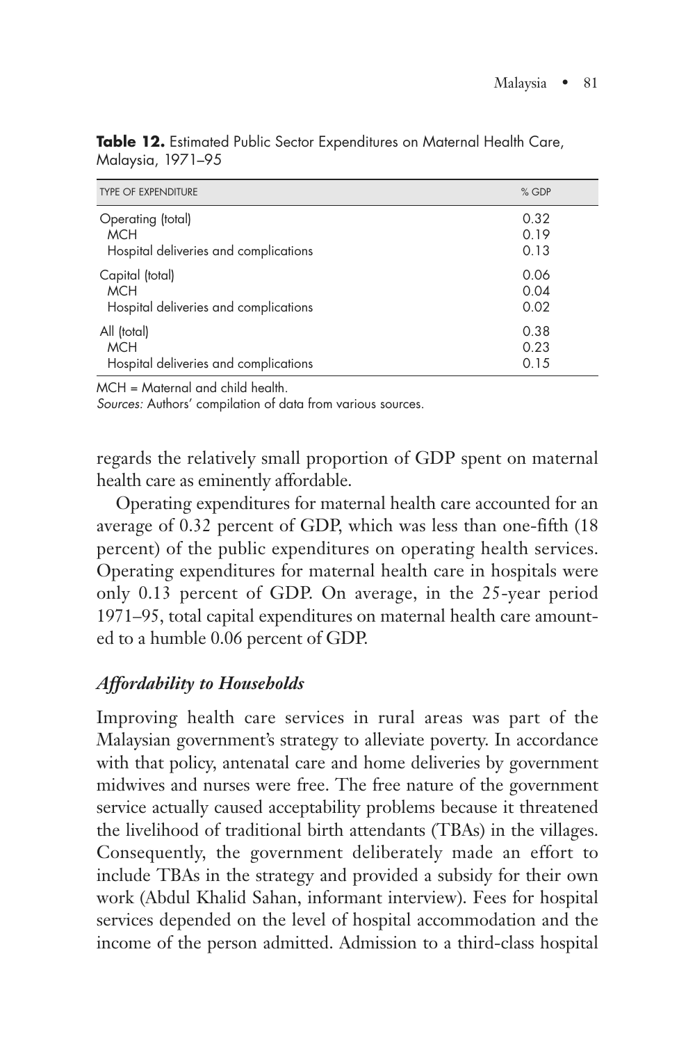**Table 12.** Estimated Public Sector Expenditures on Maternal Health Care, Malaysia, 1971–95

| TYPE OF EXPENDITURE | % GDP |
|---|---|
| Operating (total) | 0.32 |
| MCH | 0.19 |
| Hospital deliveries and complications | 0.13 |
| Capital (total) | 0.06 |
| MCH | 0.04 |
| Hospital deliveries and complications | 0.02 |
| All (total) | 0.38 |
| MCH | 0.23 |
| Hospital deliveries and complications | 0.15 |

MCH = Maternal and child health.

*Sources:* Authors' compilation of data from various sources.

regards the relatively small proportion of GDP spent on maternal health care as eminently affordable.

Operating expenditures for maternal health care accounted for an average of 0.32 percent of GDP, which was less than one-fifth (18 percent) of the public expenditures on operating health services. Operating expenditures for maternal health care in hospitals were only 0.13 percent of GDP. On average, in the 25-year period 1971–95, total capital expenditures on maternal health care amounted to a humble 0.06 percent of GDP.

### *Affordability to Households*

Improving health care services in rural areas was part of the Malaysian government's strategy to alleviate poverty. In accordance with that policy, antenatal care and home deliveries by government midwives and nurses were free. The free nature of the government service actually caused acceptability problems because it threatened the livelihood of traditional birth attendants (TBAs) in the villages. Consequently, the government deliberately made an effort to include TBAs in the strategy and provided a subsidy for their own work (Abdul Khalid Sahan, informant interview). Fees for hospital services depended on the level of hospital accommodation and the income of the person admitted. Admission to a third-class hospital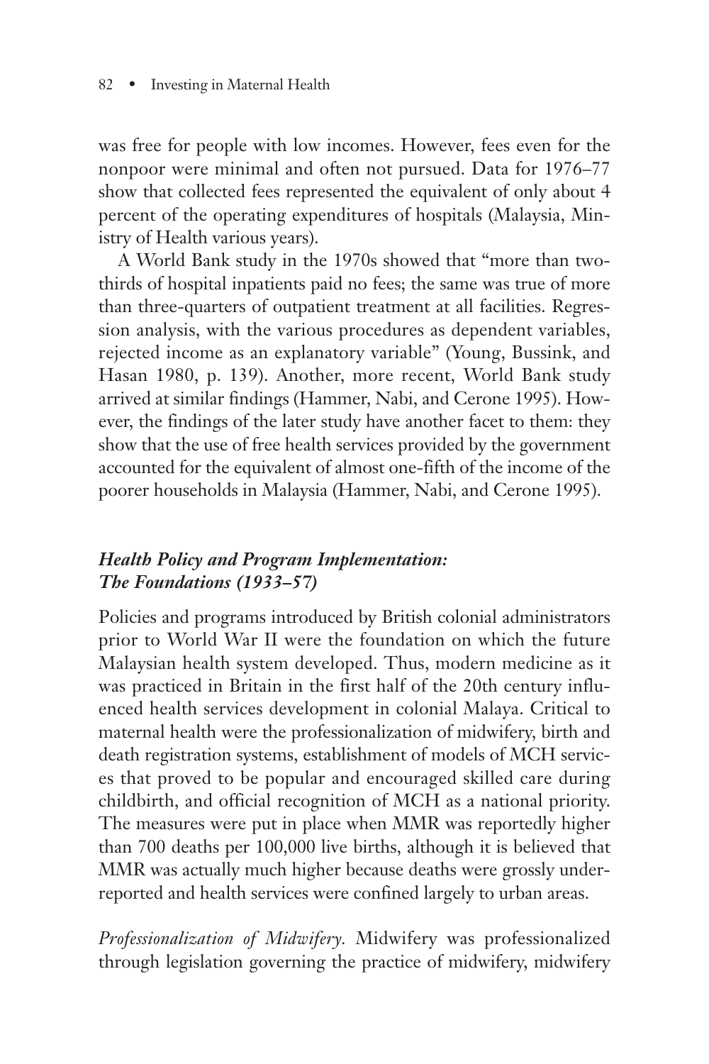was free for people with low incomes. However, fees even for the nonpoor were minimal and often not pursued. Data for 1976–77 show that collected fees represented the equivalent of only about 4 percent of the operating expenditures of hospitals (Malaysia, Ministry of Health various years).

A World Bank study in the 1970s showed that "more than two-thirds of hospital inpatients paid no fees; the same was true of more than three-quarters of outpatient treatment at all facilities. Regression analysis, with the various procedures as dependent variables, rejected income as an explanatory variable" (Young, Bussink, and Hasan 1980, p. 139). Another, more recent, World Bank study arrived at similar findings (Hammer, Nabi, and Cerone 1995). However, the findings of the later study have another facet to them: they show that the use of free health services provided by the government accounted for the equivalent of almost one-fifth of the income of the poorer households in Malaysia (Hammer, Nabi, and Cerone 1995).

### *Health Policy and Program Implementation: The Foundations (1933–57)*

Policies and programs introduced by British colonial administrators prior to World War II were the foundation on which the future Malaysian health system developed. Thus, modern medicine as it was practiced in Britain in the first half of the 20th century influenced health services development in colonial Malaya. Critical to maternal health were the professionalization of midwifery, birth and death registration systems, establishment of models of MCH services that proved to be popular and encouraged skilled care during childbirth, and official recognition of MCH as a national priority. The measures were put in place when MMR was reportedly higher than 700 deaths per 100,000 live births, although it is believed that MMR was actually much higher because deaths were grossly underreported and health services were confined largely to urban areas.

*Professionalization of Midwifery.* Midwifery was professionalized through legislation governing the practice of midwifery, midwifery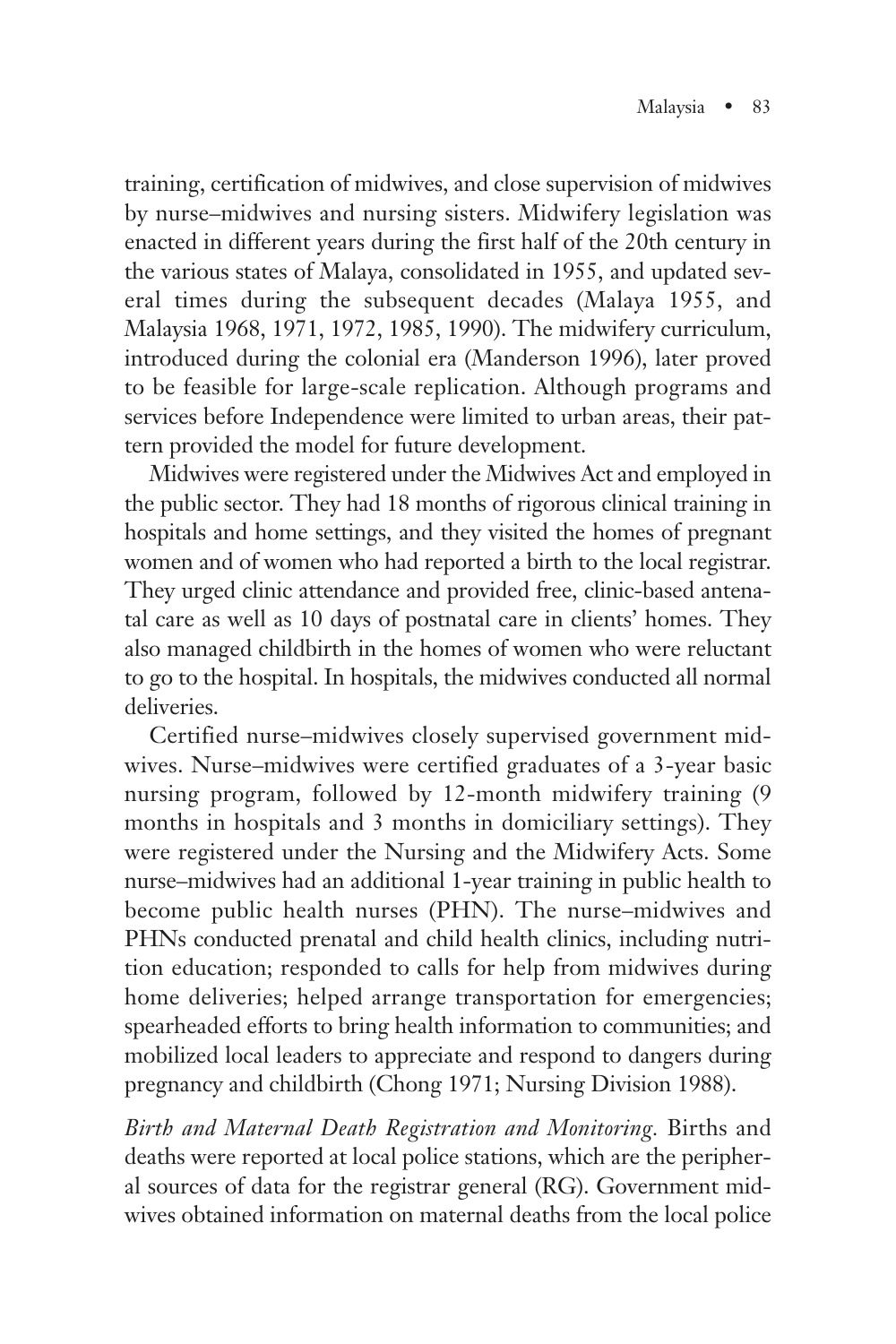training, certification of midwives, and close supervision of midwives by nurse–midwives and nursing sisters. Midwifery legislation was enacted in different years during the first half of the 20th century in the various states of Malaya, consolidated in 1955, and updated several times during the subsequent decades (Malaya 1955, and Malaysia 1968, 1971, 1972, 1985, 1990). The midwifery curriculum, introduced during the colonial era (Manderson 1996), later proved to be feasible for large-scale replication. Although programs and services before Independence were limited to urban areas, their pattern provided the model for future development.

Midwives were registered under the Midwives Act and employed in the public sector. They had 18 months of rigorous clinical training in hospitals and home settings, and they visited the homes of pregnant women and of women who had reported a birth to the local registrar. They urged clinic attendance and provided free, clinic-based antenatal care as well as 10 days of postnatal care in clients' homes. They also managed childbirth in the homes of women who were reluctant to go to the hospital. In hospitals, the midwives conducted all normal deliveries.

Certified nurse–midwives closely supervised government midwives. Nurse–midwives were certified graduates of a 3-year basic nursing program, followed by 12-month midwifery training (9 months in hospitals and 3 months in domiciliary settings). They were registered under the Nursing and the Midwifery Acts. Some nurse–midwives had an additional 1-year training in public health to become public health nurses (PHN). The nurse–midwives and PHNs conducted prenatal and child health clinics, including nutrition education; responded to calls for help from midwives during home deliveries; helped arrange transportation for emergencies; spearheaded efforts to bring health information to communities; and mobilized local leaders to appreciate and respond to dangers during pregnancy and childbirth (Chong 1971; Nursing Division 1988).

*Birth and Maternal Death Registration and Monitoring.* Births and deaths were reported at local police stations, which are the peripheral sources of data for the registrar general (RG). Government midwives obtained information on maternal deaths from the local police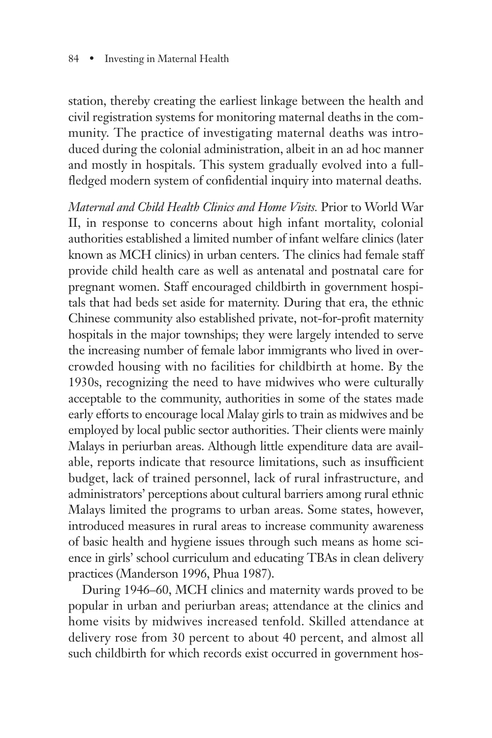station, thereby creating the earliest linkage between the health and civil registration systems for monitoring maternal deaths in the community. The practice of investigating maternal deaths was introduced during the colonial administration, albeit in an ad hoc manner and mostly in hospitals. This system gradually evolved into a full-fledged modern system of confidential inquiry into maternal deaths.

*Maternal and Child Health Clinics and Home Visits.* Prior to World War II, in response to concerns about high infant mortality, colonial authorities established a limited number of infant welfare clinics (later known as MCH clinics) in urban centers. The clinics had female staff provide child health care as well as antenatal and postnatal care for pregnant women. Staff encouraged childbirth in government hospitals that had beds set aside for maternity. During that era, the ethnic Chinese community also established private, not-for-profit maternity hospitals in the major townships; they were largely intended to serve the increasing number of female labor immigrants who lived in overcrowded housing with no facilities for childbirth at home. By the 1930s, recognizing the need to have midwives who were culturally acceptable to the community, authorities in some of the states made early efforts to encourage local Malay girls to train as midwives and be employed by local public sector authorities. Their clients were mainly Malays in periurban areas. Although little expenditure data are available, reports indicate that resource limitations, such as insufficient budget, lack of trained personnel, lack of rural infrastructure, and administrators' perceptions about cultural barriers among rural ethnic Malays limited the programs to urban areas. Some states, however, introduced measures in rural areas to increase community awareness of basic health and hygiene issues through such means as home science in girls' school curriculum and educating TBAs in clean delivery practices (Manderson 1996, Phua 1987).

During 1946–60, MCH clinics and maternity wards proved to be popular in urban and periurban areas; attendance at the clinics and home visits by midwives increased tenfold. Skilled attendance at delivery rose from 30 percent to about 40 percent, and almost all such childbirth for which records exist occurred in government hos-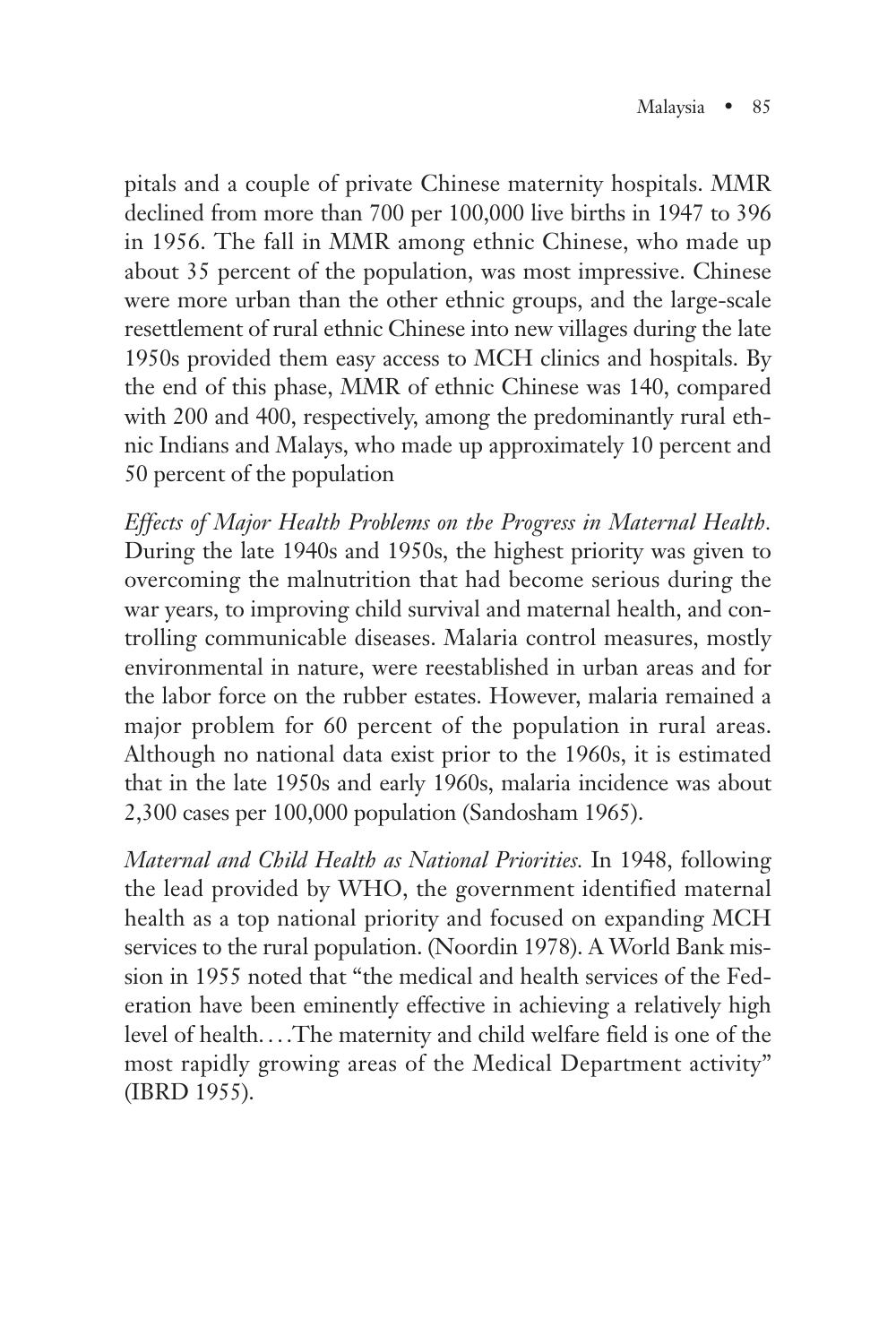pitals and a couple of private Chinese maternity hospitals. MMR declined from more than 700 per 100,000 live births in 1947 to 396 in 1956. The fall in MMR among ethnic Chinese, who made up about 35 percent of the population, was most impressive. Chinese were more urban than the other ethnic groups, and the large-scale resettlement of rural ethnic Chinese into new villages during the late 1950s provided them easy access to MCH clinics and hospitals. By the end of this phase, MMR of ethnic Chinese was 140, compared with 200 and 400, respectively, among the predominantly rural ethnic Indians and Malays, who made up approximately 10 percent and 50 percent of the population

*Effects of Major Health Problems on the Progress in Maternal Health.* During the late 1940s and 1950s, the highest priority was given to overcoming the malnutrition that had become serious during the war years, to improving child survival and maternal health, and controlling communicable diseases. Malaria control measures, mostly environmental in nature, were reestablished in urban areas and for the labor force on the rubber estates. However, malaria remained a major problem for 60 percent of the population in rural areas. Although no national data exist prior to the 1960s, it is estimated that in the late 1950s and early 1960s, malaria incidence was about 2,300 cases per 100,000 population (Sandosham 1965).

*Maternal and Child Health as National Priorities.* In 1948, following the lead provided by WHO, the government identified maternal health as a top national priority and focused on expanding MCH services to the rural population. (Noordin 1978). A World Bank mission in 1955 noted that "the medical and health services of the Federation have been eminently effective in achieving a relatively high level of health. . . .The maternity and child welfare field is one of the most rapidly growing areas of the Medical Department activity" (IBRD 1955).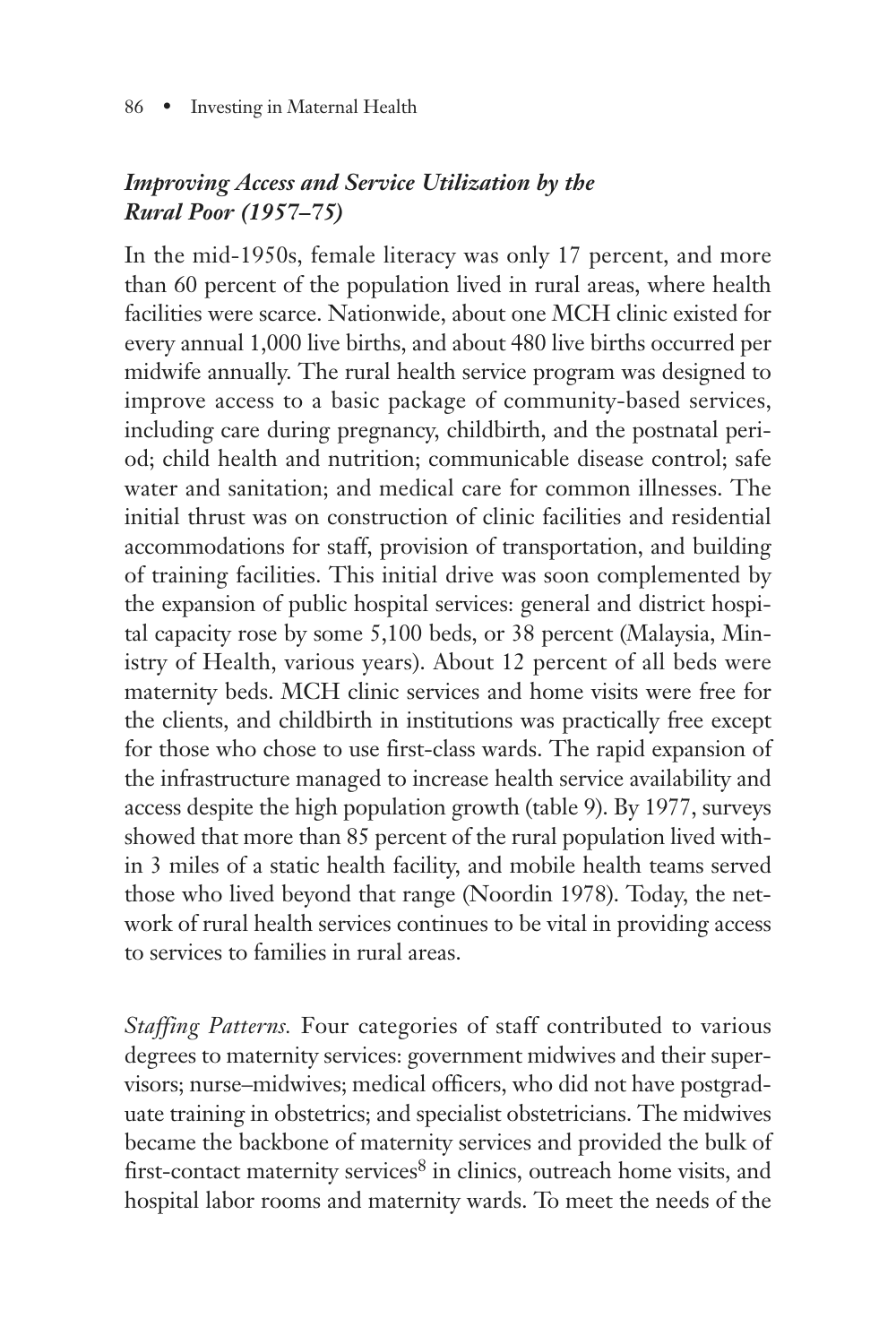### *Improving Access and Service Utilization by the Rural Poor (1957–75)*

In the mid-1950s, female literacy was only 17 percent, and more than 60 percent of the population lived in rural areas, where health facilities were scarce. Nationwide, about one MCH clinic existed for every annual 1,000 live births, and about 480 live births occurred per midwife annually. The rural health service program was designed to improve access to a basic package of community-based services, including care during pregnancy, childbirth, and the postnatal period; child health and nutrition; communicable disease control; safe water and sanitation; and medical care for common illnesses. The initial thrust was on construction of clinic facilities and residential accommodations for staff, provision of transportation, and building of training facilities. This initial drive was soon complemented by the expansion of public hospital services: general and district hospital capacity rose by some 5,100 beds, or 38 percent (Malaysia, Ministry of Health, various years). About 12 percent of all beds were maternity beds. MCH clinic services and home visits were free for the clients, and childbirth in institutions was practically free except for those who chose to use first-class wards. The rapid expansion of the infrastructure managed to increase health service availability and access despite the high population growth (table 9). By 1977, surveys showed that more than 85 percent of the rural population lived within 3 miles of a static health facility, and mobile health teams served those who lived beyond that range (Noordin 1978). Today, the network of rural health services continues to be vital in providing access to services to families in rural areas.

*Staffing Patterns.* Four categories of staff contributed to various degrees to maternity services: government midwives and their supervisors; nurse–midwives; medical officers, who did not have postgraduate training in obstetrics; and specialist obstetricians. The midwives became the backbone of maternity services and provided the bulk of first-contact maternity services[8] in clinics, outreach home visits, and hospital labor rooms and maternity wards. To meet the needs of the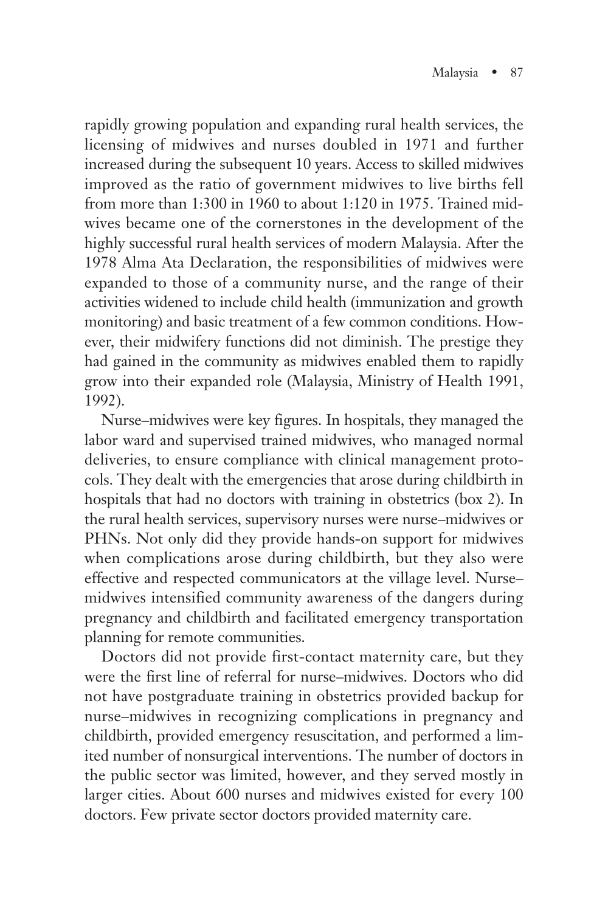rapidly growing population and expanding rural health services, the licensing of midwives and nurses doubled in 1971 and further increased during the subsequent 10 years. Access to skilled midwives improved as the ratio of government midwives to live births fell from more than 1:300 in 1960 to about 1:120 in 1975. Trained midwives became one of the cornerstones in the development of the highly successful rural health services of modern Malaysia. After the 1978 Alma Ata Declaration, the responsibilities of midwives were expanded to those of a community nurse, and the range of their activities widened to include child health (immunization and growth monitoring) and basic treatment of a few common conditions. However, their midwifery functions did not diminish. The prestige they had gained in the community as midwives enabled them to rapidly grow into their expanded role (Malaysia, Ministry of Health 1991, 1992).

Nurse–midwives were key figures. In hospitals, they managed the labor ward and supervised trained midwives, who managed normal deliveries, to ensure compliance with clinical management protocols. They dealt with the emergencies that arose during childbirth in hospitals that had no doctors with training in obstetrics (box 2). In the rural health services, supervisory nurses were nurse–midwives or PHNs. Not only did they provide hands-on support for midwives when complications arose during childbirth, but they also were effective and respected communicators at the village level. Nurse–midwives intensified community awareness of the dangers during pregnancy and childbirth and facilitated emergency transportation planning for remote communities.

Doctors did not provide first-contact maternity care, but they were the first line of referral for nurse–midwives. Doctors who did not have postgraduate training in obstetrics provided backup for nurse–midwives in recognizing complications in pregnancy and childbirth, provided emergency resuscitation, and performed a limited number of nonsurgical interventions. The number of doctors in the public sector was limited, however, and they served mostly in larger cities. About 600 nurses and midwives existed for every 100 doctors. Few private sector doctors provided maternity care.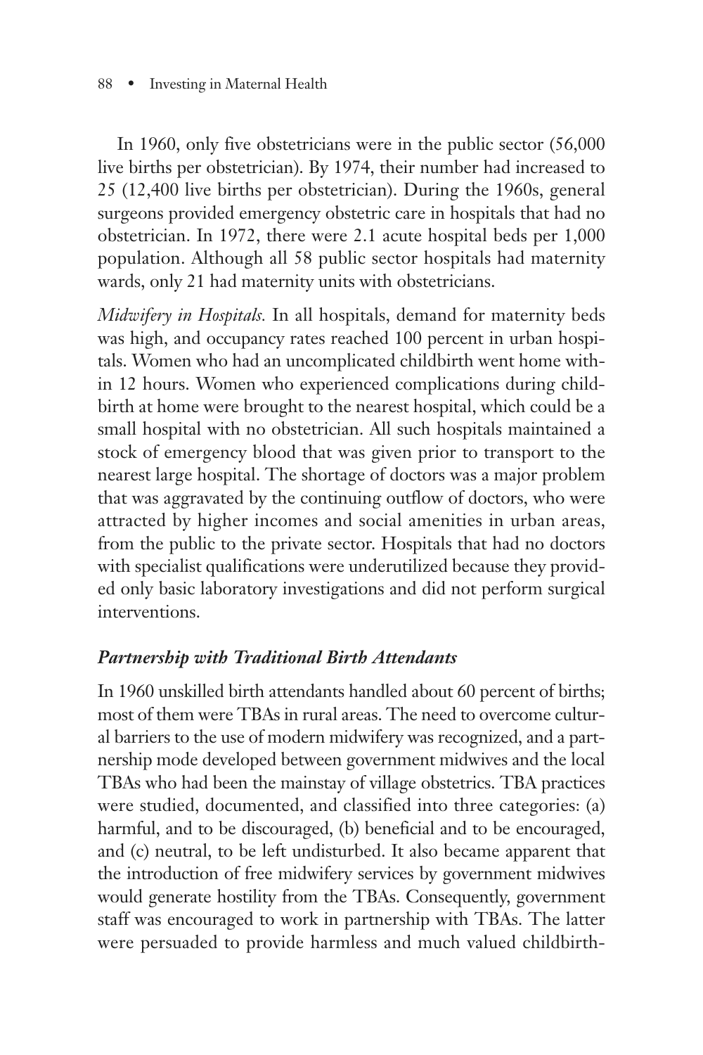In 1960, only five obstetricians were in the public sector (56,000 live births per obstetrician). By 1974, their number had increased to 25 (12,400 live births per obstetrician). During the 1960s, general surgeons provided emergency obstetric care in hospitals that had no obstetrician. In 1972, there were 2.1 acute hospital beds per 1,000 population. Although all 58 public sector hospitals had maternity wards, only 21 had maternity units with obstetricians.

*Midwifery in Hospitals.* In all hospitals, demand for maternity beds was high, and occupancy rates reached 100 percent in urban hospitals. Women who had an uncomplicated childbirth went home within 12 hours. Women who experienced complications during childbirth at home were brought to the nearest hospital, which could be a small hospital with no obstetrician. All such hospitals maintained a stock of emergency blood that was given prior to transport to the nearest large hospital. The shortage of doctors was a major problem that was aggravated by the continuing outflow of doctors, who were attracted by higher incomes and social amenities in urban areas, from the public to the private sector. Hospitals that had no doctors with specialist qualifications were underutilized because they provided only basic laboratory investigations and did not perform surgical interventions.

### *Partnership with Traditional Birth Attendants*

In 1960 unskilled birth attendants handled about 60 percent of births; most of them were TBAs in rural areas. The need to overcome cultural barriers to the use of modern midwifery was recognized, and a partnership mode developed between government midwives and the local TBAs who had been the mainstay of village obstetrics. TBA practices were studied, documented, and classified into three categories: (a) harmful, and to be discouraged, (b) beneficial and to be encouraged, and (c) neutral, to be left undisturbed. It also became apparent that the introduction of free midwifery services by government midwives would generate hostility from the TBAs. Consequently, government staff was encouraged to work in partnership with TBAs. The latter were persuaded to provide harmless and much valued childbirth-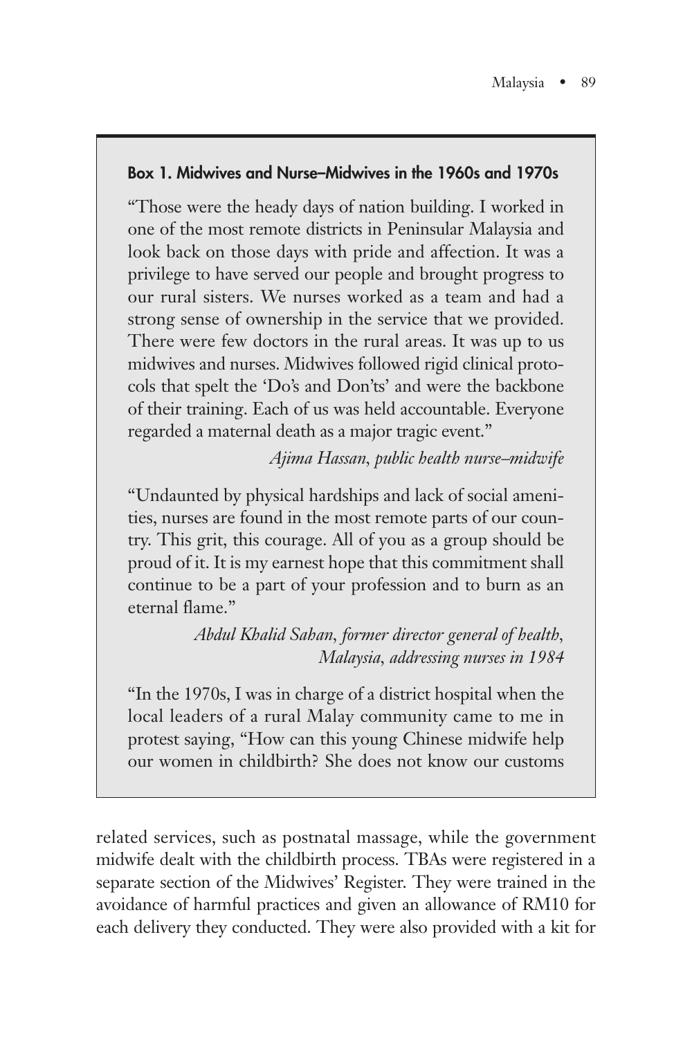**Box 1. Midwives and Nurse–Midwives in the 1960s and 1970s**

"Those were the heady days of nation building. I worked in one of the most remote districts in Peninsular Malaysia and look back on those days with pride and affection. It was a privilege to have served our people and brought progress to our rural sisters. We nurses worked as a team and had a strong sense of ownership in the service that we provided. There were few doctors in the rural areas. It was up to us midwives and nurses. Midwives followed rigid clinical protocols that spelt the 'Do's and Don'ts' and were the backbone of their training. Each of us was held accountable. Everyone regarded a maternal death as a major tragic event."

*Ajima Hassan, public health nurse–midwife*

"Undaunted by physical hardships and lack of social amenities, nurses are found in the most remote parts of our country. This grit, this courage. All of you as a group should be proud of it. It is my earnest hope that this commitment shall continue to be a part of your profession and to burn as an eternal flame."

*Abdul Khalid Sahan, former director general of health, Malaysia, addressing nurses in 1984*

"In the 1970s, I was in charge of a district hospital when the local leaders of a rural Malay community came to me in protest saying, "How can this young Chinese midwife help our women in childbirth? She does not know our customs

related services, such as postnatal massage, while the government midwife dealt with the childbirth process. TBAs were registered in a separate section of the Midwives' Register. They were trained in the avoidance of harmful practices and given an allowance of RM10 for each delivery they conducted. They were also provided with a kit for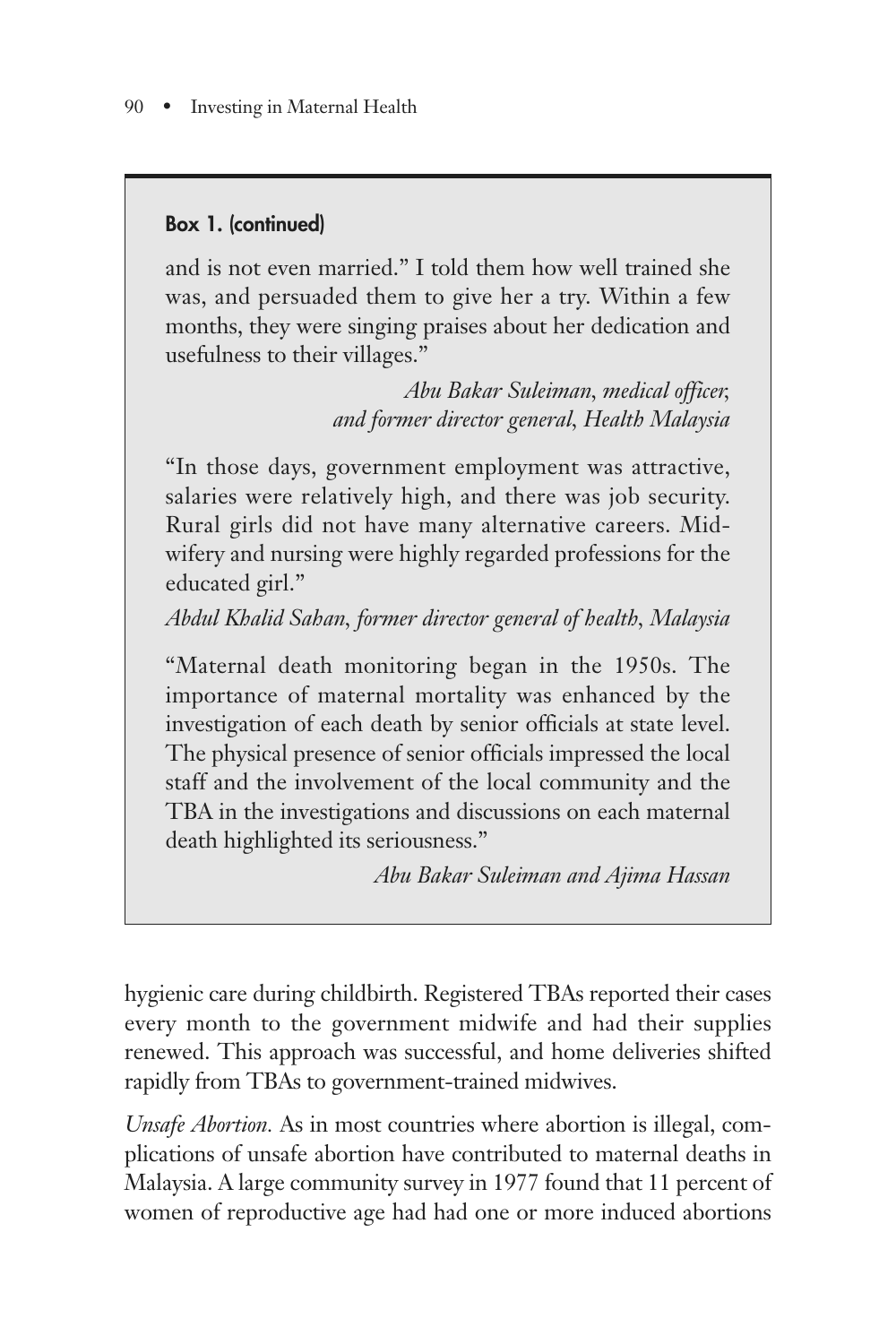**Box 1. (continued)**

and is not even married." I told them how well trained she was, and persuaded them to give her a try. Within a few months, they were singing praises about her dedication and usefulness to their villages."

*Abu Bakar Suleiman, medical officer, and former director general, Health Malaysia*

"In those days, government employment was attractive, salaries were relatively high, and there was job security. Rural girls did not have many alternative careers. Midwifery and nursing were highly regarded professions for the educated girl."

*Abdul Khalid Sahan, former director general of health, Malaysia*

"Maternal death monitoring began in the 1950s. The importance of maternal mortality was enhanced by the investigation of each death by senior officials at state level. The physical presence of senior officials impressed the local staff and the involvement of the local community and the TBA in the investigations and discussions on each maternal death highlighted its seriousness."

*Abu Bakar Suleiman and Ajima Hassan*

hygienic care during childbirth. Registered TBAs reported their cases every month to the government midwife and had their supplies renewed. This approach was successful, and home deliveries shifted rapidly from TBAs to government-trained midwives.

*Unsafe Abortion.* As in most countries where abortion is illegal, complications of unsafe abortion have contributed to maternal deaths in Malaysia. A large community survey in 1977 found that 11 percent of women of reproductive age had had one or more induced abortions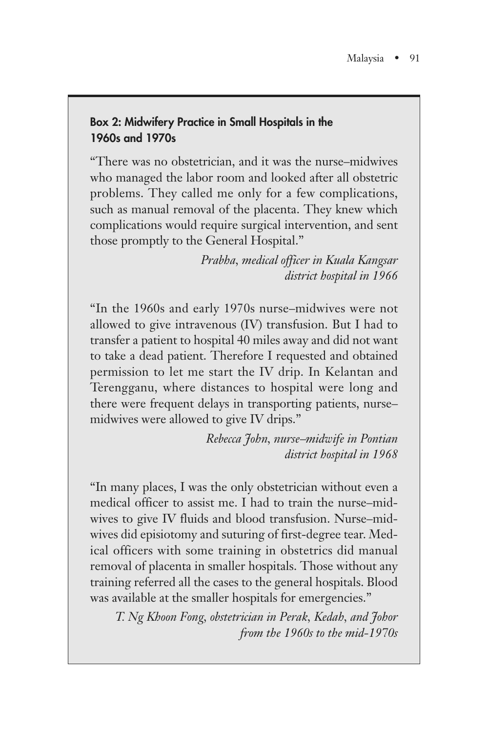### Box 2: Midwifery Practice in Small Hospitals in the 1960s and 1970s

"There was no obstetrician, and it was the nurse–midwives who managed the labor room and looked after all obstetric problems. They called me only for a few complications, such as manual removal of the placenta. They knew which complications would require surgical intervention, and sent those promptly to the General Hospital."

*Prabha, medical officer in Kuala Kangsar district hospital in 1966*

"In the 1960s and early 1970s nurse–midwives were not allowed to give intravenous (IV) transfusion. But I had to transfer a patient to hospital 40 miles away and did not want to take a dead patient. Therefore I requested and obtained permission to let me start the IV drip. In Kelantan and Terengganu, where distances to hospital were long and there were frequent delays in transporting patients, nurse–midwives were allowed to give IV drips."

*Rebecca John, nurse–midwife in Pontian district hospital in 1968*

"In many places, I was the only obstetrician without even a medical officer to assist me. I had to train the nurse–midwives to give IV fluids and blood transfusion. Nurse–midwives did episiotomy and suturing of first-degree tear. Medical officers with some training in obstetrics did manual removal of placenta in smaller hospitals. Those without any training referred all the cases to the general hospitals. Blood was available at the smaller hospitals for emergencies."

*T. Ng Khoon Fong, obstetrician in Perak, Kedah, and Johor from the 1960s to the mid-1970s*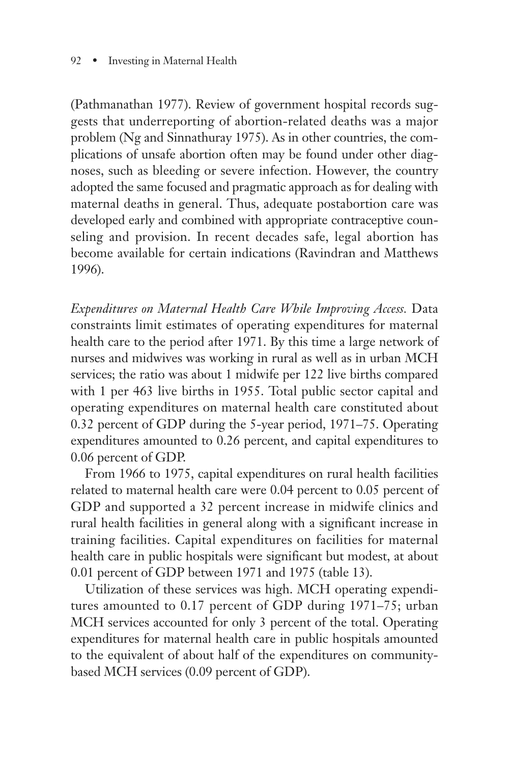(Pathmanathan 1977). Review of government hospital records suggests that underreporting of abortion-related deaths was a major problem (Ng and Sinnathuray 1975). As in other countries, the complications of unsafe abortion often may be found under other diagnoses, such as bleeding or severe infection. However, the country adopted the same focused and pragmatic approach as for dealing with maternal deaths in general. Thus, adequate postabortion care was developed early and combined with appropriate contraceptive counseling and provision. In recent decades safe, legal abortion has become available for certain indications (Ravindran and Matthews 1996).

*Expenditures on Maternal Health Care While Improving Access.* Data constraints limit estimates of operating expenditures for maternal health care to the period after 1971. By this time a large network of nurses and midwives was working in rural as well as in urban MCH services; the ratio was about 1 midwife per 122 live births compared with 1 per 463 live births in 1955. Total public sector capital and operating expenditures on maternal health care constituted about 0.32 percent of GDP during the 5-year period, 1971–75. Operating expenditures amounted to 0.26 percent, and capital expenditures to 0.06 percent of GDP.

From 1966 to 1975, capital expenditures on rural health facilities related to maternal health care were 0.04 percent to 0.05 percent of GDP and supported a 32 percent increase in midwife clinics and rural health facilities in general along with a significant increase in training facilities. Capital expenditures on facilities for maternal health care in public hospitals were significant but modest, at about 0.01 percent of GDP between 1971 and 1975 (table 13).

Utilization of these services was high. MCH operating expenditures amounted to 0.17 percent of GDP during 1971–75; urban MCH services accounted for only 3 percent of the total. Operating expenditures for maternal health care in public hospitals amounted to the equivalent of about half of the expenditures on community-based MCH services (0.09 percent of GDP).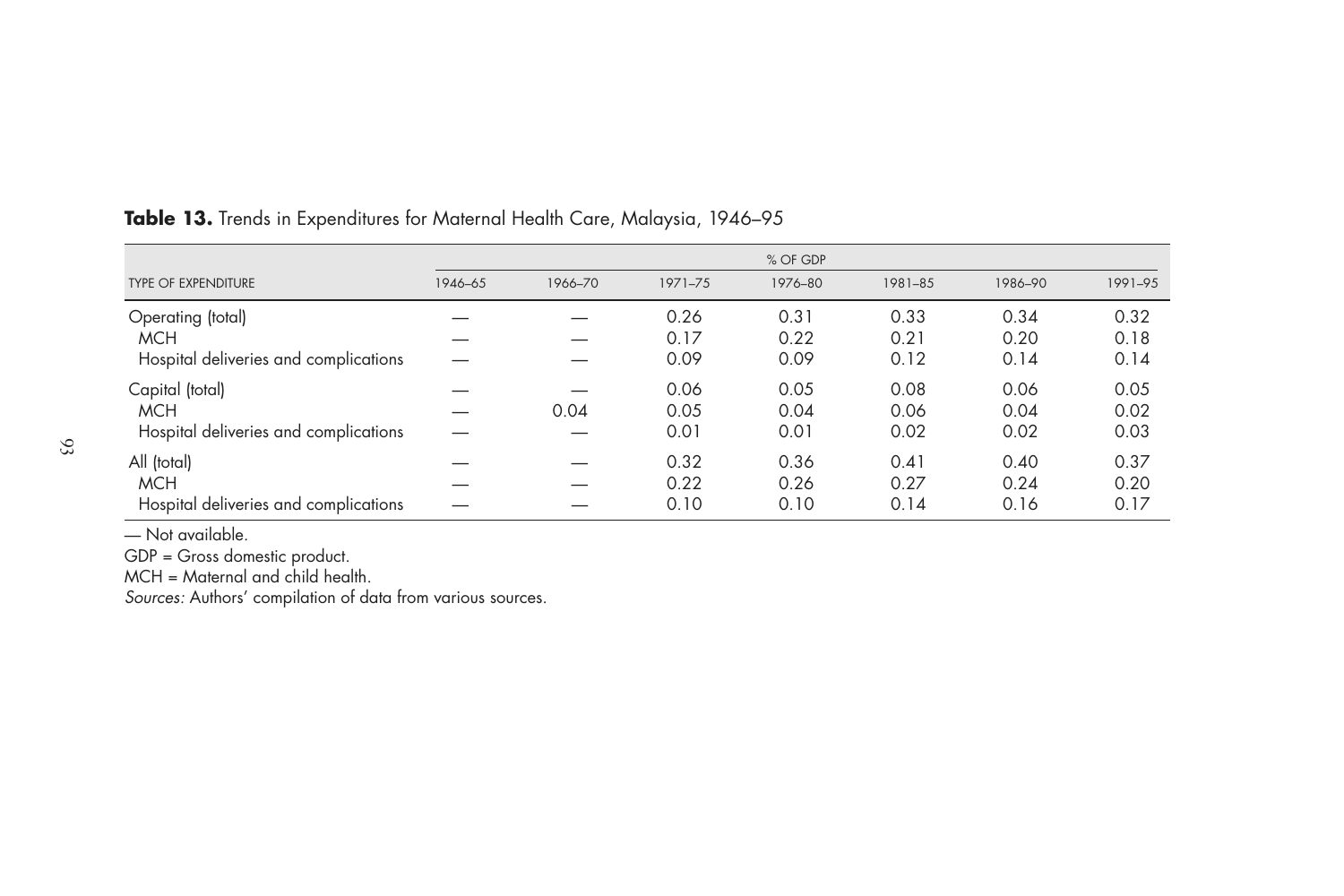**Table 13.** Trends in Expenditures for Maternal Health Care, Malaysia, 1946–95

| | % OF GDP | | | | | | |
|---|---|---|---|---|---|---|---|
| TYPE OF EXPENDITURE | 1946–65 | 1966–70 | 1971–75 | 1976–80 | 1981–85 | 1986–90 | 1991–95 |
| Operating (total) | — | — | 0.26 | 0.31 | 0.33 | 0.34 | 0.32 |
| MCH | — | — | 0.17 | 0.22 | 0.21 | 0.20 | 0.18 |
| Hospital deliveries and complications | — | — | 0.09 | 0.09 | 0.12 | 0.14 | 0.14 |
| Capital (total) | — | — | 0.06 | 0.05 | 0.08 | 0.06 | 0.05 |
| MCH | — | 0.04 | 0.05 | 0.04 | 0.06 | 0.04 | 0.02 |
| Hospital deliveries and complications | — | — | 0.01 | 0.01 | 0.02 | 0.02 | 0.03 |
| All (total) | — | — | 0.32 | 0.36 | 0.41 | 0.40 | 0.37 |
| MCH | — | — | 0.22 | 0.26 | 0.27 | 0.24 | 0.20 |
| Hospital deliveries and complications | — | — | 0.10 | 0.10 | 0.14 | 0.16 | 0.17 |

— Not available.

GDP = Gross domestic product.

MCH = Maternal and child health.

*Sources:* Authors' compilation of data from various sources.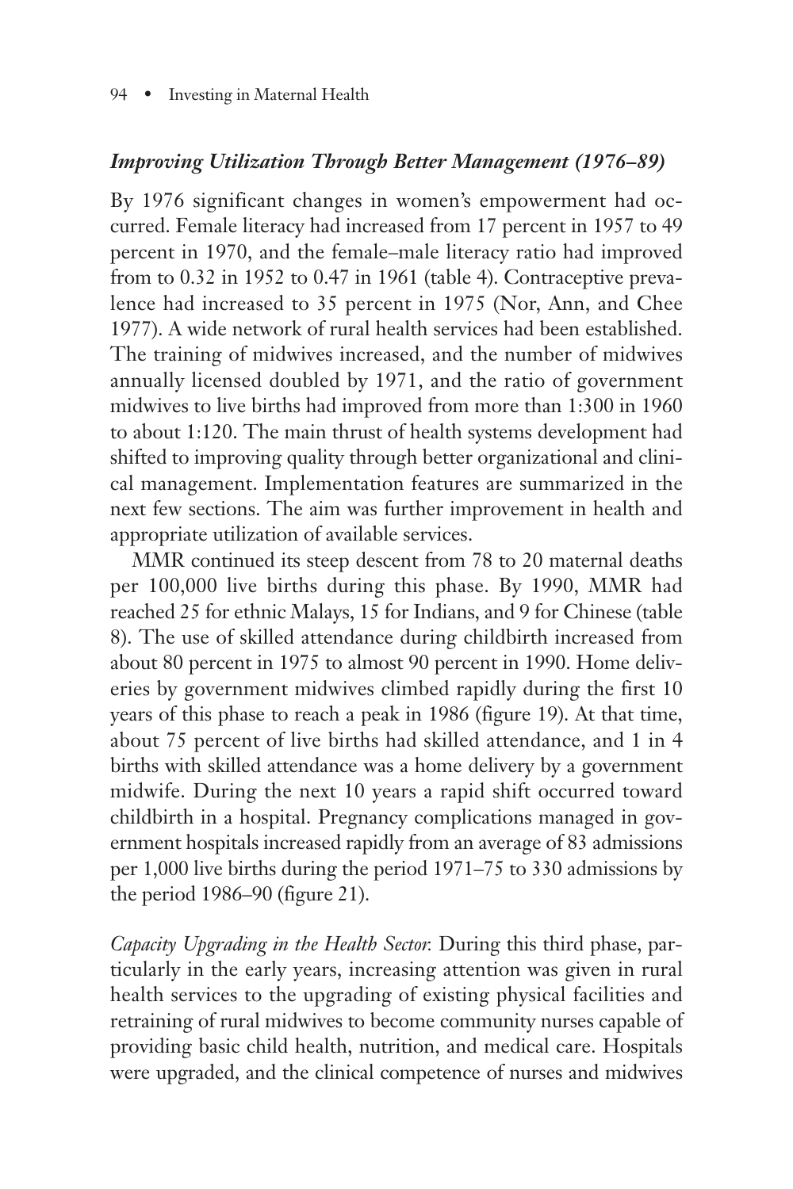### *Improving Utilization Through Better Management (1976–89)*

By 1976 significant changes in women's empowerment had occurred. Female literacy had increased from 17 percent in 1957 to 49 percent in 1970, and the female–male literacy ratio had improved from to 0.32 in 1952 to 0.47 in 1961 (table 4). Contraceptive prevalence had increased to 35 percent in 1975 (Nor, Ann, and Chee 1977). A wide network of rural health services had been established. The training of midwives increased, and the number of midwives annually licensed doubled by 1971, and the ratio of government midwives to live births had improved from more than 1:300 in 1960 to about 1:120. The main thrust of health systems development had shifted to improving quality through better organizational and clinical management. Implementation features are summarized in the next few sections. The aim was further improvement in health and appropriate utilization of available services.

MMR continued its steep descent from 78 to 20 maternal deaths per 100,000 live births during this phase. By 1990, MMR had reached 25 for ethnic Malays, 15 for Indians, and 9 for Chinese (table 8). The use of skilled attendance during childbirth increased from about 80 percent in 1975 to almost 90 percent in 1990. Home deliveries by government midwives climbed rapidly during the first 10 years of this phase to reach a peak in 1986 (figure 19). At that time, about 75 percent of live births had skilled attendance, and 1 in 4 births with skilled attendance was a home delivery by a government midwife. During the next 10 years a rapid shift occurred toward childbirth in a hospital. Pregnancy complications managed in government hospitals increased rapidly from an average of 83 admissions per 1,000 live births during the period 1971–75 to 330 admissions by the period 1986–90 (figure 21).

*Capacity Upgrading in the Health Sector.* During this third phase, particularly in the early years, increasing attention was given in rural health services to the upgrading of existing physical facilities and retraining of rural midwives to become community nurses capable of providing basic child health, nutrition, and medical care. Hospitals were upgraded, and the clinical competence of nurses and midwives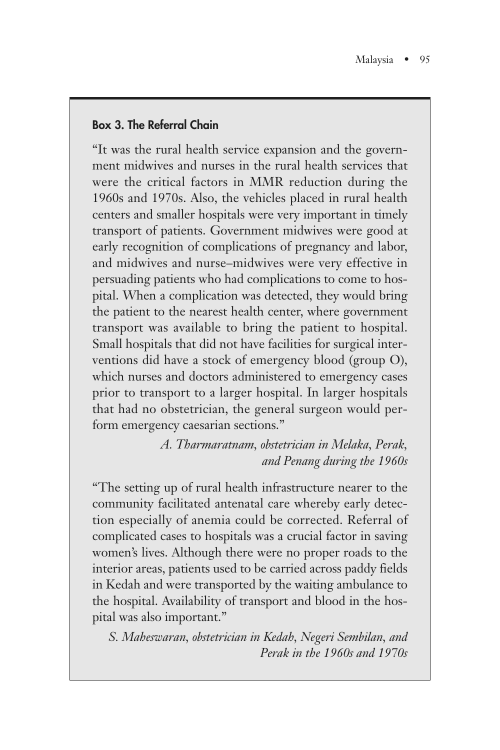### Box 3. The Referral Chain

"It was the rural health service expansion and the government midwives and nurses in the rural health services that were the critical factors in MMR reduction during the 1960s and 1970s. Also, the vehicles placed in rural health centers and smaller hospitals were very important in timely transport of patients. Government midwives were good at early recognition of complications of pregnancy and labor, and midwives and nurse–midwives were very effective in persuading patients who had complications to come to hospital. When a complication was detected, they would bring the patient to the nearest health center, where government transport was available to bring the patient to hospital. Small hospitals that did not have facilities for surgical interventions did have a stock of emergency blood (group O), which nurses and doctors administered to emergency cases prior to transport to a larger hospital. In larger hospitals that had no obstetrician, the general surgeon would perform emergency caesarian sections."

*A. Tharmaratnam, obstetrician in Melaka, Perak, and Penang during the 1960s*

"The setting up of rural health infrastructure nearer to the community facilitated antenatal care whereby early detection especially of anemia could be corrected. Referral of complicated cases to hospitals was a crucial factor in saving women's lives. Although there were no proper roads to the interior areas, patients used to be carried across paddy fields in Kedah and were transported by the waiting ambulance to the hospital. Availability of transport and blood in the hospital was also important."

*S. Maheswaran, obstetrician in Kedah, Negeri Sembilan, and Perak in the 1960s and 1970s*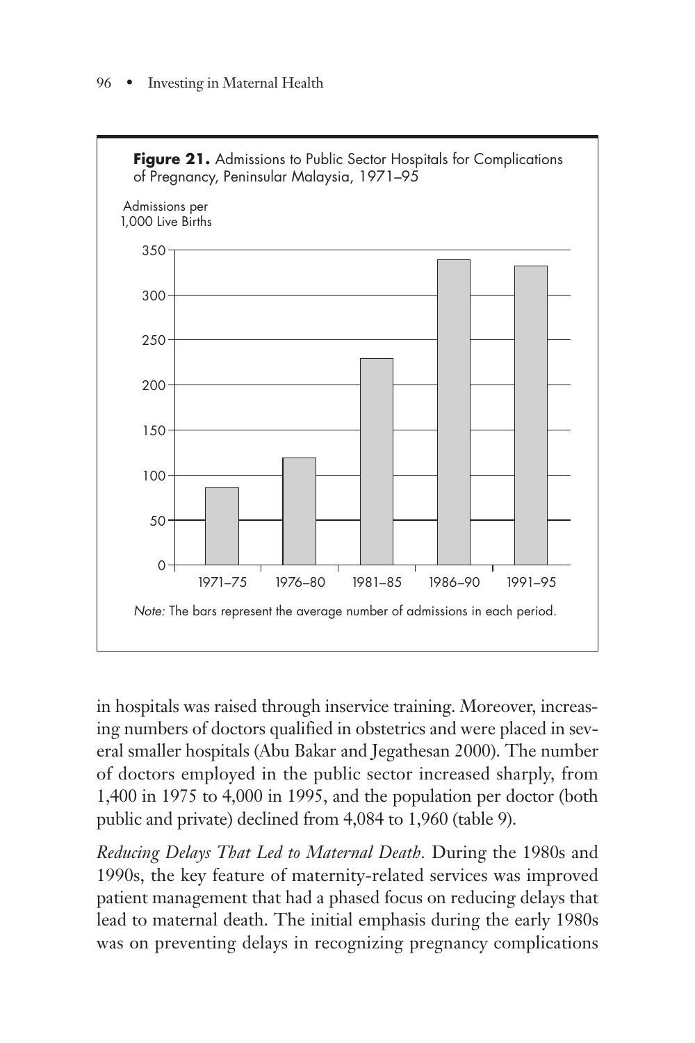**Figure 21.** Admissions to Public Sector Hospitals for Complications of Pregnancy, Peninsular Malaysia, 1971–95

*Note:* The bars represent the average number of admissions in each period.

in hospitals was raised through inservice training. Moreover, increasing numbers of doctors qualified in obstetrics and were placed in several smaller hospitals (Abu Bakar and Jegathesan 2000). The number of doctors employed in the public sector increased sharply, from 1,400 in 1975 to 4,000 in 1995, and the population per doctor (both public and private) declined from 4,084 to 1,960 (table 9).

*Reducing Delays That Led to Maternal Death.* During the 1980s and 1990s, the key feature of maternity-related services was improved patient management that had a phased focus on reducing delays that lead to maternal death. The initial emphasis during the early 1980s was on preventing delays in recognizing pregnancy complications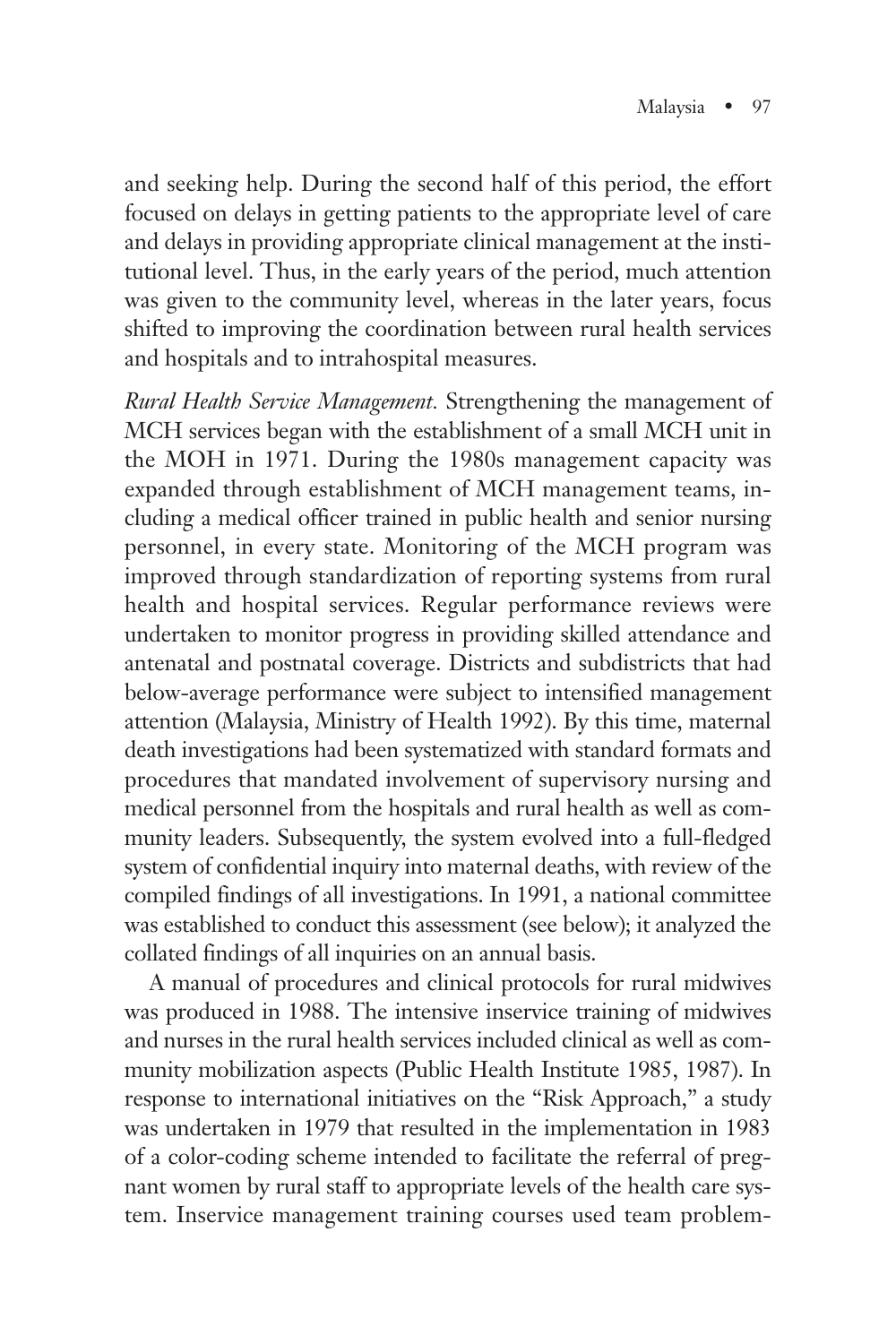and seeking help. During the second half of this period, the effort focused on delays in getting patients to the appropriate level of care and delays in providing appropriate clinical management at the institutional level. Thus, in the early years of the period, much attention was given to the community level, whereas in the later years, focus shifted to improving the coordination between rural health services and hospitals and to intrahospital measures.

*Rural Health Service Management.* Strengthening the management of MCH services began with the establishment of a small MCH unit in the MOH in 1971. During the 1980s management capacity was expanded through establishment of MCH management teams, including a medical officer trained in public health and senior nursing personnel, in every state. Monitoring of the MCH program was improved through standardization of reporting systems from rural health and hospital services. Regular performance reviews were undertaken to monitor progress in providing skilled attendance and antenatal and postnatal coverage. Districts and subdistricts that had below-average performance were subject to intensified management attention (Malaysia, Ministry of Health 1992). By this time, maternal death investigations had been systematized with standard formats and procedures that mandated involvement of supervisory nursing and medical personnel from the hospitals and rural health as well as community leaders. Subsequently, the system evolved into a full-fledged system of confidential inquiry into maternal deaths, with review of the compiled findings of all investigations. In 1991, a national committee was established to conduct this assessment (see below); it analyzed the collated findings of all inquiries on an annual basis.

A manual of procedures and clinical protocols for rural midwives was produced in 1988. The intensive inservice training of midwives and nurses in the rural health services included clinical as well as community mobilization aspects (Public Health Institute 1985, 1987). In response to international initiatives on the "Risk Approach," a study was undertaken in 1979 that resulted in the implementation in 1983 of a color-coding scheme intended to facilitate the referral of pregnant women by rural staff to appropriate levels of the health care system. Inservice management training courses used team problem-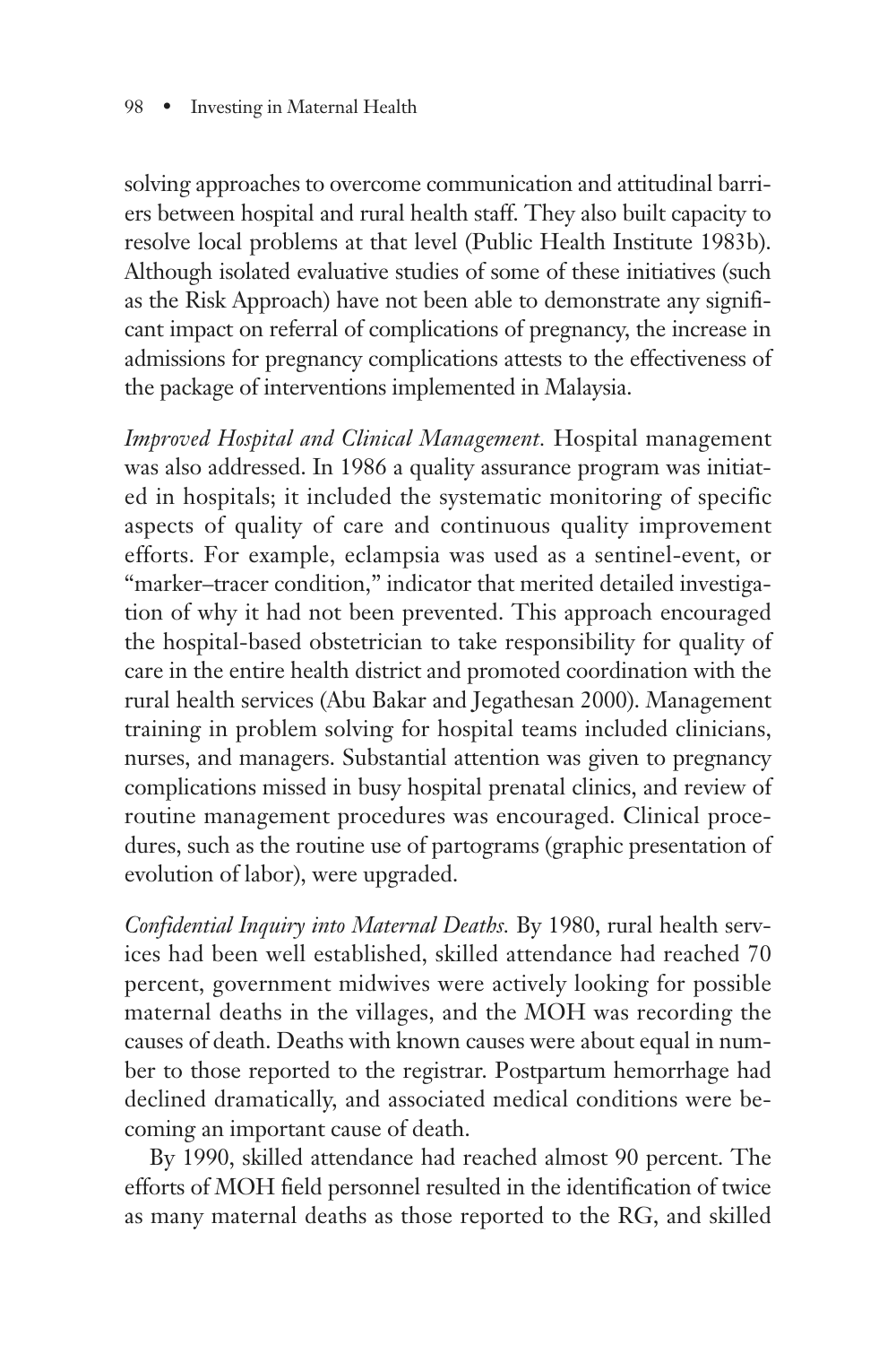solving approaches to overcome communication and attitudinal barriers between hospital and rural health staff. They also built capacity to resolve local problems at that level (Public Health Institute 1983b). Although isolated evaluative studies of some of these initiatives (such as the Risk Approach) have not been able to demonstrate any significant impact on referral of complications of pregnancy, the increase in admissions for pregnancy complications attests to the effectiveness of the package of interventions implemented in Malaysia.

*Improved Hospital and Clinical Management.* Hospital management was also addressed. In 1986 a quality assurance program was initiated in hospitals; it included the systematic monitoring of specific aspects of quality of care and continuous quality improvement efforts. For example, eclampsia was used as a sentinel-event, or "marker–tracer condition," indicator that merited detailed investigation of why it had not been prevented. This approach encouraged the hospital-based obstetrician to take responsibility for quality of care in the entire health district and promoted coordination with the rural health services (Abu Bakar and Jegathesan 2000). Management training in problem solving for hospital teams included clinicians, nurses, and managers. Substantial attention was given to pregnancy complications missed in busy hospital prenatal clinics, and review of routine management procedures was encouraged. Clinical procedures, such as the routine use of partograms (graphic presentation of evolution of labor), were upgraded.

*Confidential Inquiry into Maternal Deaths.* By 1980, rural health services had been well established, skilled attendance had reached 70 percent, government midwives were actively looking for possible maternal deaths in the villages, and the MOH was recording the causes of death. Deaths with known causes were about equal in number to those reported to the registrar. Postpartum hemorrhage had declined dramatically, and associated medical conditions were becoming an important cause of death.

By 1990, skilled attendance had reached almost 90 percent. The efforts of MOH field personnel resulted in the identification of twice as many maternal deaths as those reported to the RG, and skilled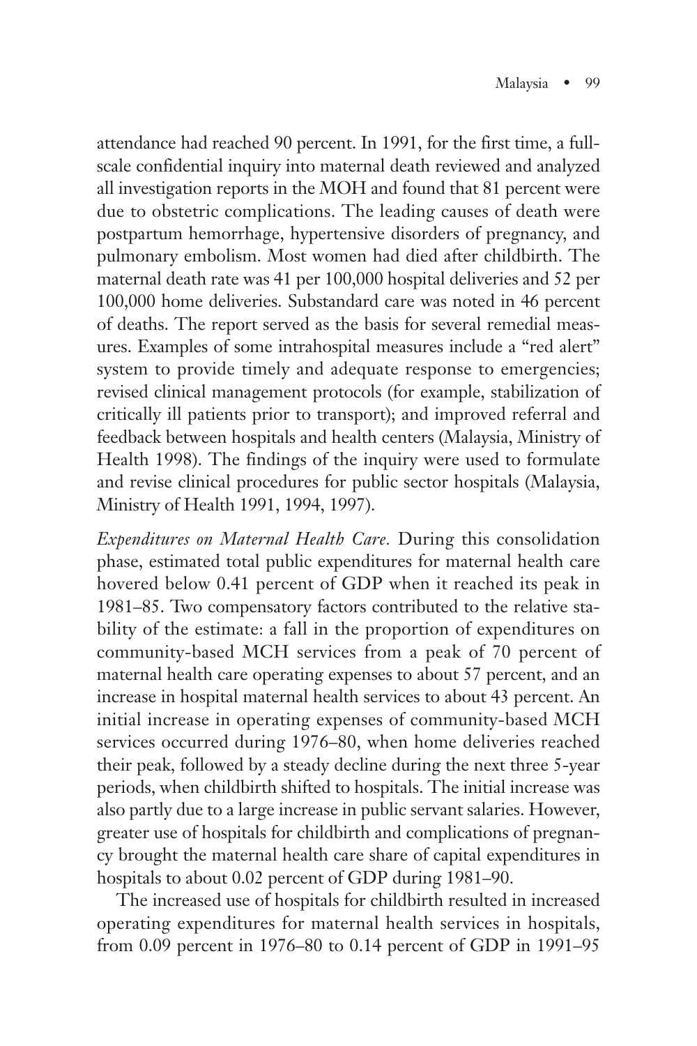attendance had reached 90 percent. In 1991, for the first time, a full-scale confidential inquiry into maternal death reviewed and analyzed all investigation reports in the MOH and found that 81 percent were due to obstetric complications. The leading causes of death were postpartum hemorrhage, hypertensive disorders of pregnancy, and pulmonary embolism. Most women had died after childbirth. The maternal death rate was 41 per 100,000 hospital deliveries and 52 per 100,000 home deliveries. Substandard care was noted in 46 percent of deaths. The report served as the basis for several remedial measures. Examples of some intrahospital measures include a "red alert" system to provide timely and adequate response to emergencies; revised clinical management protocols (for example, stabilization of critically ill patients prior to transport); and improved referral and feedback between hospitals and health centers (Malaysia, Ministry of Health 1998). The findings of the inquiry were used to formulate and revise clinical procedures for public sector hospitals (Malaysia, Ministry of Health 1991, 1994, 1997).

*Expenditures on Maternal Health Care.* During this consolidation phase, estimated total public expenditures for maternal health care hovered below 0.41 percent of GDP when it reached its peak in 1981–85. Two compensatory factors contributed to the relative stability of the estimate: a fall in the proportion of expenditures on community-based MCH services from a peak of 70 percent of maternal health care operating expenses to about 57 percent, and an increase in hospital maternal health services to about 43 percent. An initial increase in operating expenses of community-based MCH services occurred during 1976–80, when home deliveries reached their peak, followed by a steady decline during the next three 5-year periods, when childbirth shifted to hospitals. The initial increase was also partly due to a large increase in public servant salaries. However, greater use of hospitals for childbirth and complications of pregnancy brought the maternal health care share of capital expenditures in hospitals to about 0.02 percent of GDP during 1981–90.

The increased use of hospitals for childbirth resulted in increased operating expenditures for maternal health services in hospitals, from 0.09 percent in 1976–80 to 0.14 percent of GDP in 1991–95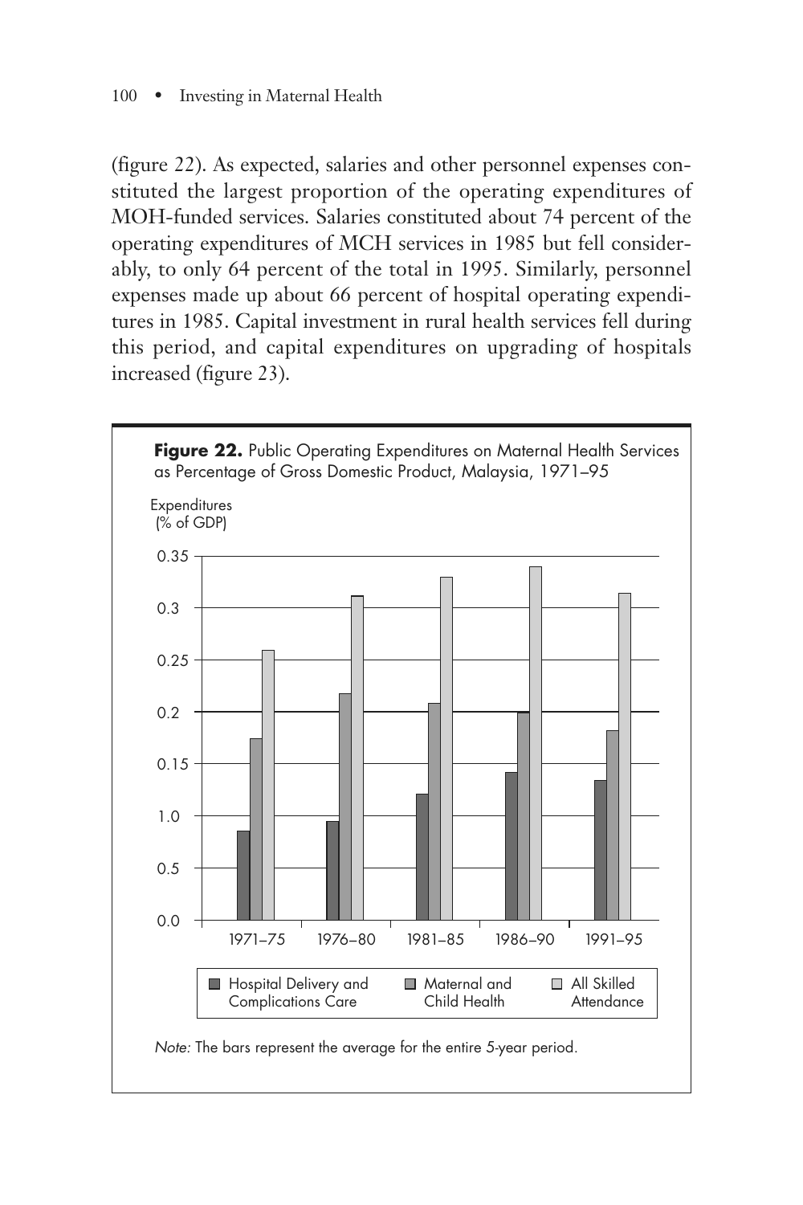(figure 22). As expected, salaries and other personnel expenses constituted the largest proportion of the operating expenditures of MOH-funded services. Salaries constituted about 74 percent of the operating expenditures of MCH services in 1985 but fell considerably, to only 64 percent of the total in 1995. Similarly, personnel expenses made up about 66 percent of hospital operating expenditures in 1985. Capital investment in rural health services fell during this period, and capital expenditures on upgrading of hospitals increased (figure 23).

**Figure 22.** Public Operating Expenditures on Maternal Health Services as Percentage of Gross Domestic Product, Malaysia, 1971–95

*Note:* The bars represent the average for the entire 5-year period.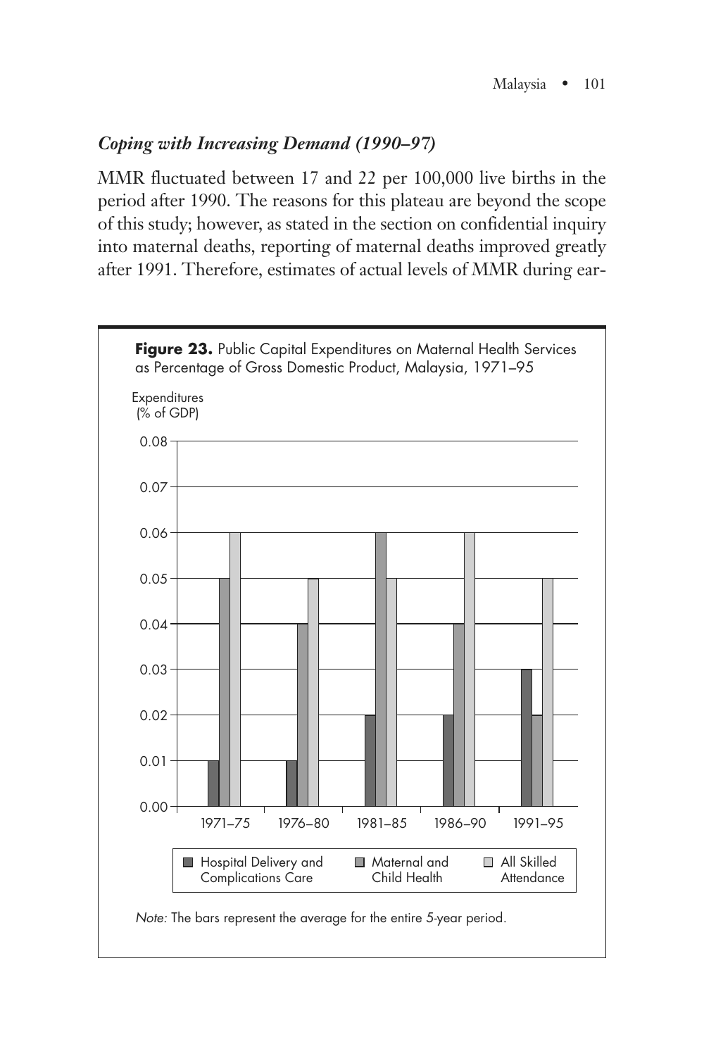### *Coping with Increasing Demand (1990–97)*

MMR fluctuated between 17 and 22 per 100,000 live births in the period after 1990. The reasons for this plateau are beyond the scope of this study; however, as stated in the section on confidential inquiry into maternal deaths, reporting of maternal deaths improved greatly after 1991. Therefore, estimates of actual levels of MMR during ear-

**Figure 23.** Public Capital Expenditures on Maternal Health Services as Percentage of Gross Domestic Product, Malaysia, 1971–95

| Period | Hospital Delivery and Complications Care | Maternal and Child Health | All Skilled Attendance |
|---|---|---|---|
| 1971–75 | 0.01 | 0.05 | 0.06 |
| 1976–80 | 0.01 | 0.04 | 0.05 |
| 1981–85 | 0.02 | 0.06 | 0.05 |
| 1986–90 | 0.02 | 0.04 | 0.06 |
| 1991–95 | 0.03 | 0.02 | 0.05 |

Expenditures (% of GDP)

*Note:* The bars represent the average for the entire 5-year period.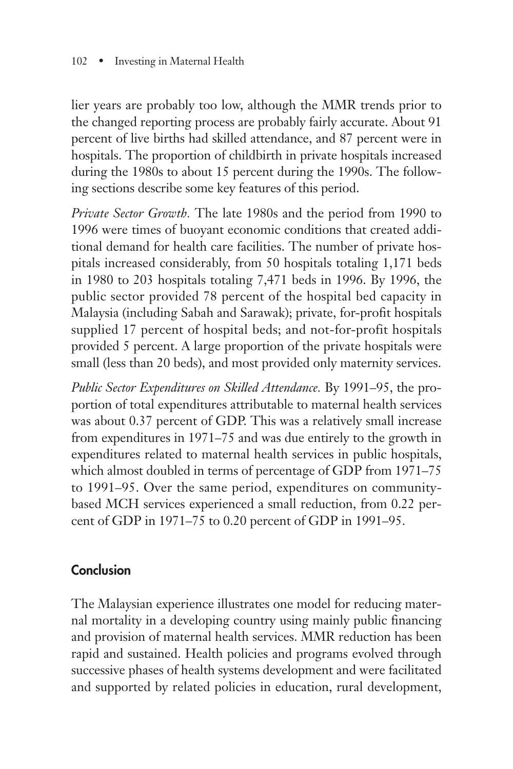lier years are probably too low, although the MMR trends prior to the changed reporting process are probably fairly accurate. About 91 percent of live births had skilled attendance, and 87 percent were in hospitals. The proportion of childbirth in private hospitals increased during the 1980s to about 15 percent during the 1990s. The following sections describe some key features of this period.

*Private Sector Growth.* The late 1980s and the period from 1990 to 1996 were times of buoyant economic conditions that created additional demand for health care facilities. The number of private hospitals increased considerably, from 50 hospitals totaling 1,171 beds in 1980 to 203 hospitals totaling 7,471 beds in 1996. By 1996, the public sector provided 78 percent of the hospital bed capacity in Malaysia (including Sabah and Sarawak); private, for-profit hospitals supplied 17 percent of hospital beds; and not-for-profit hospitals provided 5 percent. A large proportion of the private hospitals were small (less than 20 beds), and most provided only maternity services.

*Public Sector Expenditures on Skilled Attendance.* By 1991–95, the proportion of total expenditures attributable to maternal health services was about 0.37 percent of GDP. This was a relatively small increase from expenditures in 1971–75 and was due entirely to the growth in expenditures related to maternal health services in public hospitals, which almost doubled in terms of percentage of GDP from 1971–75 to 1991–95. Over the same period, expenditures on community-based MCH services experienced a small reduction, from 0.22 percent of GDP in 1971–75 to 0.20 percent of GDP in 1991–95.

## Conclusion

The Malaysian experience illustrates one model for reducing maternal mortality in a developing country using mainly public financing and provision of maternal health services. MMR reduction has been rapid and sustained. Health policies and programs evolved through successive phases of health systems development and were facilitated and supported by related policies in education, rural development,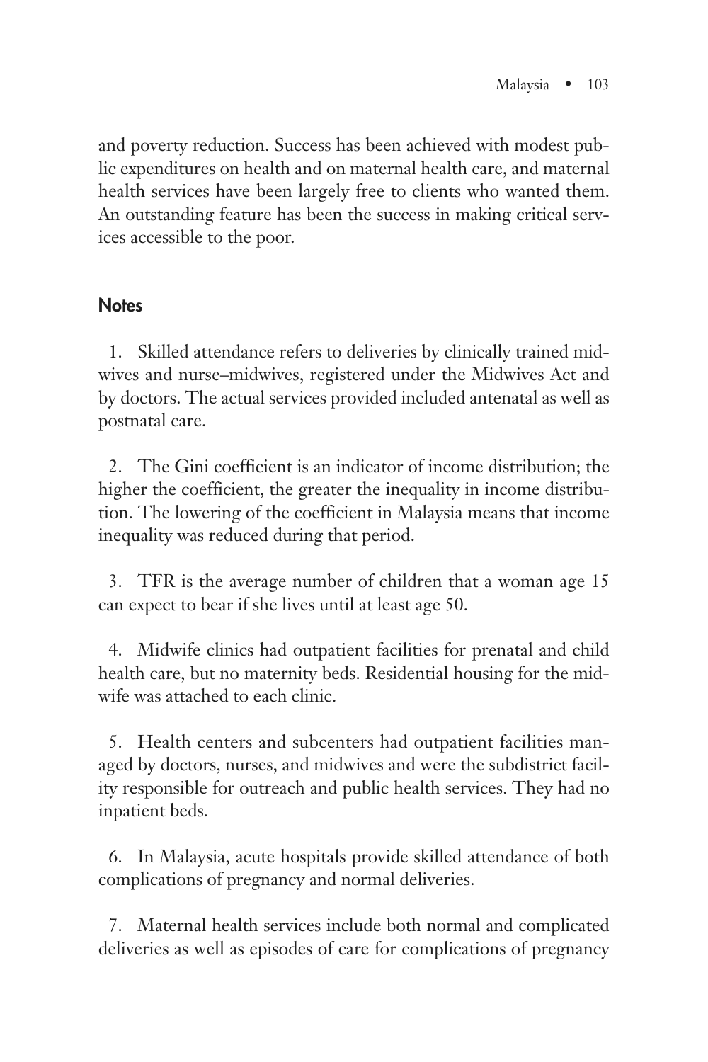and poverty reduction. Success has been achieved with modest public expenditures on health and on maternal health care, and maternal health services have been largely free to clients who wanted them. An outstanding feature has been the success in making critical services accessible to the poor.

## Notes

1. Skilled attendance refers to deliveries by clinically trained midwives and nurse–midwives, registered under the Midwives Act and by doctors. The actual services provided included antenatal as well as postnatal care.

2. The Gini coefficient is an indicator of income distribution; the higher the coefficient, the greater the inequality in income distribution. The lowering of the coefficient in Malaysia means that income inequality was reduced during that period.

3. TFR is the average number of children that a woman age 15 can expect to bear if she lives until at least age 50.

4. Midwife clinics had outpatient facilities for prenatal and child health care, but no maternity beds. Residential housing for the midwife was attached to each clinic.

5. Health centers and subcenters had outpatient facilities managed by doctors, nurses, and midwives and were the subdistrict facility responsible for outreach and public health services. They had no inpatient beds.

6. In Malaysia, acute hospitals provide skilled attendance of both complications of pregnancy and normal deliveries.

7. Maternal health services include both normal and complicated deliveries as well as episodes of care for complications of pregnancy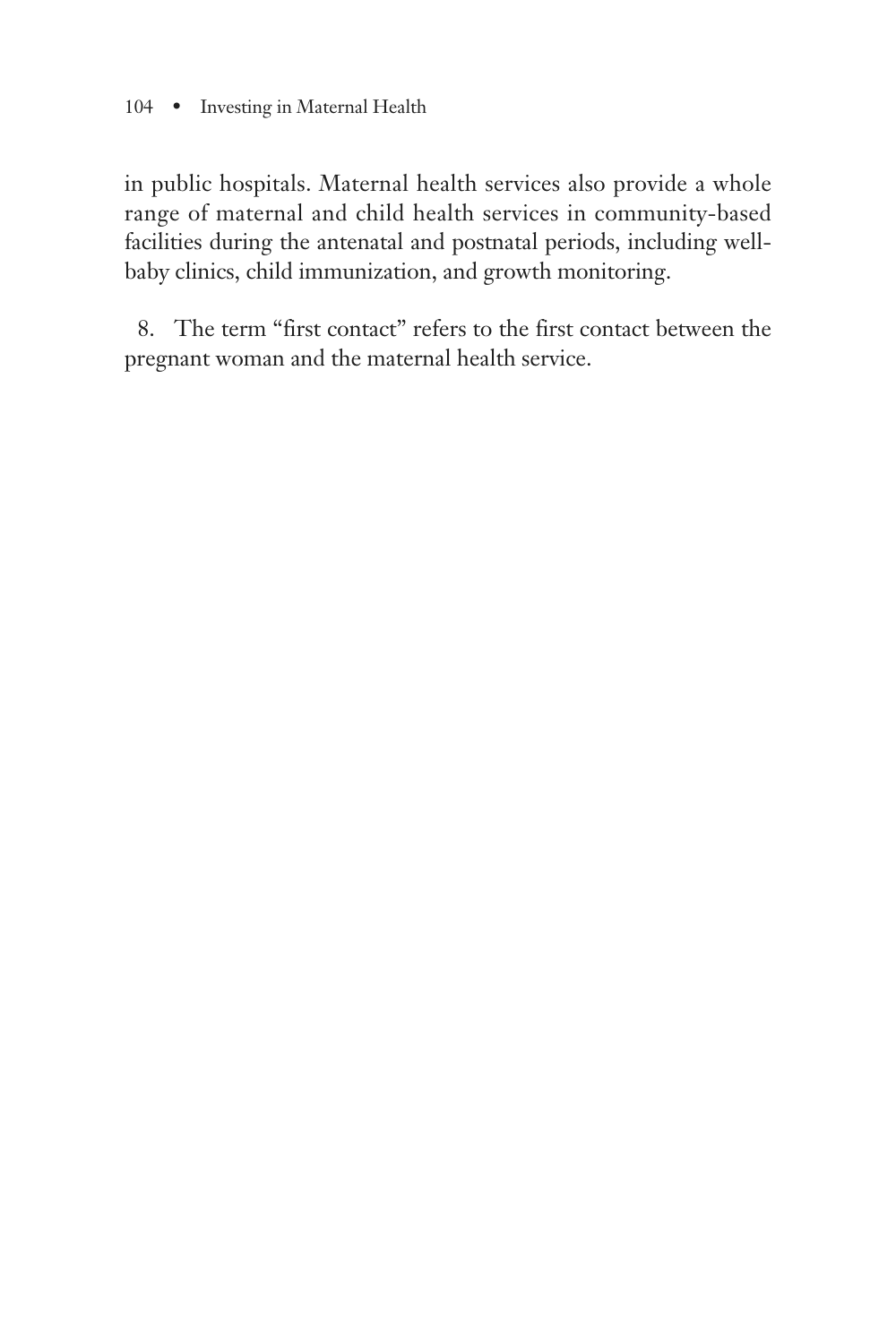in public hospitals. Maternal health services also provide a whole range of maternal and child health services in community-based facilities during the antenatal and postnatal periods, including well-baby clinics, child immunization, and growth monitoring.

8. The term "first contact" refers to the first contact between the pregnant woman and the maternal health service.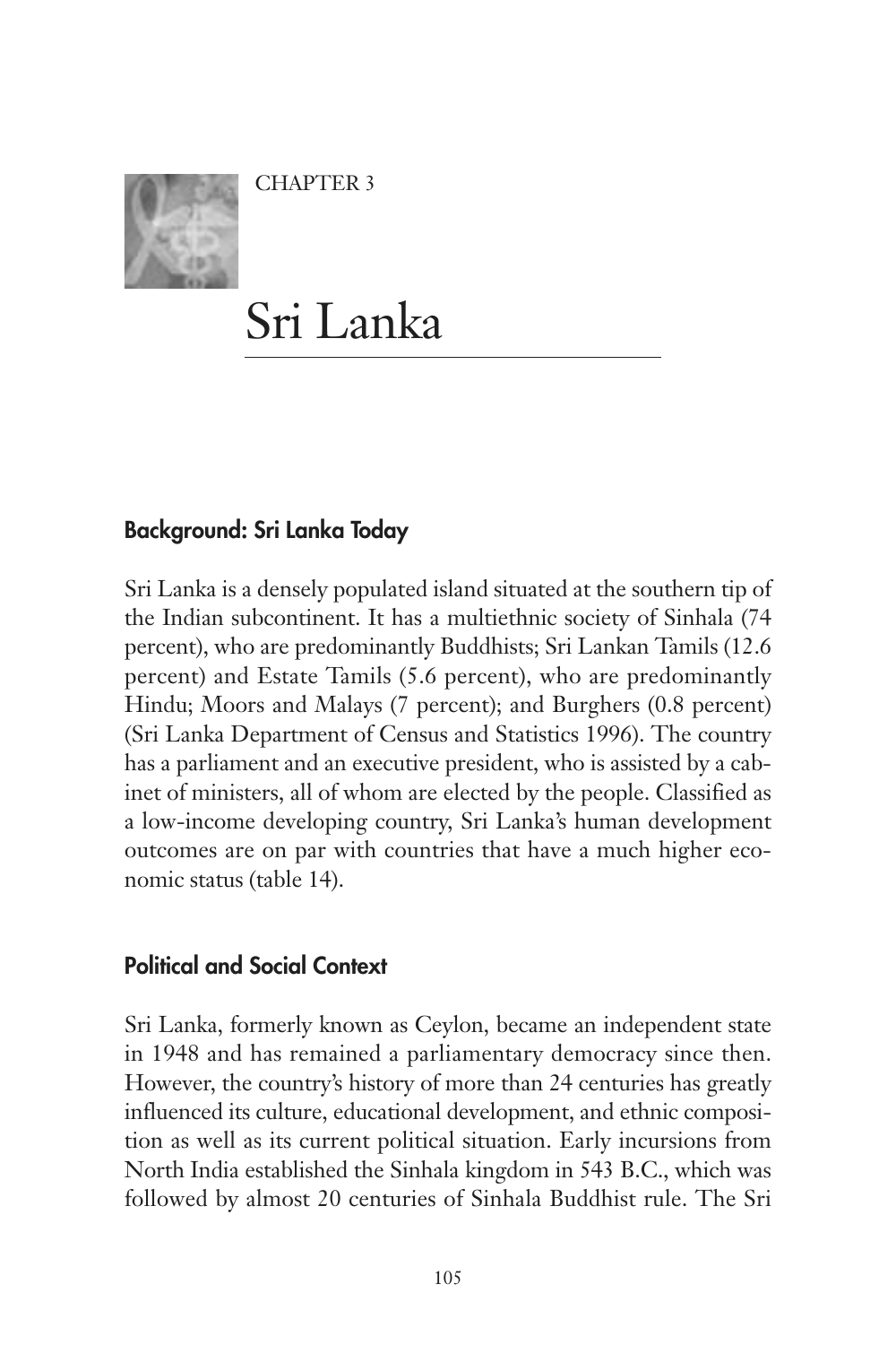CHAPTER 3

# Sri Lanka

## Background: Sri Lanka Today

Sri Lanka is a densely populated island situated at the southern tip of the Indian subcontinent. It has a multiethnic society of Sinhala (74 percent), who are predominantly Buddhists; Sri Lankan Tamils (12.6 percent) and Estate Tamils (5.6 percent), who are predominantly Hindu; Moors and Malays (7 percent); and Burghers (0.8 percent) (Sri Lanka Department of Census and Statistics 1996). The country has a parliament and an executive president, who is assisted by a cabinet of ministers, all of whom are elected by the people. Classified as a low-income developing country, Sri Lanka's human development outcomes are on par with countries that have a much higher economic status (table 14).

## Political and Social Context

Sri Lanka, formerly known as Ceylon, became an independent state in 1948 and has remained a parliamentary democracy since then. However, the country's history of more than 24 centuries has greatly influenced its culture, educational development, and ethnic composition as well as its current political situation. Early incursions from North India established the Sinhala kingdom in 543 B.C., which was followed by almost 20 centuries of Sinhala Buddhist rule. The Sri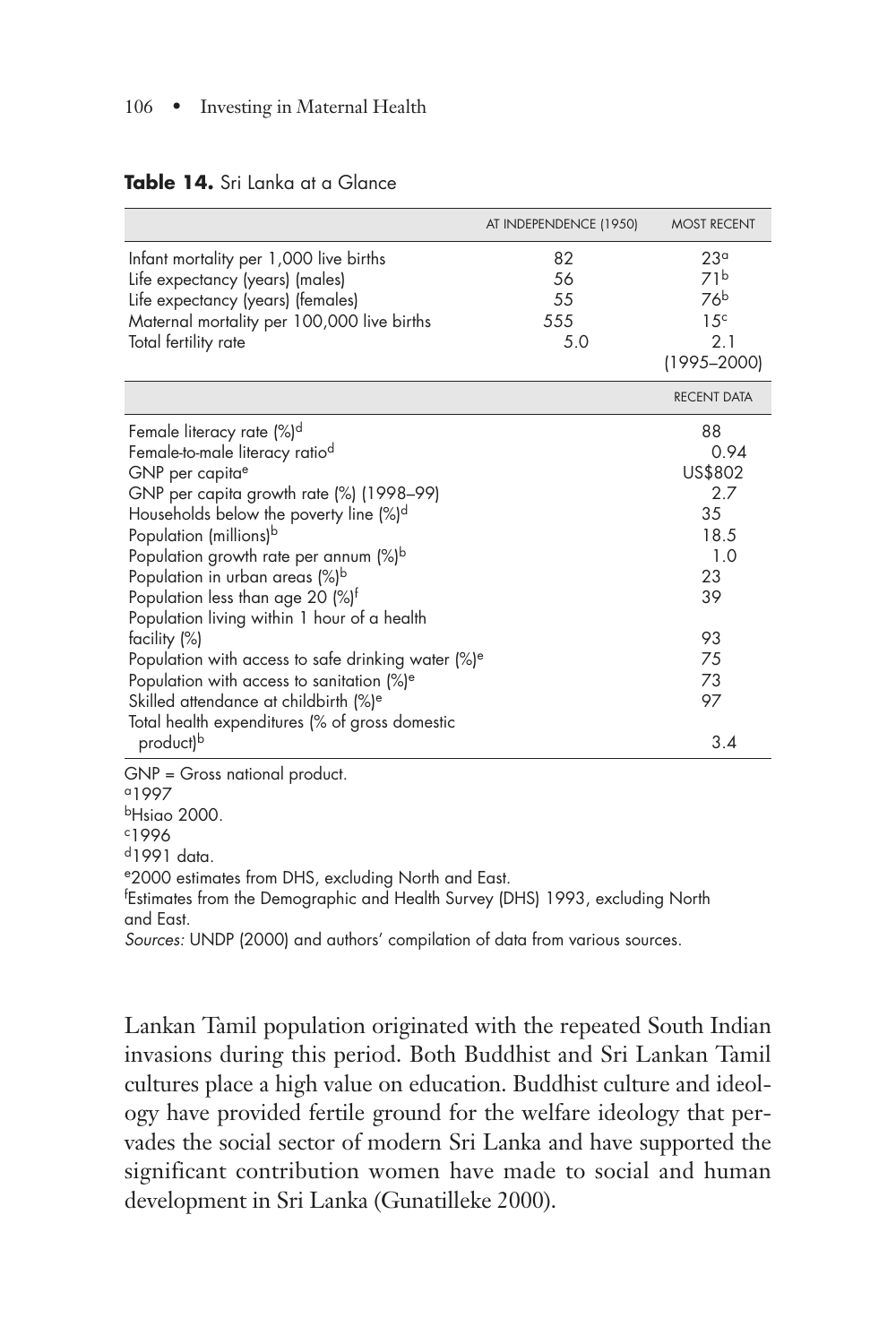**Table 14.** Sri Lanka at a Glance

| | AT INDEPENDENCE (1950) | MOST RECENT |
|---|---|---|
| Infant mortality per 1,000 live births | 82 | 23[a] |
| Life expectancy (years) (males) | 56 | 71[b] |
| Life expectancy (years) (females) | 55 | 76[b] |
| Maternal mortality per 100,000 live births | 555 | 15[c] |
| Total fertility rate | 5.0 | 2.1 (1995–2000) |
| | | RECENT DATA |
| Female literacy rate (%)[d] | | 88 |
| Female-to-male literacy ratio[d] | | 0.94 |
| GNP per capita[e] | | US$802 |
| GNP per capita growth rate (%) (1998–99) | | 2.7 |
| Households below the poverty line (%)[d] | | 35 |
| Population (millions)[b] | | 18.5 |
| Population growth rate per annum (%)[b] | | 1.0 |
| Population in urban areas (%)[b] | | 23 |
| Population less than age 20 (%)[f] | | 39 |
| Population living within 1 hour of a health facility (%) | | 93 |
| Population with access to safe drinking water (%)[e] | | 75 |
| Population with access to sanitation (%)[e] | | 73 |
| Skilled attendance at childbirth (%)[e] | | 97 |
| Total health expenditures (% of gross domestic product)[b] | | 3.4 |

GNP = Gross national product.
[a]1997
[b]Hsiao 2000.
[c]1996
[d]1991 data.
[e]2000 estimates from DHS, excluding North and East.
[f]Estimates from the Demographic and Health Survey (DHS) 1993, excluding North and East.
*Sources:* UNDP (2000) and authors' compilation of data from various sources.

Lankan Tamil population originated with the repeated South Indian invasions during this period. Both Buddhist and Sri Lankan Tamil cultures place a high value on education. Buddhist culture and ideology have provided fertile ground for the welfare ideology that pervades the social sector of modern Sri Lanka and have supported the significant contribution women have made to social and human development in Sri Lanka (Gunatilleke 2000).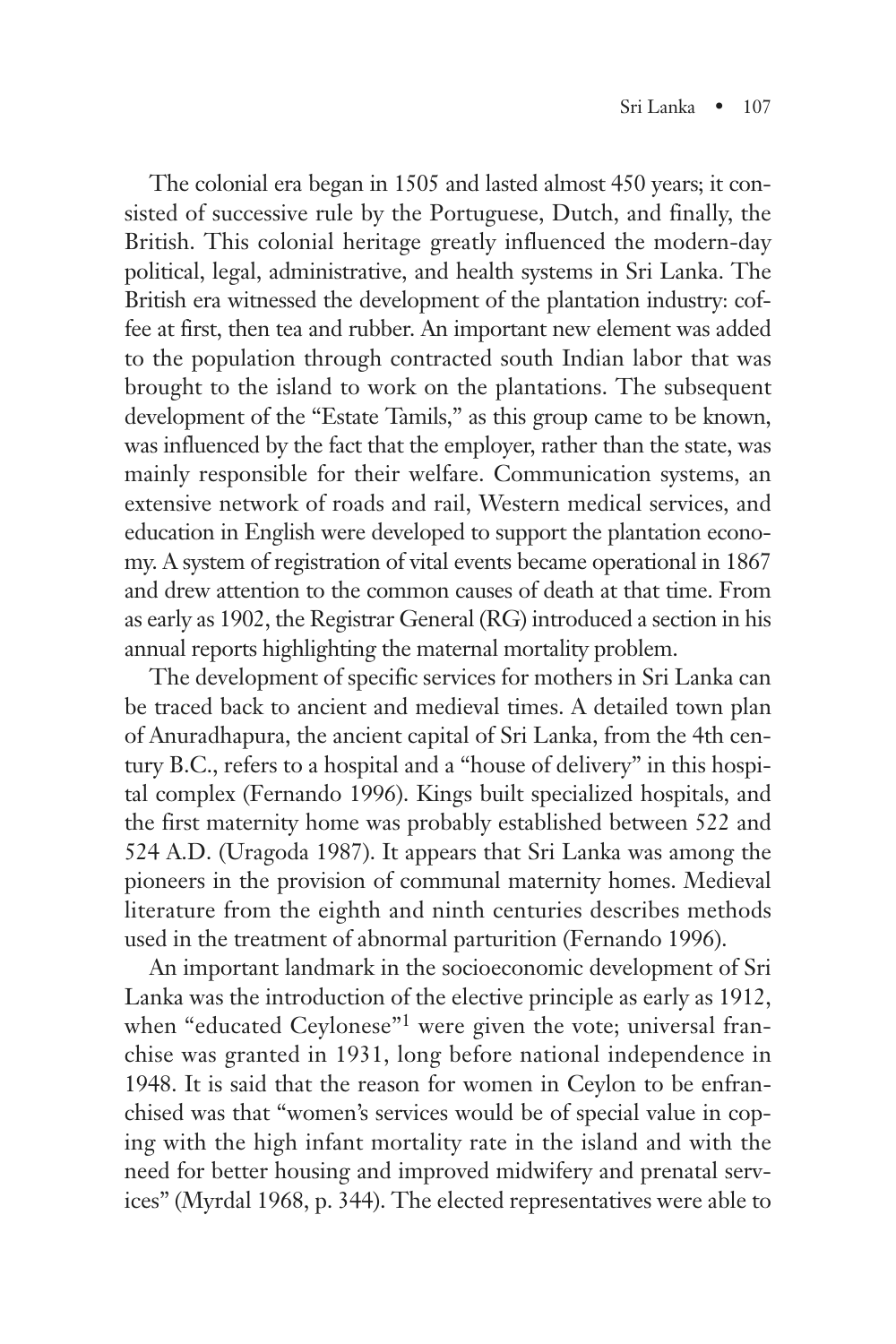The colonial era began in 1505 and lasted almost 450 years; it consisted of successive rule by the Portuguese, Dutch, and finally, the British. This colonial heritage greatly influenced the modern-day political, legal, administrative, and health systems in Sri Lanka. The British era witnessed the development of the plantation industry: coffee at first, then tea and rubber. An important new element was added to the population through contracted south Indian labor that was brought to the island to work on the plantations. The subsequent development of the "Estate Tamils," as this group came to be known, was influenced by the fact that the employer, rather than the state, was mainly responsible for their welfare. Communication systems, an extensive network of roads and rail, Western medical services, and education in English were developed to support the plantation economy. A system of registration of vital events became operational in 1867 and drew attention to the common causes of death at that time. From as early as 1902, the Registrar General (RG) introduced a section in his annual reports highlighting the maternal mortality problem.

The development of specific services for mothers in Sri Lanka can be traced back to ancient and medieval times. A detailed town plan of Anuradhapura, the ancient capital of Sri Lanka, from the 4th century B.C., refers to a hospital and a "house of delivery" in this hospital complex (Fernando 1996). Kings built specialized hospitals, and the first maternity home was probably established between 522 and 524 A.D. (Uragoda 1987). It appears that Sri Lanka was among the pioneers in the provision of communal maternity homes. Medieval literature from the eighth and ninth centuries describes methods used in the treatment of abnormal parturition (Fernando 1996).

An important landmark in the socioeconomic development of Sri Lanka was the introduction of the elective principle as early as 1912, when "educated Ceylonese"[1] were given the vote; universal franchise was granted in 1931, long before national independence in 1948. It is said that the reason for women in Ceylon to be enfranchised was that "women's services would be of special value in coping with the high infant mortality rate in the island and with the need for better housing and improved midwifery and prenatal services" (Myrdal 1968, p. 344). The elected representatives were able to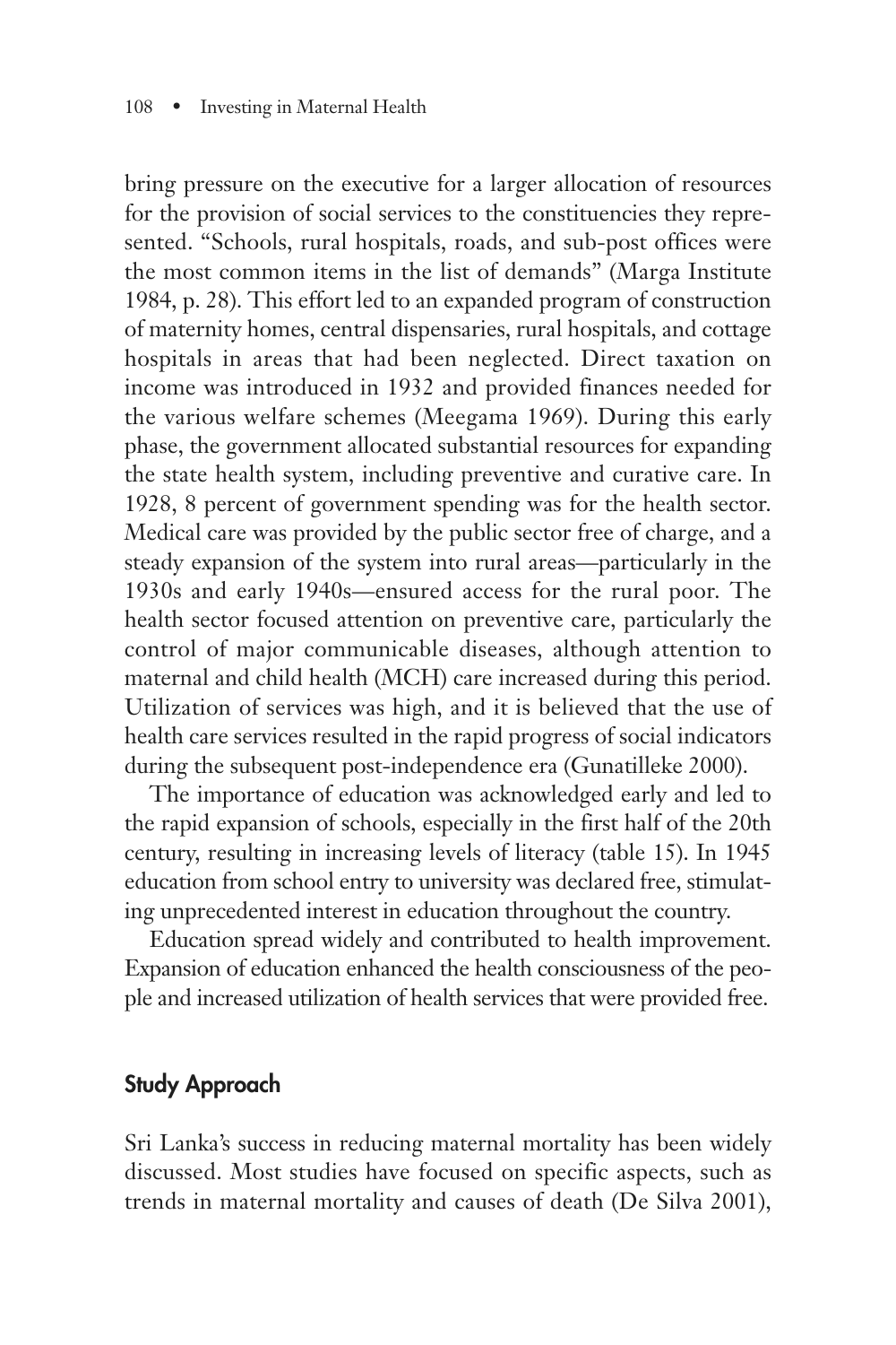bring pressure on the executive for a larger allocation of resources for the provision of social services to the constituencies they represented. "Schools, rural hospitals, roads, and sub-post offices were the most common items in the list of demands" (Marga Institute 1984, p. 28). This effort led to an expanded program of construction of maternity homes, central dispensaries, rural hospitals, and cottage hospitals in areas that had been neglected. Direct taxation on income was introduced in 1932 and provided finances needed for the various welfare schemes (Meegama 1969). During this early phase, the government allocated substantial resources for expanding the state health system, including preventive and curative care. In 1928, 8 percent of government spending was for the health sector. Medical care was provided by the public sector free of charge, and a steady expansion of the system into rural areas—particularly in the 1930s and early 1940s—ensured access for the rural poor. The health sector focused attention on preventive care, particularly the control of major communicable diseases, although attention to maternal and child health (MCH) care increased during this period. Utilization of services was high, and it is believed that the use of health care services resulted in the rapid progress of social indicators during the subsequent post-independence era (Gunatilleke 2000).

The importance of education was acknowledged early and led to the rapid expansion of schools, especially in the first half of the 20th century, resulting in increasing levels of literacy (table 15). In 1945 education from school entry to university was declared free, stimulating unprecedented interest in education throughout the country.

Education spread widely and contributed to health improvement. Expansion of education enhanced the health consciousness of the people and increased utilization of health services that were provided free.

## Study Approach

Sri Lanka's success in reducing maternal mortality has been widely discussed. Most studies have focused on specific aspects, such as trends in maternal mortality and causes of death (De Silva 2001),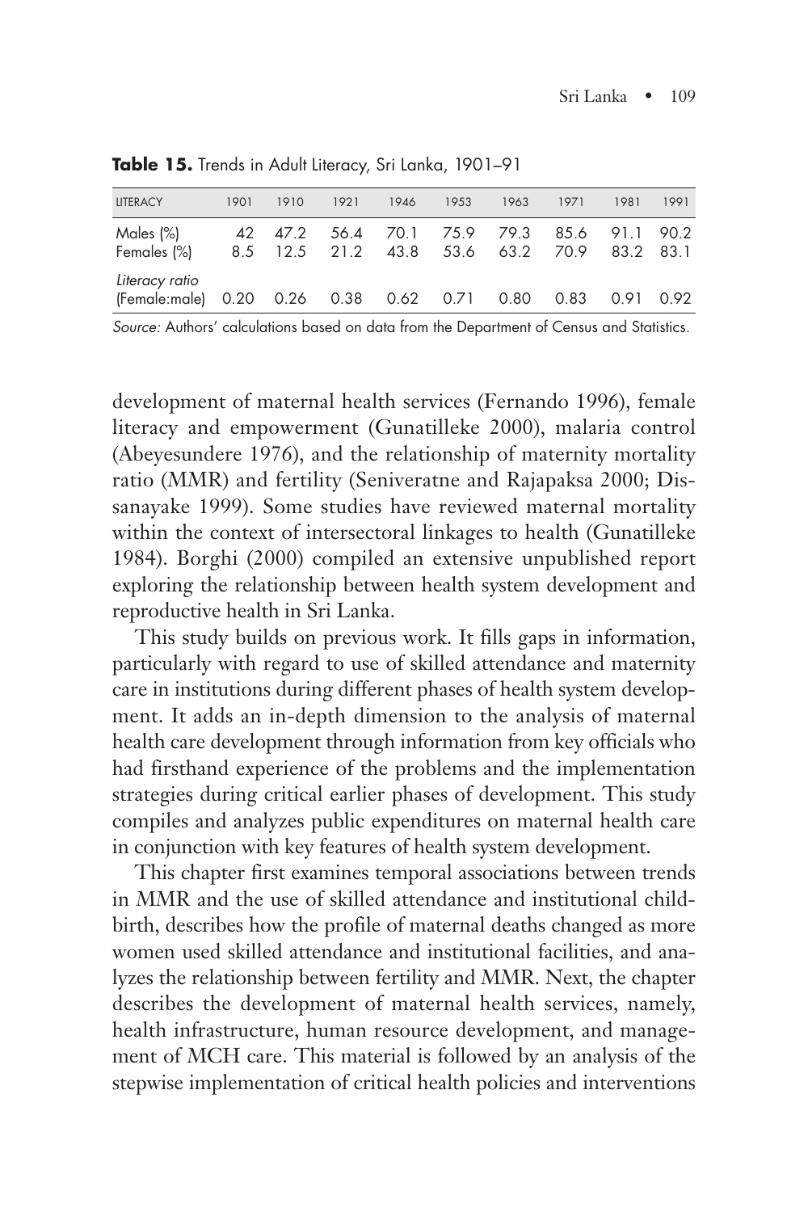**Table 15.** Trends in Adult Literacy, Sri Lanka, 1901–91

| LITERACY | 1901 | 1910 | 1921 | 1946 | 1953 | 1963 | 1971 | 1981 | 1991 |
|---|---|---|---|---|---|---|---|---|---|
| Males (%) | 42 | 47.2 | 56.4 | 70.1 | 75.9 | 79.3 | 85.6 | 91.1 | 90.2 |
| Females (%) | 8.5 | 12.5 | 21.2 | 43.8 | 53.6 | 63.2 | 70.9 | 83.2 | 83.1 |
| *Literacy ratio* (Female:male) | 0.20 | 0.26 | 0.38 | 0.62 | 0.71 | 0.80 | 0.83 | 0.91 | 0.92 |

*Source:* Authors' calculations based on data from the Department of Census and Statistics.

development of maternal health services (Fernando 1996), female literacy and empowerment (Gunatilleke 2000), malaria control (Abeyesundere 1976), and the relationship of maternity mortality ratio (MMR) and fertility (Seniveratne and Rajapaksa 2000; Dissanayake 1999). Some studies have reviewed maternal mortality within the context of intersectoral linkages to health (Gunatilleke 1984). Borghi (2000) compiled an extensive unpublished report exploring the relationship between health system development and reproductive health in Sri Lanka.

This study builds on previous work. It fills gaps in information, particularly with regard to use of skilled attendance and maternity care in institutions during different phases of health system development. It adds an in-depth dimension to the analysis of maternal health care development through information from key officials who had firsthand experience of the problems and the implementation strategies during critical earlier phases of development. This study compiles and analyzes public expenditures on maternal health care in conjunction with key features of health system development.

This chapter first examines temporal associations between trends in MMR and the use of skilled attendance and institutional childbirth, describes how the profile of maternal deaths changed as more women used skilled attendance and institutional facilities, and analyzes the relationship between fertility and MMR. Next, the chapter describes the development of maternal health services, namely, health infrastructure, human resource development, and management of MCH care. This material is followed by an analysis of the stepwise implementation of critical health policies and interventions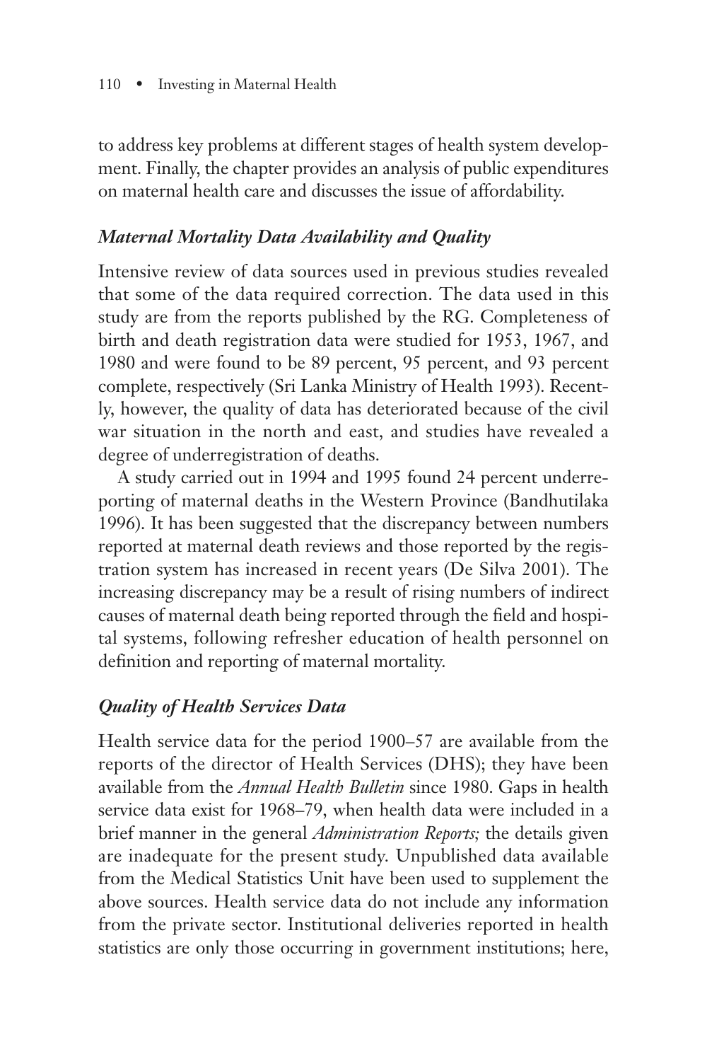to address key problems at different stages of health system development. Finally, the chapter provides an analysis of public expenditures on maternal health care and discusses the issue of affordability.

### *Maternal Mortality Data Availability and Quality*

Intensive review of data sources used in previous studies revealed that some of the data required correction. The data used in this study are from the reports published by the RG. Completeness of birth and death registration data were studied for 1953, 1967, and 1980 and were found to be 89 percent, 95 percent, and 93 percent complete, respectively (Sri Lanka Ministry of Health 1993). Recently, however, the quality of data has deteriorated because of the civil war situation in the north and east, and studies have revealed a degree of underregistration of deaths.

A study carried out in 1994 and 1995 found 24 percent underreporting of maternal deaths in the Western Province (Bandhutilaka 1996). It has been suggested that the discrepancy between numbers reported at maternal death reviews and those reported by the registration system has increased in recent years (De Silva 2001). The increasing discrepancy may be a result of rising numbers of indirect causes of maternal death being reported through the field and hospital systems, following refresher education of health personnel on definition and reporting of maternal mortality.

### *Quality of Health Services Data*

Health service data for the period 1900–57 are available from the reports of the director of Health Services (DHS); they have been available from the *Annual Health Bulletin* since 1980. Gaps in health service data exist for 1968–79, when health data were included in a brief manner in the general *Administration Reports;* the details given are inadequate for the present study. Unpublished data available from the Medical Statistics Unit have been used to supplement the above sources. Health service data do not include any information from the private sector. Institutional deliveries reported in health statistics are only those occurring in government institutions; here,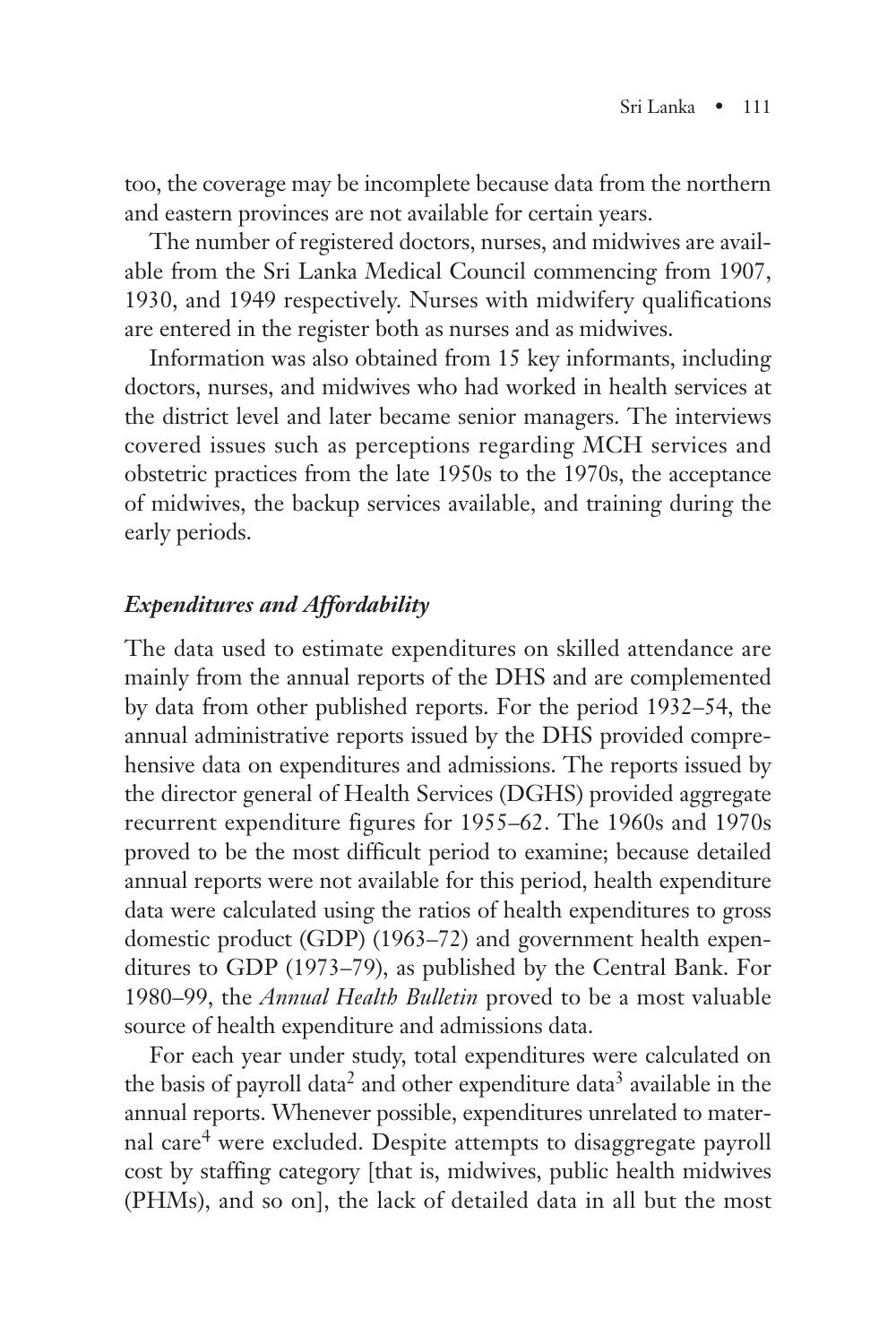too, the coverage may be incomplete because data from the northern and eastern provinces are not available for certain years.

The number of registered doctors, nurses, and midwives are available from the Sri Lanka Medical Council commencing from 1907, 1930, and 1949 respectively. Nurses with midwifery qualifications are entered in the register both as nurses and as midwives.

Information was also obtained from 15 key informants, including doctors, nurses, and midwives who had worked in health services at the district level and later became senior managers. The interviews covered issues such as perceptions regarding MCH services and obstetric practices from the late 1950s to the 1970s, the acceptance of midwives, the backup services available, and training during the early periods.

### *Expenditures and Affordability*

The data used to estimate expenditures on skilled attendance are mainly from the annual reports of the DHS and are complemented by data from other published reports. For the period 1932–54, the annual administrative reports issued by the DHS provided comprehensive data on expenditures and admissions. The reports issued by the director general of Health Services (DGHS) provided aggregate recurrent expenditure figures for 1955–62. The 1960s and 1970s proved to be the most difficult period to examine; because detailed annual reports were not available for this period, health expenditure data were calculated using the ratios of health expenditures to gross domestic product (GDP) (1963–72) and government health expenditures to GDP (1973–79), as published by the Central Bank. For 1980–99, the *Annual Health Bulletin* proved to be a most valuable source of health expenditure and admissions data.

For each year under study, total expenditures were calculated on the basis of payroll data[2] and other expenditure data[3] available in the annual reports. Whenever possible, expenditures unrelated to maternal care[4] were excluded. Despite attempts to disaggregate payroll cost by staffing category [that is, midwives, public health midwives (PHMs), and so on], the lack of detailed data in all but the most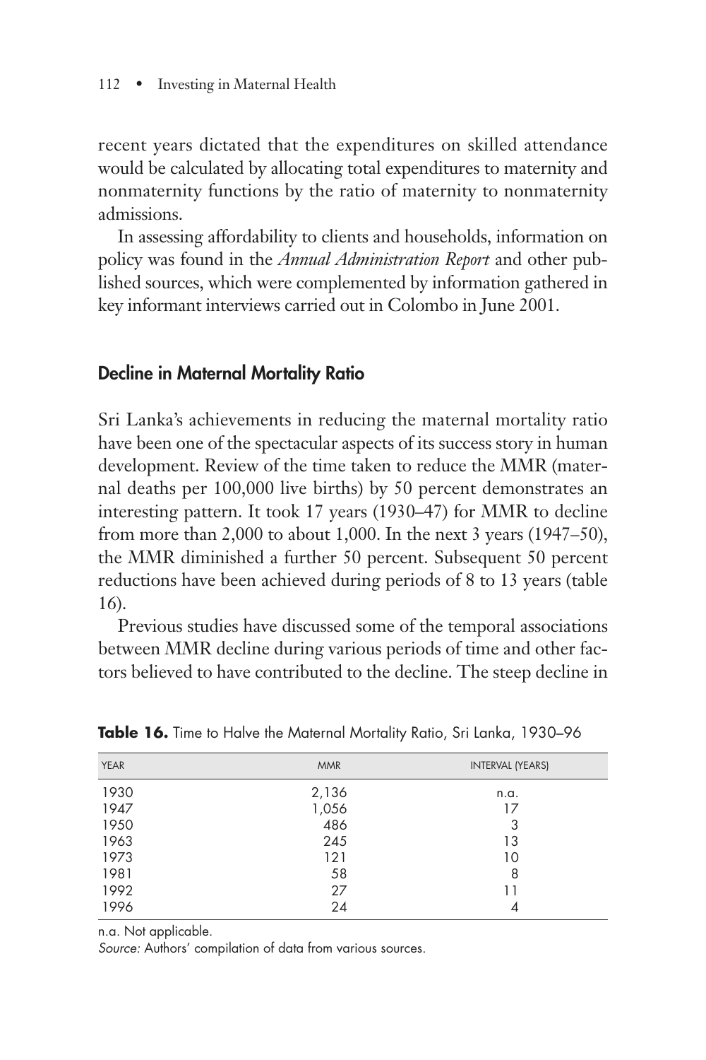recent years dictated that the expenditures on skilled attendance would be calculated by allocating total expenditures to maternity and nonmaternity functions by the ratio of maternity to nonmaternity admissions.

In assessing affordability to clients and households, information on policy was found in the *Annual Administration Report* and other published sources, which were complemented by information gathered in key informant interviews carried out in Colombo in June 2001.

## Decline in Maternal Mortality Ratio

Sri Lanka's achievements in reducing the maternal mortality ratio have been one of the spectacular aspects of its success story in human development. Review of the time taken to reduce the MMR (maternal deaths per 100,000 live births) by 50 percent demonstrates an interesting pattern. It took 17 years (1930–47) for MMR to decline from more than 2,000 to about 1,000. In the next 3 years (1947–50), the MMR diminished a further 50 percent. Subsequent 50 percent reductions have been achieved during periods of 8 to 13 years (table 16).

Previous studies have discussed some of the temporal associations between MMR decline during various periods of time and other factors believed to have contributed to the decline. The steep decline in

**Table 16.** Time to Halve the Maternal Mortality Ratio, Sri Lanka, 1930–96

| YEAR | MMR | INTERVAL (YEARS) |
|---|---|---|
| 1930 | 2,136 | n.a. |
| 1947 | 1,056 | 17 |
| 1950 | 486 | 3 |
| 1963 | 245 | 13 |
| 1973 | 121 | 10 |
| 1981 | 58 | 8 |
| 1992 | 27 | 11 |
| 1996 | 24 | 4 |

n.a. Not applicable.

*Source:* Authors' compilation of data from various sources.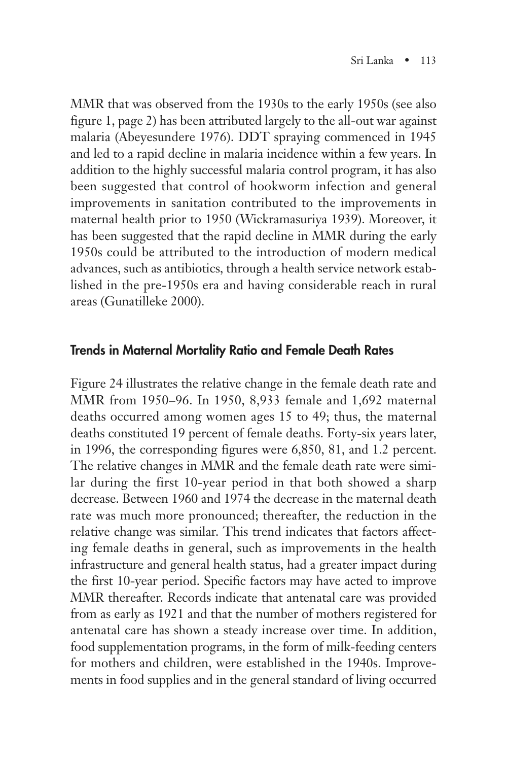MMR that was observed from the 1930s to the early 1950s (see also figure 1, page 2) has been attributed largely to the all-out war against malaria (Abeyesundere 1976). DDT spraying commenced in 1945 and led to a rapid decline in malaria incidence within a few years. In addition to the highly successful malaria control program, it has also been suggested that control of hookworm infection and general improvements in sanitation contributed to the improvements in maternal health prior to 1950 (Wickramasuriya 1939). Moreover, it has been suggested that the rapid decline in MMR during the early 1950s could be attributed to the introduction of modern medical advances, such as antibiotics, through a health service network established in the pre-1950s era and having considerable reach in rural areas (Gunatilleke 2000).

## Trends in Maternal Mortality Ratio and Female Death Rates

Figure 24 illustrates the relative change in the female death rate and MMR from 1950–96. In 1950, 8,933 female and 1,692 maternal deaths occurred among women ages 15 to 49; thus, the maternal deaths constituted 19 percent of female deaths. Forty-six years later, in 1996, the corresponding figures were 6,850, 81, and 1.2 percent. The relative changes in MMR and the female death rate were similar during the first 10-year period in that both showed a sharp decrease. Between 1960 and 1974 the decrease in the maternal death rate was much more pronounced; thereafter, the reduction in the relative change was similar. This trend indicates that factors affecting female deaths in general, such as improvements in the health infrastructure and general health status, had a greater impact during the first 10-year period. Specific factors may have acted to improve MMR thereafter. Records indicate that antenatal care was provided from as early as 1921 and that the number of mothers registered for antenatal care has shown a steady increase over time. In addition, food supplementation programs, in the form of milk-feeding centers for mothers and children, were established in the 1940s. Improvements in food supplies and in the general standard of living occurred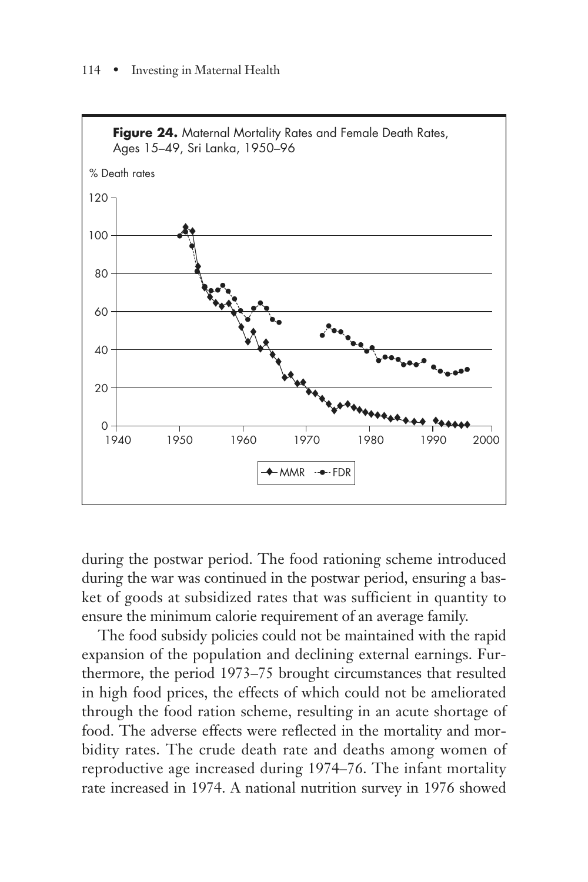**Figure 24.** Maternal Mortality Rates and Female Death Rates, Ages 15–49, Sri Lanka, 1950–96

during the postwar period. The food rationing scheme introduced during the war was continued in the postwar period, ensuring a basket of goods at subsidized rates that was sufficient in quantity to ensure the minimum calorie requirement of an average family.

The food subsidy policies could not be maintained with the rapid expansion of the population and declining external earnings. Furthermore, the period 1973–75 brought circumstances that resulted in high food prices, the effects of which could not be ameliorated through the food ration scheme, resulting in an acute shortage of food. The adverse effects were reflected in the mortality and morbidity rates. The crude death rate and deaths among women of reproductive age increased during 1974–76. The infant mortality rate increased in 1974. A national nutrition survey in 1976 showed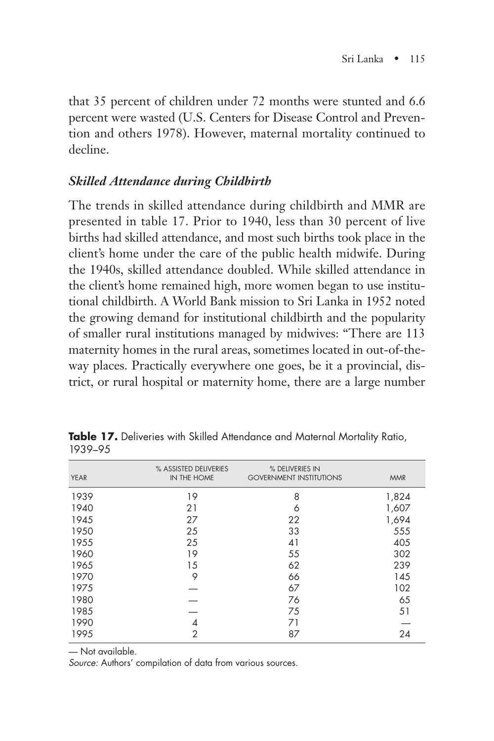that 35 percent of children under 72 months were stunted and 6.6 percent were wasted (U.S. Centers for Disease Control and Prevention and others 1978). However, maternal mortality continued to decline.

### *Skilled Attendance during Childbirth*

The trends in skilled attendance during childbirth and MMR are presented in table 17. Prior to 1940, less than 30 percent of live births had skilled attendance, and most such births took place in the client's home under the care of the public health midwife. During the 1940s, skilled attendance doubled. While skilled attendance in the client's home remained high, more women began to use institutional childbirth. A World Bank mission to Sri Lanka in 1952 noted the growing demand for institutional childbirth and the popularity of smaller rural institutions managed by midwives: "There are 113 maternity homes in the rural areas, sometimes located in out-of-the-way places. Practically everywhere one goes, be it a provincial, district, or rural hospital or maternity home, there are a large number

**Table 17.** Deliveries with Skilled Attendance and Maternal Mortality Ratio, 1939–95

| YEAR | % ASSISTED DELIVERIES IN THE HOME | % DELIVERIES IN GOVERNMENT INSTITUTIONS | MMR |
|---|---|---|---|
| 1939 | 19 | 8 | 1,824 |
| 1940 | 21 | 6 | 1,607 |
| 1945 | 27 | 22 | 1,694 |
| 1950 | 25 | 33 | 555 |
| 1955 | 25 | 41 | 405 |
| 1960 | 19 | 55 | 302 |
| 1965 | 15 | 62 | 239 |
| 1970 | 9 | 66 | 145 |
| 1975 | — | 67 | 102 |
| 1980 | — | 76 | 65 |
| 1985 | — | 75 | 51 |
| 1990 | 4 | 71 | — |
| 1995 | 2 | 87 | 24 |

— Not available.

*Source:* Authors' compilation of data from various sources.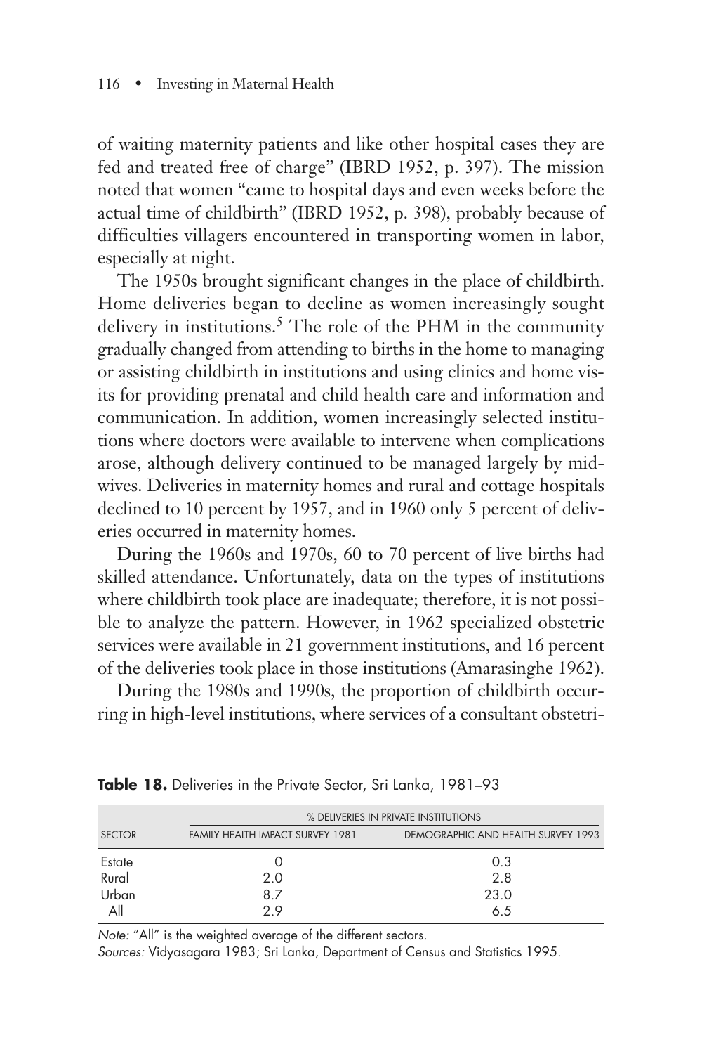of waiting maternity patients and like other hospital cases they are fed and treated free of charge" (IBRD 1952, p. 397). The mission noted that women "came to hospital days and even weeks before the actual time of childbirth" (IBRD 1952, p. 398), probably because of difficulties villagers encountered in transporting women in labor, especially at night.

The 1950s brought significant changes in the place of childbirth. Home deliveries began to decline as women increasingly sought delivery in institutions.[5] The role of the PHM in the community gradually changed from attending to births in the home to managing or assisting childbirth in institutions and using clinics and home visits for providing prenatal and child health care and information and communication. In addition, women increasingly selected institutions where doctors were available to intervene when complications arose, although delivery continued to be managed largely by midwives. Deliveries in maternity homes and rural and cottage hospitals declined to 10 percent by 1957, and in 1960 only 5 percent of deliveries occurred in maternity homes.

During the 1960s and 1970s, 60 to 70 percent of live births had skilled attendance. Unfortunately, data on the types of institutions where childbirth took place are inadequate; therefore, it is not possible to analyze the pattern. However, in 1962 specialized obstetric services were available in 21 government institutions, and 16 percent of the deliveries took place in those institutions (Amarasinghe 1962).

During the 1980s and 1990s, the proportion of childbirth occurring in high-level institutions, where services of a consultant obstetri-

**Table 18.** Deliveries in the Private Sector, Sri Lanka, 1981–93

| | % DELIVERIES IN PRIVATE INSTITUTIONS | |
|---|---|---|
| SECTOR | FAMILY HEALTH IMPACT SURVEY 1981 | DEMOGRAPHIC AND HEALTH SURVEY 1993 |
| Estate | 0 | 0.3 |
| Rural | 2.0 | 2.8 |
| Urban | 8.7 | 23.0 |
| All | 2.9 | 6.5 |

*Note:* "All" is the weighted average of the different sectors.
*Sources:* Vidyasagara 1983; Sri Lanka, Department of Census and Statistics 1995.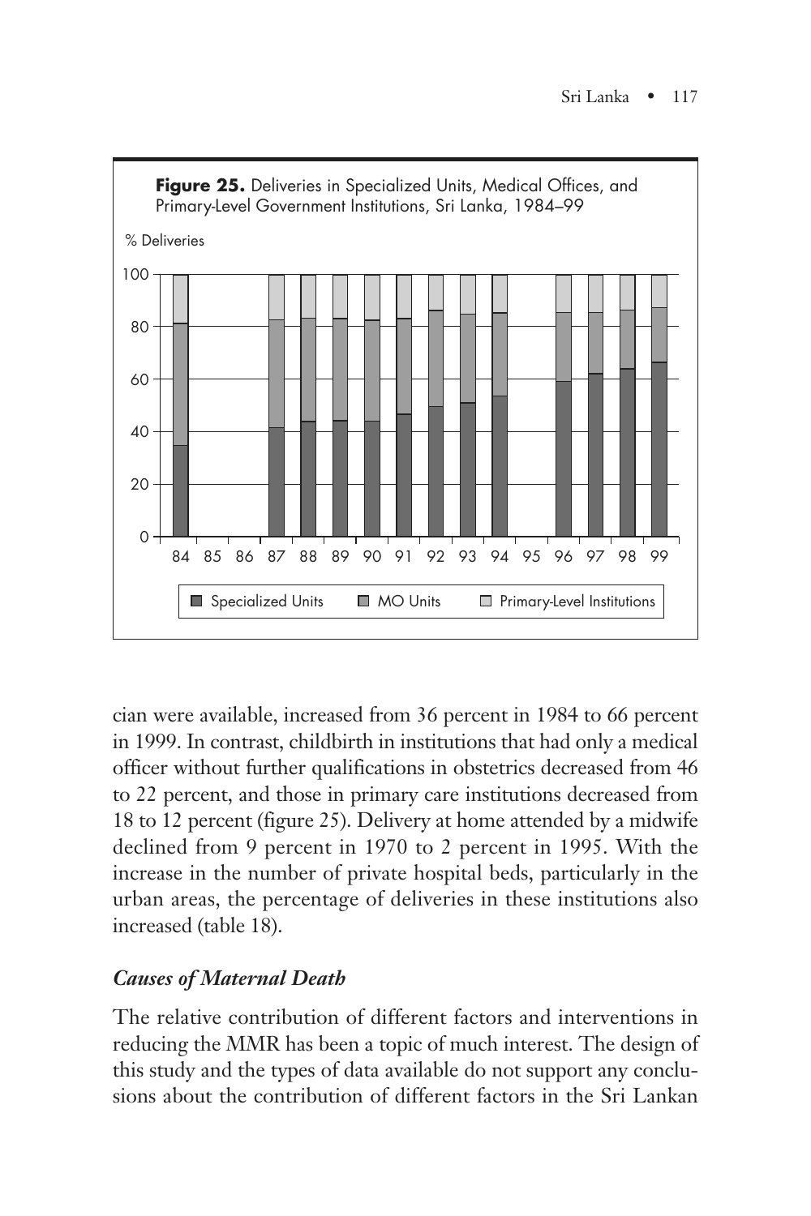**Figure 25.** Deliveries in Specialized Units, Medical Offices, and Primary-Level Government Institutions, Sri Lanka, 1984–99

cian were available, increased from 36 percent in 1984 to 66 percent in 1999. In contrast, childbirth in institutions that had only a medical officer without further qualifications in obstetrics decreased from 46 to 22 percent, and those in primary care institutions decreased from 18 to 12 percent (figure 25). Delivery at home attended by a midwife declined from 9 percent in 1970 to 2 percent in 1995. With the increase in the number of private hospital beds, particularly in the urban areas, the percentage of deliveries in these institutions also increased (table 18).

### *Causes of Maternal Death*

The relative contribution of different factors and interventions in reducing the MMR has been a topic of much interest. The design of this study and the types of data available do not support any conclusions about the contribution of different factors in the Sri Lankan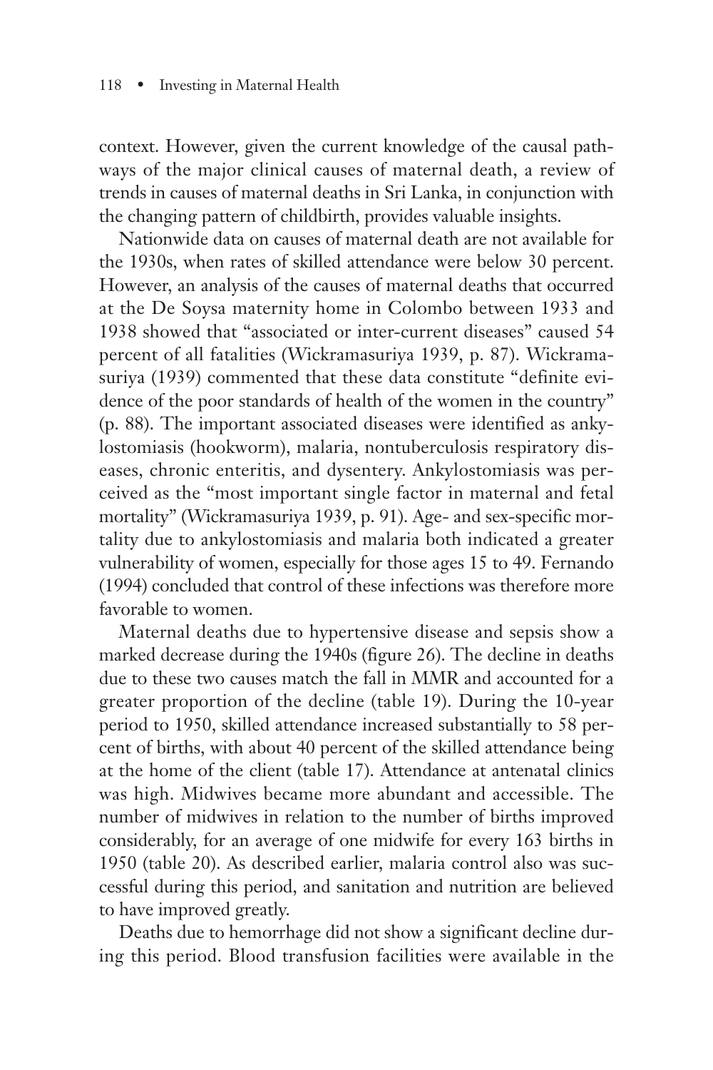context. However, given the current knowledge of the causal pathways of the major clinical causes of maternal death, a review of trends in causes of maternal deaths in Sri Lanka, in conjunction with the changing pattern of childbirth, provides valuable insights.

Nationwide data on causes of maternal death are not available for the 1930s, when rates of skilled attendance were below 30 percent. However, an analysis of the causes of maternal deaths that occurred at the De Soysa maternity home in Colombo between 1933 and 1938 showed that "associated or inter-current diseases" caused 54 percent of all fatalities (Wickramasuriya 1939, p. 87). Wickramasuriya (1939) commented that these data constitute "definite evidence of the poor standards of health of the women in the country" (p. 88). The important associated diseases were identified as ankylostomiasis (hookworm), malaria, nontuberculosis respiratory diseases, chronic enteritis, and dysentery. Ankylostomiasis was perceived as the "most important single factor in maternal and fetal mortality" (Wickramasuriya 1939, p. 91). Age- and sex-specific mortality due to ankylostomiasis and malaria both indicated a greater vulnerability of women, especially for those ages 15 to 49. Fernando (1994) concluded that control of these infections was therefore more favorable to women.

Maternal deaths due to hypertensive disease and sepsis show a marked decrease during the 1940s (figure 26). The decline in deaths due to these two causes match the fall in MMR and accounted for a greater proportion of the decline (table 19). During the 10-year period to 1950, skilled attendance increased substantially to 58 percent of births, with about 40 percent of the skilled attendance being at the home of the client (table 17). Attendance at antenatal clinics was high. Midwives became more abundant and accessible. The number of midwives in relation to the number of births improved considerably, for an average of one midwife for every 163 births in 1950 (table 20). As described earlier, malaria control also was successful during this period, and sanitation and nutrition are believed to have improved greatly.

Deaths due to hemorrhage did not show a significant decline during this period. Blood transfusion facilities were available in the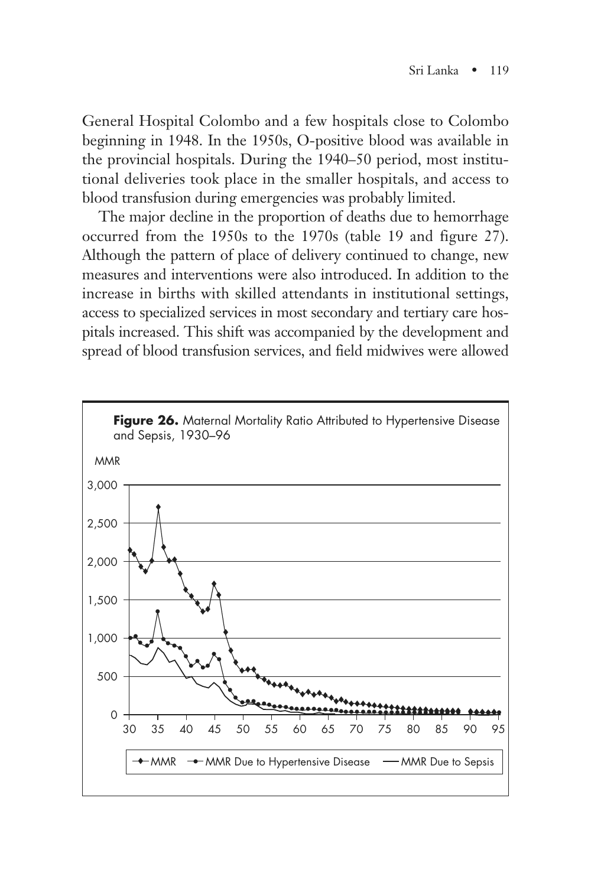General Hospital Colombo and a few hospitals close to Colombo beginning in 1948. In the 1950s, O-positive blood was available in the provincial hospitals. During the 1940–50 period, most institutional deliveries took place in the smaller hospitals, and access to blood transfusion during emergencies was probably limited.

The major decline in the proportion of deaths due to hemorrhage occurred from the 1950s to the 1970s (table 19 and figure 27). Although the pattern of place of delivery continued to change, new measures and interventions were also introduced. In addition to the increase in births with skilled attendants in institutional settings, access to specialized services in most secondary and tertiary care hospitals increased. This shift was accompanied by the development and spread of blood transfusion services, and field midwives were allowed

**Figure 26.** Maternal Mortality Ratio Attributed to Hypertensive Disease and Sepsis, 1930–96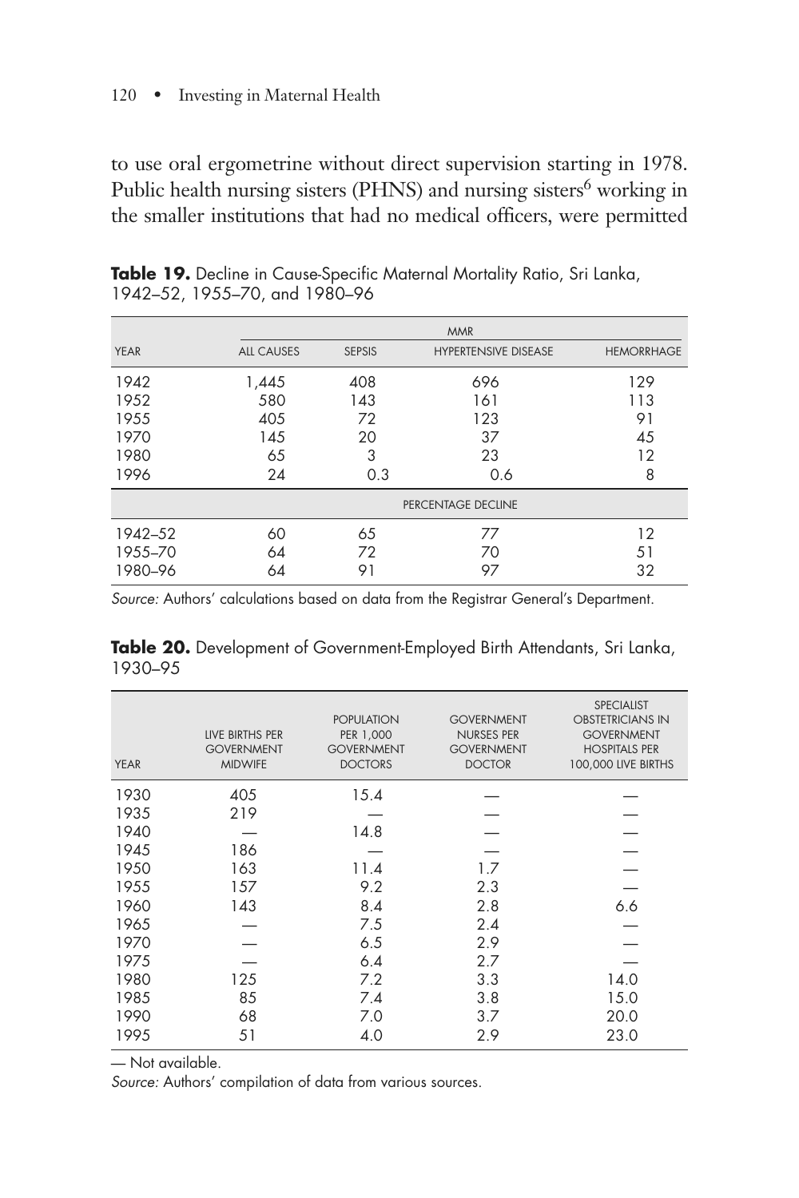to use oral ergometrine without direct supervision starting in 1978. Public health nursing sisters (PHNS) and nursing sisters[6] working in the smaller institutions that had no medical officers, were permitted

**Table 19.** Decline in Cause-Specific Maternal Mortality Ratio, Sri Lanka, 1942–52, 1955–70, and 1980–96

| | MMR | | | |
|---|---|---|---|---|
| YEAR | ALL CAUSES | SEPSIS | HYPERTENSIVE DISEASE | HEMORRHAGE |
| 1942 | 1,445 | 408 | 696 | 129 |
| 1952 | 580 | 143 | 161 | 113 |
| 1955 | 405 | 72 | 123 | 91 |
| 1970 | 145 | 20 | 37 | 45 |
| 1980 | 65 | 3 | 23 | 12 |
| 1996 | 24 | 0.3 | 0.6 | 8 |
| | PERCENTAGE DECLINE | | | |
| 1942–52 | 60 | 65 | 77 | 12 |
| 1955–70 | 64 | 72 | 70 | 51 |
| 1980–96 | 64 | 91 | 97 | 32 |

*Source:* Authors' calculations based on data from the Registrar General's Department.

**Table 20.** Development of Government-Employed Birth Attendants, Sri Lanka, 1930–95

| YEAR | LIVE BIRTHS PER GOVERNMENT MIDWIFE | POPULATION PER 1,000 GOVERNMENT DOCTORS | GOVERNMENT NURSES PER GOVERNMENT DOCTOR | SPECIALIST OBSTETRICIANS IN GOVERNMENT HOSPITALS PER 100,000 LIVE BIRTHS |
|---|---|---|---|---|
| 1930 | 405 | 15.4 | — | — |
| 1935 | 219 | — | — | — |
| 1940 | — | 14.8 | — | — |
| 1945 | 186 | — | — | — |
| 1950 | 163 | 11.4 | 1.7 | — |
| 1955 | 157 | 9.2 | 2.3 | — |
| 1960 | 143 | 8.4 | 2.8 | 6.6 |
| 1965 | — | 7.5 | 2.4 | — |
| 1970 | — | 6.5 | 2.9 | — |
| 1975 | — | 6.4 | 2.7 | — |
| 1980 | 125 | 7.2 | 3.3 | 14.0 |
| 1985 | 85 | 7.4 | 3.8 | 15.0 |
| 1990 | 68 | 7.0 | 3.7 | 20.0 |
| 1995 | 51 | 4.0 | 2.9 | 23.0 |

— Not available.

*Source:* Authors' compilation of data from various sources.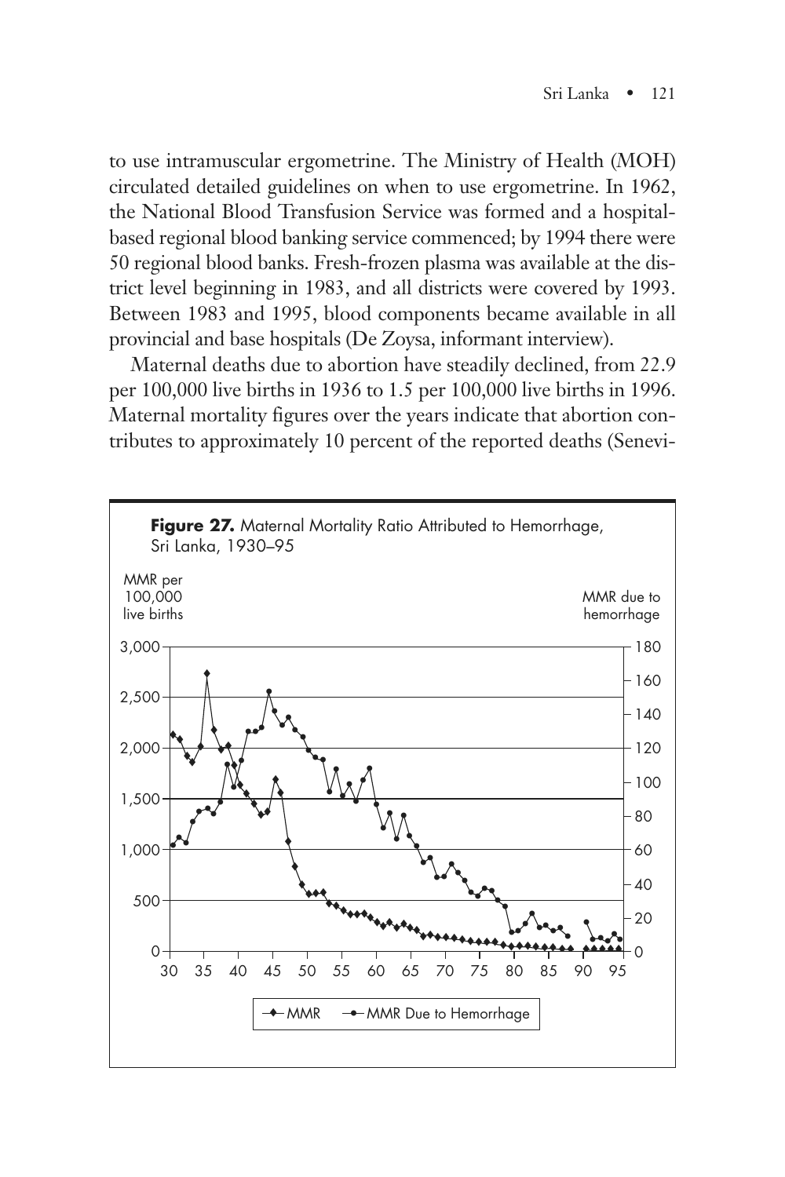to use intramuscular ergometrine. The Ministry of Health (MOH) circulated detailed guidelines on when to use ergometrine. In 1962, the National Blood Transfusion Service was formed and a hospital-based regional blood banking service commenced; by 1994 there were 50 regional blood banks. Fresh-frozen plasma was available at the district level beginning in 1983, and all districts were covered by 1993. Between 1983 and 1995, blood components became available in all provincial and base hospitals (De Zoysa, informant interview).

Maternal deaths due to abortion have steadily declined, from 22.9 per 100,000 live births in 1936 to 1.5 per 100,000 live births in 1996. Maternal mortality figures over the years indicate that abortion contributes to approximately 10 percent of the reported deaths (Senevi-

**Figure 27.** Maternal Mortality Ratio Attributed to Hemorrhage, Sri Lanka, 1930–95

MMR per 100,000 live births

MMR due to hemorrhage

—◆— MMR —●— MMR Due to Hemorrhage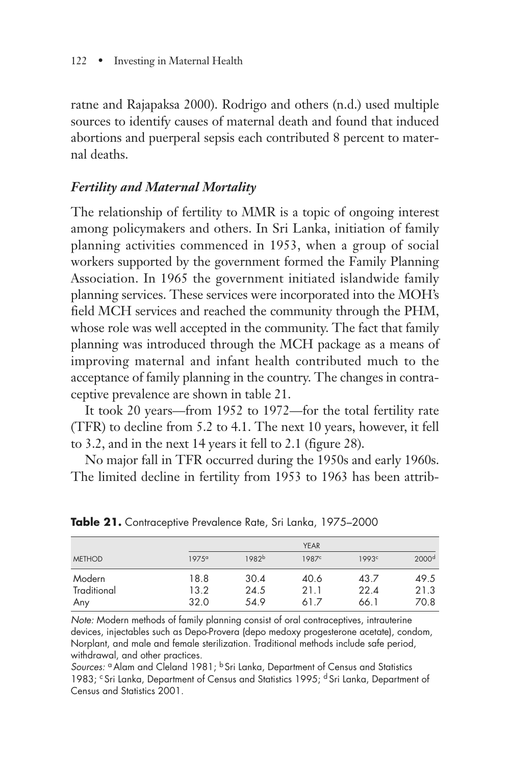ratne and Rajapaksa 2000). Rodrigo and others (n.d.) used multiple sources to identify causes of maternal death and found that induced abortions and puerperal sepsis each contributed 8 percent to maternal deaths.

### *Fertility and Maternal Mortality*

The relationship of fertility to MMR is a topic of ongoing interest among policymakers and others. In Sri Lanka, initiation of family planning activities commenced in 1953, when a group of social workers supported by the government formed the Family Planning Association. In 1965 the government initiated islandwide family planning services. These services were incorporated into the MOH's field MCH services and reached the community through the PHM, whose role was well accepted in the community. The fact that family planning was introduced through the MCH package as a means of improving maternal and infant health contributed much to the acceptance of family planning in the country. The changes in contraceptive prevalence are shown in table 21.

It took 20 years—from 1952 to 1972—for the total fertility rate (TFR) to decline from 5.2 to 4.1. The next 10 years, however, it fell to 3.2, and in the next 14 years it fell to 2.1 (figure 28).

No major fall in TFR occurred during the 1950s and early 1960s. The limited decline in fertility from 1953 to 1963 has been attrib-

**Table 21.** Contraceptive Prevalence Rate, Sri Lanka, 1975–2000

| | YEAR | | | | |
|---|---|---|---|---|---|
| METHOD | 1975[a] | 1982[b] | 1987[c] | 1993[c] | 2000[d] |
| Modern | 18.8 | 30.4 | 40.6 | 43.7 | 49.5 |
| Traditional | 13.2 | 24.5 | 21.1 | 22.4 | 21.3 |
| Any | 32.0 | 54.9 | 61.7 | 66.1 | 70.8 |

*Note:* Modern methods of family planning consist of oral contraceptives, intrauterine devices, injectables such as Depo-Provera (depo medoxy progesterone acetate), condom, Norplant, and male and female sterilization. Traditional methods include safe period, withdrawal, and other practices.

*Sources:* [a] Alam and Cleland 1981; [b] Sri Lanka, Department of Census and Statistics 1983; [c] Sri Lanka, Department of Census and Statistics 1995; [d] Sri Lanka, Department of Census and Statistics 2001.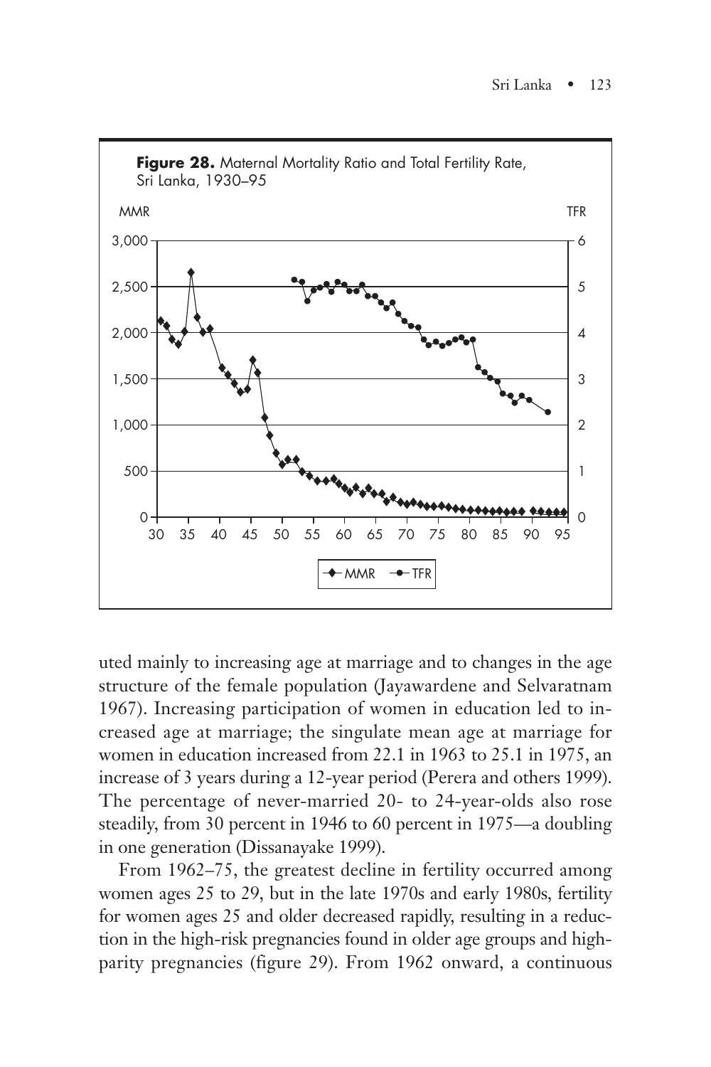**Figure 28.** Maternal Mortality Ratio and Total Fertility Rate, Sri Lanka, 1930–95

uted mainly to increasing age at marriage and to changes in the age structure of the female population (Jayawardene and Selvaratnam 1967). Increasing participation of women in education led to increased age at marriage; the singulate mean age at marriage for women in education increased from 22.1 in 1963 to 25.1 in 1975, an increase of 3 years during a 12-year period (Perera and others 1999). The percentage of never-married 20- to 24-year-olds also rose steadily, from 30 percent in 1946 to 60 percent in 1975—a doubling in one generation (Dissanayake 1999).

From 1962–75, the greatest decline in fertility occurred among women ages 25 to 29, but in the late 1970s and early 1980s, fertility for women ages 25 and older decreased rapidly, resulting in a reduction in the high-risk pregnancies found in older age groups and high-parity pregnancies (figure 29). From 1962 onward, a continuous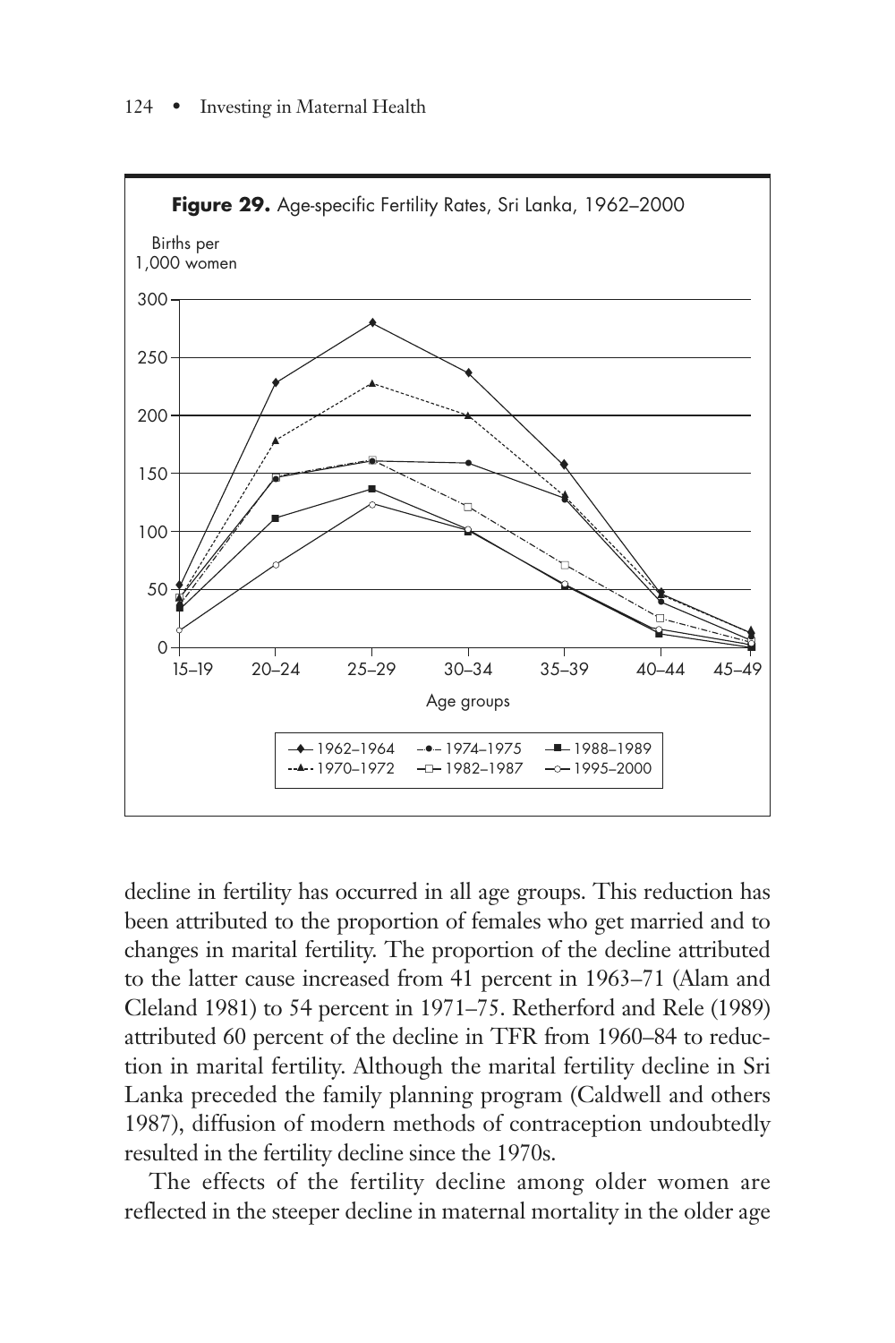**Figure 29.** Age-specific Fertility Rates, Sri Lanka, 1962–2000

decline in fertility has occurred in all age groups. This reduction has been attributed to the proportion of females who get married and to changes in marital fertility. The proportion of the decline attributed to the latter cause increased from 41 percent in 1963–71 (Alam and Cleland 1981) to 54 percent in 1971–75. Retherford and Rele (1989) attributed 60 percent of the decline in TFR from 1960–84 to reduction in marital fertility. Although the marital fertility decline in Sri Lanka preceded the family planning program (Caldwell and others 1987), diffusion of modern methods of contraception undoubtedly resulted in the fertility decline since the 1970s.

The effects of the fertility decline among older women are reflected in the steeper decline in maternal mortality in the older age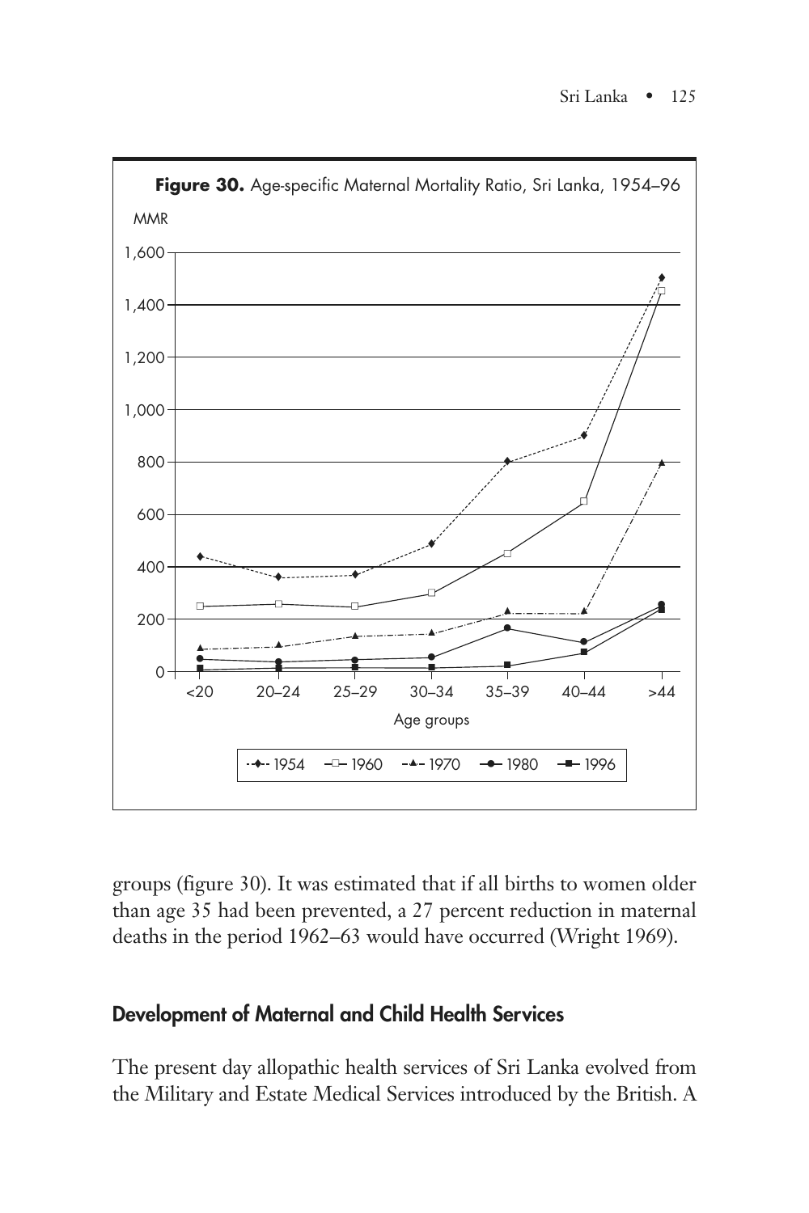**Figure 30.** Age-specific Maternal Mortality Ratio, Sri Lanka, 1954–96

groups (figure 30). It was estimated that if all births to women older than age 35 had been prevented, a 27 percent reduction in maternal deaths in the period 1962–63 would have occurred (Wright 1969).

## Development of Maternal and Child Health Services

The present day allopathic health services of Sri Lanka evolved from the Military and Estate Medical Services introduced by the British. A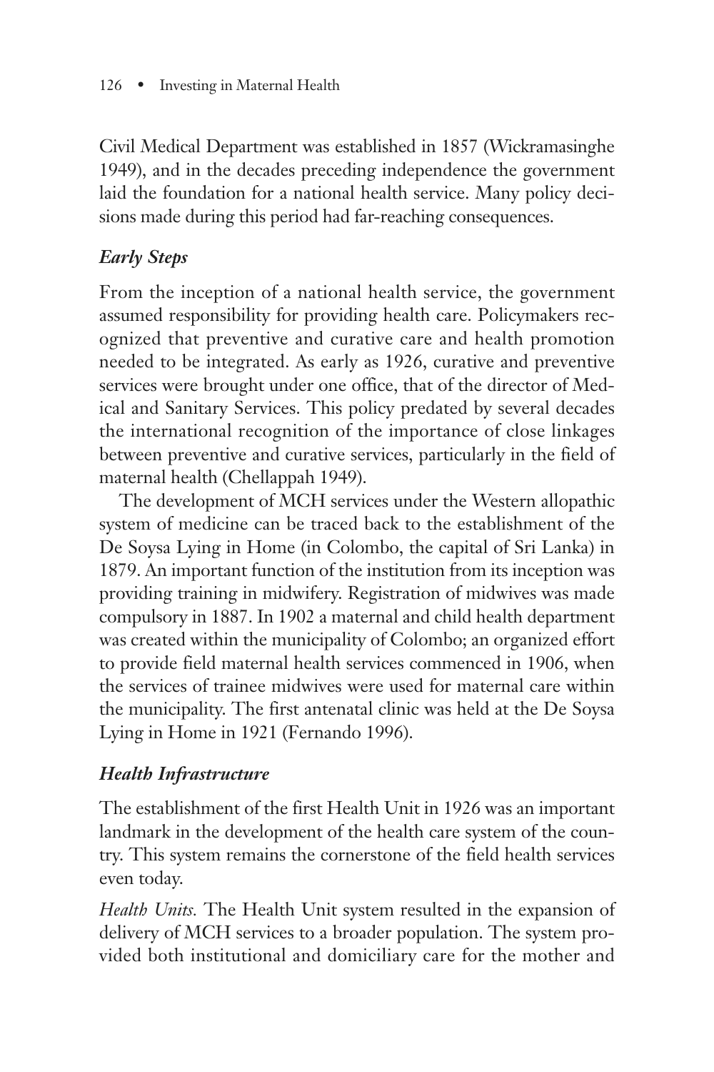Civil Medical Department was established in 1857 (Wickramasinghe 1949), and in the decades preceding independence the government laid the foundation for a national health service. Many policy decisions made during this period had far-reaching consequences.

### *Early Steps*

From the inception of a national health service, the government assumed responsibility for providing health care. Policymakers recognized that preventive and curative care and health promotion needed to be integrated. As early as 1926, curative and preventive services were brought under one office, that of the director of Medical and Sanitary Services. This policy predated by several decades the international recognition of the importance of close linkages between preventive and curative services, particularly in the field of maternal health (Chellappah 1949).

The development of MCH services under the Western allopathic system of medicine can be traced back to the establishment of the De Soysa Lying in Home (in Colombo, the capital of Sri Lanka) in 1879. An important function of the institution from its inception was providing training in midwifery. Registration of midwives was made compulsory in 1887. In 1902 a maternal and child health department was created within the municipality of Colombo; an organized effort to provide field maternal health services commenced in 1906, when the services of trainee midwives were used for maternal care within the municipality. The first antenatal clinic was held at the De Soysa Lying in Home in 1921 (Fernando 1996).

### *Health Infrastructure*

The establishment of the first Health Unit in 1926 was an important landmark in the development of the health care system of the country. This system remains the cornerstone of the field health services even today.

*Health Units.* The Health Unit system resulted in the expansion of delivery of MCH services to a broader population. The system provided both institutional and domiciliary care for the mother and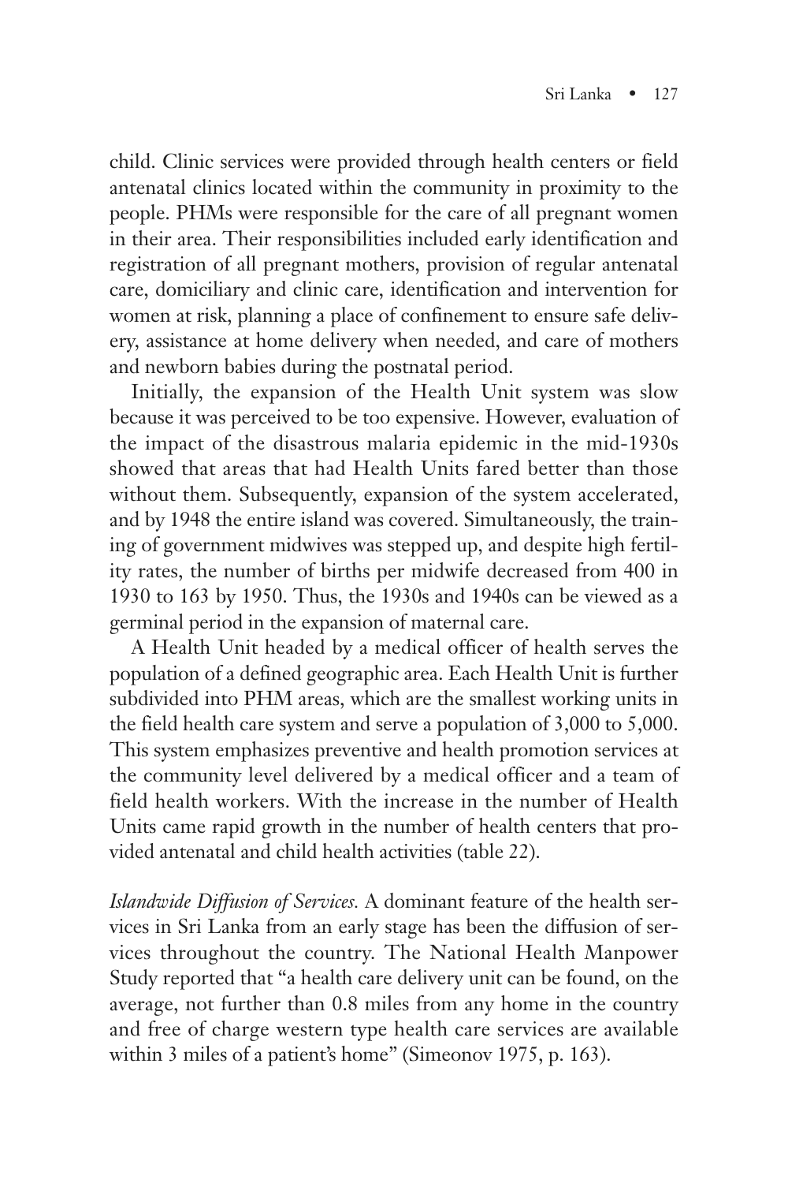child. Clinic services were provided through health centers or field antenatal clinics located within the community in proximity to the people. PHMs were responsible for the care of all pregnant women in their area. Their responsibilities included early identification and registration of all pregnant mothers, provision of regular antenatal care, domiciliary and clinic care, identification and intervention for women at risk, planning a place of confinement to ensure safe delivery, assistance at home delivery when needed, and care of mothers and newborn babies during the postnatal period.

Initially, the expansion of the Health Unit system was slow because it was perceived to be too expensive. However, evaluation of the impact of the disastrous malaria epidemic in the mid-1930s showed that areas that had Health Units fared better than those without them. Subsequently, expansion of the system accelerated, and by 1948 the entire island was covered. Simultaneously, the training of government midwives was stepped up, and despite high fertility rates, the number of births per midwife decreased from 400 in 1930 to 163 by 1950. Thus, the 1930s and 1940s can be viewed as a germinal period in the expansion of maternal care.

A Health Unit headed by a medical officer of health serves the population of a defined geographic area. Each Health Unit is further subdivided into PHM areas, which are the smallest working units in the field health care system and serve a population of 3,000 to 5,000. This system emphasizes preventive and health promotion services at the community level delivered by a medical officer and a team of field health workers. With the increase in the number of Health Units came rapid growth in the number of health centers that provided antenatal and child health activities (table 22).

*Islandwide Diffusion of Services.* A dominant feature of the health services in Sri Lanka from an early stage has been the diffusion of services throughout the country. The National Health Manpower Study reported that "a health care delivery unit can be found, on the average, not further than 0.8 miles from any home in the country and free of charge western type health care services are available within 3 miles of a patient's home" (Simeonov 1975, p. 163).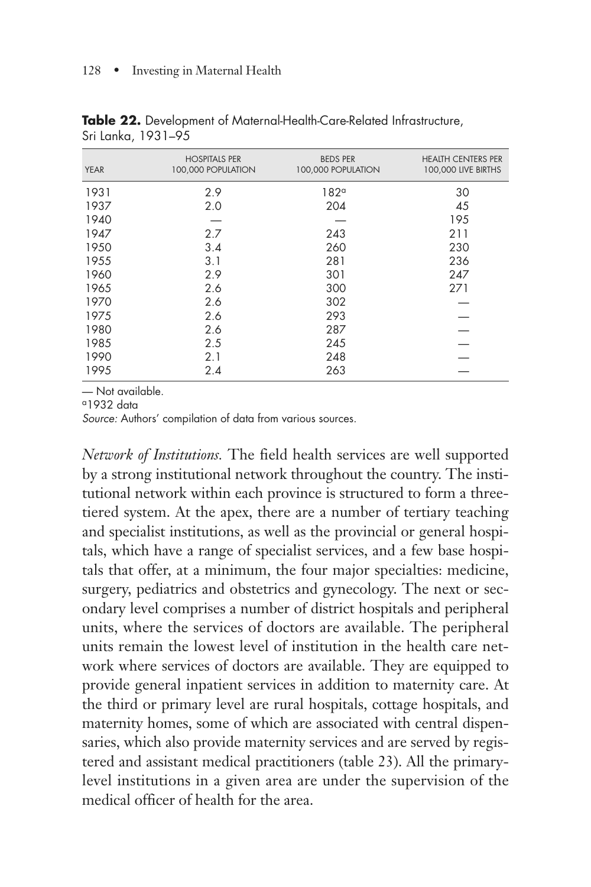**Table 22.** Development of Maternal-Health-Care-Related Infrastructure, Sri Lanka, 1931–95

| YEAR | HOSPITALS PER 100,000 POPULATION | BEDS PER 100,000 POPULATION | HEALTH CENTERS PER 100,000 LIVE BIRTHS |
|---|---|---|---|
| 1931 | 2.9 | 182[a] | 30 |
| 1937 | 2.0 | 204 | 45 |
| 1940 | — | — | 195 |
| 1947 | 2.7 | 243 | 211 |
| 1950 | 3.4 | 260 | 230 |
| 1955 | 3.1 | 281 | 236 |
| 1960 | 2.9 | 301 | 247 |
| 1965 | 2.6 | 300 | 271 |
| 1970 | 2.6 | 302 | — |
| 1975 | 2.6 | 293 | — |
| 1980 | 2.6 | 287 | — |
| 1985 | 2.5 | 245 | — |
| 1990 | 2.1 | 248 | — |
| 1995 | 2.4 | 263 | — |

— Not available.

[a]1932 data

*Source:* Authors' compilation of data from various sources.

*Network of Institutions.* The field health services are well supported by a strong institutional network throughout the country. The institutional network within each province is structured to form a three-tiered system. At the apex, there are a number of tertiary teaching and specialist institutions, as well as the provincial or general hospitals, which have a range of specialist services, and a few base hospitals that offer, at a minimum, the four major specialties: medicine, surgery, pediatrics and obstetrics and gynecology. The next or secondary level comprises a number of district hospitals and peripheral units, where the services of doctors are available. The peripheral units remain the lowest level of institution in the health care network where services of doctors are available. They are equipped to provide general inpatient services in addition to maternity care. At the third or primary level are rural hospitals, cottage hospitals, and maternity homes, some of which are associated with central dispensaries, which also provide maternity services and are served by registered and assistant medical practitioners (table 23). All the primary-level institutions in a given area are under the supervision of the medical officer of health for the area.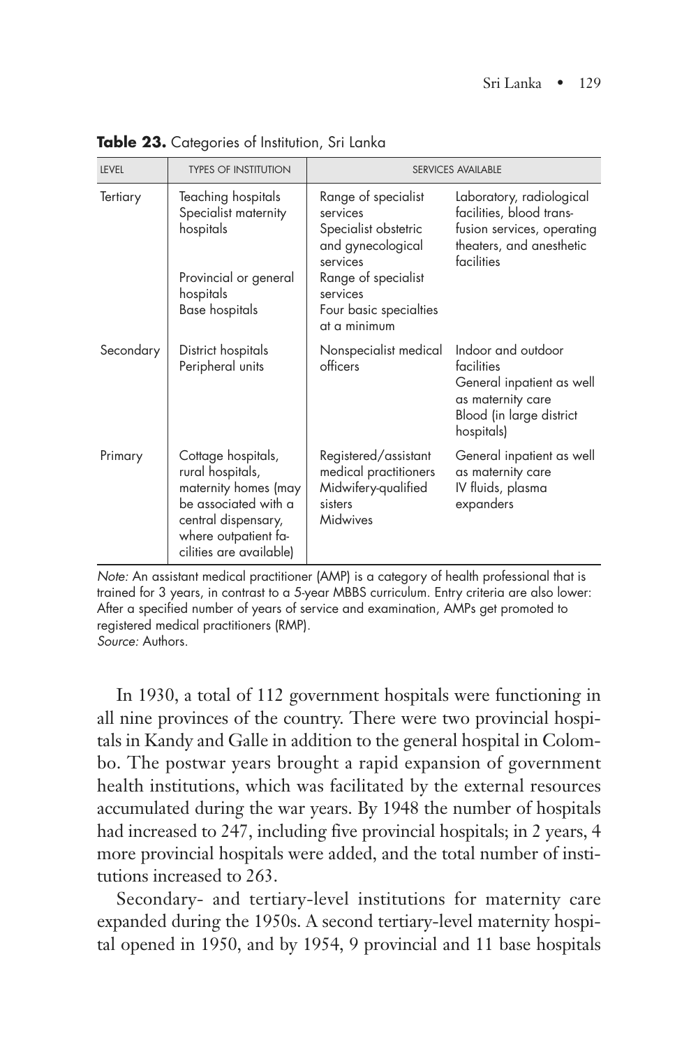**Table 23.** Categories of Institution, Sri Lanka

| LEVEL | TYPES OF INSTITUTION | SERVICES AVAILABLE | |
|---|---|---|---|
| Tertiary | Teaching hospitals<br>Specialist maternity hospitals | Range of specialist services<br>Specialist obstetric and gynecological services | Laboratory, radiological facilities, blood transfusion services, operating theaters, and anesthetic facilities |
| | Provincial or general hospitals<br>Base hospitals | Range of specialist services<br>Four basic specialties at a minimum | |
| Secondary | District hospitals<br>Peripheral units | Nonspecialist medical officers | Indoor and outdoor facilities<br>General inpatient as well as maternity care<br>Blood (in large district hospitals) |
| Primary | Cottage hospitals, rural hospitals, maternity homes (may be associated with a central dispensary, where outpatient facilities are available) | Registered/assistant medical practitioners<br>Midwifery-qualified sisters<br>Midwives | General inpatient as well as maternity care<br>IV fluids, plasma expanders |

*Note:* An assistant medical practitioner (AMP) is a category of health professional that is trained for 3 years, in contrast to a 5-year MBBS curriculum. Entry criteria are also lower: After a specified number of years of service and examination, AMPs get promoted to registered medical practitioners (RMP).
*Source:* Authors.

In 1930, a total of 112 government hospitals were functioning in all nine provinces of the country. There were two provincial hospitals in Kandy and Galle in addition to the general hospital in Colombo. The postwar years brought a rapid expansion of government health institutions, which was facilitated by the external resources accumulated during the war years. By 1948 the number of hospitals had increased to 247, including five provincial hospitals; in 2 years, 4 more provincial hospitals were added, and the total number of institutions increased to 263.

Secondary- and tertiary-level institutions for maternity care expanded during the 1950s. A second tertiary-level maternity hospital opened in 1950, and by 1954, 9 provincial and 11 base hospitals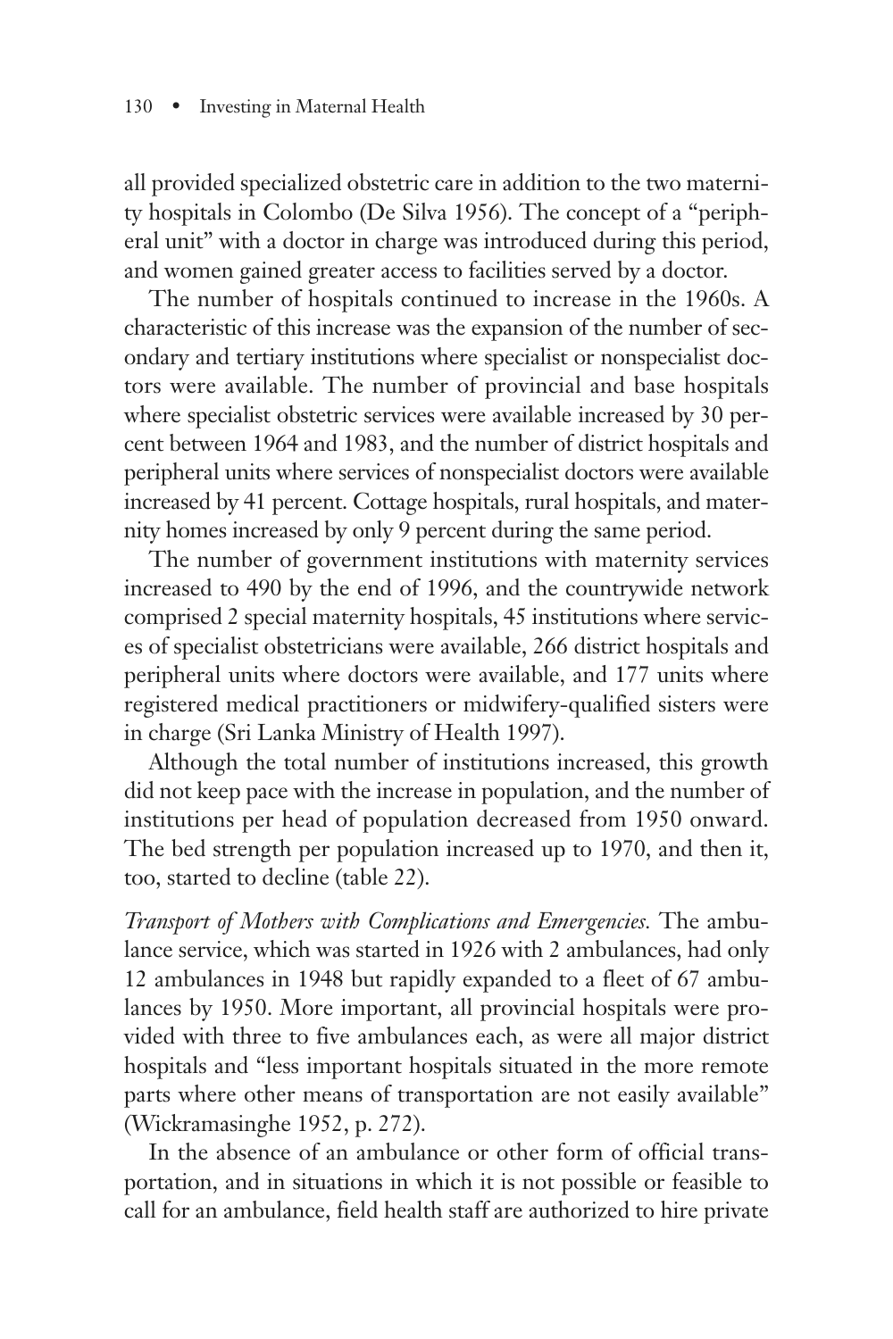all provided specialized obstetric care in addition to the two maternity hospitals in Colombo (De Silva 1956). The concept of a "peripheral unit" with a doctor in charge was introduced during this period, and women gained greater access to facilities served by a doctor.

The number of hospitals continued to increase in the 1960s. A characteristic of this increase was the expansion of the number of secondary and tertiary institutions where specialist or nonspecialist doctors were available. The number of provincial and base hospitals where specialist obstetric services were available increased by 30 percent between 1964 and 1983, and the number of district hospitals and peripheral units where services of nonspecialist doctors were available increased by 41 percent. Cottage hospitals, rural hospitals, and maternity homes increased by only 9 percent during the same period.

The number of government institutions with maternity services increased to 490 by the end of 1996, and the countrywide network comprised 2 special maternity hospitals, 45 institutions where services of specialist obstetricians were available, 266 district hospitals and peripheral units where doctors were available, and 177 units where registered medical practitioners or midwifery-qualified sisters were in charge (Sri Lanka Ministry of Health 1997).

Although the total number of institutions increased, this growth did not keep pace with the increase in population, and the number of institutions per head of population decreased from 1950 onward. The bed strength per population increased up to 1970, and then it, too, started to decline (table 22).

*Transport of Mothers with Complications and Emergencies.* The ambulance service, which was started in 1926 with 2 ambulances, had only 12 ambulances in 1948 but rapidly expanded to a fleet of 67 ambulances by 1950. More important, all provincial hospitals were provided with three to five ambulances each, as were all major district hospitals and "less important hospitals situated in the more remote parts where other means of transportation are not easily available" (Wickramasinghe 1952, p. 272).

In the absence of an ambulance or other form of official transportation, and in situations in which it is not possible or feasible to call for an ambulance, field health staff are authorized to hire private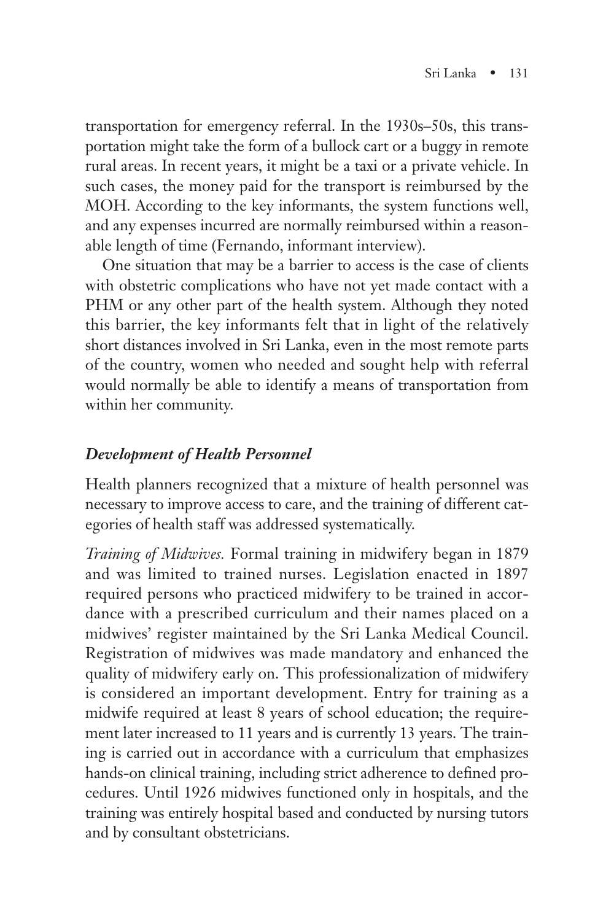transportation for emergency referral. In the 1930s–50s, this transportation might take the form of a bullock cart or a buggy in remote rural areas. In recent years, it might be a taxi or a private vehicle. In such cases, the money paid for the transport is reimbursed by the MOH. According to the key informants, the system functions well, and any expenses incurred are normally reimbursed within a reasonable length of time (Fernando, informant interview).

One situation that may be a barrier to access is the case of clients with obstetric complications who have not yet made contact with a PHM or any other part of the health system. Although they noted this barrier, the key informants felt that in light of the relatively short distances involved in Sri Lanka, even in the most remote parts of the country, women who needed and sought help with referral would normally be able to identify a means of transportation from within her community.

### *Development of Health Personnel*

Health planners recognized that a mixture of health personnel was necessary to improve access to care, and the training of different categories of health staff was addressed systematically.

*Training of Midwives.* Formal training in midwifery began in 1879 and was limited to trained nurses. Legislation enacted in 1897 required persons who practiced midwifery to be trained in accordance with a prescribed curriculum and their names placed on a midwives' register maintained by the Sri Lanka Medical Council. Registration of midwives was made mandatory and enhanced the quality of midwifery early on. This professionalization of midwifery is considered an important development. Entry for training as a midwife required at least 8 years of school education; the requirement later increased to 11 years and is currently 13 years. The training is carried out in accordance with a curriculum that emphasizes hands-on clinical training, including strict adherence to defined procedures. Until 1926 midwives functioned only in hospitals, and the training was entirely hospital based and conducted by nursing tutors and by consultant obstetricians.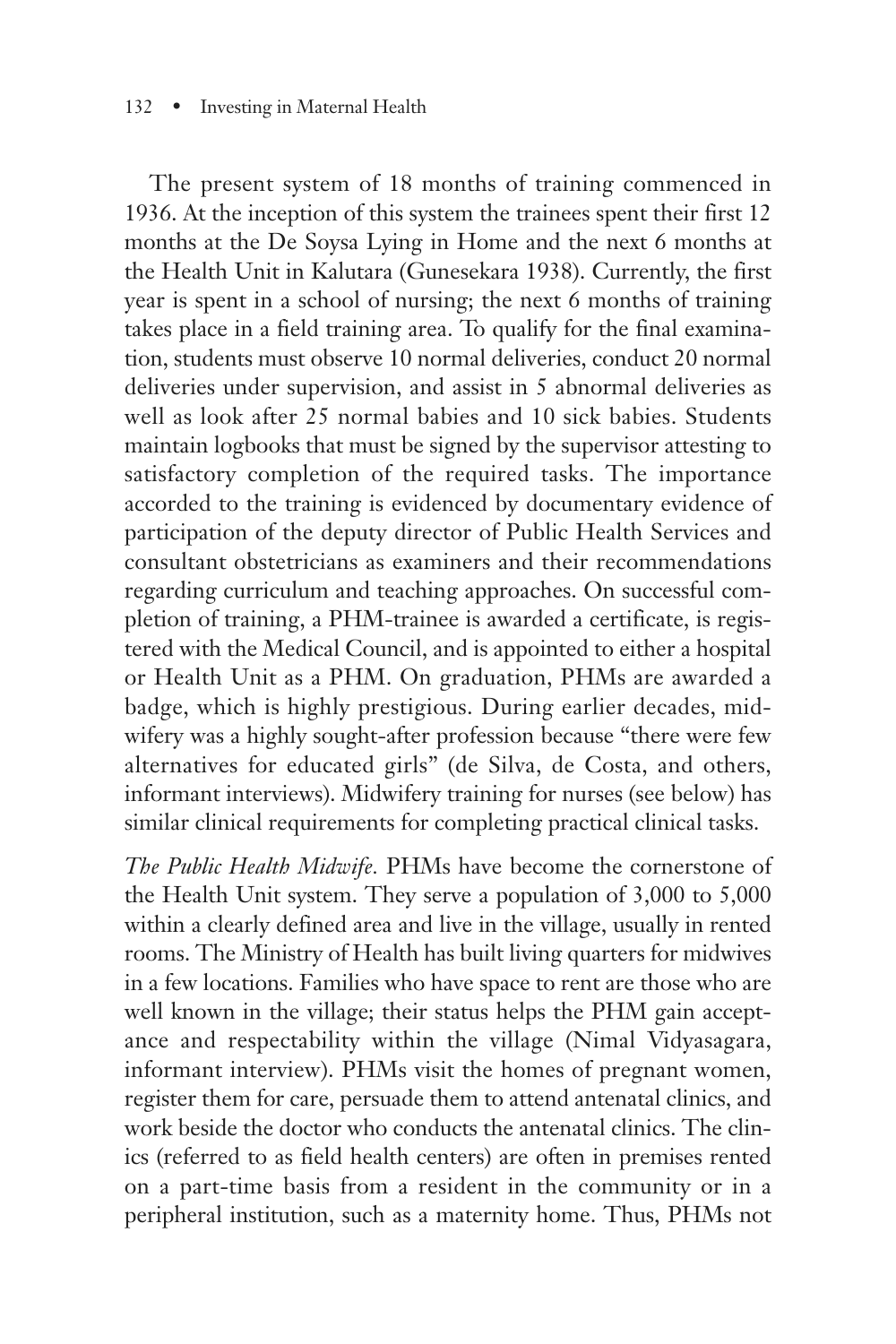The present system of 18 months of training commenced in 1936. At the inception of this system the trainees spent their first 12 months at the De Soysa Lying in Home and the next 6 months at the Health Unit in Kalutara (Gunesekara 1938). Currently, the first year is spent in a school of nursing; the next 6 months of training takes place in a field training area. To qualify for the final examination, students must observe 10 normal deliveries, conduct 20 normal deliveries under supervision, and assist in 5 abnormal deliveries as well as look after 25 normal babies and 10 sick babies. Students maintain logbooks that must be signed by the supervisor attesting to satisfactory completion of the required tasks. The importance accorded to the training is evidenced by documentary evidence of participation of the deputy director of Public Health Services and consultant obstetricians as examiners and their recommendations regarding curriculum and teaching approaches. On successful completion of training, a PHM-trainee is awarded a certificate, is registered with the Medical Council, and is appointed to either a hospital or Health Unit as a PHM. On graduation, PHMs are awarded a badge, which is highly prestigious. During earlier decades, midwifery was a highly sought-after profession because "there were few alternatives for educated girls" (de Silva, de Costa, and others, informant interviews). Midwifery training for nurses (see below) has similar clinical requirements for completing practical clinical tasks.

*The Public Health Midwife.* PHMs have become the cornerstone of the Health Unit system. They serve a population of 3,000 to 5,000 within a clearly defined area and live in the village, usually in rented rooms. The Ministry of Health has built living quarters for midwives in a few locations. Families who have space to rent are those who are well known in the village; their status helps the PHM gain acceptance and respectability within the village (Nimal Vidyasagara, informant interview). PHMs visit the homes of pregnant women, register them for care, persuade them to attend antenatal clinics, and work beside the doctor who conducts the antenatal clinics. The clinics (referred to as field health centers) are often in premises rented on a part-time basis from a resident in the community or in a peripheral institution, such as a maternity home. Thus, PHMs not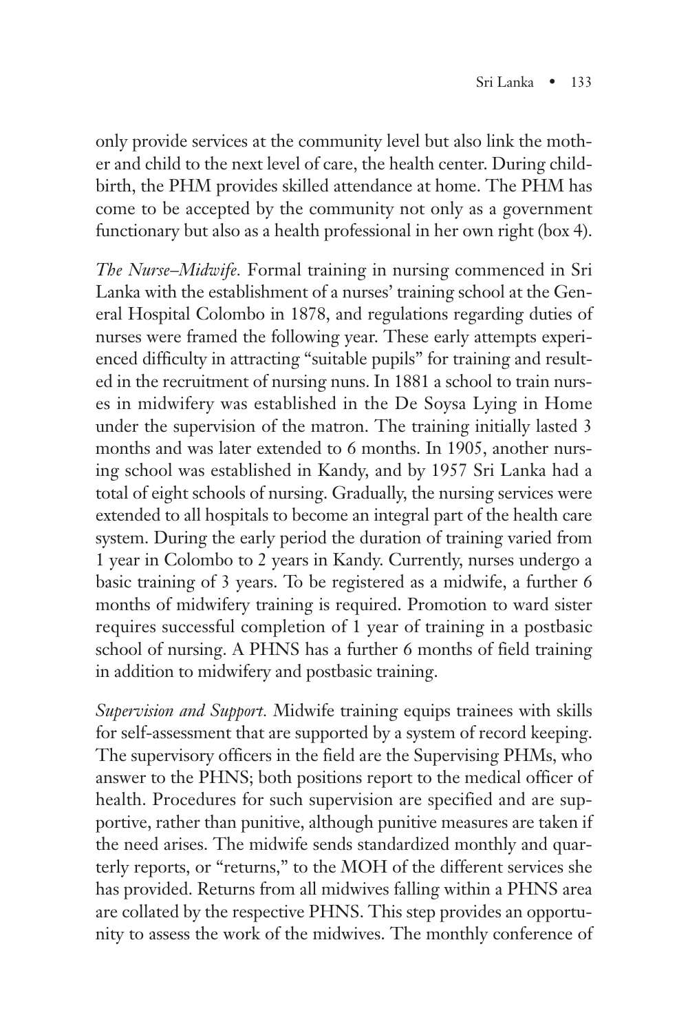only provide services at the community level but also link the mother and child to the next level of care, the health center. During childbirth, the PHM provides skilled attendance at home. The PHM has come to be accepted by the community not only as a government functionary but also as a health professional in her own right (box 4).

*The Nurse–Midwife.* Formal training in nursing commenced in Sri Lanka with the establishment of a nurses' training school at the General Hospital Colombo in 1878, and regulations regarding duties of nurses were framed the following year. These early attempts experienced difficulty in attracting "suitable pupils" for training and resulted in the recruitment of nursing nuns. In 1881 a school to train nurses in midwifery was established in the De Soysa Lying in Home under the supervision of the matron. The training initially lasted 3 months and was later extended to 6 months. In 1905, another nursing school was established in Kandy, and by 1957 Sri Lanka had a total of eight schools of nursing. Gradually, the nursing services were extended to all hospitals to become an integral part of the health care system. During the early period the duration of training varied from 1 year in Colombo to 2 years in Kandy. Currently, nurses undergo a basic training of 3 years. To be registered as a midwife, a further 6 months of midwifery training is required. Promotion to ward sister requires successful completion of 1 year of training in a postbasic school of nursing. A PHNS has a further 6 months of field training in addition to midwifery and postbasic training.

*Supervision and Support.* Midwife training equips trainees with skills for self-assessment that are supported by a system of record keeping. The supervisory officers in the field are the Supervising PHMs, who answer to the PHNS; both positions report to the medical officer of health. Procedures for such supervision are specified and are supportive, rather than punitive, although punitive measures are taken if the need arises. The midwife sends standardized monthly and quarterly reports, or "returns," to the MOH of the different services she has provided. Returns from all midwives falling within a PHNS area are collated by the respective PHNS. This step provides an opportunity to assess the work of the midwives. The monthly conference of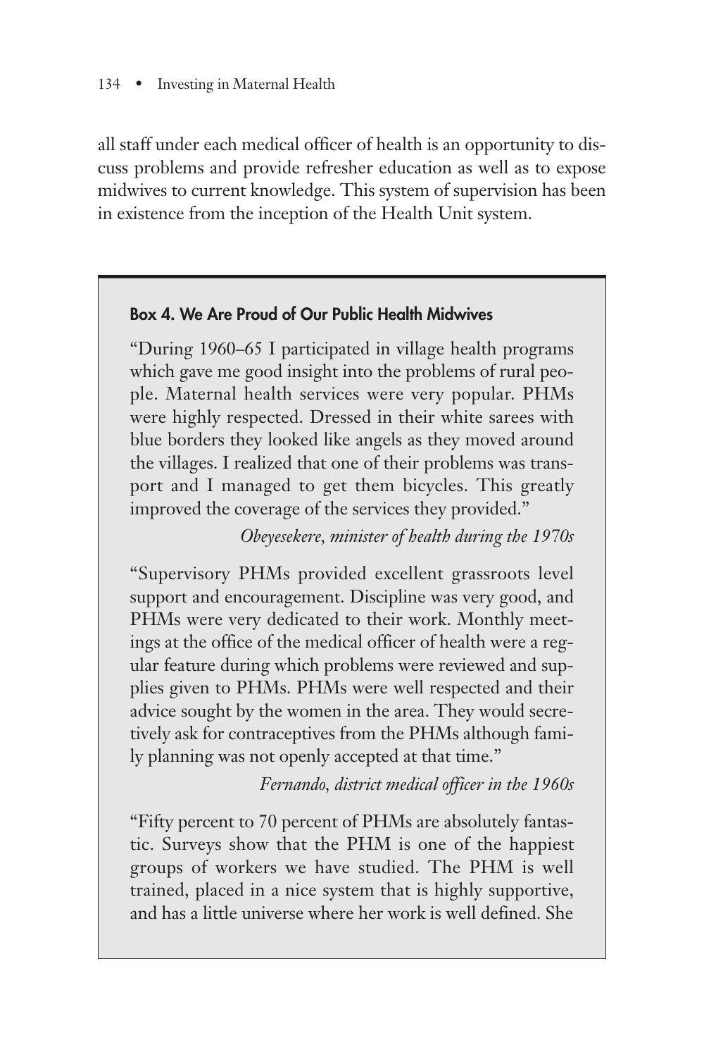all staff under each medical officer of health is an opportunity to discuss problems and provide refresher education as well as to expose midwives to current knowledge. This system of supervision has been in existence from the inception of the Health Unit system.

#### Box 4. We Are Proud of Our Public Health Midwives

"During 1960–65 I participated in village health programs which gave me good insight into the problems of rural people. Maternal health services were very popular. PHMs were highly respected. Dressed in their white sarees with blue borders they looked like angels as they moved around the villages. I realized that one of their problems was transport and I managed to get them bicycles. This greatly improved the coverage of the services they provided."

*Obeyesekere, minister of health during the 1970s*

"Supervisory PHMs provided excellent grassroots level support and encouragement. Discipline was very good, and PHMs were very dedicated to their work. Monthly meetings at the office of the medical officer of health were a regular feature during which problems were reviewed and supplies given to PHMs. PHMs were well respected and their advice sought by the women in the area. They would secretively ask for contraceptives from the PHMs although family planning was not openly accepted at that time."

*Fernando, district medical officer in the 1960s*

"Fifty percent to 70 percent of PHMs are absolutely fantastic. Surveys show that the PHM is one of the happiest groups of workers we have studied. The PHM is well trained, placed in a nice system that is highly supportive, and has a little universe where her work is well defined. She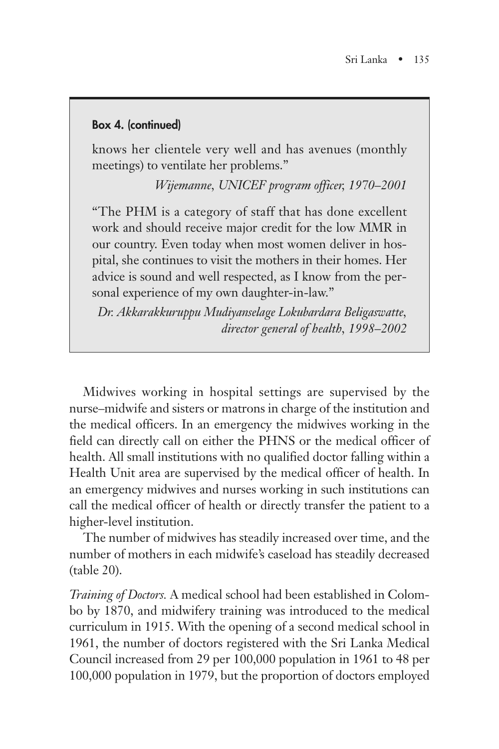**Box 4. (continued)**

knows her clientele very well and has avenues (monthly meetings) to ventilate her problems."

*Wijemanne, UNICEF program officer, 1970–2001*

"The PHM is a category of staff that has done excellent work and should receive major credit for the low MMR in our country. Even today when most women deliver in hospital, she continues to visit the mothers in their homes. Her advice is sound and well respected, as I know from the personal experience of my own daughter-in-law."

*Dr. Akkarakkuruppu Mudiyanselage Lokubardara Beligaswatte, director general of health, 1998–2002*

Midwives working in hospital settings are supervised by the nurse–midwife and sisters or matrons in charge of the institution and the medical officers. In an emergency the midwives working in the field can directly call on either the PHNS or the medical officer of health. All small institutions with no qualified doctor falling within a Health Unit area are supervised by the medical officer of health. In an emergency midwives and nurses working in such institutions can call the medical officer of health or directly transfer the patient to a higher-level institution.

The number of midwives has steadily increased over time, and the number of mothers in each midwife's caseload has steadily decreased (table 20).

*Training of Doctors.* A medical school had been established in Colombo by 1870, and midwifery training was introduced to the medical curriculum in 1915. With the opening of a second medical school in 1961, the number of doctors registered with the Sri Lanka Medical Council increased from 29 per 100,000 population in 1961 to 48 per 100,000 population in 1979, but the proportion of doctors employed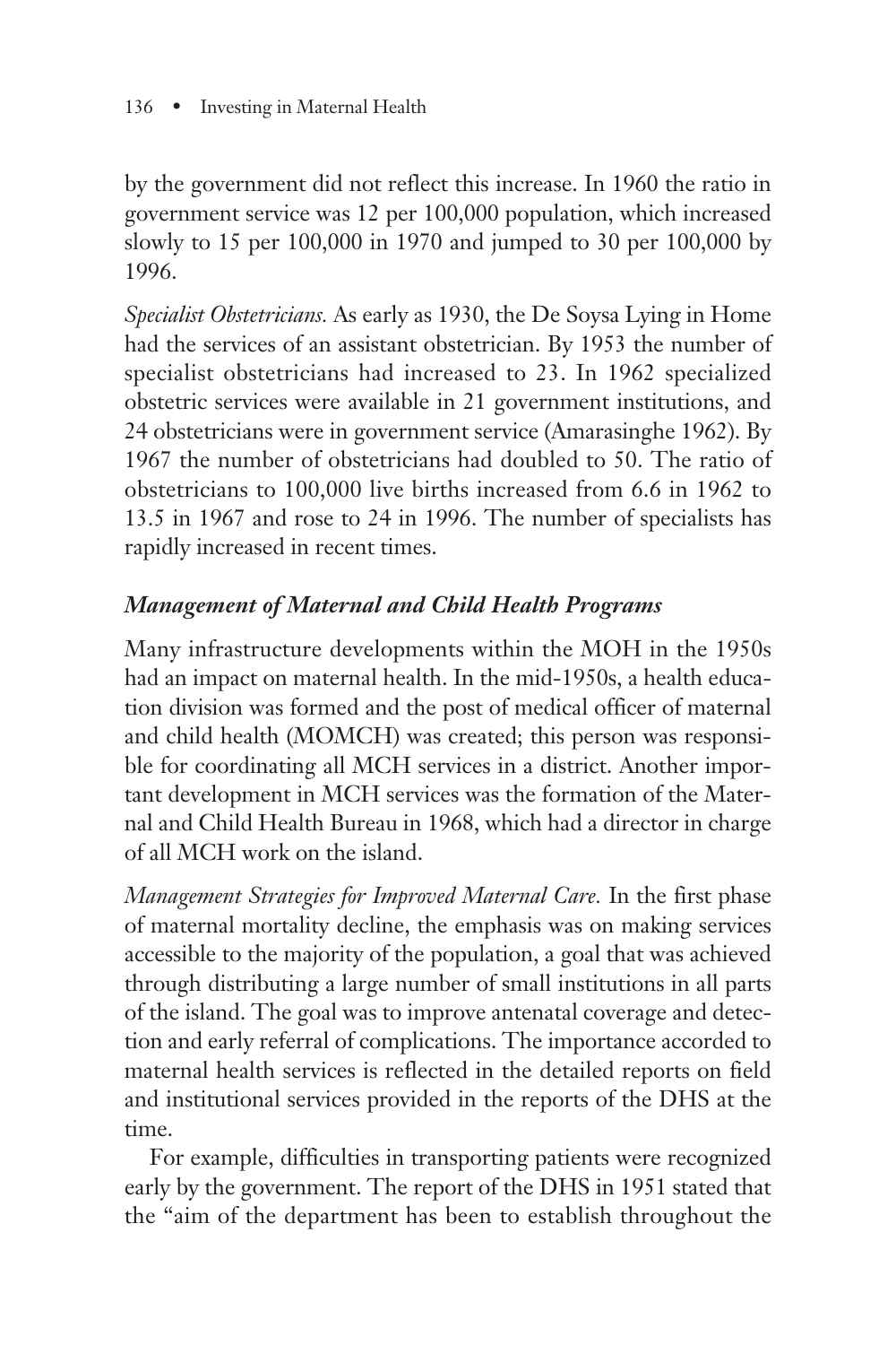by the government did not reflect this increase. In 1960 the ratio in government service was 12 per 100,000 population, which increased slowly to 15 per 100,000 in 1970 and jumped to 30 per 100,000 by 1996.

*Specialist Obstetricians.* As early as 1930, the De Soysa Lying in Home had the services of an assistant obstetrician. By 1953 the number of specialist obstetricians had increased to 23. In 1962 specialized obstetric services were available in 21 government institutions, and 24 obstetricians were in government service (Amarasinghe 1962). By 1967 the number of obstetricians had doubled to 50. The ratio of obstetricians to 100,000 live births increased from 6.6 in 1962 to 13.5 in 1967 and rose to 24 in 1996. The number of specialists has rapidly increased in recent times.

### *Management of Maternal and Child Health Programs*

Many infrastructure developments within the MOH in the 1950s had an impact on maternal health. In the mid-1950s, a health education division was formed and the post of medical officer of maternal and child health (MOMCH) was created; this person was responsible for coordinating all MCH services in a district. Another important development in MCH services was the formation of the Maternal and Child Health Bureau in 1968, which had a director in charge of all MCH work on the island.

*Management Strategies for Improved Maternal Care.* In the first phase of maternal mortality decline, the emphasis was on making services accessible to the majority of the population, a goal that was achieved through distributing a large number of small institutions in all parts of the island. The goal was to improve antenatal coverage and detection and early referral of complications. The importance accorded to maternal health services is reflected in the detailed reports on field and institutional services provided in the reports of the DHS at the time.

For example, difficulties in transporting patients were recognized early by the government. The report of the DHS in 1951 stated that the "aim of the department has been to establish throughout the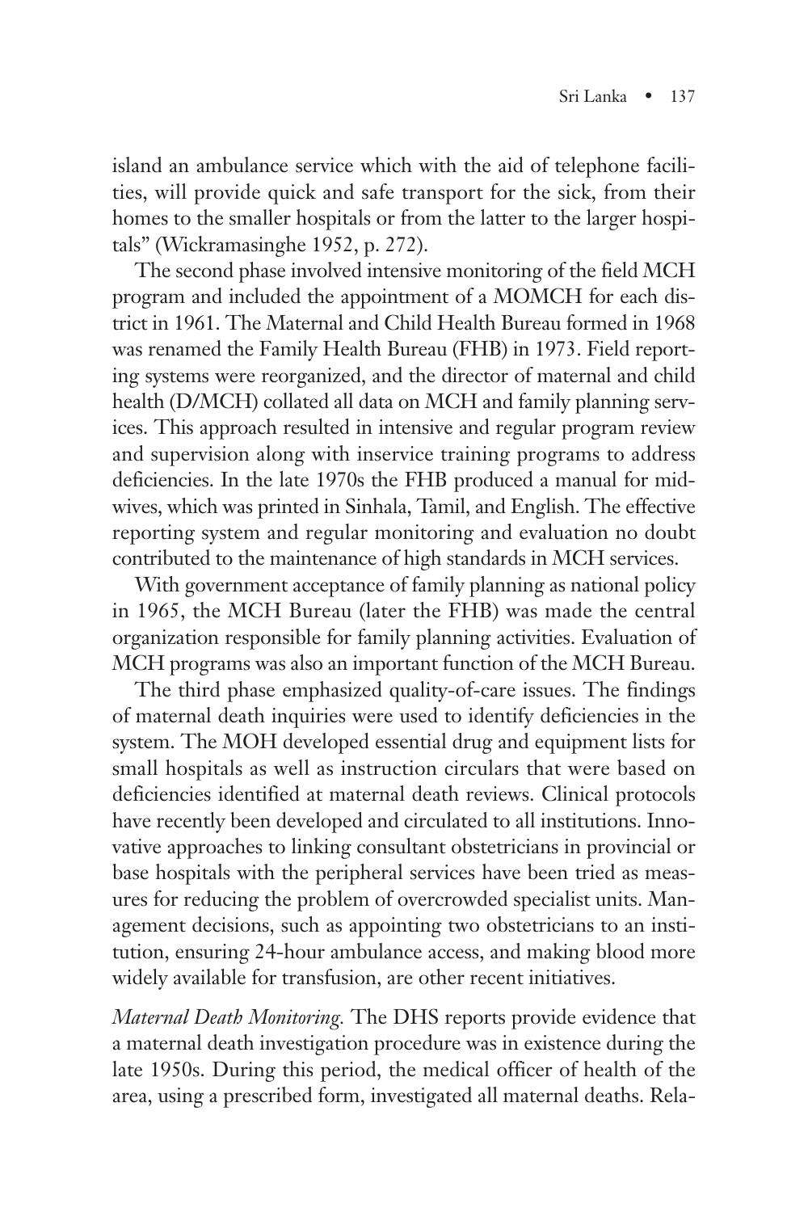island an ambulance service which with the aid of telephone facilities, will provide quick and safe transport for the sick, from their homes to the smaller hospitals or from the latter to the larger hospitals" (Wickramasinghe 1952, p. 272).

The second phase involved intensive monitoring of the field MCH program and included the appointment of a MOMCH for each district in 1961. The Maternal and Child Health Bureau formed in 1968 was renamed the Family Health Bureau (FHB) in 1973. Field reporting systems were reorganized, and the director of maternal and child health (D/MCH) collated all data on MCH and family planning services. This approach resulted in intensive and regular program review and supervision along with inservice training programs to address deficiencies. In the late 1970s the FHB produced a manual for midwives, which was printed in Sinhala, Tamil, and English. The effective reporting system and regular monitoring and evaluation no doubt contributed to the maintenance of high standards in MCH services.

With government acceptance of family planning as national policy in 1965, the MCH Bureau (later the FHB) was made the central organization responsible for family planning activities. Evaluation of MCH programs was also an important function of the MCH Bureau.

The third phase emphasized quality-of-care issues. The findings of maternal death inquiries were used to identify deficiencies in the system. The MOH developed essential drug and equipment lists for small hospitals as well as instruction circulars that were based on deficiencies identified at maternal death reviews. Clinical protocols have recently been developed and circulated to all institutions. Innovative approaches to linking consultant obstetricians in provincial or base hospitals with the peripheral services have been tried as measures for reducing the problem of overcrowded specialist units. Management decisions, such as appointing two obstetricians to an institution, ensuring 24-hour ambulance access, and making blood more widely available for transfusion, are other recent initiatives.

*Maternal Death Monitoring.* The DHS reports provide evidence that a maternal death investigation procedure was in existence during the late 1950s. During this period, the medical officer of health of the area, using a prescribed form, investigated all maternal deaths. Rela-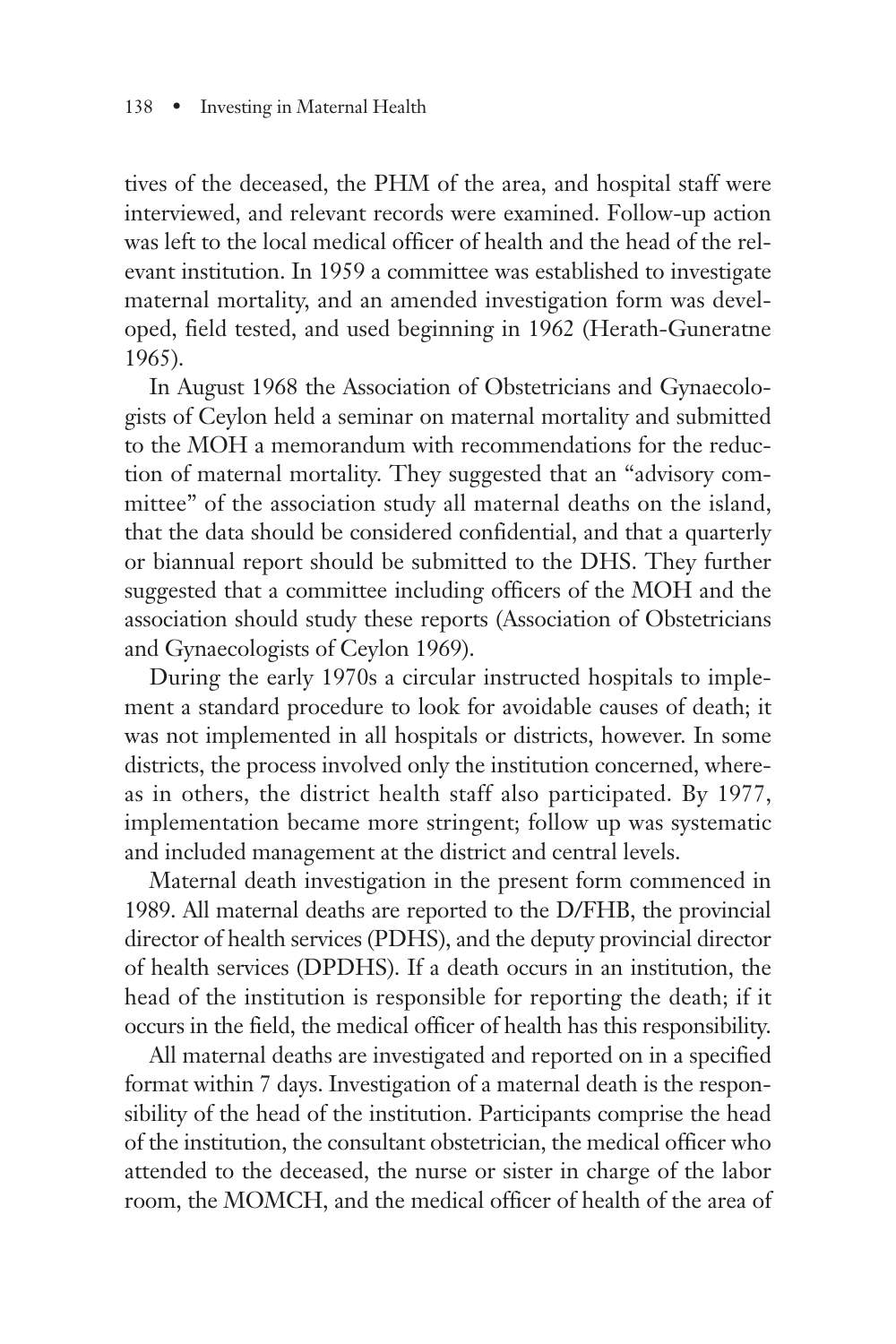tives of the deceased, the PHM of the area, and hospital staff were interviewed, and relevant records were examined. Follow-up action was left to the local medical officer of health and the head of the relevant institution. In 1959 a committee was established to investigate maternal mortality, and an amended investigation form was developed, field tested, and used beginning in 1962 (Herath-Guneratne 1965).

In August 1968 the Association of Obstetricians and Gynaecologists of Ceylon held a seminar on maternal mortality and submitted to the MOH a memorandum with recommendations for the reduction of maternal mortality. They suggested that an "advisory committee" of the association study all maternal deaths on the island, that the data should be considered confidential, and that a quarterly or biannual report should be submitted to the DHS. They further suggested that a committee including officers of the MOH and the association should study these reports (Association of Obstetricians and Gynaecologists of Ceylon 1969).

During the early 1970s a circular instructed hospitals to implement a standard procedure to look for avoidable causes of death; it was not implemented in all hospitals or districts, however. In some districts, the process involved only the institution concerned, whereas in others, the district health staff also participated. By 1977, implementation became more stringent; follow up was systematic and included management at the district and central levels.

Maternal death investigation in the present form commenced in 1989. All maternal deaths are reported to the D/FHB, the provincial director of health services (PDHS), and the deputy provincial director of health services (DPDHS). If a death occurs in an institution, the head of the institution is responsible for reporting the death; if it occurs in the field, the medical officer of health has this responsibility.

All maternal deaths are investigated and reported on in a specified format within 7 days. Investigation of a maternal death is the responsibility of the head of the institution. Participants comprise the head of the institution, the consultant obstetrician, the medical officer who attended to the deceased, the nurse or sister in charge of the labor room, the MOMCH, and the medical officer of health of the area of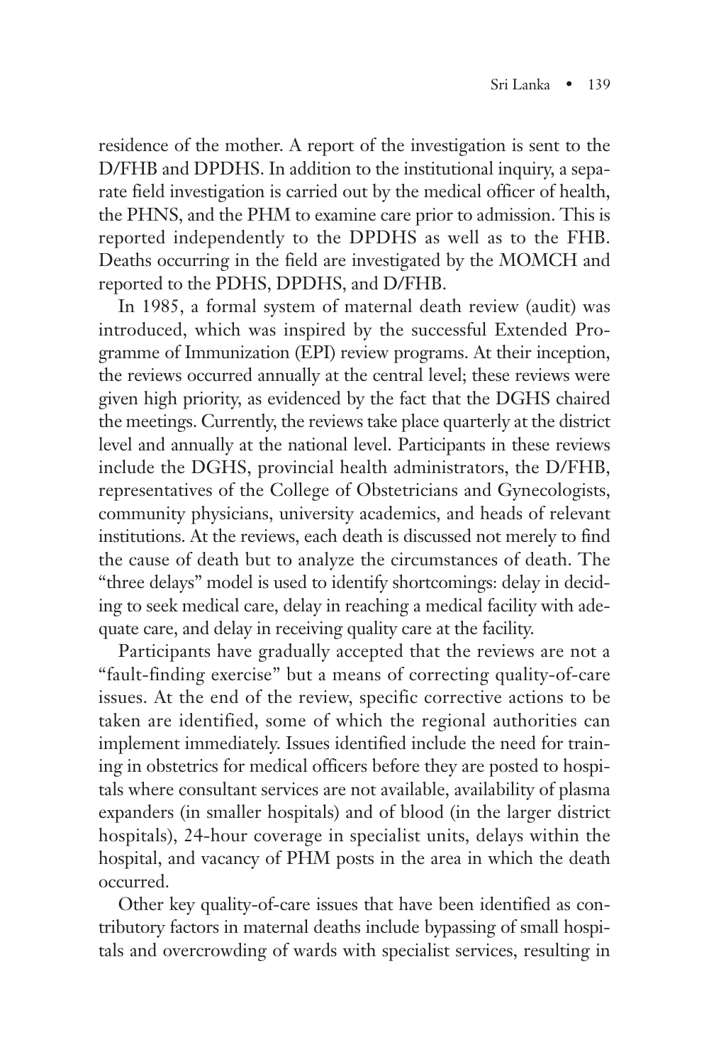residence of the mother. A report of the investigation is sent to the D/FHB and DPDHS. In addition to the institutional inquiry, a separate field investigation is carried out by the medical officer of health, the PHNS, and the PHM to examine care prior to admission. This is reported independently to the DPDHS as well as to the FHB. Deaths occurring in the field are investigated by the MOMCH and reported to the PDHS, DPDHS, and D/FHB.

In 1985, a formal system of maternal death review (audit) was introduced, which was inspired by the successful Extended Programme of Immunization (EPI) review programs. At their inception, the reviews occurred annually at the central level; these reviews were given high priority, as evidenced by the fact that the DGHS chaired the meetings. Currently, the reviews take place quarterly at the district level and annually at the national level. Participants in these reviews include the DGHS, provincial health administrators, the D/FHB, representatives of the College of Obstetricians and Gynecologists, community physicians, university academics, and heads of relevant institutions. At the reviews, each death is discussed not merely to find the cause of death but to analyze the circumstances of death. The "three delays" model is used to identify shortcomings: delay in deciding to seek medical care, delay in reaching a medical facility with adequate care, and delay in receiving quality care at the facility.

Participants have gradually accepted that the reviews are not a "fault-finding exercise" but a means of correcting quality-of-care issues. At the end of the review, specific corrective actions to be taken are identified, some of which the regional authorities can implement immediately. Issues identified include the need for training in obstetrics for medical officers before they are posted to hospitals where consultant services are not available, availability of plasma expanders (in smaller hospitals) and of blood (in the larger district hospitals), 24-hour coverage in specialist units, delays within the hospital, and vacancy of PHM posts in the area in which the death occurred.

Other key quality-of-care issues that have been identified as contributory factors in maternal deaths include bypassing of small hospitals and overcrowding of wards with specialist services, resulting in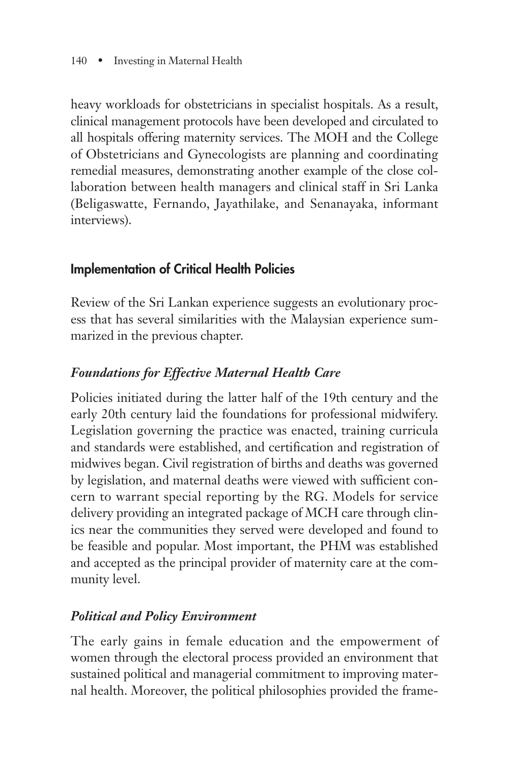heavy workloads for obstetricians in specialist hospitals. As a result, clinical management protocols have been developed and circulated to all hospitals offering maternity services. The MOH and the College of Obstetricians and Gynecologists are planning and coordinating remedial measures, demonstrating another example of the close collaboration between health managers and clinical staff in Sri Lanka (Beligaswatte, Fernando, Jayathilake, and Senanayaka, informant interviews).

## Implementation of Critical Health Policies

Review of the Sri Lankan experience suggests an evolutionary process that has several similarities with the Malaysian experience summarized in the previous chapter.

### *Foundations for Effective Maternal Health Care*

Policies initiated during the latter half of the 19th century and the early 20th century laid the foundations for professional midwifery. Legislation governing the practice was enacted, training curricula and standards were established, and certification and registration of midwives began. Civil registration of births and deaths was governed by legislation, and maternal deaths were viewed with sufficient concern to warrant special reporting by the RG. Models for service delivery providing an integrated package of MCH care through clinics near the communities they served were developed and found to be feasible and popular. Most important, the PHM was established and accepted as the principal provider of maternity care at the community level.

### *Political and Policy Environment*

The early gains in female education and the empowerment of women through the electoral process provided an environment that sustained political and managerial commitment to improving maternal health. Moreover, the political philosophies provided the frame-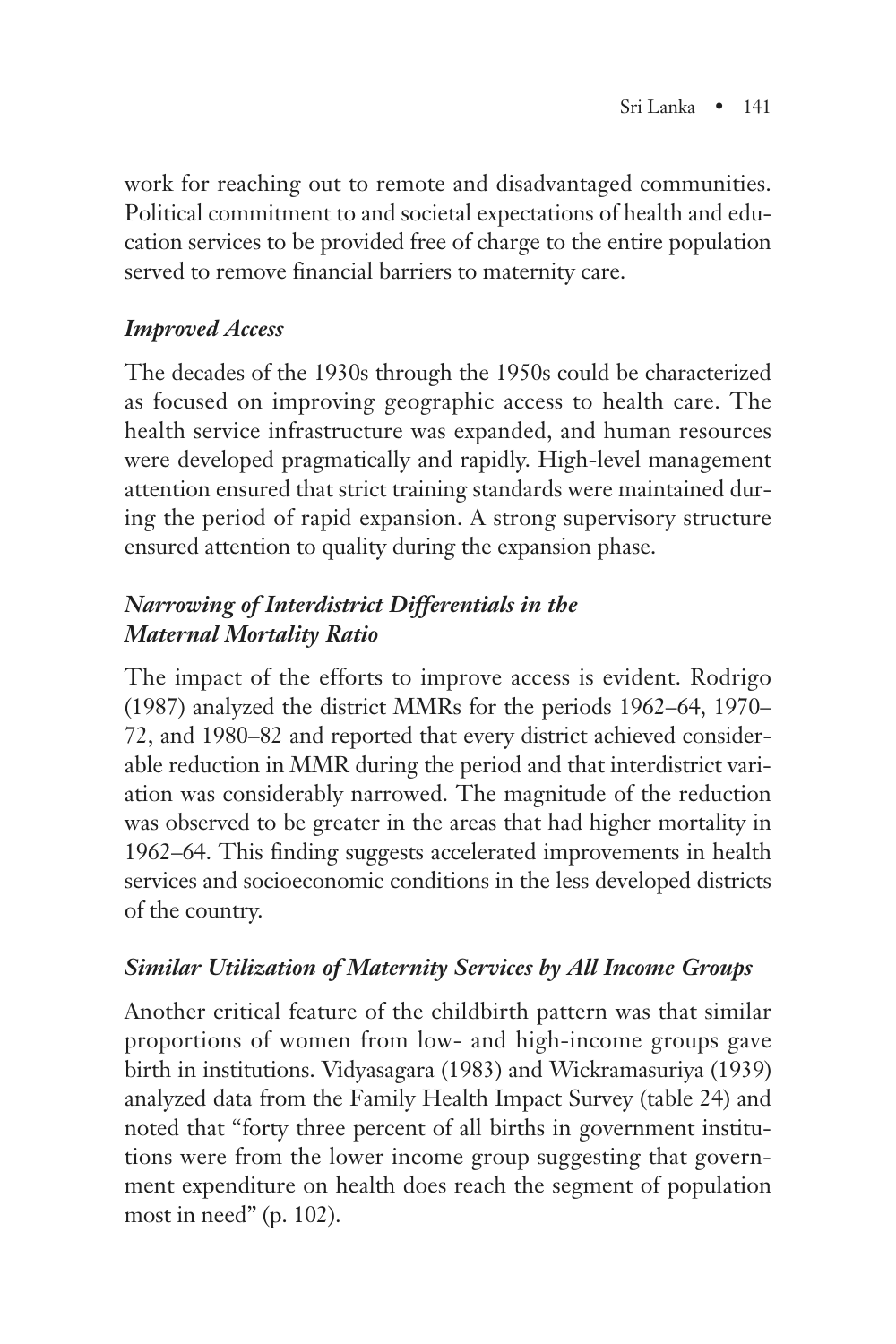work for reaching out to remote and disadvantaged communities. Political commitment to and societal expectations of health and education services to be provided free of charge to the entire population served to remove financial barriers to maternity care.

### *Improved Access*

The decades of the 1930s through the 1950s could be characterized as focused on improving geographic access to health care. The health service infrastructure was expanded, and human resources were developed pragmatically and rapidly. High-level management attention ensured that strict training standards were maintained during the period of rapid expansion. A strong supervisory structure ensured attention to quality during the expansion phase.

### *Narrowing of Interdistrict Differentials in the Maternal Mortality Ratio*

The impact of the efforts to improve access is evident. Rodrigo (1987) analyzed the district MMRs for the periods 1962–64, 1970–72, and 1980–82 and reported that every district achieved considerable reduction in MMR during the period and that interdistrict variation was considerably narrowed. The magnitude of the reduction was observed to be greater in the areas that had higher mortality in 1962–64. This finding suggests accelerated improvements in health services and socioeconomic conditions in the less developed districts of the country.

### *Similar Utilization of Maternity Services by All Income Groups*

Another critical feature of the childbirth pattern was that similar proportions of women from low- and high-income groups gave birth in institutions. Vidyasagara (1983) and Wickramasuriya (1939) analyzed data from the Family Health Impact Survey (table 24) and noted that "forty three percent of all births in government institutions were from the lower income group suggesting that government expenditure on health does reach the segment of population most in need" (p. 102).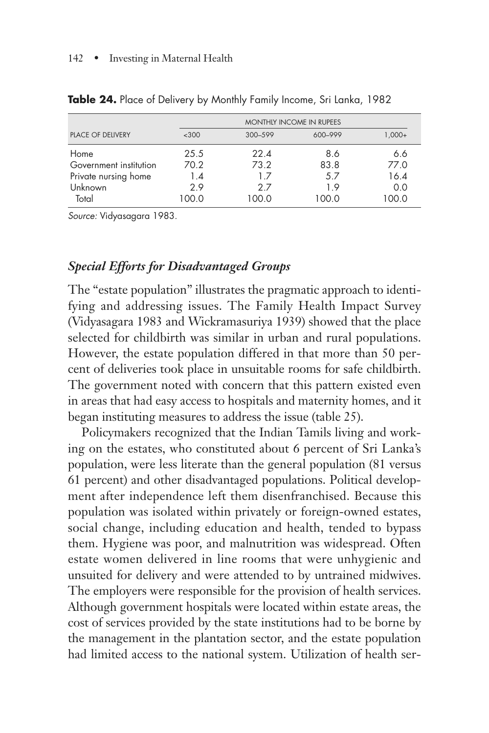**Table 24.** Place of Delivery by Monthly Family Income, Sri Lanka, 1982

| | MONTHLY INCOME IN RUPEES | | | |
|---|---|---|---|---|
| PLACE OF DELIVERY | <300 | 300–599 | 600–999 | 1,000+ |
| Home | 25.5 | 22.4 | 8.6 | 6.6 |
| Government institution | 70.2 | 73.2 | 83.8 | 77.0 |
| Private nursing home | 1.4 | 1.7 | 5.7 | 16.4 |
| Unknown | 2.9 | 2.7 | 1.9 | 0.0 |
| Total | 100.0 | 100.0 | 100.0 | 100.0 |

*Source:* Vidyasagara 1983.

### *Special Efforts for Disadvantaged Groups*

The "estate population" illustrates the pragmatic approach to identifying and addressing issues. The Family Health Impact Survey (Vidyasagara 1983 and Wickramasuriya 1939) showed that the place selected for childbirth was similar in urban and rural populations. However, the estate population differed in that more than 50 percent of deliveries took place in unsuitable rooms for safe childbirth. The government noted with concern that this pattern existed even in areas that had easy access to hospitals and maternity homes, and it began instituting measures to address the issue (table 25).

Policymakers recognized that the Indian Tamils living and working on the estates, who constituted about 6 percent of Sri Lanka's population, were less literate than the general population (81 versus 61 percent) and other disadvantaged populations. Political development after independence left them disenfranchised. Because this population was isolated within privately or foreign-owned estates, social change, including education and health, tended to bypass them. Hygiene was poor, and malnutrition was widespread. Often estate women delivered in line rooms that were unhygienic and unsuited for delivery and were attended to by untrained midwives. The employers were responsible for the provision of health services. Although government hospitals were located within estate areas, the cost of services provided by the state institutions had to be borne by the management in the plantation sector, and the estate population had limited access to the national system. Utilization of health ser-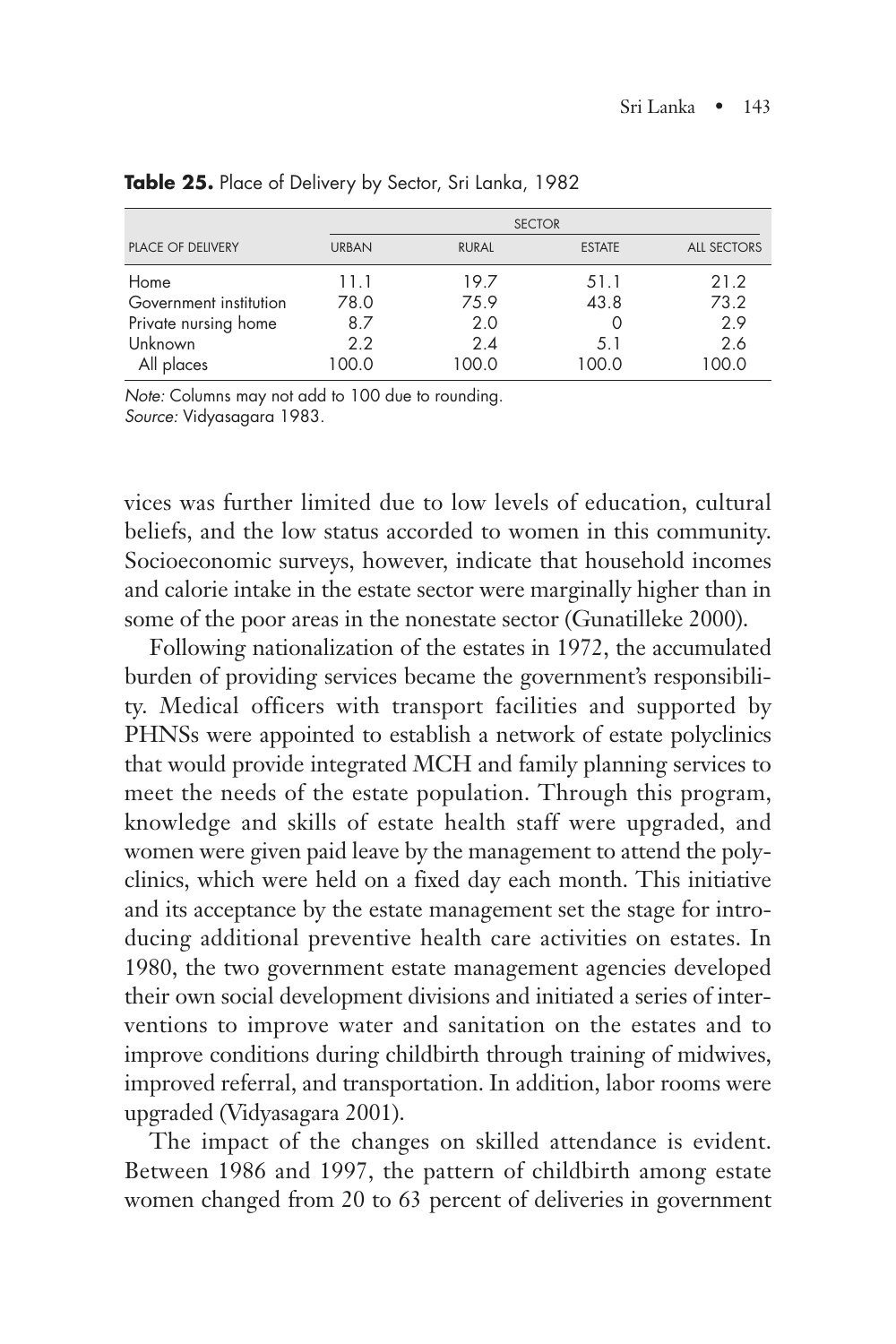**Table 25.** Place of Delivery by Sector, Sri Lanka, 1982

| PLACE OF DELIVERY | SECTOR | | | |
|---|---|---|---|---|
| | URBAN | RURAL | ESTATE | ALL SECTORS |
| Home | 11.1 | 19.7 | 51.1 | 21.2 |
| Government institution | 78.0 | 75.9 | 43.8 | 73.2 |
| Private nursing home | 8.7 | 2.0 | 0 | 2.9 |
| Unknown | 2.2 | 2.4 | 5.1 | 2.6 |
| All places | 100.0 | 100.0 | 100.0 | 100.0 |

*Note:* Columns may not add to 100 due to rounding.
*Source:* Vidyasagara 1983.

vices was further limited due to low levels of education, cultural beliefs, and the low status accorded to women in this community. Socioeconomic surveys, however, indicate that household incomes and calorie intake in the estate sector were marginally higher than in some of the poor areas in the nonestate sector (Gunatilleke 2000).

Following nationalization of the estates in 1972, the accumulated burden of providing services became the government's responsibility. Medical officers with transport facilities and supported by PHNSs were appointed to establish a network of estate polyclinics that would provide integrated MCH and family planning services to meet the needs of the estate population. Through this program, knowledge and skills of estate health staff were upgraded, and women were given paid leave by the management to attend the polyclinics, which were held on a fixed day each month. This initiative and its acceptance by the estate management set the stage for introducing additional preventive health care activities on estates. In 1980, the two government estate management agencies developed their own social development divisions and initiated a series of interventions to improve water and sanitation on the estates and to improve conditions during childbirth through training of midwives, improved referral, and transportation. In addition, labor rooms were upgraded (Vidyasagara 2001).

The impact of the changes on skilled attendance is evident. Between 1986 and 1997, the pattern of childbirth among estate women changed from 20 to 63 percent of deliveries in government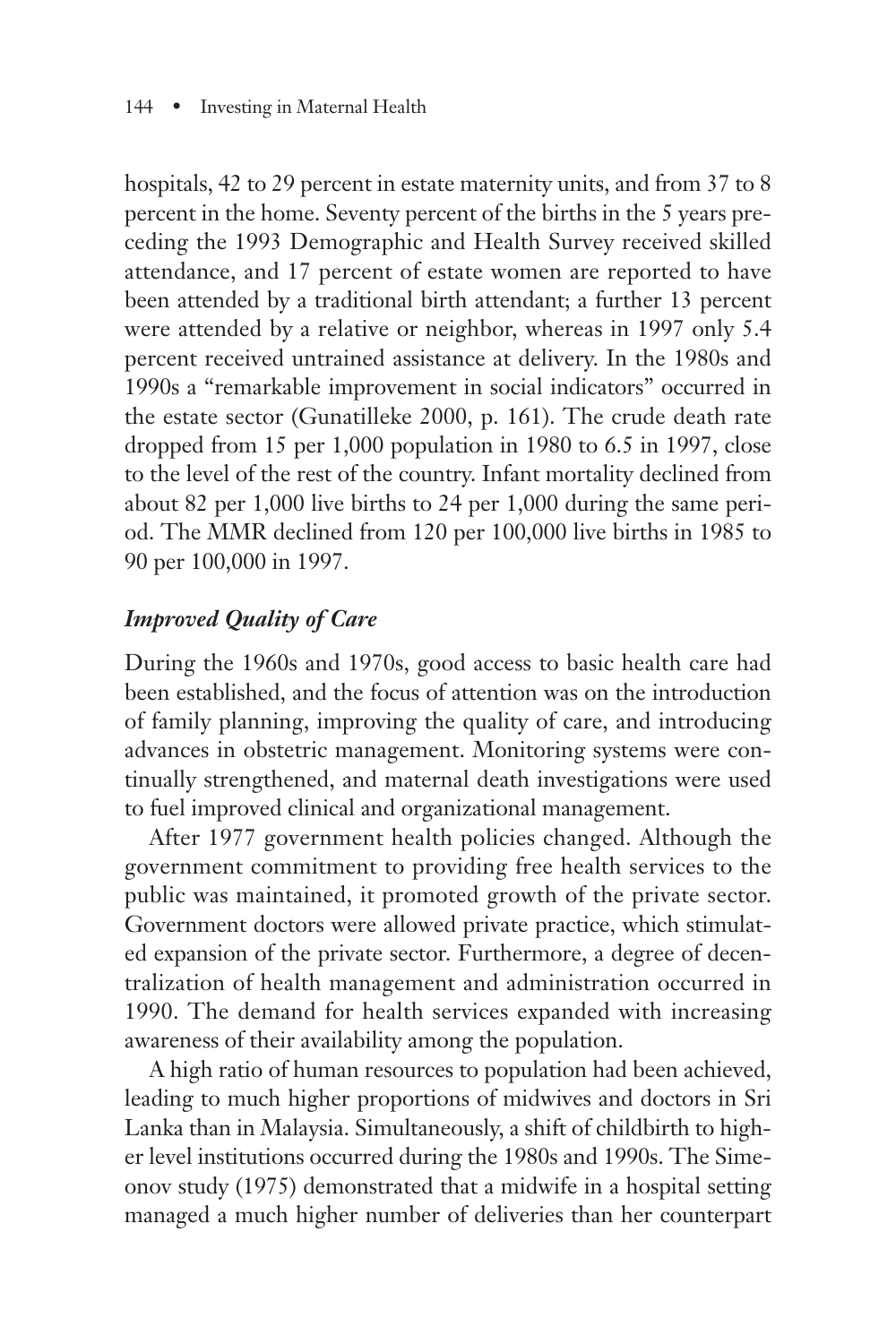hospitals, 42 to 29 percent in estate maternity units, and from 37 to 8 percent in the home. Seventy percent of the births in the 5 years preceding the 1993 Demographic and Health Survey received skilled attendance, and 17 percent of estate women are reported to have been attended by a traditional birth attendant; a further 13 percent were attended by a relative or neighbor, whereas in 1997 only 5.4 percent received untrained assistance at delivery. In the 1980s and 1990s a "remarkable improvement in social indicators" occurred in the estate sector (Gunatilleke 2000, p. 161). The crude death rate dropped from 15 per 1,000 population in 1980 to 6.5 in 1997, close to the level of the rest of the country. Infant mortality declined from about 82 per 1,000 live births to 24 per 1,000 during the same period. The MMR declined from 120 per 100,000 live births in 1985 to 90 per 100,000 in 1997.

### *Improved Quality of Care*

During the 1960s and 1970s, good access to basic health care had been established, and the focus of attention was on the introduction of family planning, improving the quality of care, and introducing advances in obstetric management. Monitoring systems were continually strengthened, and maternal death investigations were used to fuel improved clinical and organizational management.

After 1977 government health policies changed. Although the government commitment to providing free health services to the public was maintained, it promoted growth of the private sector. Government doctors were allowed private practice, which stimulated expansion of the private sector. Furthermore, a degree of decentralization of health management and administration occurred in 1990. The demand for health services expanded with increasing awareness of their availability among the population.

A high ratio of human resources to population had been achieved, leading to much higher proportions of midwives and doctors in Sri Lanka than in Malaysia. Simultaneously, a shift of childbirth to higher level institutions occurred during the 1980s and 1990s. The Simeonov study (1975) demonstrated that a midwife in a hospital setting managed a much higher number of deliveries than her counterpart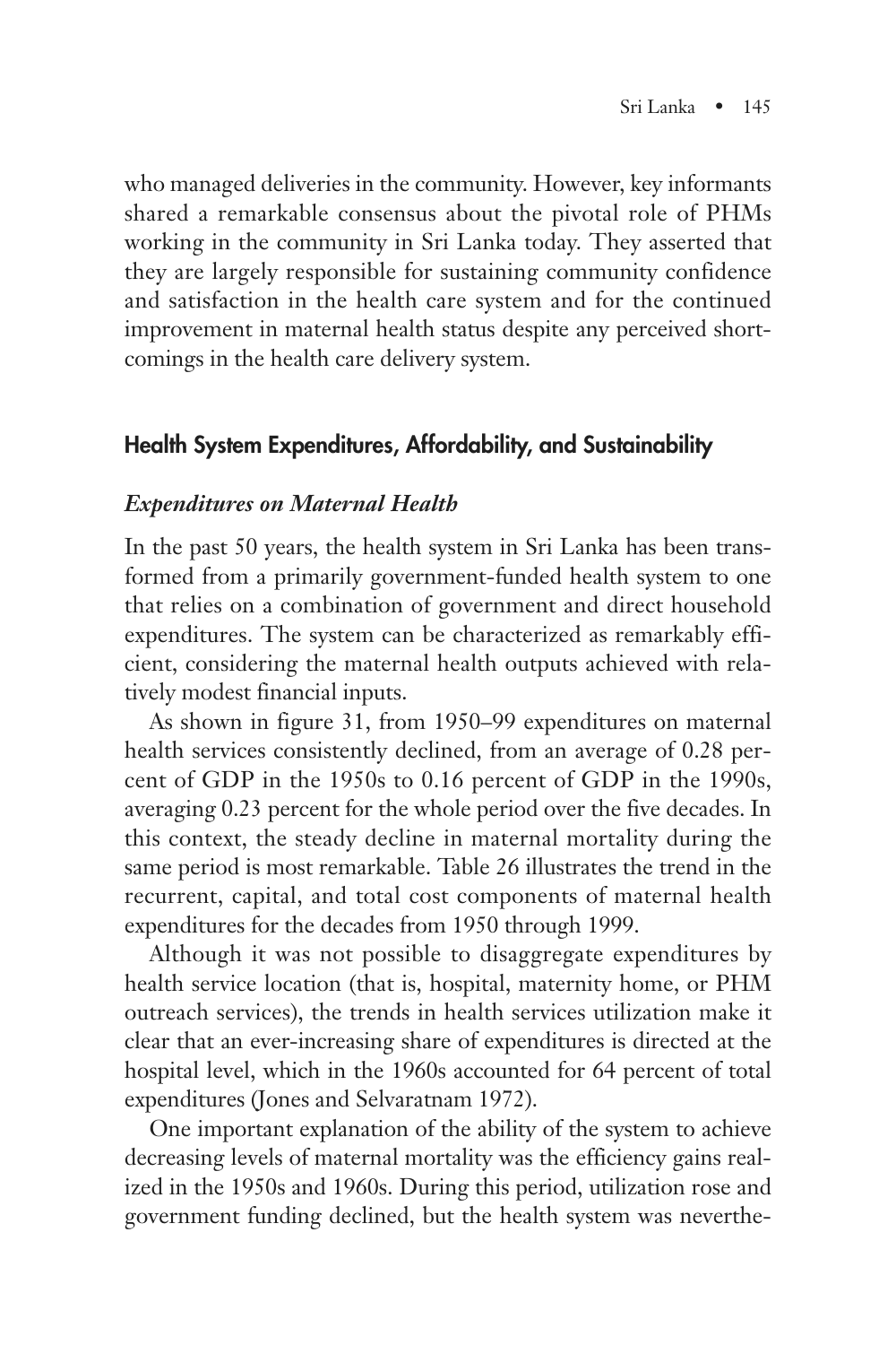who managed deliveries in the community. However, key informants shared a remarkable consensus about the pivotal role of PHMs working in the community in Sri Lanka today. They asserted that they are largely responsible for sustaining community confidence and satisfaction in the health care system and for the continued improvement in maternal health status despite any perceived shortcomings in the health care delivery system.

## Health System Expenditures, Affordability, and Sustainability

### *Expenditures on Maternal Health*

In the past 50 years, the health system in Sri Lanka has been transformed from a primarily government-funded health system to one that relies on a combination of government and direct household expenditures. The system can be characterized as remarkably efficient, considering the maternal health outputs achieved with relatively modest financial inputs.

As shown in figure 31, from 1950–99 expenditures on maternal health services consistently declined, from an average of 0.28 percent of GDP in the 1950s to 0.16 percent of GDP in the 1990s, averaging 0.23 percent for the whole period over the five decades. In this context, the steady decline in maternal mortality during the same period is most remarkable. Table 26 illustrates the trend in the recurrent, capital, and total cost components of maternal health expenditures for the decades from 1950 through 1999.

Although it was not possible to disaggregate expenditures by health service location (that is, hospital, maternity home, or PHM outreach services), the trends in health services utilization make it clear that an ever-increasing share of expenditures is directed at the hospital level, which in the 1960s accounted for 64 percent of total expenditures (Jones and Selvaratnam 1972).

One important explanation of the ability of the system to achieve decreasing levels of maternal mortality was the efficiency gains realized in the 1950s and 1960s. During this period, utilization rose and government funding declined, but the health system was neverthe-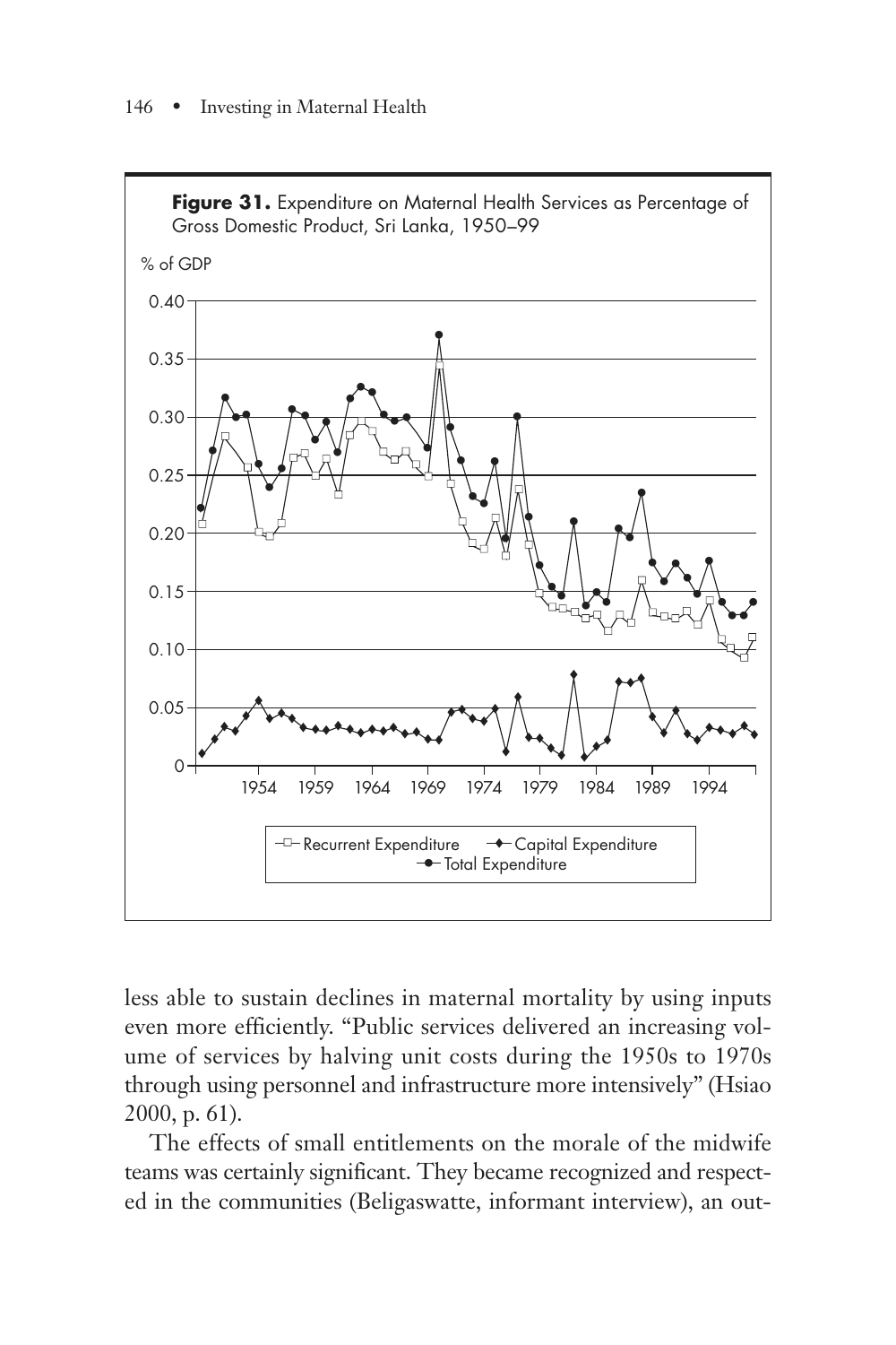**Figure 31.** Expenditure on Maternal Health Services as Percentage of Gross Domestic Product, Sri Lanka, 1950–99

less able to sustain declines in maternal mortality by using inputs even more efficiently. "Public services delivered an increasing volume of services by halving unit costs during the 1950s to 1970s through using personnel and infrastructure more intensively" (Hsiao 2000, p. 61).

The effects of small entitlements on the morale of the midwife teams was certainly significant. They became recognized and respected in the communities (Beligaswatte, informant interview), an out-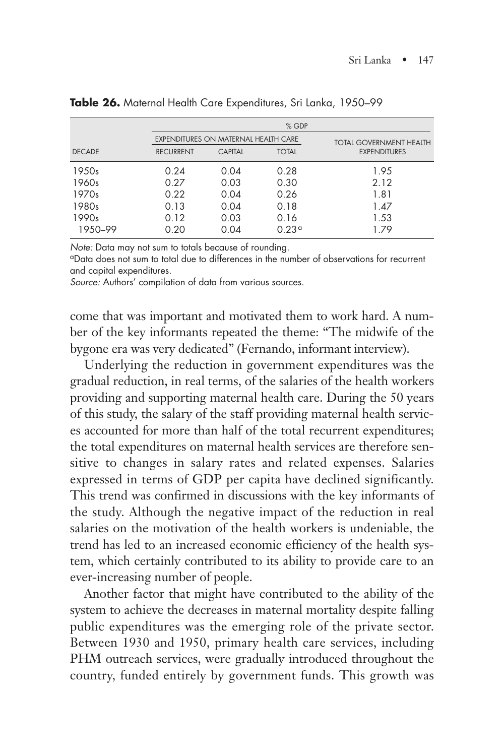**Table 26.** Maternal Health Care Expenditures, Sri Lanka, 1950–99

| | % GDP | | | |
|---|---|---|---|---|
| | EXPENDITURES ON MATERNAL HEALTH CARE | | | TOTAL GOVERNMENT HEALTH EXPENDITURES |
| DECADE | RECURRENT | CAPITAL | TOTAL | |
| 1950s | 0.24 | 0.04 | 0.28 | 1.95 |
| 1960s | 0.27 | 0.03 | 0.30 | 2.12 |
| 1970s | 0.22 | 0.04 | 0.26 | 1.81 |
| 1980s | 0.13 | 0.04 | 0.18 | 1.47 |
| 1990s | 0.12 | 0.03 | 0.16 | 1.53 |
| 1950–99 | 0.20 | 0.04 | 0.23[a] | 1.79 |

*Note:* Data may not sum to totals because of rounding.
[a]Data does not sum to total due to differences in the number of observations for recurrent and capital expenditures.
*Source:* Authors' compilation of data from various sources.

come that was important and motivated them to work hard. A number of the key informants repeated the theme: "The midwife of the bygone era was very dedicated" (Fernando, informant interview).

Underlying the reduction in government expenditures was the gradual reduction, in real terms, of the salaries of the health workers providing and supporting maternal health care. During the 50 years of this study, the salary of the staff providing maternal health services accounted for more than half of the total recurrent expenditures; the total expenditures on maternal health services are therefore sensitive to changes in salary rates and related expenses. Salaries expressed in terms of GDP per capita have declined significantly. This trend was confirmed in discussions with the key informants of the study. Although the negative impact of the reduction in real salaries on the motivation of the health workers is undeniable, the trend has led to an increased economic efficiency of the health system, which certainly contributed to its ability to provide care to an ever-increasing number of people.

Another factor that might have contributed to the ability of the system to achieve the decreases in maternal mortality despite falling public expenditures was the emerging role of the private sector. Between 1930 and 1950, primary health care services, including PHM outreach services, were gradually introduced throughout the country, funded entirely by government funds. This growth was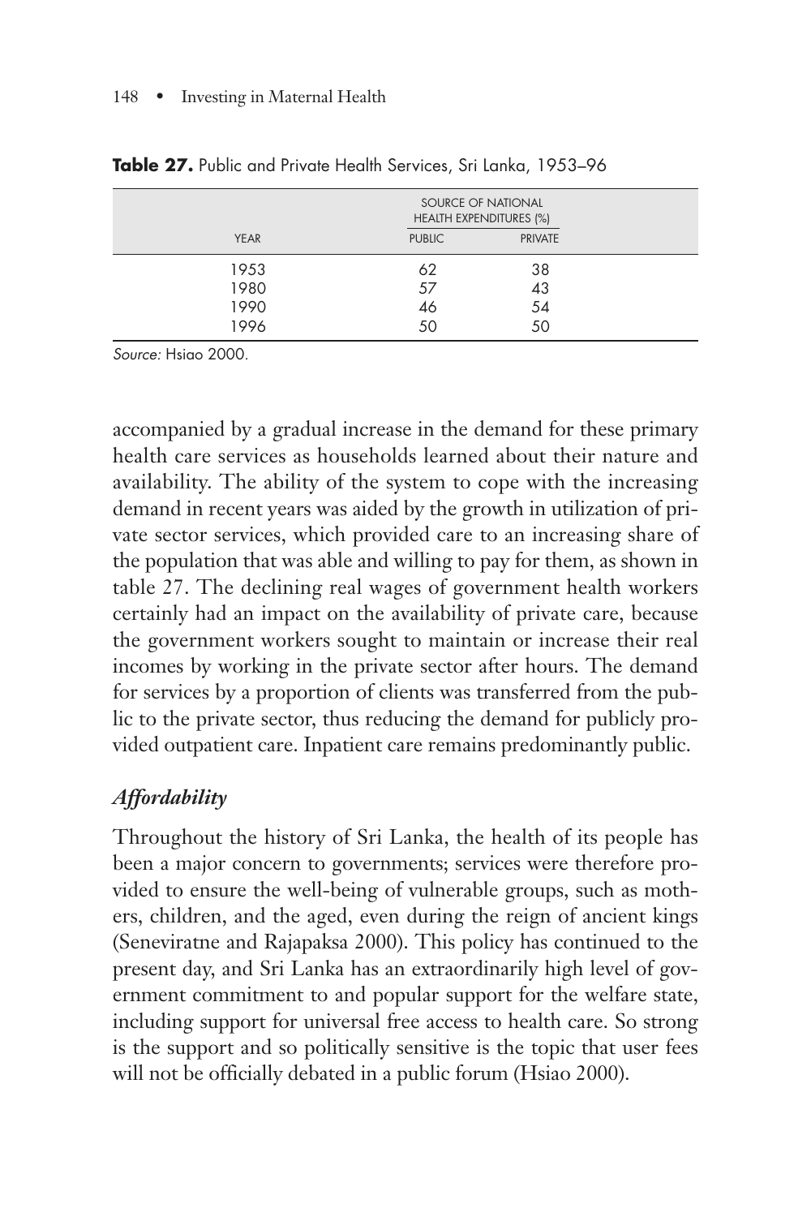**Table 27.** Public and Private Health Services, Sri Lanka, 1953–96

| YEAR | SOURCE OF NATIONAL HEALTH EXPENDITURES (%) | |
|---|---|---|
| | PUBLIC | PRIVATE |
| 1953 | 62 | 38 |
| 1980 | 57 | 43 |
| 1990 | 46 | 54 |
| 1996 | 50 | 50 |

*Source:* Hsiao 2000.

accompanied by a gradual increase in the demand for these primary health care services as households learned about their nature and availability. The ability of the system to cope with the increasing demand in recent years was aided by the growth in utilization of private sector services, which provided care to an increasing share of the population that was able and willing to pay for them, as shown in table 27. The declining real wages of government health workers certainly had an impact on the availability of private care, because the government workers sought to maintain or increase their real incomes by working in the private sector after hours. The demand for services by a proportion of clients was transferred from the public to the private sector, thus reducing the demand for publicly provided outpatient care. Inpatient care remains predominantly public.

### *Affordability*

Throughout the history of Sri Lanka, the health of its people has been a major concern to governments; services were therefore provided to ensure the well-being of vulnerable groups, such as mothers, children, and the aged, even during the reign of ancient kings (Seneviratne and Rajapaksa 2000). This policy has continued to the present day, and Sri Lanka has an extraordinarily high level of government commitment to and popular support for the welfare state, including support for universal free access to health care. So strong is the support and so politically sensitive is the topic that user fees will not be officially debated in a public forum (Hsiao 2000).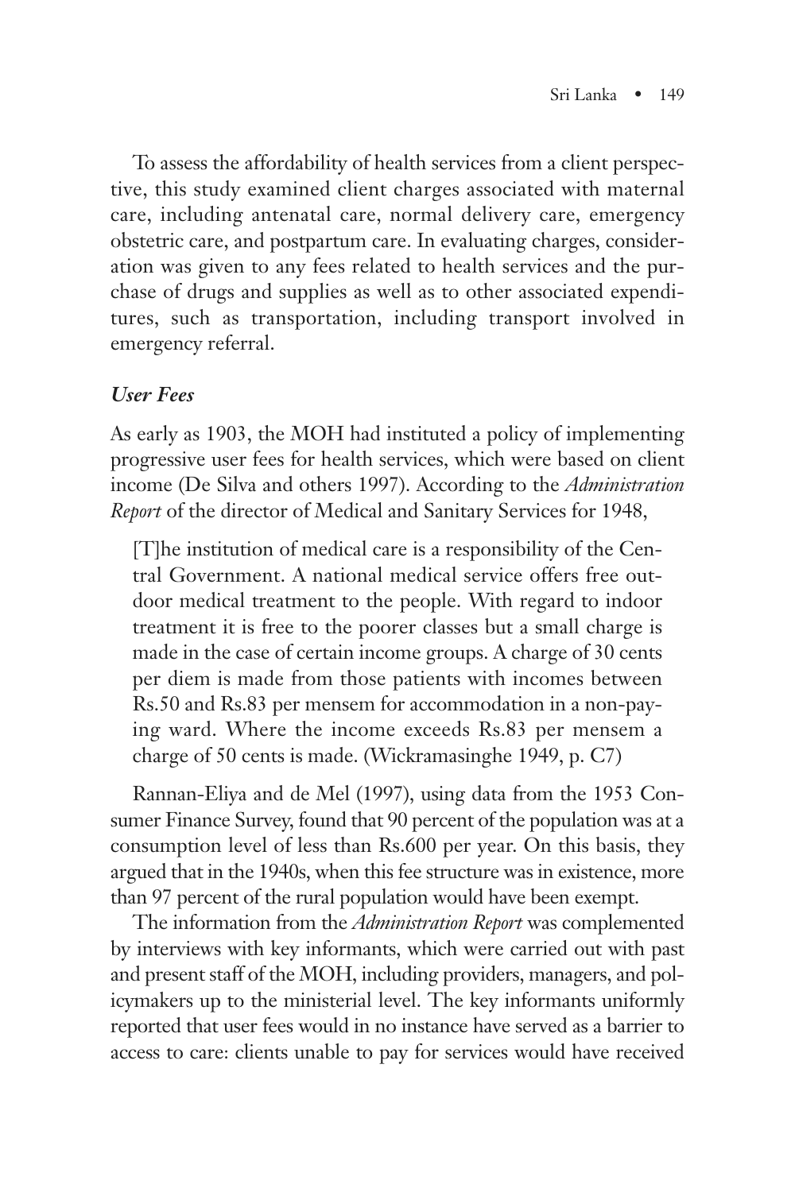To assess the affordability of health services from a client perspective, this study examined client charges associated with maternal care, including antenatal care, normal delivery care, emergency obstetric care, and postpartum care. In evaluating charges, consideration was given to any fees related to health services and the purchase of drugs and supplies as well as to other associated expenditures, such as transportation, including transport involved in emergency referral.

### *User Fees*

As early as 1903, the MOH had instituted a policy of implementing progressive user fees for health services, which were based on client income (De Silva and others 1997). According to the *Administration Report* of the director of Medical and Sanitary Services for 1948,

> [T]he institution of medical care is a responsibility of the Central Government. A national medical service offers free outdoor medical treatment to the people. With regard to indoor treatment it is free to the poorer classes but a small charge is made in the case of certain income groups. A charge of 30 cents per diem is made from those patients with incomes between Rs.50 and Rs.83 per mensem for accommodation in a non-paying ward. Where the income exceeds Rs.83 per mensem a charge of 50 cents is made. (Wickramasinghe 1949, p. C7)

Rannan-Eliya and de Mel (1997), using data from the 1953 Consumer Finance Survey, found that 90 percent of the population was at a consumption level of less than Rs.600 per year. On this basis, they argued that in the 1940s, when this fee structure was in existence, more than 97 percent of the rural population would have been exempt.

The information from the *Administration Report* was complemented by interviews with key informants, which were carried out with past and present staff of the MOH, including providers, managers, and policymakers up to the ministerial level. The key informants uniformly reported that user fees would in no instance have served as a barrier to access to care: clients unable to pay for services would have received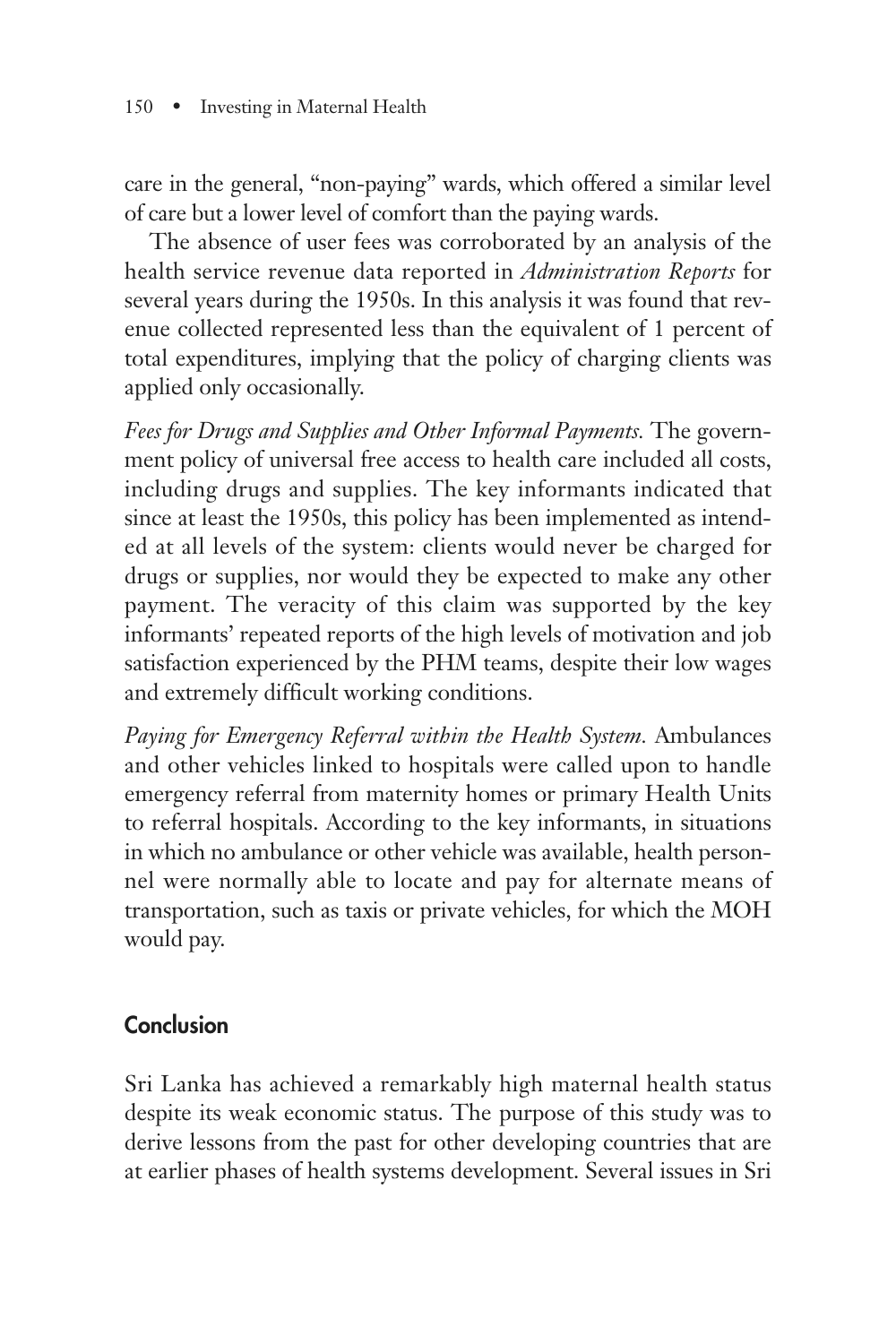care in the general, "non-paying" wards, which offered a similar level of care but a lower level of comfort than the paying wards.

The absence of user fees was corroborated by an analysis of the health service revenue data reported in *Administration Reports* for several years during the 1950s. In this analysis it was found that revenue collected represented less than the equivalent of 1 percent of total expenditures, implying that the policy of charging clients was applied only occasionally.

*Fees for Drugs and Supplies and Other Informal Payments.* The government policy of universal free access to health care included all costs, including drugs and supplies. The key informants indicated that since at least the 1950s, this policy has been implemented as intended at all levels of the system: clients would never be charged for drugs or supplies, nor would they be expected to make any other payment. The veracity of this claim was supported by the key informants' repeated reports of the high levels of motivation and job satisfaction experienced by the PHM teams, despite their low wages and extremely difficult working conditions.

*Paying for Emergency Referral within the Health System.* Ambulances and other vehicles linked to hospitals were called upon to handle emergency referral from maternity homes or primary Health Units to referral hospitals. According to the key informants, in situations in which no ambulance or other vehicle was available, health personnel were normally able to locate and pay for alternate means of transportation, such as taxis or private vehicles, for which the MOH would pay.

## Conclusion

Sri Lanka has achieved a remarkably high maternal health status despite its weak economic status. The purpose of this study was to derive lessons from the past for other developing countries that are at earlier phases of health systems development. Several issues in Sri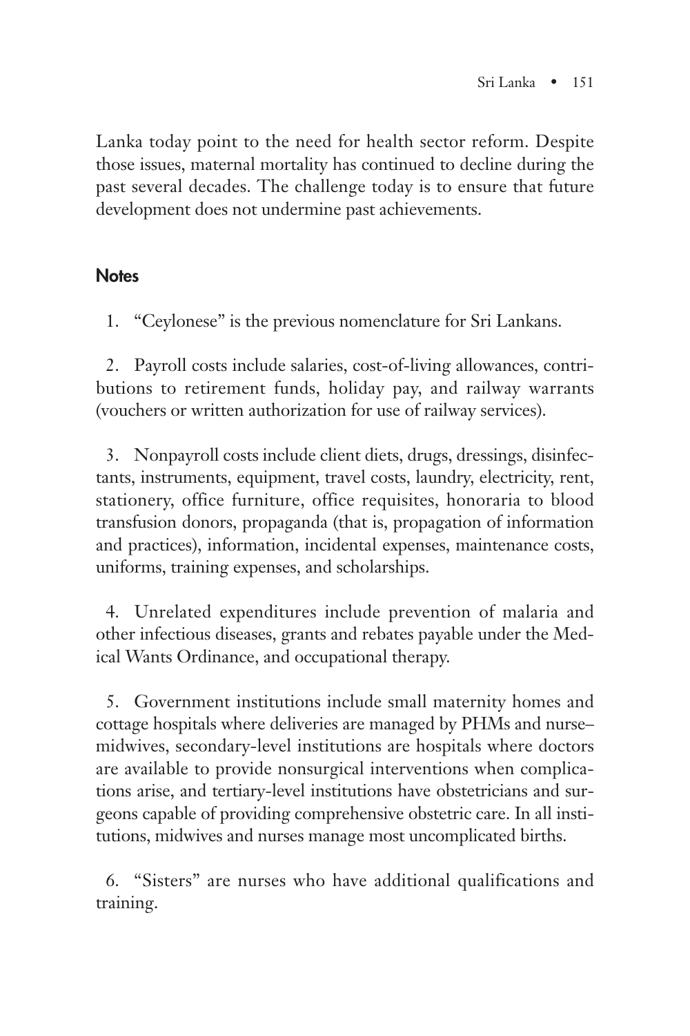Lanka today point to the need for health sector reform. Despite those issues, maternal mortality has continued to decline during the past several decades. The challenge today is to ensure that future development does not undermine past achievements.

## Notes

1. "Ceylonese" is the previous nomenclature for Sri Lankans.

2. Payroll costs include salaries, cost-of-living allowances, contributions to retirement funds, holiday pay, and railway warrants (vouchers or written authorization for use of railway services).

3. Nonpayroll costs include client diets, drugs, dressings, disinfectants, instruments, equipment, travel costs, laundry, electricity, rent, stationery, office furniture, office requisites, honoraria to blood transfusion donors, propaganda (that is, propagation of information and practices), information, incidental expenses, maintenance costs, uniforms, training expenses, and scholarships.

4. Unrelated expenditures include prevention of malaria and other infectious diseases, grants and rebates payable under the Medical Wants Ordinance, and occupational therapy.

5. Government institutions include small maternity homes and cottage hospitals where deliveries are managed by PHMs and nurse–midwives, secondary-level institutions are hospitals where doctors are available to provide nonsurgical interventions when complications arise, and tertiary-level institutions have obstetricians and surgeons capable of providing comprehensive obstetric care. In all institutions, midwives and nurses manage most uncomplicated births.

6. "Sisters" are nurses who have additional qualifications and training.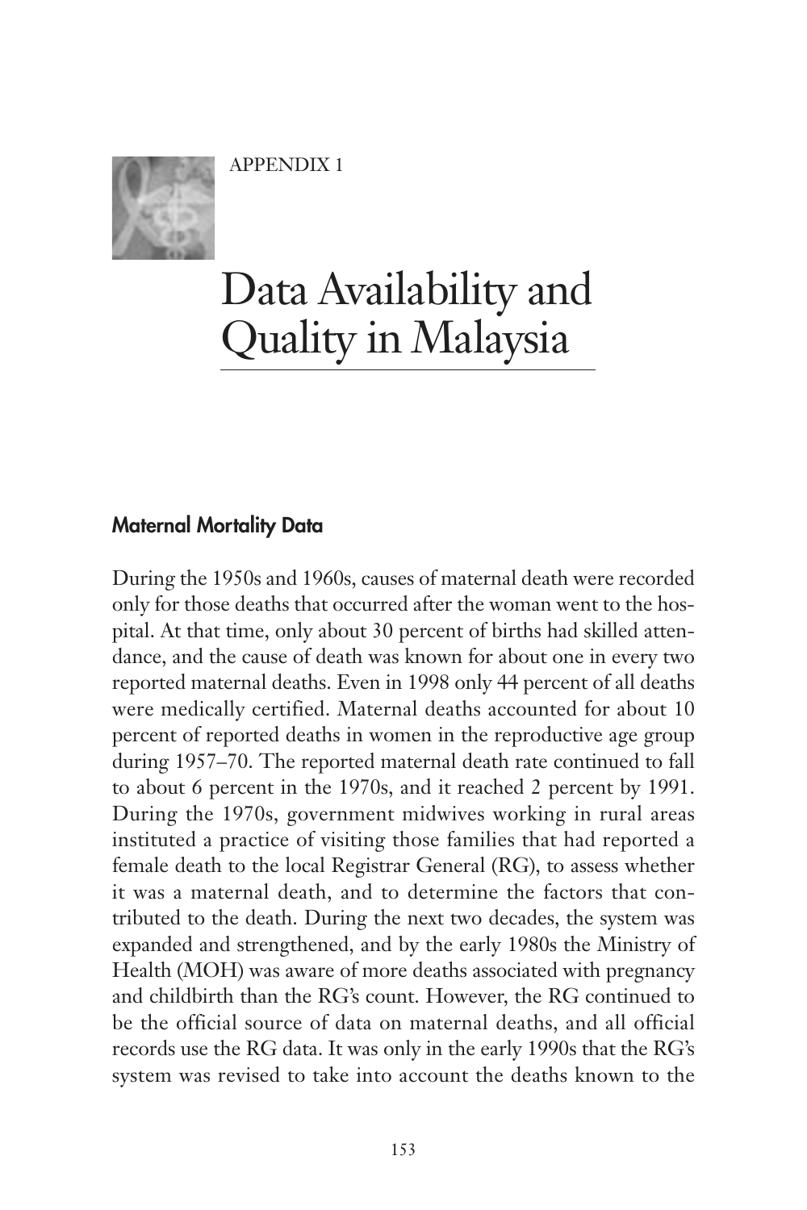APPENDIX 1

# Data Availability and Quality in Malaysia

## Maternal Mortality Data

During the 1950s and 1960s, causes of maternal death were recorded only for those deaths that occurred after the woman went to the hospital. At that time, only about 30 percent of births had skilled attendance, and the cause of death was known for about one in every two reported maternal deaths. Even in 1998 only 44 percent of all deaths were medically certified. Maternal deaths accounted for about 10 percent of reported deaths in women in the reproductive age group during 1957–70. The reported maternal death rate continued to fall to about 6 percent in the 1970s, and it reached 2 percent by 1991. During the 1970s, government midwives working in rural areas instituted a practice of visiting those families that had reported a female death to the local Registrar General (RG), to assess whether it was a maternal death, and to determine the factors that contributed to the death. During the next two decades, the system was expanded and strengthened, and by the early 1980s the Ministry of Health (MOH) was aware of more deaths associated with pregnancy and childbirth than the RG's count. However, the RG continued to be the official source of data on maternal deaths, and all official records use the RG data. It was only in the early 1990s that the RG's system was revised to take into account the deaths known to the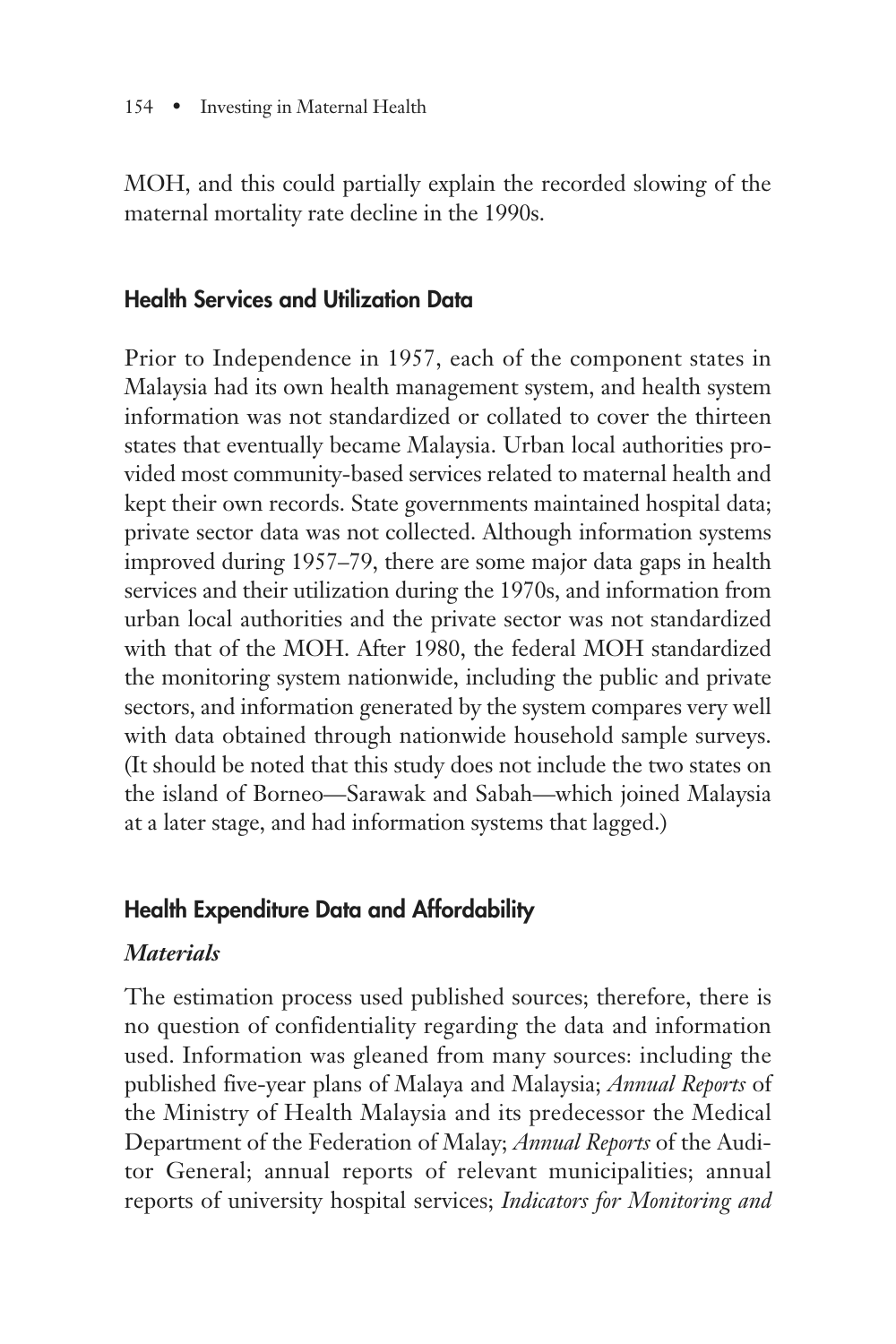MOH, and this could partially explain the recorded slowing of the maternal mortality rate decline in the 1990s.

## Health Services and Utilization Data

Prior to Independence in 1957, each of the component states in Malaysia had its own health management system, and health system information was not standardized or collated to cover the thirteen states that eventually became Malaysia. Urban local authorities provided most community-based services related to maternal health and kept their own records. State governments maintained hospital data; private sector data was not collected. Although information systems improved during 1957–79, there are some major data gaps in health services and their utilization during the 1970s, and information from urban local authorities and the private sector was not standardized with that of the MOH. After 1980, the federal MOH standardized the monitoring system nationwide, including the public and private sectors, and information generated by the system compares very well with data obtained through nationwide household sample surveys. (It should be noted that this study does not include the two states on the island of Borneo—Sarawak and Sabah—which joined Malaysia at a later stage, and had information systems that lagged.)

## Health Expenditure Data and Affordability

### *Materials*

The estimation process used published sources; therefore, there is no question of confidentiality regarding the data and information used. Information was gleaned from many sources: including the published five-year plans of Malaya and Malaysia; *Annual Reports* of the Ministry of Health Malaysia and its predecessor the Medical Department of the Federation of Malay; *Annual Reports* of the Auditor General; annual reports of relevant municipalities; annual reports of university hospital services; *Indicators for Monitoring and*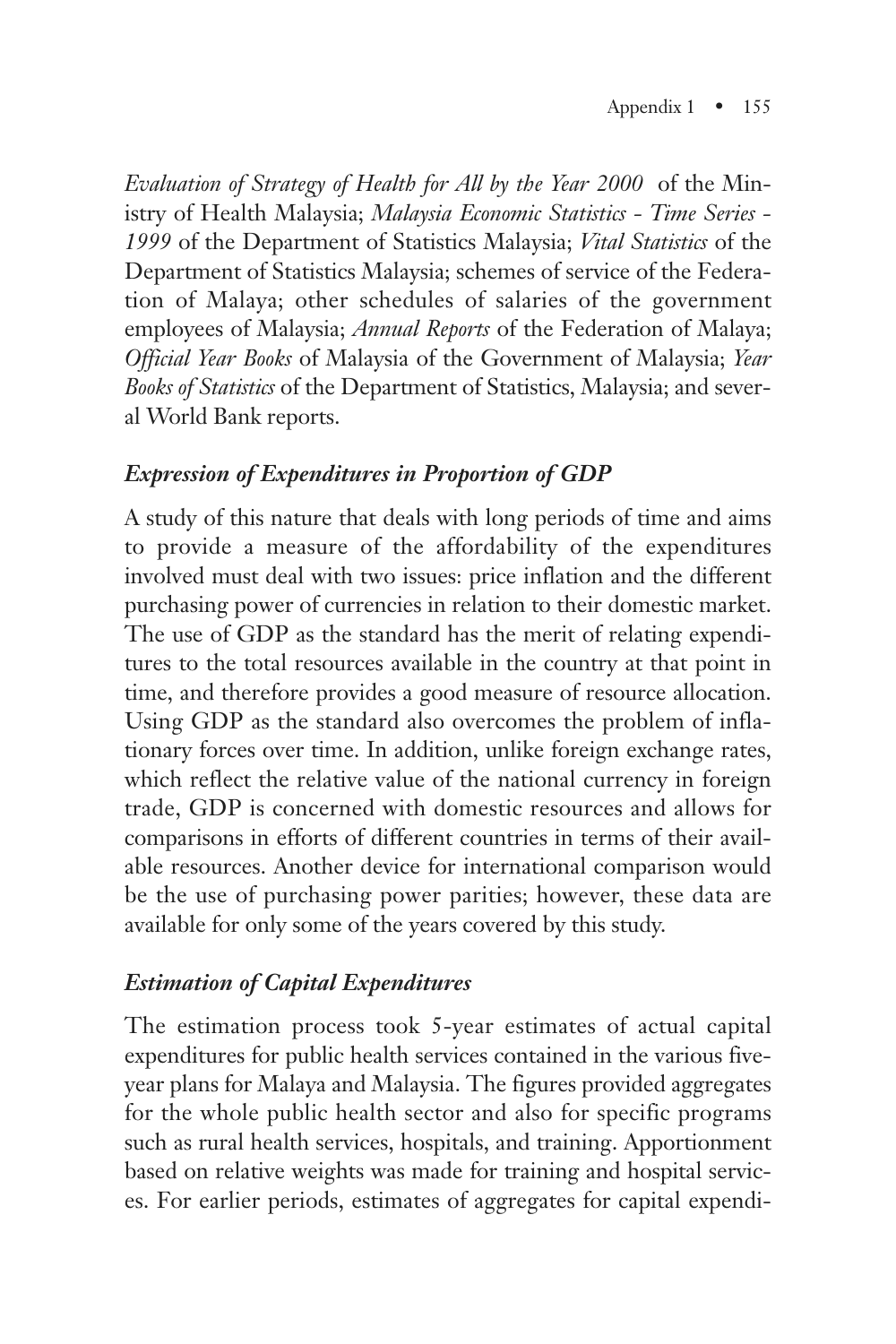*Evaluation of Strategy of Health for All by the Year 2000* of the Ministry of Health Malaysia; *Malaysia Economic Statistics - Time Series - 1999* of the Department of Statistics Malaysia; *Vital Statistics* of the Department of Statistics Malaysia; schemes of service of the Federation of Malaya; other schedules of salaries of the government employees of Malaysia; *Annual Reports* of the Federation of Malaya; *Official Year Books* of Malaysia of the Government of Malaysia; *Year Books of Statistics* of the Department of Statistics, Malaysia; and several World Bank reports.

### *Expression of Expenditures in Proportion of GDP*

A study of this nature that deals with long periods of time and aims to provide a measure of the affordability of the expenditures involved must deal with two issues: price inflation and the different purchasing power of currencies in relation to their domestic market. The use of GDP as the standard has the merit of relating expenditures to the total resources available in the country at that point in time, and therefore provides a good measure of resource allocation. Using GDP as the standard also overcomes the problem of inflationary forces over time. In addition, unlike foreign exchange rates, which reflect the relative value of the national currency in foreign trade, GDP is concerned with domestic resources and allows for comparisons in efforts of different countries in terms of their available resources. Another device for international comparison would be the use of purchasing power parities; however, these data are available for only some of the years covered by this study.

### *Estimation of Capital Expenditures*

The estimation process took 5-year estimates of actual capital expenditures for public health services contained in the various five-year plans for Malaya and Malaysia. The figures provided aggregates for the whole public health sector and also for specific programs such as rural health services, hospitals, and training. Apportionment based on relative weights was made for training and hospital services. For earlier periods, estimates of aggregates for capital expendi-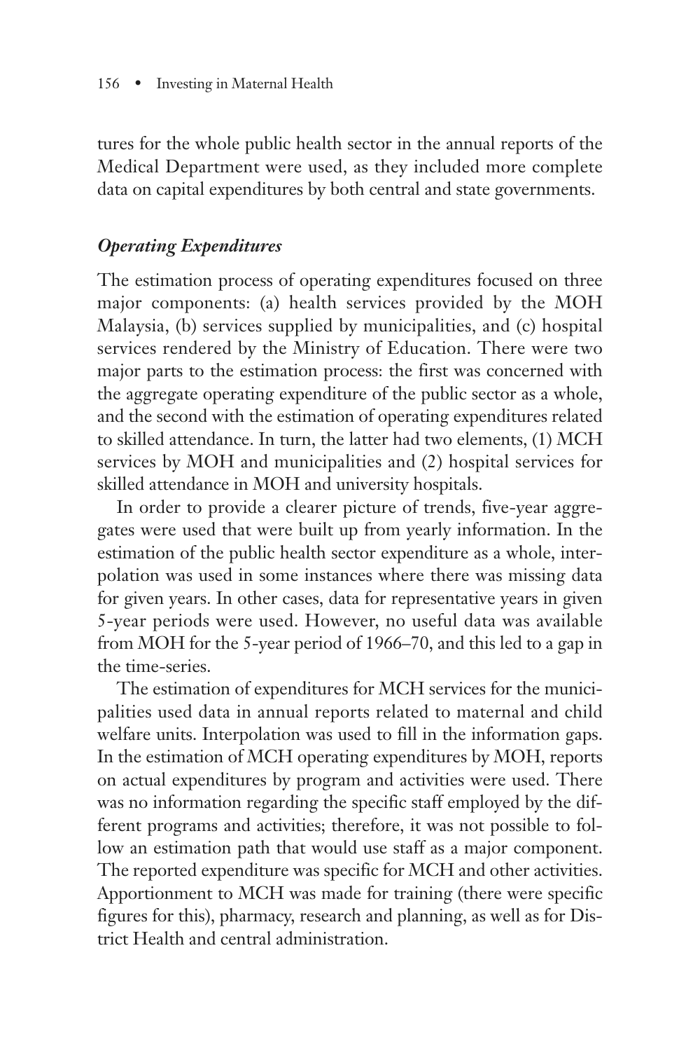tures for the whole public health sector in the annual reports of the Medical Department were used, as they included more complete data on capital expenditures by both central and state governments.

### *Operating Expenditures*

The estimation process of operating expenditures focused on three major components: (a) health services provided by the MOH Malaysia, (b) services supplied by municipalities, and (c) hospital services rendered by the Ministry of Education. There were two major parts to the estimation process: the first was concerned with the aggregate operating expenditure of the public sector as a whole, and the second with the estimation of operating expenditures related to skilled attendance. In turn, the latter had two elements, (1) MCH services by MOH and municipalities and (2) hospital services for skilled attendance in MOH and university hospitals.

In order to provide a clearer picture of trends, five-year aggregates were used that were built up from yearly information. In the estimation of the public health sector expenditure as a whole, interpolation was used in some instances where there was missing data for given years. In other cases, data for representative years in given 5-year periods were used. However, no useful data was available from MOH for the 5-year period of 1966–70, and this led to a gap in the time-series.

The estimation of expenditures for MCH services for the municipalities used data in annual reports related to maternal and child welfare units. Interpolation was used to fill in the information gaps. In the estimation of MCH operating expenditures by MOH, reports on actual expenditures by program and activities were used. There was no information regarding the specific staff employed by the different programs and activities; therefore, it was not possible to follow an estimation path that would use staff as a major component. The reported expenditure was specific for MCH and other activities. Apportionment to MCH was made for training (there were specific figures for this), pharmacy, research and planning, as well as for District Health and central administration.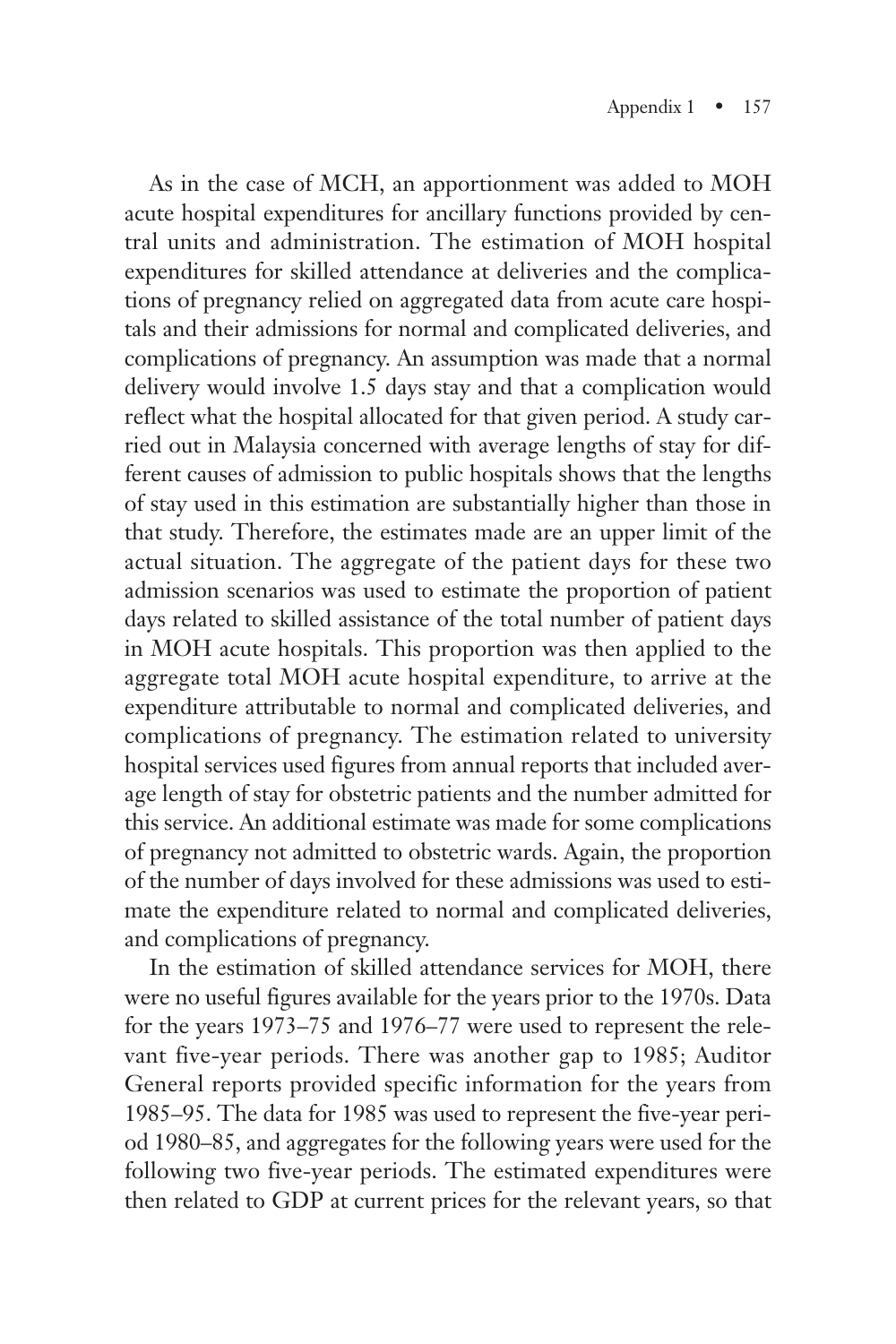As in the case of MCH, an apportionment was added to MOH acute hospital expenditures for ancillary functions provided by central units and administration. The estimation of MOH hospital expenditures for skilled attendance at deliveries and the complications of pregnancy relied on aggregated data from acute care hospitals and their admissions for normal and complicated deliveries, and complications of pregnancy. An assumption was made that a normal delivery would involve 1.5 days stay and that a complication would reflect what the hospital allocated for that given period. A study carried out in Malaysia concerned with average lengths of stay for different causes of admission to public hospitals shows that the lengths of stay used in this estimation are substantially higher than those in that study. Therefore, the estimates made are an upper limit of the actual situation. The aggregate of the patient days for these two admission scenarios was used to estimate the proportion of patient days related to skilled assistance of the total number of patient days in MOH acute hospitals. This proportion was then applied to the aggregate total MOH acute hospital expenditure, to arrive at the expenditure attributable to normal and complicated deliveries, and complications of pregnancy. The estimation related to university hospital services used figures from annual reports that included average length of stay for obstetric patients and the number admitted for this service. An additional estimate was made for some complications of pregnancy not admitted to obstetric wards. Again, the proportion of the number of days involved for these admissions was used to estimate the expenditure related to normal and complicated deliveries, and complications of pregnancy.

In the estimation of skilled attendance services for MOH, there were no useful figures available for the years prior to the 1970s. Data for the years 1973–75 and 1976–77 were used to represent the relevant five-year periods. There was another gap to 1985; Auditor General reports provided specific information for the years from 1985–95. The data for 1985 was used to represent the five-year period 1980–85, and aggregates for the following years were used for the following two five-year periods. The estimated expenditures were then related to GDP at current prices for the relevant years, so that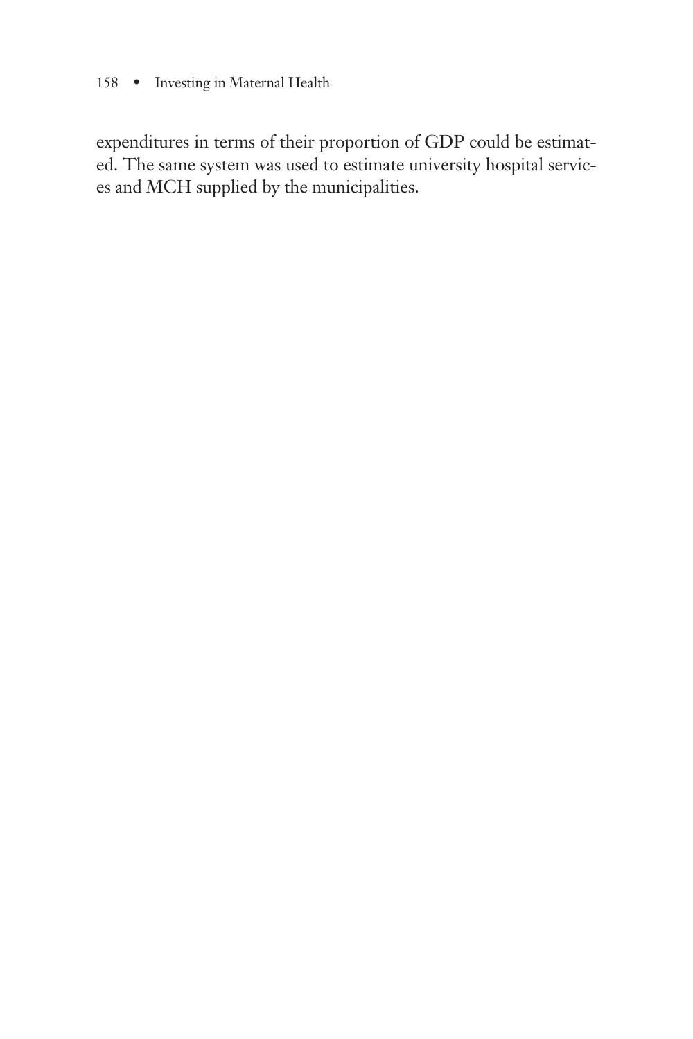expenditures in terms of their proportion of GDP could be estimated. The same system was used to estimate university hospital services and MCH supplied by the municipalities.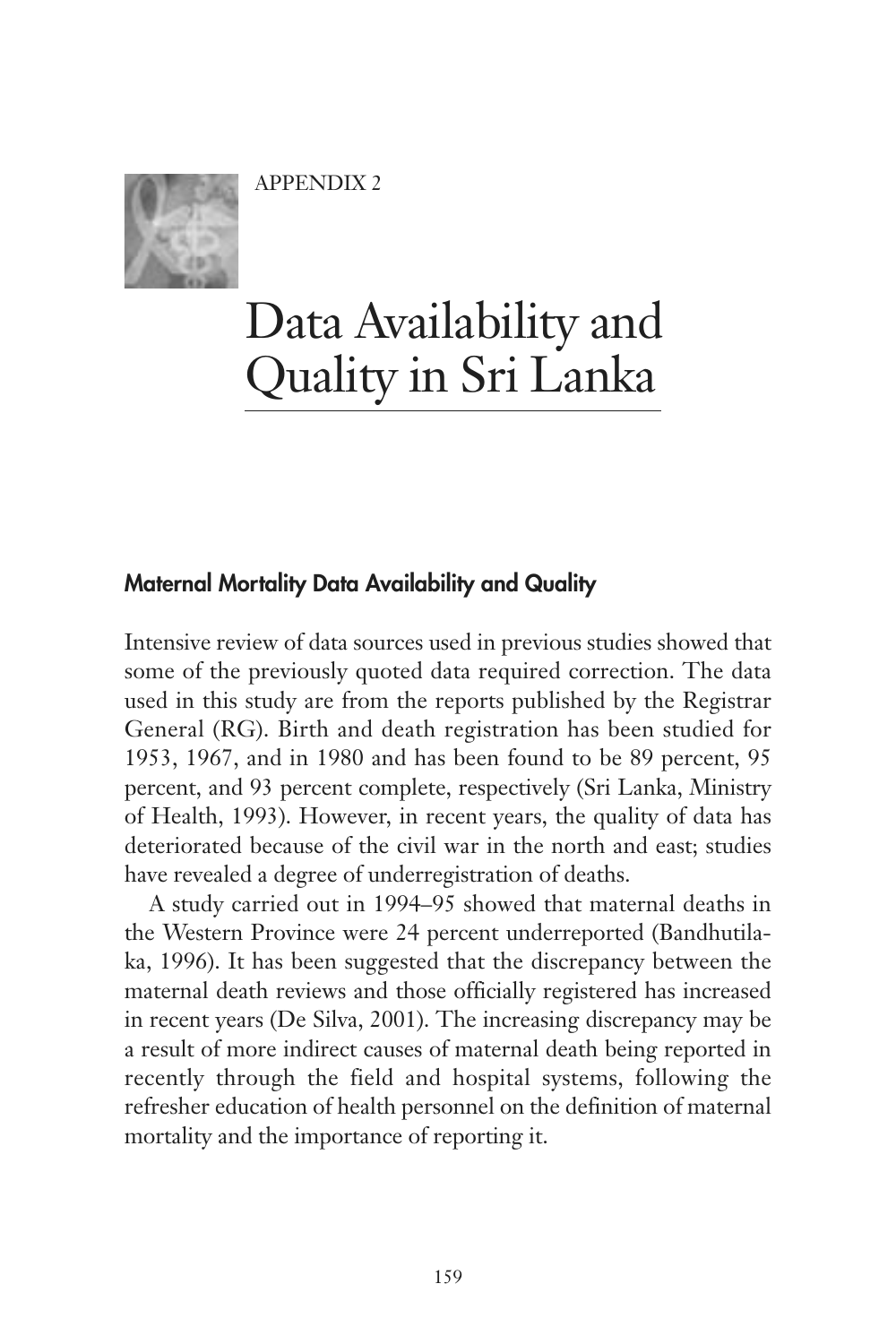APPENDIX 2

# Data Availability and Quality in Sri Lanka

## Maternal Mortality Data Availability and Quality

Intensive review of data sources used in previous studies showed that some of the previously quoted data required correction. The data used in this study are from the reports published by the Registrar General (RG). Birth and death registration has been studied for 1953, 1967, and in 1980 and has been found to be 89 percent, 95 percent, and 93 percent complete, respectively (Sri Lanka, Ministry of Health, 1993). However, in recent years, the quality of data has deteriorated because of the civil war in the north and east; studies have revealed a degree of underregistration of deaths.

A study carried out in 1994–95 showed that maternal deaths in the Western Province were 24 percent underreported (Bandhutilaka, 1996). It has been suggested that the discrepancy between the maternal death reviews and those officially registered has increased in recent years (De Silva, 2001). The increasing discrepancy may be a result of more indirect causes of maternal death being reported in recently through the field and hospital systems, following the refresher education of health personnel on the definition of maternal mortality and the importance of reporting it.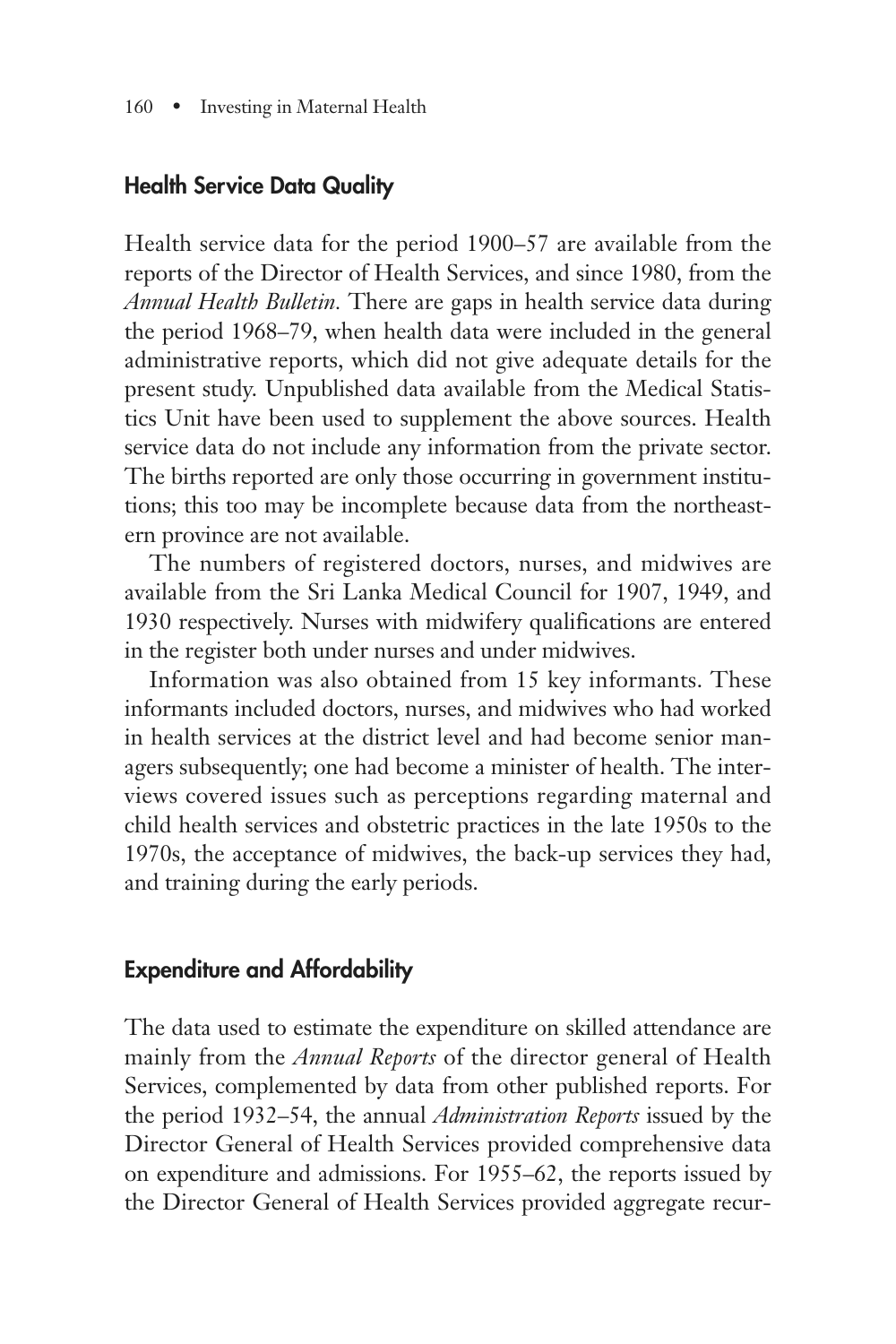## Health Service Data Quality

Health service data for the period 1900–57 are available from the reports of the Director of Health Services, and since 1980, from the *Annual Health Bulletin.* There are gaps in health service data during the period 1968–79, when health data were included in the general administrative reports, which did not give adequate details for the present study. Unpublished data available from the Medical Statistics Unit have been used to supplement the above sources. Health service data do not include any information from the private sector. The births reported are only those occurring in government institutions; this too may be incomplete because data from the northeastern province are not available.

The numbers of registered doctors, nurses, and midwives are available from the Sri Lanka Medical Council for 1907, 1949, and 1930 respectively. Nurses with midwifery qualifications are entered in the register both under nurses and under midwives.

Information was also obtained from 15 key informants. These informants included doctors, nurses, and midwives who had worked in health services at the district level and had become senior managers subsequently; one had become a minister of health. The interviews covered issues such as perceptions regarding maternal and child health services and obstetric practices in the late 1950s to the 1970s, the acceptance of midwives, the back-up services they had, and training during the early periods.

## Expenditure and Affordability

The data used to estimate the expenditure on skilled attendance are mainly from the *Annual Reports* of the director general of Health Services, complemented by data from other published reports. For the period 1932–54, the annual *Administration Reports* issued by the Director General of Health Services provided comprehensive data on expenditure and admissions. For 1955–62, the reports issued by the Director General of Health Services provided aggregate recur-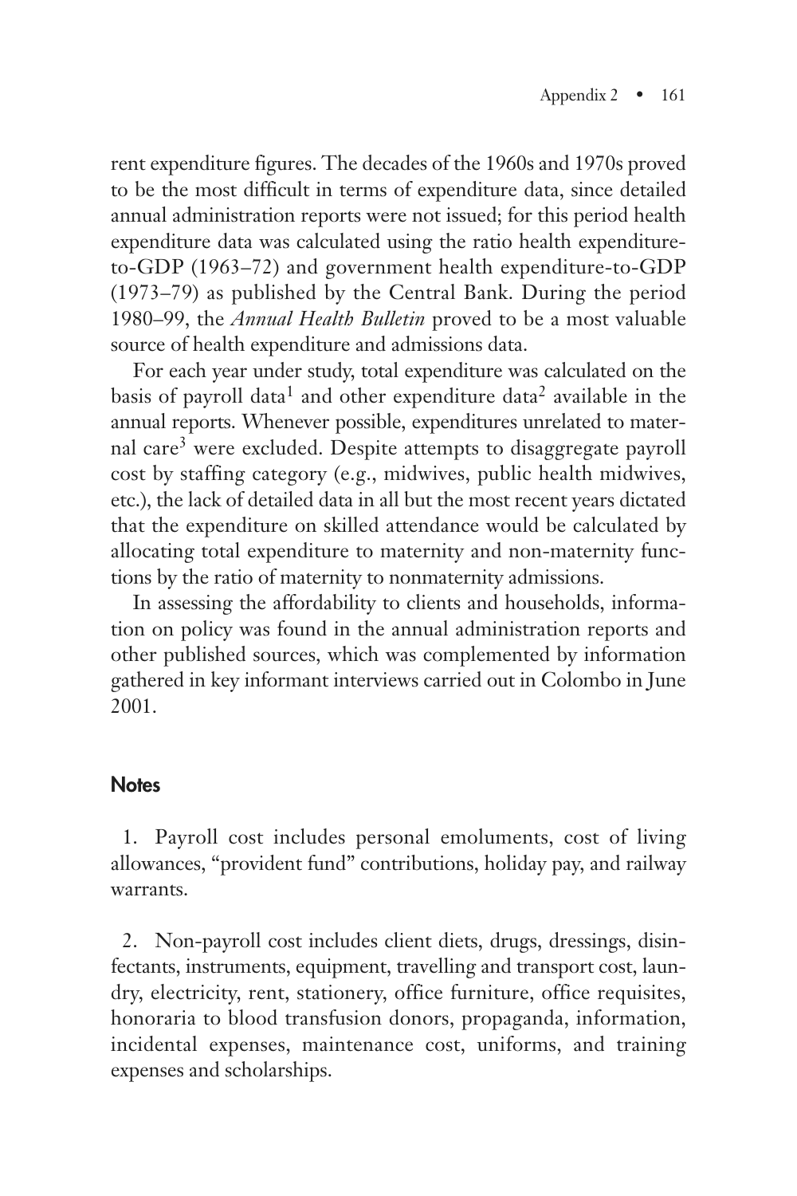rent expenditure figures. The decades of the 1960s and 1970s proved to be the most difficult in terms of expenditure data, since detailed annual administration reports were not issued; for this period health expenditure data was calculated using the ratio health expenditure-to-GDP (1963–72) and government health expenditure-to-GDP (1973–79) as published by the Central Bank. During the period 1980–99, the *Annual Health Bulletin* proved to be a most valuable source of health expenditure and admissions data.

For each year under study, total expenditure was calculated on the basis of payroll data[1] and other expenditure data[2] available in the annual reports. Whenever possible, expenditures unrelated to maternal care[3] were excluded. Despite attempts to disaggregate payroll cost by staffing category (e.g., midwives, public health midwives, etc.), the lack of detailed data in all but the most recent years dictated that the expenditure on skilled attendance would be calculated by allocating total expenditure to maternity and non-maternity functions by the ratio of maternity to nonmaternity admissions.

In assessing the affordability to clients and households, information on policy was found in the annual administration reports and other published sources, which was complemented by information gathered in key informant interviews carried out in Colombo in June 2001.

## Notes

1. Payroll cost includes personal emoluments, cost of living allowances, "provident fund" contributions, holiday pay, and railway warrants.

2. Non-payroll cost includes client diets, drugs, dressings, disinfectants, instruments, equipment, travelling and transport cost, laundry, electricity, rent, stationery, office furniture, office requisites, honoraria to blood transfusion donors, propaganda, information, incidental expenses, maintenance cost, uniforms, and training expenses and scholarships.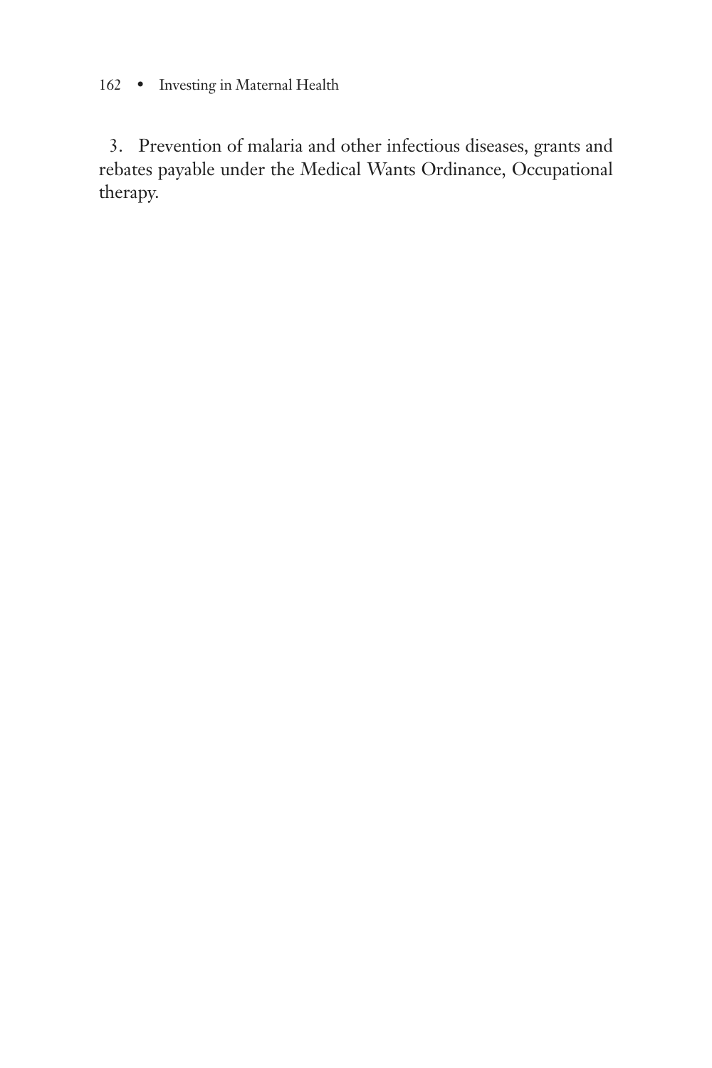3. Prevention of malaria and other infectious diseases, grants and rebates payable under the Medical Wants Ordinance, Occupational therapy.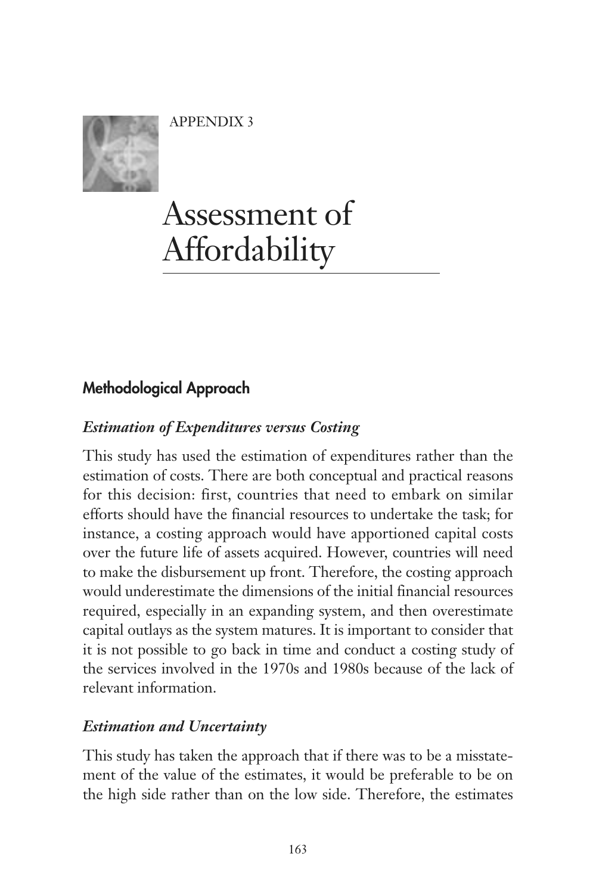APPENDIX 3

# Assessment of Affordability

## Methodological Approach

### *Estimation of Expenditures versus Costing*

This study has used the estimation of expenditures rather than the estimation of costs. There are both conceptual and practical reasons for this decision: first, countries that need to embark on similar efforts should have the financial resources to undertake the task; for instance, a costing approach would have apportioned capital costs over the future life of assets acquired. However, countries will need to make the disbursement up front. Therefore, the costing approach would underestimate the dimensions of the initial financial resources required, especially in an expanding system, and then overestimate capital outlays as the system matures. It is important to consider that it is not possible to go back in time and conduct a costing study of the services involved in the 1970s and 1980s because of the lack of relevant information.

### *Estimation and Uncertainty*

This study has taken the approach that if there was to be a misstatement of the value of the estimates, it would be preferable to be on the high side rather than on the low side. Therefore, the estimates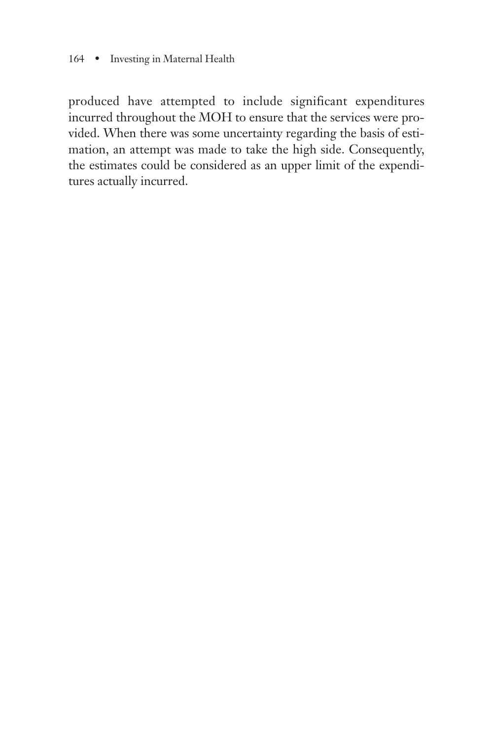produced have attempted to include significant expenditures incurred throughout the MOH to ensure that the services were provided. When there was some uncertainty regarding the basis of estimation, an attempt was made to take the high side. Consequently, the estimates could be considered as an upper limit of the expenditures actually incurred.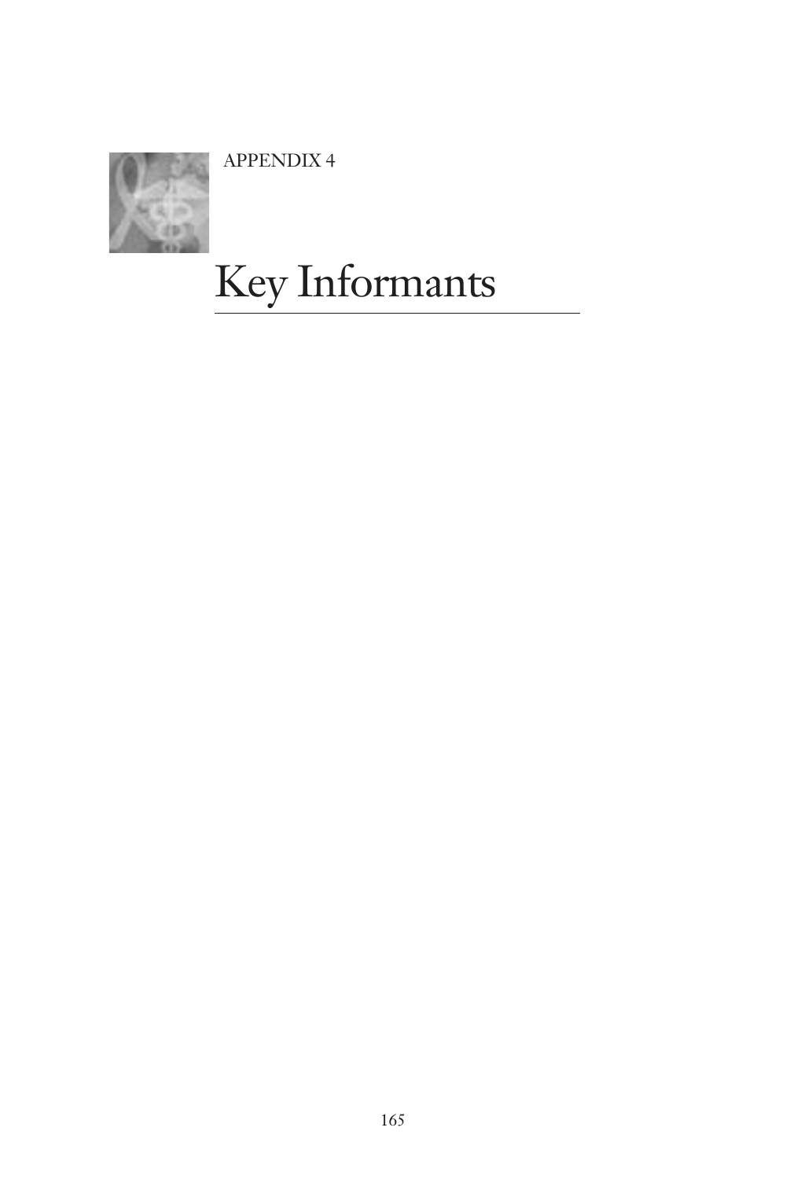APPENDIX 4

# Key Informants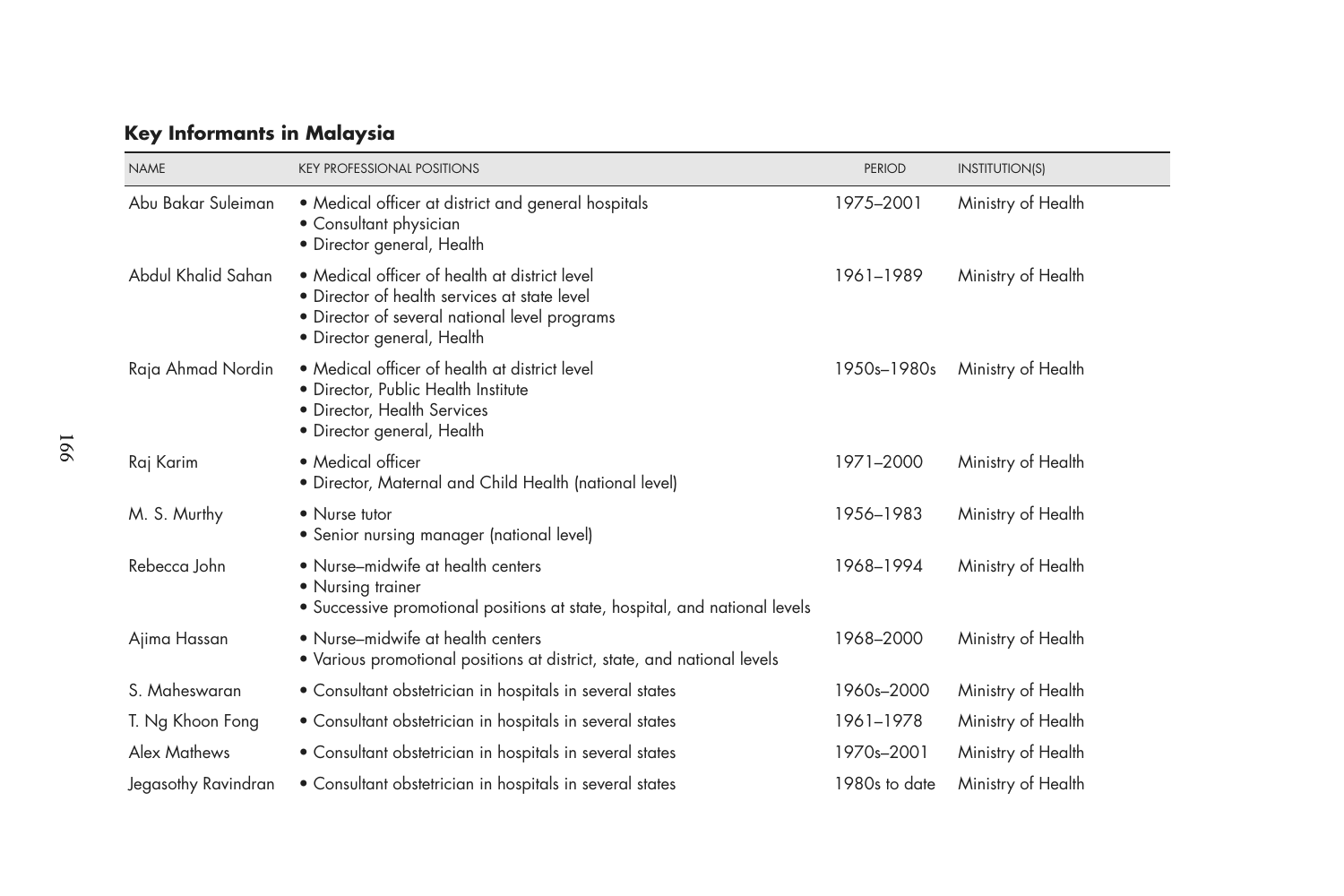## Key Informants in Malaysia

| NAME | KEY PROFESSIONAL POSITIONS | PERIOD | INSTITUTION(S) |
|---|---|---|---|
| Abu Bakar Suleiman | • Medical officer at district and general hospitals<br>• Consultant physician<br>• Director general, Health | 1975–2001 | Ministry of Health |
| Abdul Khalid Sahan | • Medical officer of health at district level<br>• Director of health services at state level<br>• Director of several national level programs<br>• Director general, Health | 1961–1989 | Ministry of Health |
| Raja Ahmad Nordin | • Medical officer of health at district level<br>• Director, Public Health Institute<br>• Director, Health Services<br>• Director general, Health | 1950s–1980s | Ministry of Health |
| Raj Karim | • Medical officer<br>• Director, Maternal and Child Health (national level) | 1971–2000 | Ministry of Health |
| M. S. Murthy | • Nurse tutor<br>• Senior nursing manager (national level) | 1956–1983 | Ministry of Health |
| Rebecca John | • Nurse–midwife at health centers<br>• Nursing trainer<br>• Successive promotional positions at state, hospital, and national levels | 1968–1994 | Ministry of Health |
| Ajima Hassan | • Nurse–midwife at health centers<br>• Various promotional positions at district, state, and national levels | 1968–2000 | Ministry of Health |
| S. Maheswaran | • Consultant obstetrician in hospitals in several states | 1960s–2000 | Ministry of Health |
| T. Ng Khoon Fong | • Consultant obstetrician in hospitals in several states | 1961–1978 | Ministry of Health |
| Alex Mathews | • Consultant obstetrician in hospitals in several states | 1970s–2001 | Ministry of Health |
| Jegasothy Ravindran | • Consultant obstetrician in hospitals in several states | 1980s to date | Ministry of Health |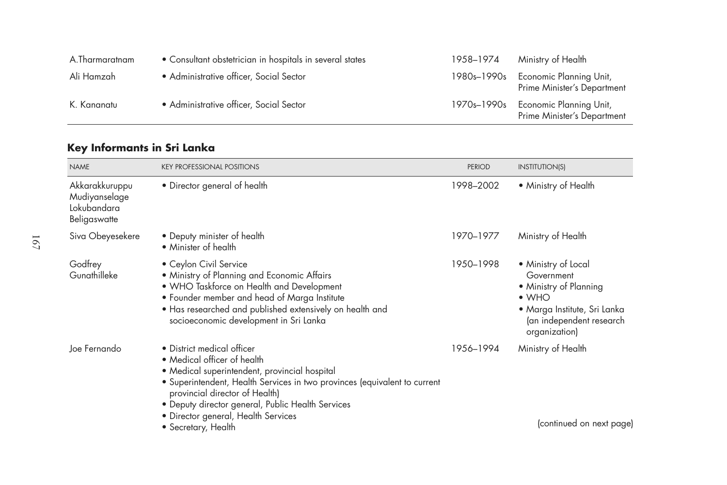| | | | |
|---|---|---|---|
| A.Tharmaratnam | • Consultant obstetrician in hospitals in several states | 1958–1974 | Ministry of Health |
| Ali Hamzah | • Administrative officer, Social Sector | 1980s–1990s | Economic Planning Unit, Prime Minister's Department |
| K. Kananatu | • Administrative officer, Social Sector | 1970s–1990s | Economic Planning Unit, Prime Minister's Department |

## Key Informants in Sri Lanka

| NAME | KEY PROFESSIONAL POSITIONS | PERIOD | INSTITUTION(S) |
|---|---|---|---|
| Akkarakkuruppu Mudiyanselage Lokubandara Beligaswatte | • Director general of health | 1998–2002 | • Ministry of Health |
| Siva Obeyesekere | • Deputy minister of health<br>• Minister of health | 1970–1977 | Ministry of Health |
| Godfrey Gunathilleke | • Ceylon Civil Service<br>• Ministry of Planning and Economic Affairs<br>• WHO Taskforce on Health and Development<br>• Founder member and head of Marga Institute<br>• Has researched and published extensively on health and socioeconomic development in Sri Lanka | 1950–1998 | • Ministry of Local Government<br>• Ministry of Planning<br>• WHO<br>• Marga Institute, Sri Lanka (an independent research organization) |
| Joe Fernando | • District medical officer<br>• Medical officer of health<br>• Medical superintendent, provincial hospital<br>• Superintendent, Health Services in two provinces (equivalent to current provincial director of Health)<br>• Deputy director general, Public Health Services<br>• Director general, Health Services<br>• Secretary, Health | 1956–1994 | Ministry of Health |

(continued on next page)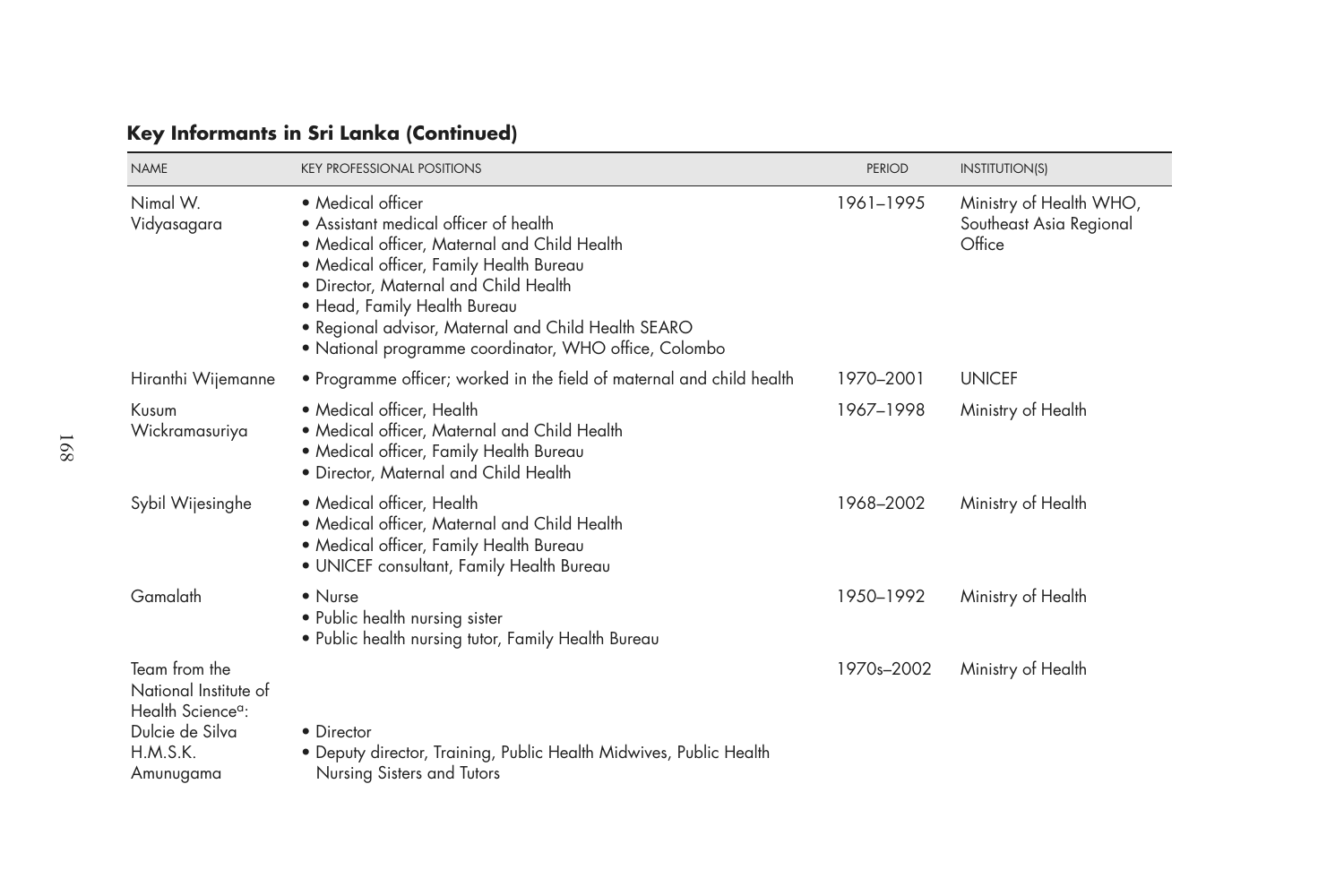## Key Informants in Sri Lanka (Continued)

| NAME | KEY PROFESSIONAL POSITIONS | PERIOD | INSTITUTION(S) |
|---|---|---|---|
| Nimal W. Vidyasagara | • Medical officer<br>• Assistant medical officer of health<br>• Medical officer, Maternal and Child Health<br>• Medical officer, Family Health Bureau<br>• Director, Maternal and Child Health<br>• Head, Family Health Bureau<br>• Regional advisor, Maternal and Child Health SEARO<br>• National programme coordinator, WHO office, Colombo | 1961–1995 | Ministry of Health WHO, Southeast Asia Regional Office |
| Hiranthi Wijemanne | • Programme officer; worked in the field of maternal and child health | 1970–2001 | UNICEF |
| Kusum Wickramasuriya | • Medical officer, Health<br>• Medical officer, Maternal and Child Health<br>• Medical officer, Family Health Bureau<br>• Director, Maternal and Child Health | 1967–1998 | Ministry of Health |
| Sybil Wijesinghe | • Medical officer, Health<br>• Medical officer, Maternal and Child Health<br>• Medical officer, Family Health Bureau<br>• UNICEF consultant, Family Health Bureau | 1968–2002 | Ministry of Health |
| Gamalath | • Nurse<br>• Public health nursing sister<br>• Public health nursing tutor, Family Health Bureau | 1950–1992 | Ministry of Health |
| Team from the National Institute of Health Science[a]: | | 1970s–2002 | Ministry of Health |
| Dulcie de Silva | • Director | | |
| H.M.S.K. Amunugama | • Deputy director, Training, Public Health Midwives, Public Health Nursing Sisters and Tutors | | |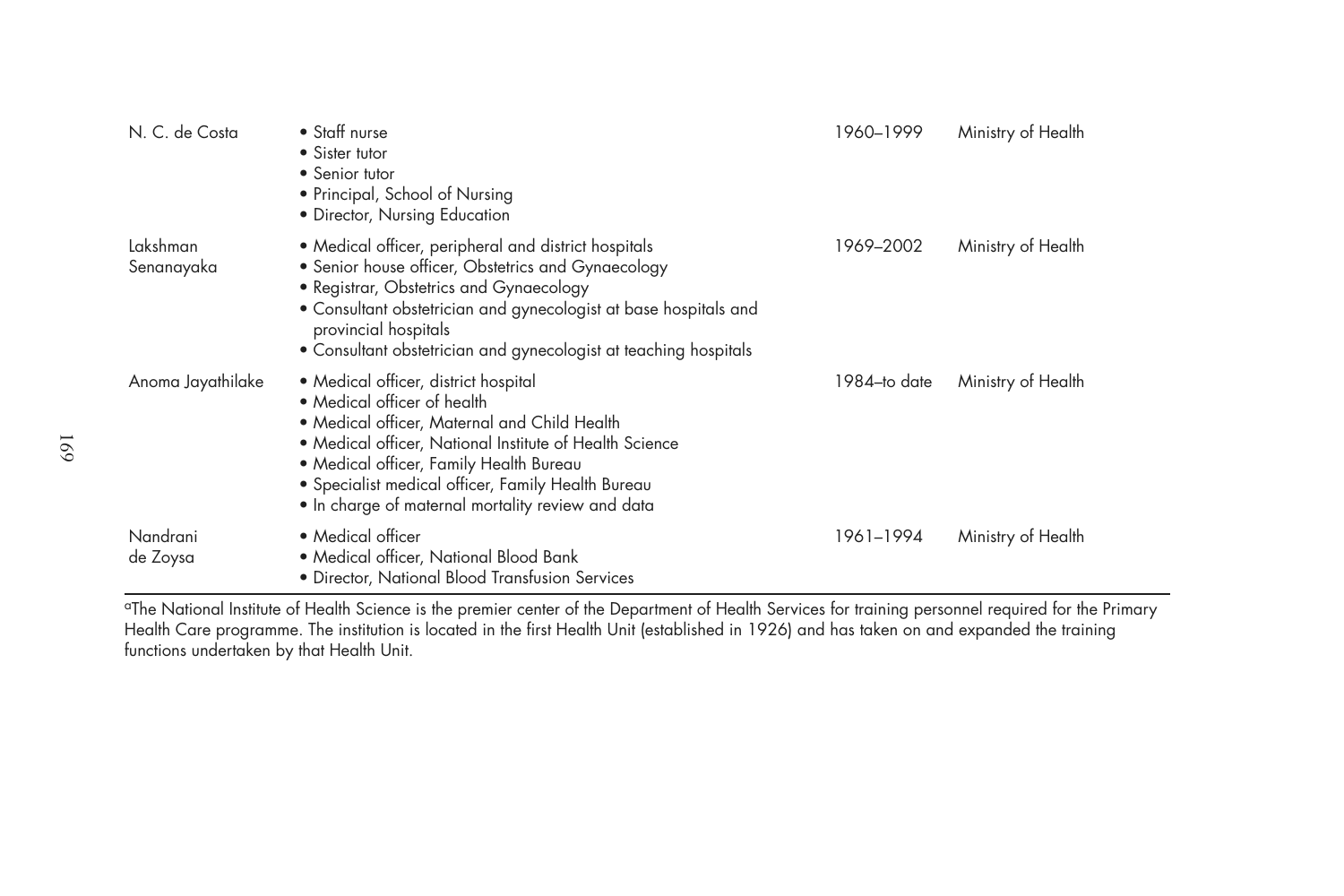| | | | |
|---|---|---|---|
| N. C. de Costa | • Staff nurse<br>• Sister tutor<br>• Senior tutor<br>• Principal, School of Nursing<br>• Director, Nursing Education | 1960–1999 | Ministry of Health |
| Lakshman Senanayaka | • Medical officer, peripheral and district hospitals<br>• Senior house officer, Obstetrics and Gynaecology<br>• Registrar, Obstetrics and Gynaecology<br>• Consultant obstetrician and gynecologist at base hospitals and provincial hospitals<br>• Consultant obstetrician and gynecologist at teaching hospitals | 1969–2002 | Ministry of Health |
| Anoma Jayathilake | • Medical officer, district hospital<br>• Medical officer of health<br>• Medical officer, Maternal and Child Health<br>• Medical officer, National Institute of Health Science<br>• Medical officer, Family Health Bureau<br>• Specialist medical officer, Family Health Bureau<br>• In charge of maternal mortality review and data | 1984–to date | Ministry of Health |
| Nandrani de Zoysa | • Medical officer<br>• Medical officer, National Blood Bank<br>• Director, National Blood Transfusion Services | 1961–1994 | Ministry of Health |

[a]The National Institute of Health Science is the premier center of the Department of Health Services for training personnel required for the Primary Health Care programme. The institution is located in the first Health Unit (established in 1926) and has taken on and expanded the training functions undertaken by that Health Unit.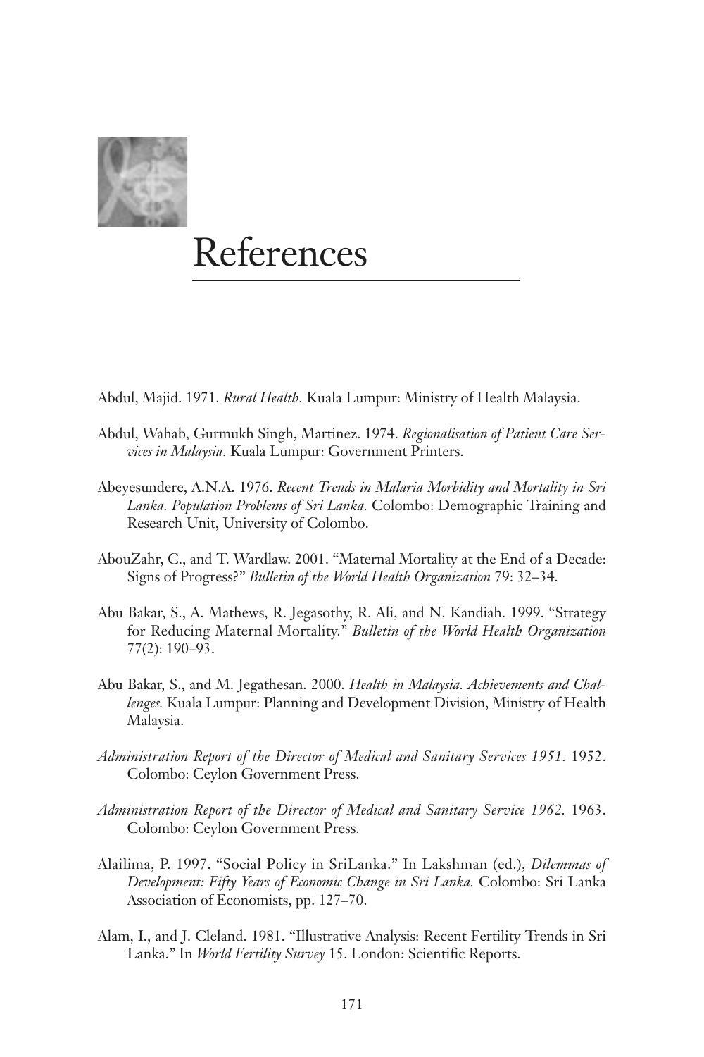# References

Abdul, Majid. 1971. *Rural Health.* Kuala Lumpur: Ministry of Health Malaysia.

Abdul, Wahab, Gurmukh Singh, Martinez. 1974. *Regionalisation of Patient Care Services in Malaysia.* Kuala Lumpur: Government Printers.

Abeyesundere, A.N.A. 1976. *Recent Trends in Malaria Morbidity and Mortality in Sri Lanka. Population Problems of Sri Lanka.* Colombo: Demographic Training and Research Unit, University of Colombo.

AbouZahr, C., and T. Wardlaw. 2001. "Maternal Mortality at the End of a Decade: Signs of Progress?" *Bulletin of the World Health Organization* 79: 32–34.

Abu Bakar, S., A. Mathews, R. Jegasothy, R. Ali, and N. Kandiah. 1999. "Strategy for Reducing Maternal Mortality." *Bulletin of the World Health Organization* 77(2): 190–93.

Abu Bakar, S., and M. Jegathesan. 2000. *Health in Malaysia. Achievements and Challenges.* Kuala Lumpur: Planning and Development Division, Ministry of Health Malaysia.

*Administration Report of the Director of Medical and Sanitary Services 1951.* 1952. Colombo: Ceylon Government Press.

*Administration Report of the Director of Medical and Sanitary Service 1962.* 1963. Colombo: Ceylon Government Press.

Alailima, P. 1997. "Social Policy in SriLanka." In Lakshman (ed.), *Dilemmas of Development: Fifty Years of Economic Change in Sri Lanka.* Colombo: Sri Lanka Association of Economists, pp. 127–70.

Alam, I., and J. Cleland. 1981. "Illustrative Analysis: Recent Fertility Trends in Sri Lanka." In *World Fertility Survey* 15. London: Scientific Reports.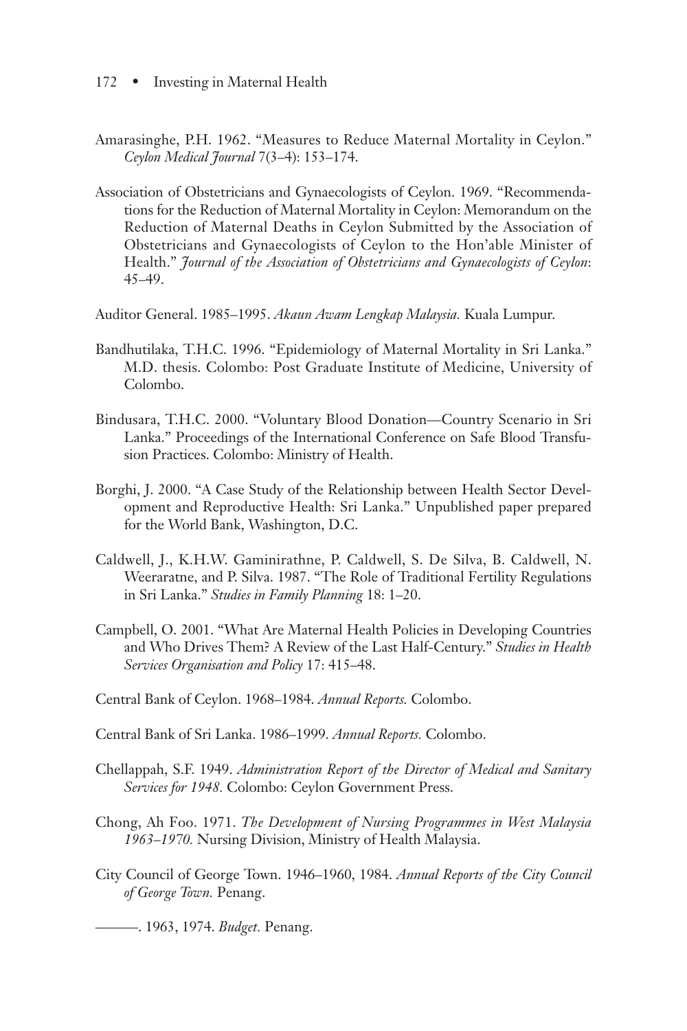Amarasinghe, P.H. 1962. "Measures to Reduce Maternal Mortality in Ceylon." *Ceylon Medical Journal* 7(3–4): 153–174.

Association of Obstetricians and Gynaecologists of Ceylon. 1969. "Recommendations for the Reduction of Maternal Mortality in Ceylon: Memorandum on the Reduction of Maternal Deaths in Ceylon Submitted by the Association of Obstetricians and Gynaecologists of Ceylon to the Hon'able Minister of Health." *Journal of the Association of Obstetricians and Gynaecologists of Ceylon*: 45–49.

Auditor General. 1985–1995. *Akaun Awam Lengkap Malaysia.* Kuala Lumpur.

Bandhutilaka, T.H.C. 1996. "Epidemiology of Maternal Mortality in Sri Lanka." M.D. thesis. Colombo: Post Graduate Institute of Medicine, University of Colombo.

Bindusara, T.H.C. 2000. "Voluntary Blood Donation—Country Scenario in Sri Lanka." Proceedings of the International Conference on Safe Blood Transfusion Practices. Colombo: Ministry of Health.

Borghi, J. 2000. "A Case Study of the Relationship between Health Sector Development and Reproductive Health: Sri Lanka." Unpublished paper prepared for the World Bank, Washington, D.C.

Caldwell, J., K.H.W. Gaminirathne, P. Caldwell, S. De Silva, B. Caldwell, N. Weeraratne, and P. Silva. 1987. "The Role of Traditional Fertility Regulations in Sri Lanka." *Studies in Family Planning* 18: 1–20.

Campbell, O. 2001. "What Are Maternal Health Policies in Developing Countries and Who Drives Them? A Review of the Last Half-Century." *Studies in Health Services Organisation and Policy* 17: 415–48.

Central Bank of Ceylon. 1968–1984. *Annual Reports.* Colombo.

Central Bank of Sri Lanka. 1986–1999. *Annual Reports.* Colombo.

Chellappah, S.F. 1949. *Administration Report of the Director of Medical and Sanitary Services for 1948.* Colombo: Ceylon Government Press.

Chong, Ah Foo. 1971. *The Development of Nursing Programmes in West Malaysia 1963–1970.* Nursing Division, Ministry of Health Malaysia.

City Council of George Town. 1946–1960, 1984. *Annual Reports of the City Council of George Town.* Penang.

———. 1963, 1974. *Budget.* Penang.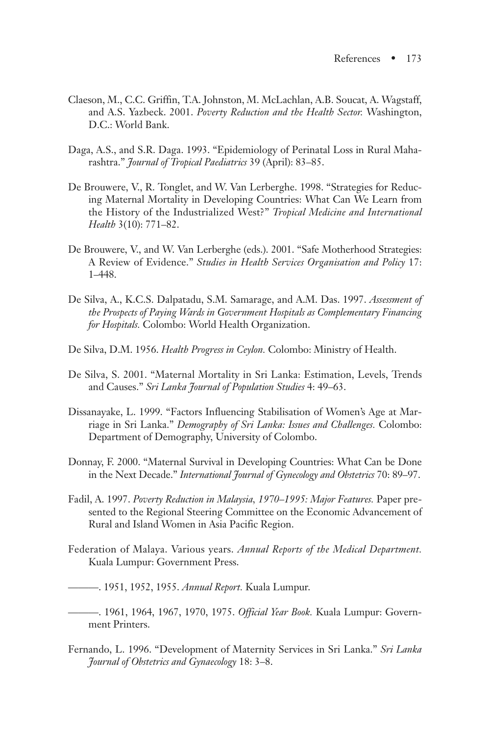Claeson, M., C.C. Griffin, T.A. Johnston, M. McLachlan, A.B. Soucat, A. Wagstaff, and A.S. Yazbeck. 2001. *Poverty Reduction and the Health Sector.* Washington, D.C.: World Bank.

Daga, A.S., and S.R. Daga. 1993. "Epidemiology of Perinatal Loss in Rural Maharashtra." *Journal of Tropical Paediatrics* 39 (April): 83–85.

De Brouwere, V., R. Tonglet, and W. Van Lerberghe. 1998. "Strategies for Reducing Maternal Mortality in Developing Countries: What Can We Learn from the History of the Industrialized West?" *Tropical Medicine and International Health* 3(10): 771–82.

De Brouwere, V., and W. Van Lerberghe (eds.). 2001. "Safe Motherhood Strategies: A Review of Evidence." *Studies in Health Services Organisation and Policy* 17: 1–448.

De Silva, A., K.C.S. Dalpatadu, S.M. Samarage, and A.M. Das. 1997. *Assessment of the Prospects of Paying Wards in Government Hospitals as Complementary Financing for Hospitals.* Colombo: World Health Organization.

De Silva, D.M. 1956. *Health Progress in Ceylon.* Colombo: Ministry of Health.

De Silva, S. 2001. "Maternal Mortality in Sri Lanka: Estimation, Levels, Trends and Causes." *Sri Lanka Journal of Population Studies* 4: 49–63.

Dissanayake, L. 1999. "Factors Influencing Stabilisation of Women's Age at Marriage in Sri Lanka." *Demography of Sri Lanka: Issues and Challenges.* Colombo: Department of Demography, University of Colombo.

Donnay, F. 2000. "Maternal Survival in Developing Countries: What Can be Done in the Next Decade." *International Journal of Gynecology and Obstetrics* 70: 89–97.

Fadil, A. 1997. *Poverty Reduction in Malaysia, 1970–1995: Major Features.* Paper presented to the Regional Steering Committee on the Economic Advancement of Rural and Island Women in Asia Pacific Region.

Federation of Malaya. Various years. *Annual Reports of the Medical Department.* Kuala Lumpur: Government Press.

———. 1951, 1952, 1955. *Annual Report.* Kuala Lumpur.

———. 1961, 1964, 1967, 1970, 1975. *Official Year Book.* Kuala Lumpur: Government Printers.

Fernando, L. 1996. "Development of Maternity Services in Sri Lanka." *Sri Lanka Journal of Obstetrics and Gynaecology* 18: 3–8.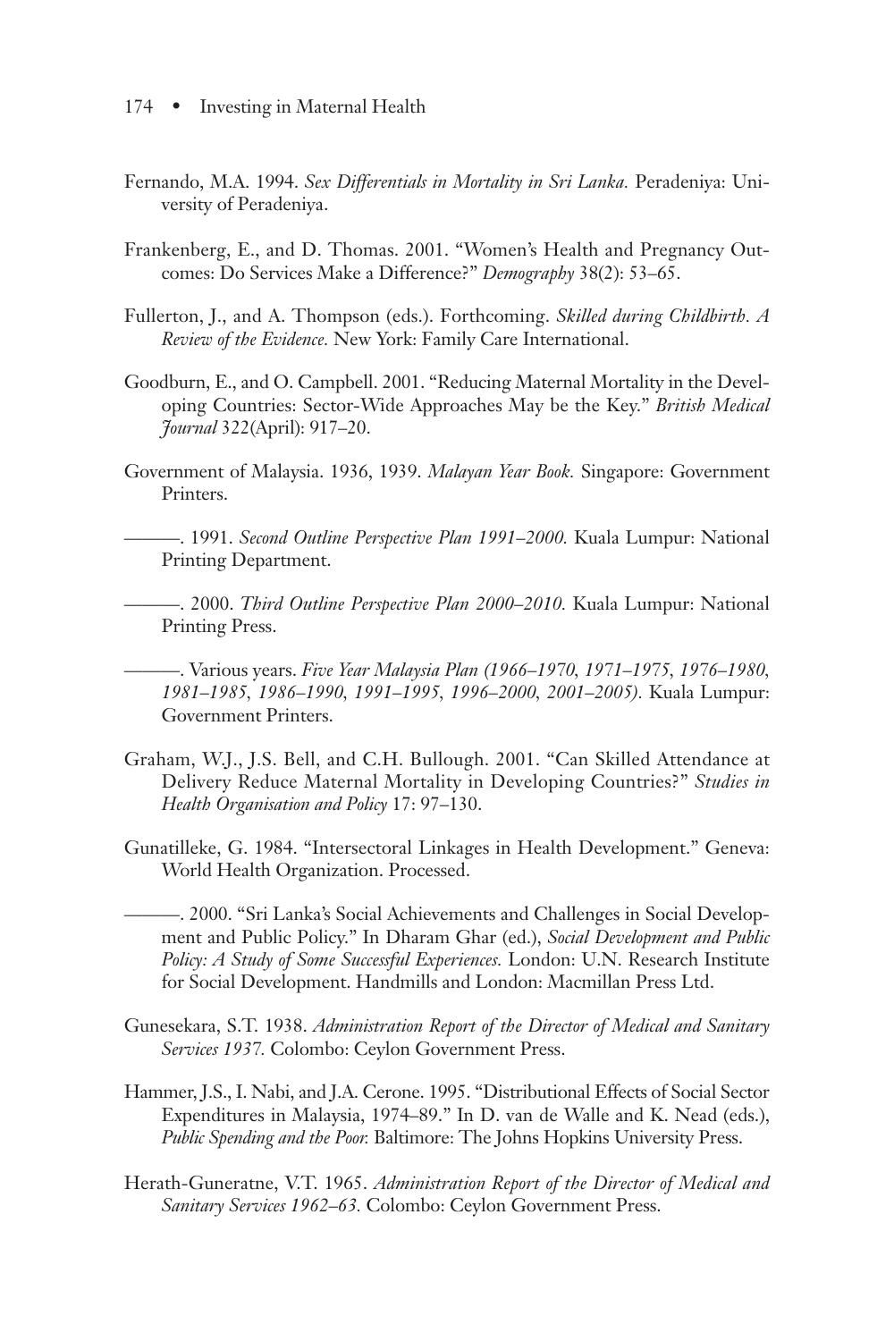Fernando, M.A. 1994. *Sex Differentials in Mortality in Sri Lanka.* Peradeniya: University of Peradeniya.

Frankenberg, E., and D. Thomas. 2001. "Women's Health and Pregnancy Outcomes: Do Services Make a Difference?" *Demography* 38(2): 53–65.

Fullerton, J., and A. Thompson (eds.). Forthcoming. *Skilled during Childbirth. A Review of the Evidence.* New York: Family Care International.

Goodburn, E., and O. Campbell. 2001. "Reducing Maternal Mortality in the Developing Countries: Sector-Wide Approaches May be the Key." *British Medical Journal* 322(April): 917–20.

Government of Malaysia. 1936, 1939. *Malayan Year Book.* Singapore: Government Printers.

———. 1991. *Second Outline Perspective Plan 1991–2000.* Kuala Lumpur: National Printing Department.

———. 2000. *Third Outline Perspective Plan 2000–2010.* Kuala Lumpur: National Printing Press.

———. Various years. *Five Year Malaysia Plan (1966–1970, 1971–1975, 1976–1980, 1981–1985, 1986–1990, 1991–1995, 1996–2000, 2001–2005).* Kuala Lumpur: Government Printers.

Graham, W.J., J.S. Bell, and C.H. Bullough. 2001. "Can Skilled Attendance at Delivery Reduce Maternal Mortality in Developing Countries?" *Studies in Health Organisation and Policy* 17: 97–130.

Gunatilleke, G. 1984. "Intersectoral Linkages in Health Development." Geneva: World Health Organization. Processed.

———. 2000. "Sri Lanka's Social Achievements and Challenges in Social Development and Public Policy." In Dharam Ghar (ed.), *Social Development and Public Policy: A Study of Some Successful Experiences.* London: U.N. Research Institute for Social Development. Handmills and London: Macmillan Press Ltd.

Gunesekara, S.T. 1938. *Administration Report of the Director of Medical and Sanitary Services 1937.* Colombo: Ceylon Government Press.

Hammer, J.S., I. Nabi, and J.A. Cerone. 1995. "Distributional Effects of Social Sector Expenditures in Malaysia, 1974–89." In D. van de Walle and K. Nead (eds.), *Public Spending and the Poor.* Baltimore: The Johns Hopkins University Press.

Herath-Guneratne, V.T. 1965. *Administration Report of the Director of Medical and Sanitary Services 1962–63.* Colombo: Ceylon Government Press.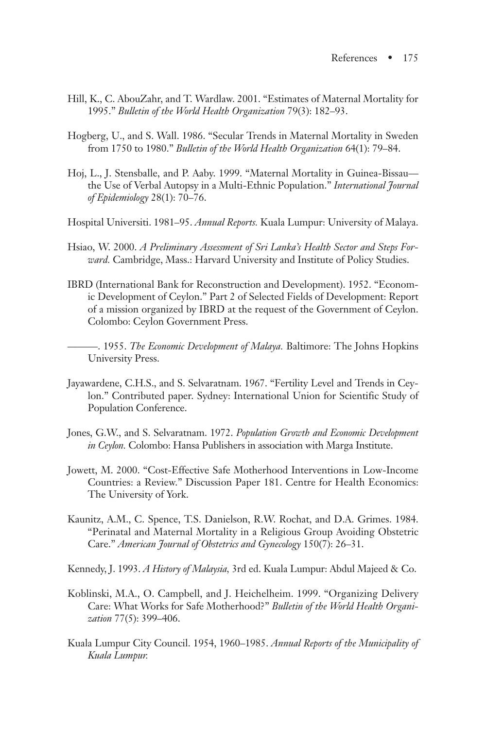Hill, K., C. AbouZahr, and T. Wardlaw. 2001. "Estimates of Maternal Mortality for 1995." *Bulletin of the World Health Organization* 79(3): 182–93.

Hogberg, U., and S. Wall. 1986. "Secular Trends in Maternal Mortality in Sweden from 1750 to 1980." *Bulletin of the World Health Organization* 64(1): 79–84.

Hoj, L., J. Stensballe, and P. Aaby. 1999. "Maternal Mortality in Guinea-Bissau—the Use of Verbal Autopsy in a Multi-Ethnic Population." *International Journal of Epidemiology* 28(1): 70–76.

Hospital Universiti. 1981–95. *Annual Reports.* Kuala Lumpur: University of Malaya.

Hsiao, W. 2000. *A Preliminary Assessment of Sri Lanka's Health Sector and Steps Forward.* Cambridge, Mass.: Harvard University and Institute of Policy Studies.

IBRD (International Bank for Reconstruction and Development). 1952. "Economic Development of Ceylon." Part 2 of Selected Fields of Development: Report of a mission organized by IBRD at the request of the Government of Ceylon. Colombo: Ceylon Government Press.

———. 1955. *The Economic Development of Malaya.* Baltimore: The Johns Hopkins University Press.

Jayawardene, C.H.S., and S. Selvaratnam. 1967. "Fertility Level and Trends in Ceylon." Contributed paper. Sydney: International Union for Scientific Study of Population Conference.

Jones, G.W., and S. Selvaratnam. 1972. *Population Growth and Economic Development in Ceylon.* Colombo: Hansa Publishers in association with Marga Institute.

Jowett, M. 2000. "Cost-Effective Safe Motherhood Interventions in Low-Income Countries: a Review." Discussion Paper 181. Centre for Health Economics: The University of York.

Kaunitz, A.M., C. Spence, T.S. Danielson, R.W. Rochat, and D.A. Grimes. 1984. "Perinatal and Maternal Mortality in a Religious Group Avoiding Obstetric Care." *American Journal of Obstetrics and Gynecology* 150(7): 26–31.

Kennedy, J. 1993. *A History of Malaysia*, 3rd ed. Kuala Lumpur: Abdul Majeed & Co.

Koblinski, M.A., O. Campbell, and J. Heichelheim. 1999. "Organizing Delivery Care: What Works for Safe Motherhood?" *Bulletin of the World Health Organization* 77(5): 399–406.

Kuala Lumpur City Council. 1954, 1960–1985. *Annual Reports of the Municipality of Kuala Lumpur.*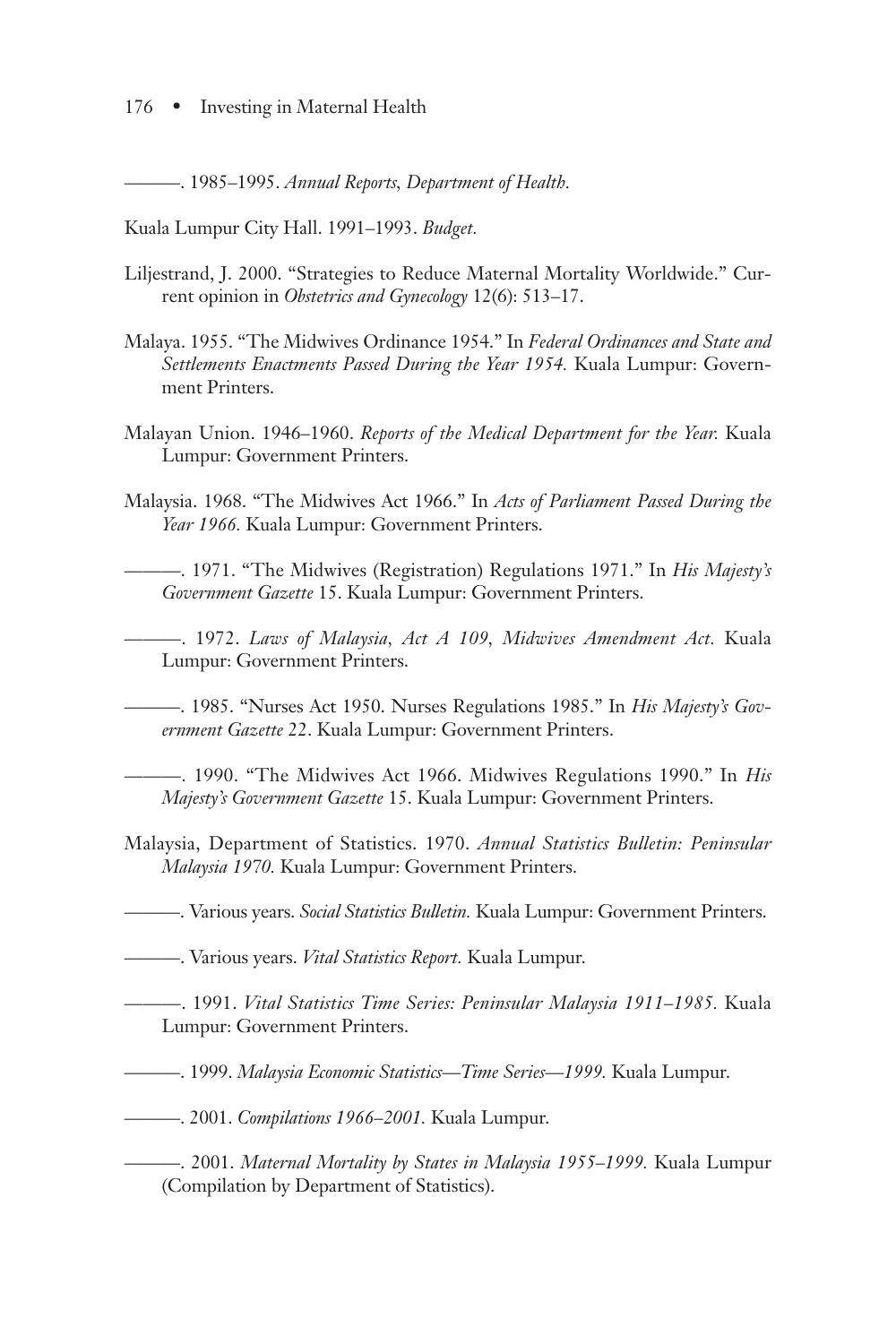———. 1985–1995. *Annual Reports, Department of Health.*

Kuala Lumpur City Hall. 1991–1993. *Budget.*

Liljestrand, J. 2000. "Strategies to Reduce Maternal Mortality Worldwide." Current opinion in *Obstetrics and Gynecology* 12(6): 513–17.

Malaya. 1955. "The Midwives Ordinance 1954." In *Federal Ordinances and State and Settlements Enactments Passed During the Year 1954.* Kuala Lumpur: Government Printers.

Malayan Union. 1946–1960. *Reports of the Medical Department for the Year.* Kuala Lumpur: Government Printers.

Malaysia. 1968. "The Midwives Act 1966." In *Acts of Parliament Passed During the Year 1966.* Kuala Lumpur: Government Printers.

———. 1971. "The Midwives (Registration) Regulations 1971." In *His Majesty's Government Gazette* 15. Kuala Lumpur: Government Printers.

———. 1972. *Laws of Malaysia, Act A 109, Midwives Amendment Act.* Kuala Lumpur: Government Printers.

———. 1985. "Nurses Act 1950. Nurses Regulations 1985." In *His Majesty's Government Gazette* 22. Kuala Lumpur: Government Printers.

———. 1990. "The Midwives Act 1966. Midwives Regulations 1990." In *His Majesty's Government Gazette* 15. Kuala Lumpur: Government Printers.

Malaysia, Department of Statistics. 1970. *Annual Statistics Bulletin: Peninsular Malaysia 1970.* Kuala Lumpur: Government Printers.

———. Various years. *Social Statistics Bulletin.* Kuala Lumpur: Government Printers.

———. Various years. *Vital Statistics Report.* Kuala Lumpur.

———. 1991. *Vital Statistics Time Series: Peninsular Malaysia 1911–1985.* Kuala Lumpur: Government Printers.

———. 1999. *Malaysia Economic Statistics—Time Series—1999.* Kuala Lumpur.

———. 2001. *Compilations 1966–2001.* Kuala Lumpur.

———. 2001. *Maternal Mortality by States in Malaysia 1955–1999.* Kuala Lumpur (Compilation by Department of Statistics).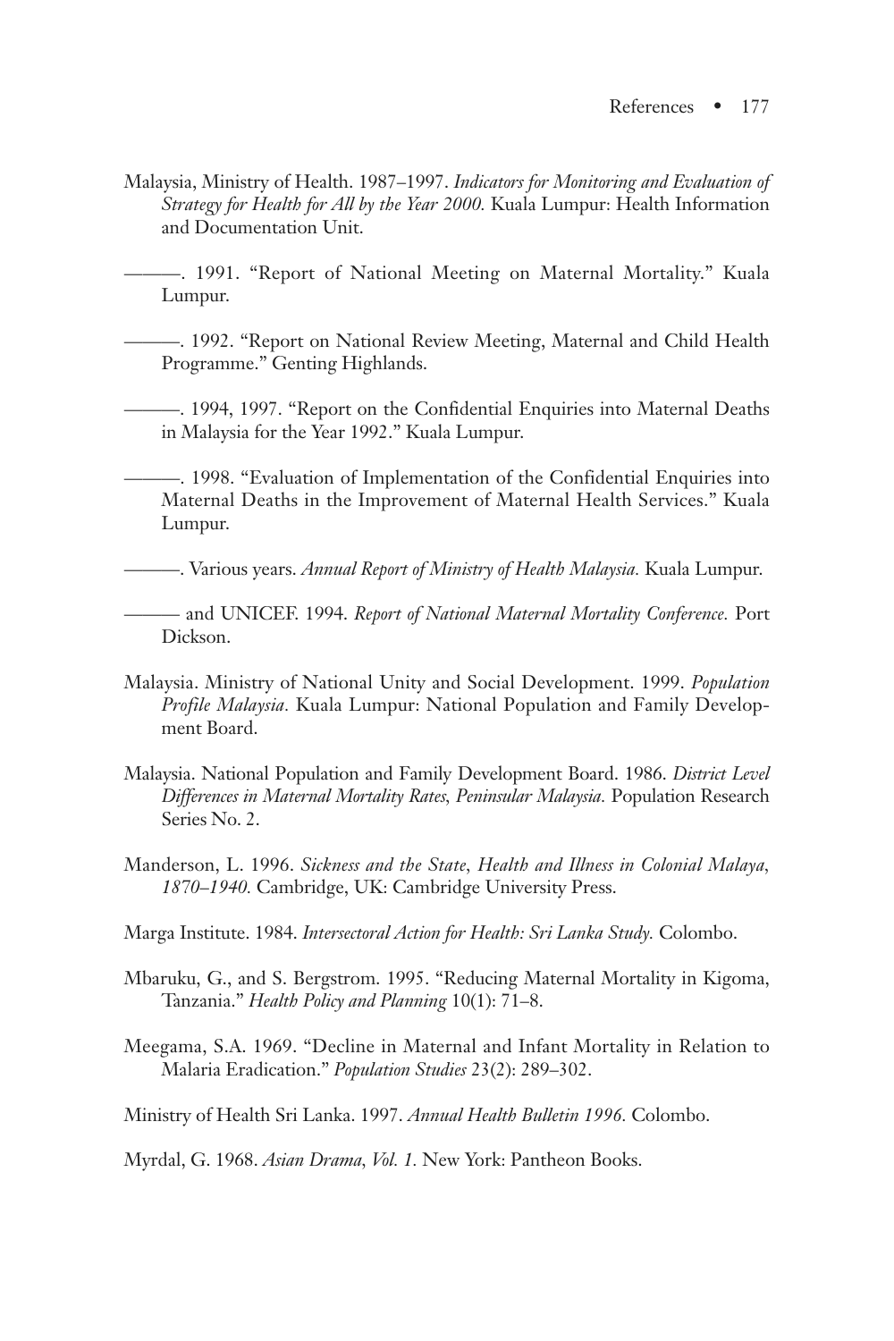Malaysia, Ministry of Health. 1987–1997. *Indicators for Monitoring and Evaluation of Strategy for Health for All by the Year 2000.* Kuala Lumpur: Health Information and Documentation Unit.

———. 1991. "Report of National Meeting on Maternal Mortality." Kuala Lumpur.

———. 1992. "Report on National Review Meeting, Maternal and Child Health Programme." Genting Highlands.

———. 1994, 1997. "Report on the Confidential Enquiries into Maternal Deaths in Malaysia for the Year 1992." Kuala Lumpur.

———. 1998. "Evaluation of Implementation of the Confidential Enquiries into Maternal Deaths in the Improvement of Maternal Health Services." Kuala Lumpur.

———. Various years. *Annual Report of Ministry of Health Malaysia.* Kuala Lumpur.

——— and UNICEF. 1994. *Report of National Maternal Mortality Conference.* Port Dickson.

Malaysia. Ministry of National Unity and Social Development. 1999. *Population Profile Malaysia*. Kuala Lumpur: National Population and Family Development Board.

Malaysia. National Population and Family Development Board. 1986. *District Level Differences in Maternal Mortality Rates, Peninsular Malaysia.* Population Research Series No. 2.

Manderson, L. 1996. *Sickness and the State, Health and Illness in Colonial Malaya, 1870–1940.* Cambridge, UK: Cambridge University Press.

Marga Institute. 1984. *Intersectoral Action for Health: Sri Lanka Study.* Colombo.

Mbaruku, G., and S. Bergstrom. 1995. "Reducing Maternal Mortality in Kigoma, Tanzania." *Health Policy and Planning* 10(1): 71–8.

Meegama, S.A. 1969. "Decline in Maternal and Infant Mortality in Relation to Malaria Eradication." *Population Studies* 23(2): 289–302.

Ministry of Health Sri Lanka. 1997. *Annual Health Bulletin 1996.* Colombo.

Myrdal, G. 1968. *Asian Drama, Vol. 1.* New York: Pantheon Books.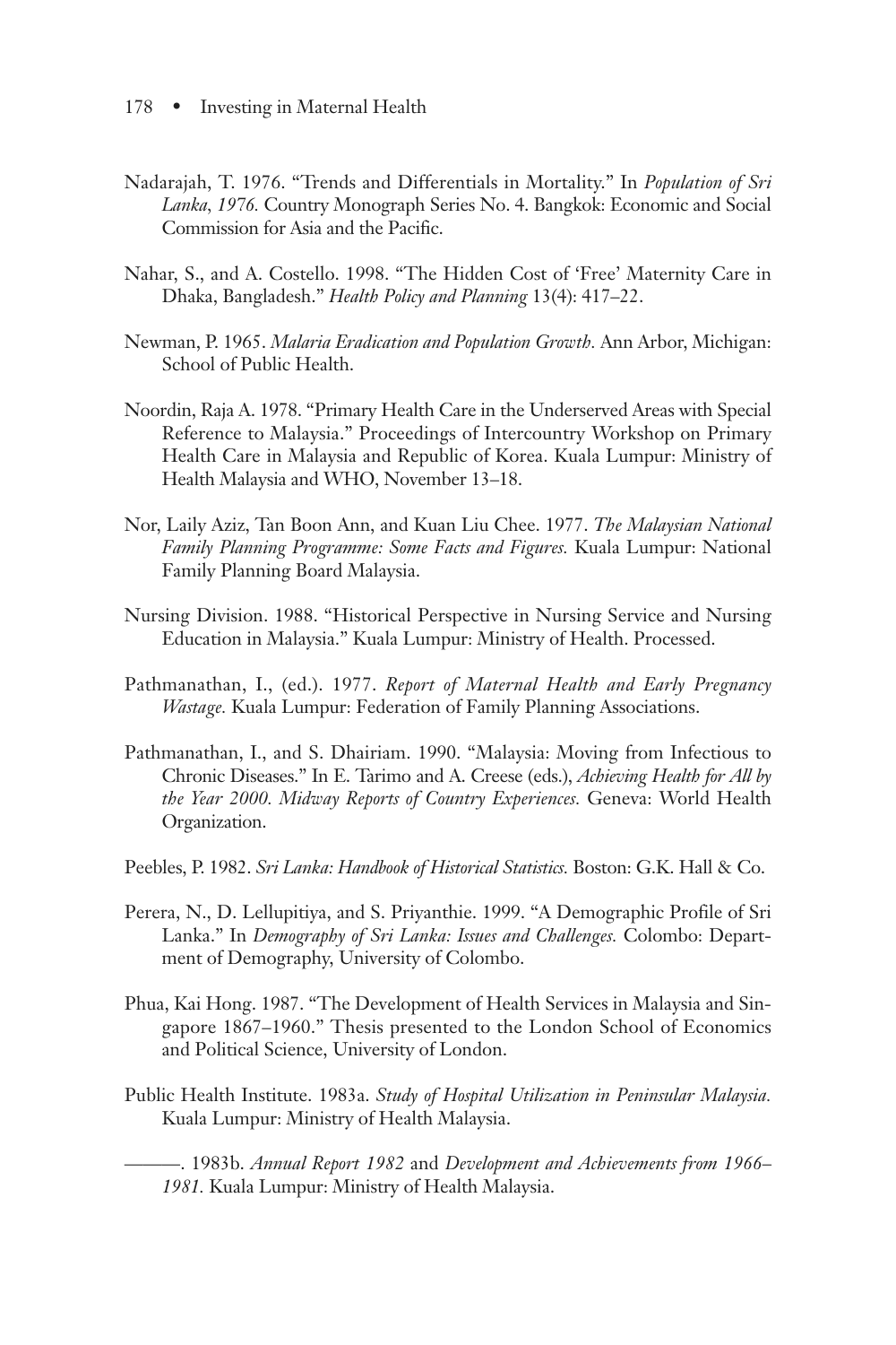Nadarajah, T. 1976. "Trends and Differentials in Mortality." In *Population of Sri Lanka, 1976.* Country Monograph Series No. 4. Bangkok: Economic and Social Commission for Asia and the Pacific.

Nahar, S., and A. Costello. 1998. "The Hidden Cost of 'Free' Maternity Care in Dhaka, Bangladesh." *Health Policy and Planning* 13(4): 417–22.

Newman, P. 1965. *Malaria Eradication and Population Growth.* Ann Arbor, Michigan: School of Public Health.

Noordin, Raja A. 1978. "Primary Health Care in the Underserved Areas with Special Reference to Malaysia." Proceedings of Intercountry Workshop on Primary Health Care in Malaysia and Republic of Korea. Kuala Lumpur: Ministry of Health Malaysia and WHO, November 13–18.

Nor, Laily Aziz, Tan Boon Ann, and Kuan Liu Chee. 1977. *The Malaysian National Family Planning Programme: Some Facts and Figures.* Kuala Lumpur: National Family Planning Board Malaysia.

Nursing Division. 1988. "Historical Perspective in Nursing Service and Nursing Education in Malaysia." Kuala Lumpur: Ministry of Health. Processed.

Pathmanathan, I., (ed.). 1977. *Report of Maternal Health and Early Pregnancy Wastage.* Kuala Lumpur: Federation of Family Planning Associations.

Pathmanathan, I., and S. Dhairiam. 1990. "Malaysia: Moving from Infectious to Chronic Diseases." In E. Tarimo and A. Creese (eds.), *Achieving Health for All by the Year 2000. Midway Reports of Country Experiences.* Geneva: World Health Organization.

Peebles, P. 1982. *Sri Lanka: Handbook of Historical Statistics.* Boston: G.K. Hall & Co.

Perera, N., D. Lellupitiya, and S. Priyanthie. 1999. "A Demographic Profile of Sri Lanka." In *Demography of Sri Lanka: Issues and Challenges.* Colombo: Department of Demography, University of Colombo.

Phua, Kai Hong. 1987. "The Development of Health Services in Malaysia and Singapore 1867–1960." Thesis presented to the London School of Economics and Political Science, University of London.

Public Health Institute. 1983a. *Study of Hospital Utilization in Peninsular Malaysia.* Kuala Lumpur: Ministry of Health Malaysia.

———. 1983b. *Annual Report 1982* and *Development and Achievements from 1966–1981.* Kuala Lumpur: Ministry of Health Malaysia.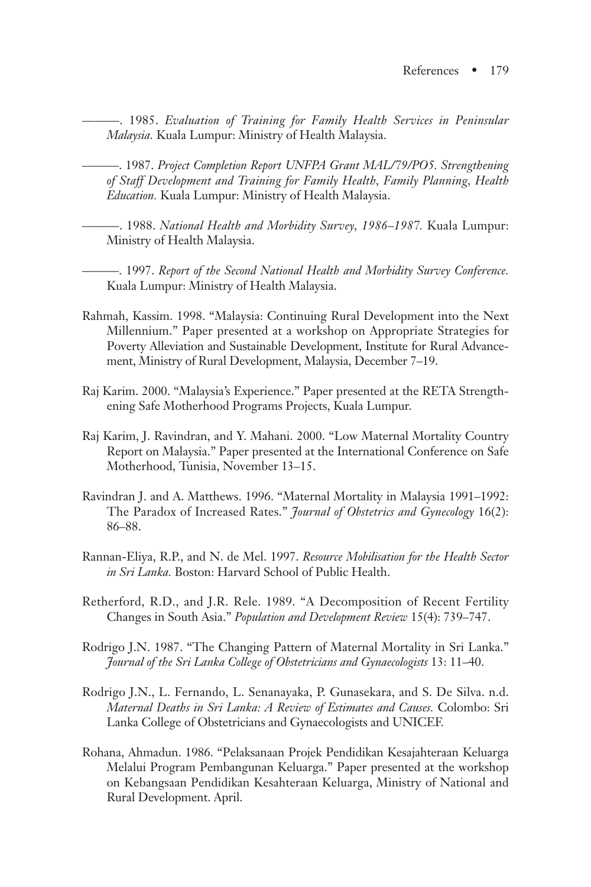———. 1985. *Evaluation of Training for Family Health Services in Peninsular Malaysia.* Kuala Lumpur: Ministry of Health Malaysia.

———. 1987. *Project Completion Report UNFPA Grant MAL/79/PO5. Strengthening of Staff Development and Training for Family Health, Family Planning, Health Education.* Kuala Lumpur: Ministry of Health Malaysia.

———. 1988. *National Health and Morbidity Survey, 1986–1987.* Kuala Lumpur: Ministry of Health Malaysia.

———. 1997. *Report of the Second National Health and Morbidity Survey Conference.* Kuala Lumpur: Ministry of Health Malaysia.

Rahmah, Kassim. 1998. "Malaysia: Continuing Rural Development into the Next Millennium." Paper presented at a workshop on Appropriate Strategies for Poverty Alleviation and Sustainable Development, Institute for Rural Advancement, Ministry of Rural Development, Malaysia, December 7–19.

Raj Karim. 2000. "Malaysia's Experience." Paper presented at the RETA Strengthening Safe Motherhood Programs Projects, Kuala Lumpur.

Raj Karim, J. Ravindran, and Y. Mahani. 2000. "Low Maternal Mortality Country Report on Malaysia." Paper presented at the International Conference on Safe Motherhood, Tunisia, November 13–15.

Ravindran J. and A. Matthews. 1996. "Maternal Mortality in Malaysia 1991–1992: The Paradox of Increased Rates." *Journal of Obstetrics and Gynecology* 16(2): 86–88.

Rannan-Eliya, R.P., and N. de Mel. 1997. *Resource Mobilisation for the Health Sector in Sri Lanka.* Boston: Harvard School of Public Health.

Retherford, R.D., and J.R. Rele. 1989. "A Decomposition of Recent Fertility Changes in South Asia." *Population and Development Review* 15(4): 739–747.

Rodrigo J.N. 1987. "The Changing Pattern of Maternal Mortality in Sri Lanka." *Journal of the Sri Lanka College of Obstetricians and Gynaecologists* 13: 11–40.

Rodrigo J.N., L. Fernando, L. Senanayaka, P. Gunasekara, and S. De Silva. n.d. *Maternal Deaths in Sri Lanka: A Review of Estimates and Causes.* Colombo: Sri Lanka College of Obstetricians and Gynaecologists and UNICEF.

Rohana, Ahmadun. 1986. "Pelaksanaan Projek Pendidikan Kesajahteraan Keluarga Melalui Program Pembangunan Keluarga." Paper presented at the workshop on Kebangsaan Pendidikan Kesahteraan Keluarga, Ministry of National and Rural Development. April.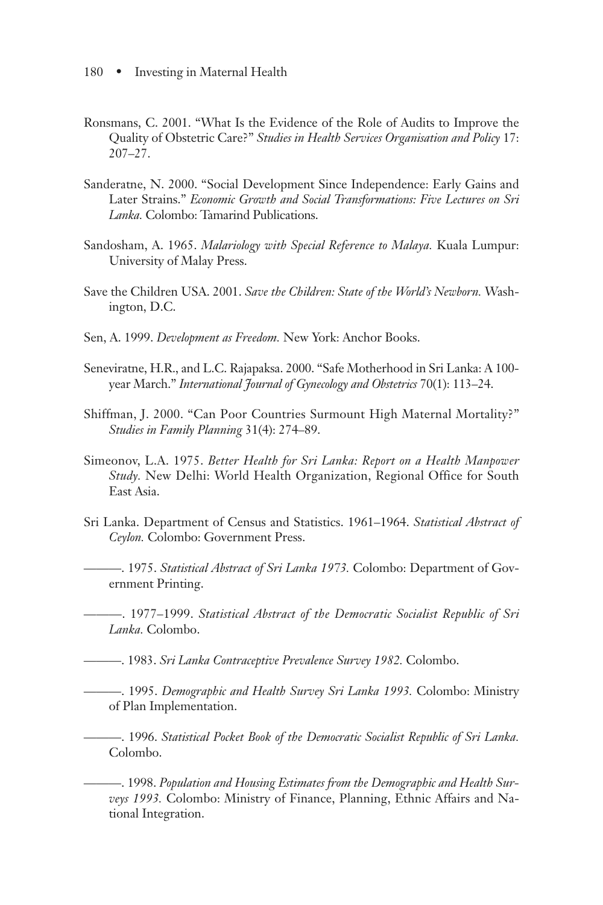Ronsmans, C. 2001. "What Is the Evidence of the Role of Audits to Improve the Quality of Obstetric Care?" *Studies in Health Services Organisation and Policy* 17: 207–27.

Sanderatne, N. 2000. "Social Development Since Independence: Early Gains and Later Strains." *Economic Growth and Social Transformations: Five Lectures on Sri Lanka.* Colombo: Tamarind Publications.

Sandosham, A. 1965. *Malariology with Special Reference to Malaya.* Kuala Lumpur: University of Malay Press.

Save the Children USA. 2001. *Save the Children: State of the World's Newborn.* Washington, D.C.

Sen, A. 1999. *Development as Freedom.* New York: Anchor Books.

Seneviratne, H.R., and L.C. Rajapaksa. 2000. "Safe Motherhood in Sri Lanka: A 100-year March." *International Journal of Gynecology and Obstetrics* 70(1): 113–24.

Shiffman, J. 2000. "Can Poor Countries Surmount High Maternal Mortality?" *Studies in Family Planning* 31(4): 274–89.

Simeonov, L.A. 1975. *Better Health for Sri Lanka: Report on a Health Manpower Study.* New Delhi: World Health Organization, Regional Office for South East Asia.

Sri Lanka. Department of Census and Statistics. 1961–1964. *Statistical Abstract of Ceylon.* Colombo: Government Press.

———. 1975. *Statistical Abstract of Sri Lanka 1973.* Colombo: Department of Government Printing.

———. 1977–1999. *Statistical Abstract of the Democratic Socialist Republic of Sri Lanka.* Colombo.

———. 1983. *Sri Lanka Contraceptive Prevalence Survey 1982.* Colombo.

———. 1995. *Demographic and Health Survey Sri Lanka 1993.* Colombo: Ministry of Plan Implementation.

———. 1996. *Statistical Pocket Book of the Democratic Socialist Republic of Sri Lanka.* Colombo.

———. 1998. *Population and Housing Estimates from the Demographic and Health Surveys 1993.* Colombo: Ministry of Finance, Planning, Ethnic Affairs and National Integration.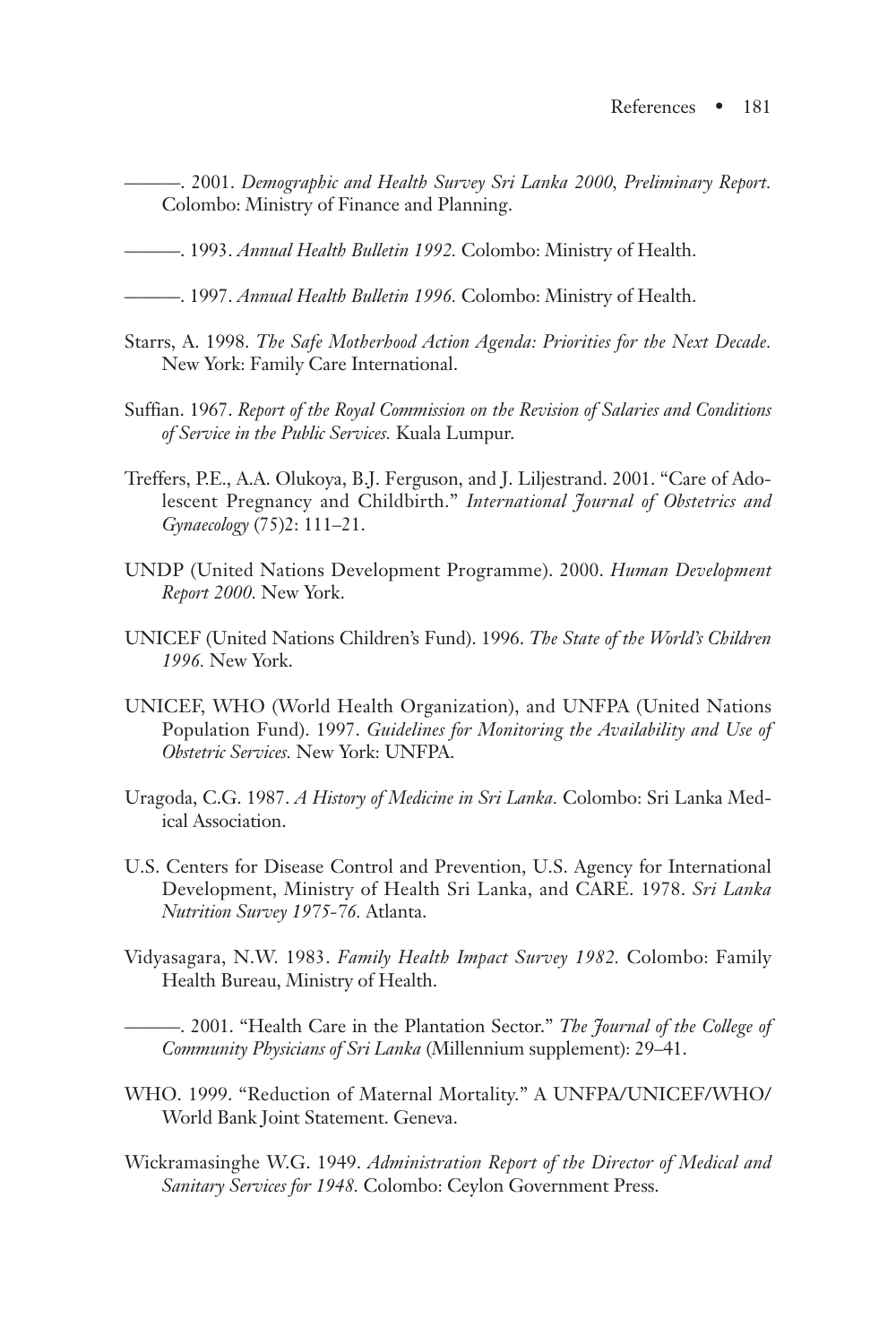———. 2001. *Demographic and Health Survey Sri Lanka 2000, Preliminary Report.* Colombo: Ministry of Finance and Planning.

———. 1993. *Annual Health Bulletin 1992.* Colombo: Ministry of Health.

———. 1997. *Annual Health Bulletin 1996.* Colombo: Ministry of Health.

Starrs, A. 1998. *The Safe Motherhood Action Agenda: Priorities for the Next Decade.* New York: Family Care International.

Suffian. 1967. *Report of the Royal Commission on the Revision of Salaries and Conditions of Service in the Public Services.* Kuala Lumpur.

Treffers, P.E., A.A. Olukoya, B.J. Ferguson, and J. Liljestrand. 2001. "Care of Adolescent Pregnancy and Childbirth." *International Journal of Obstetrics and Gynaecology* (75)2: 111–21.

UNDP (United Nations Development Programme). 2000. *Human Development Report 2000.* New York.

UNICEF (United Nations Children's Fund). 1996. *The State of the World's Children 1996.* New York.

UNICEF, WHO (World Health Organization), and UNFPA (United Nations Population Fund). 1997. *Guidelines for Monitoring the Availability and Use of Obstetric Services.* New York: UNFPA.

Uragoda, C.G. 1987. *A History of Medicine in Sri Lanka.* Colombo: Sri Lanka Medical Association.

U.S. Centers for Disease Control and Prevention, U.S. Agency for International Development, Ministry of Health Sri Lanka, and CARE. 1978. *Sri Lanka Nutrition Survey 1975-76.* Atlanta.

Vidyasagara, N.W. 1983. *Family Health Impact Survey 1982.* Colombo: Family Health Bureau, Ministry of Health.

———. 2001. "Health Care in the Plantation Sector." *The Journal of the College of Community Physicians of Sri Lanka* (Millennium supplement): 29–41.

WHO. 1999. "Reduction of Maternal Mortality." A UNFPA/UNICEF/WHO/World Bank Joint Statement. Geneva.

Wickramasinghe W.G. 1949. *Administration Report of the Director of Medical and Sanitary Services for 1948.* Colombo: Ceylon Government Press.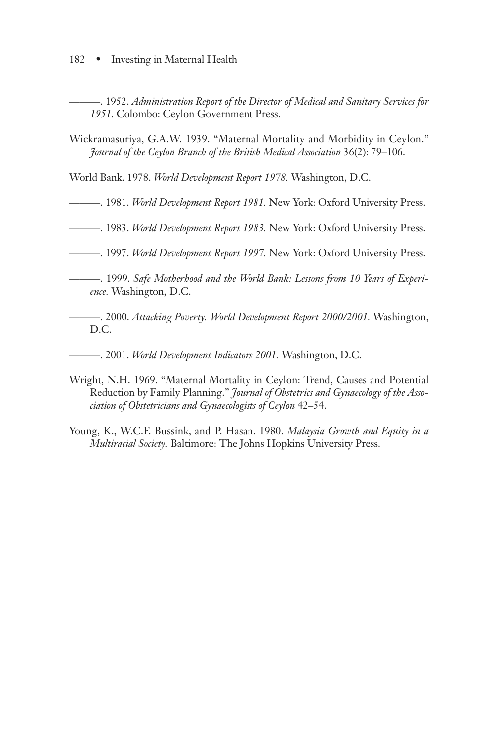———. 1952. *Administration Report of the Director of Medical and Sanitary Services for 1951.* Colombo: Ceylon Government Press.

Wickramasuriya, G.A.W. 1939. "Maternal Mortality and Morbidity in Ceylon." *Journal of the Ceylon Branch of the British Medical Association* 36(2): 79–106.

World Bank. 1978. *World Development Report 1978.* Washington, D.C.

———. 1981. *World Development Report 1981.* New York: Oxford University Press.

———. 1983. *World Development Report 1983.* New York: Oxford University Press.

———. 1997. *World Development Report 1997.* New York: Oxford University Press.

———. 1999. *Safe Motherhood and the World Bank: Lessons from 10 Years of Experience.* Washington, D.C.

———. 2000. *Attacking Poverty. World Development Report 2000/2001.* Washington, D.C.

———. 2001. *World Development Indicators 2001.* Washington, D.C.

Wright, N.H. 1969. "Maternal Mortality in Ceylon: Trend, Causes and Potential Reduction by Family Planning." *Journal of Obstetrics and Gynaecology of the Association of Obstetricians and Gynaecologists of Ceylon* 42–54.

Young, K., W.C.F. Bussink, and P. Hasan. 1980. *Malaysia Growth and Equity in a Multiracial Society.* Baltimore: The Johns Hopkins University Press.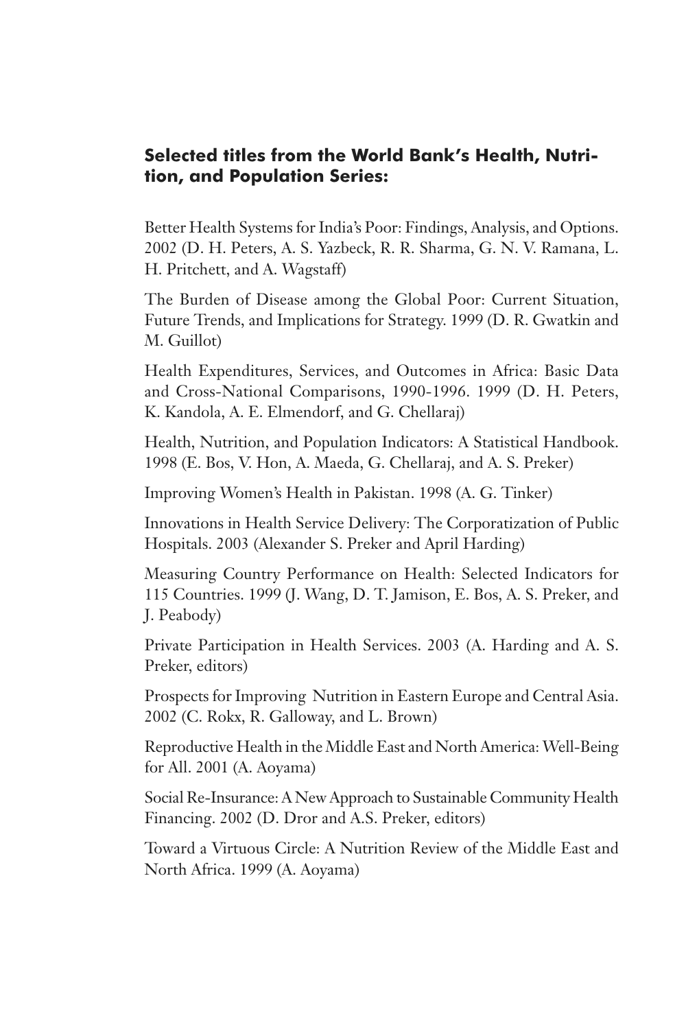## Selected titles from the World Bank's Health, Nutrition, and Population Series:

Better Health Systems for India's Poor: Findings, Analysis, and Options. 2002 (D. H. Peters, A. S. Yazbeck, R. R. Sharma, G. N. V. Ramana, L. H. Pritchett, and A. Wagstaff)

The Burden of Disease among the Global Poor: Current Situation, Future Trends, and Implications for Strategy. 1999 (D. R. Gwatkin and M. Guillot)

Health Expenditures, Services, and Outcomes in Africa: Basic Data and Cross-National Comparisons, 1990-1996. 1999 (D. H. Peters, K. Kandola, A. E. Elmendorf, and G. Chellaraj)

Health, Nutrition, and Population Indicators: A Statistical Handbook. 1998 (E. Bos, V. Hon, A. Maeda, G. Chellaraj, and A. S. Preker)

Improving Women's Health in Pakistan. 1998 (A. G. Tinker)

Innovations in Health Service Delivery: The Corporatization of Public Hospitals. 2003 (Alexander S. Preker and April Harding)

Measuring Country Performance on Health: Selected Indicators for 115 Countries. 1999 (J. Wang, D. T. Jamison, E. Bos, A. S. Preker, and J. Peabody)

Private Participation in Health Services. 2003 (A. Harding and A. S. Preker, editors)

Prospects for Improving Nutrition in Eastern Europe and Central Asia. 2002 (C. Rokx, R. Galloway, and L. Brown)

Reproductive Health in the Middle East and North America: Well-Being for All. 2001 (A. Aoyama)

Social Re-Insurance: A New Approach to Sustainable Community Health Financing. 2002 (D. Dror and A.S. Preker, editors)

Toward a Virtuous Circle: A Nutrition Review of the Middle East and North Africa. 1999 (A. Aoyama)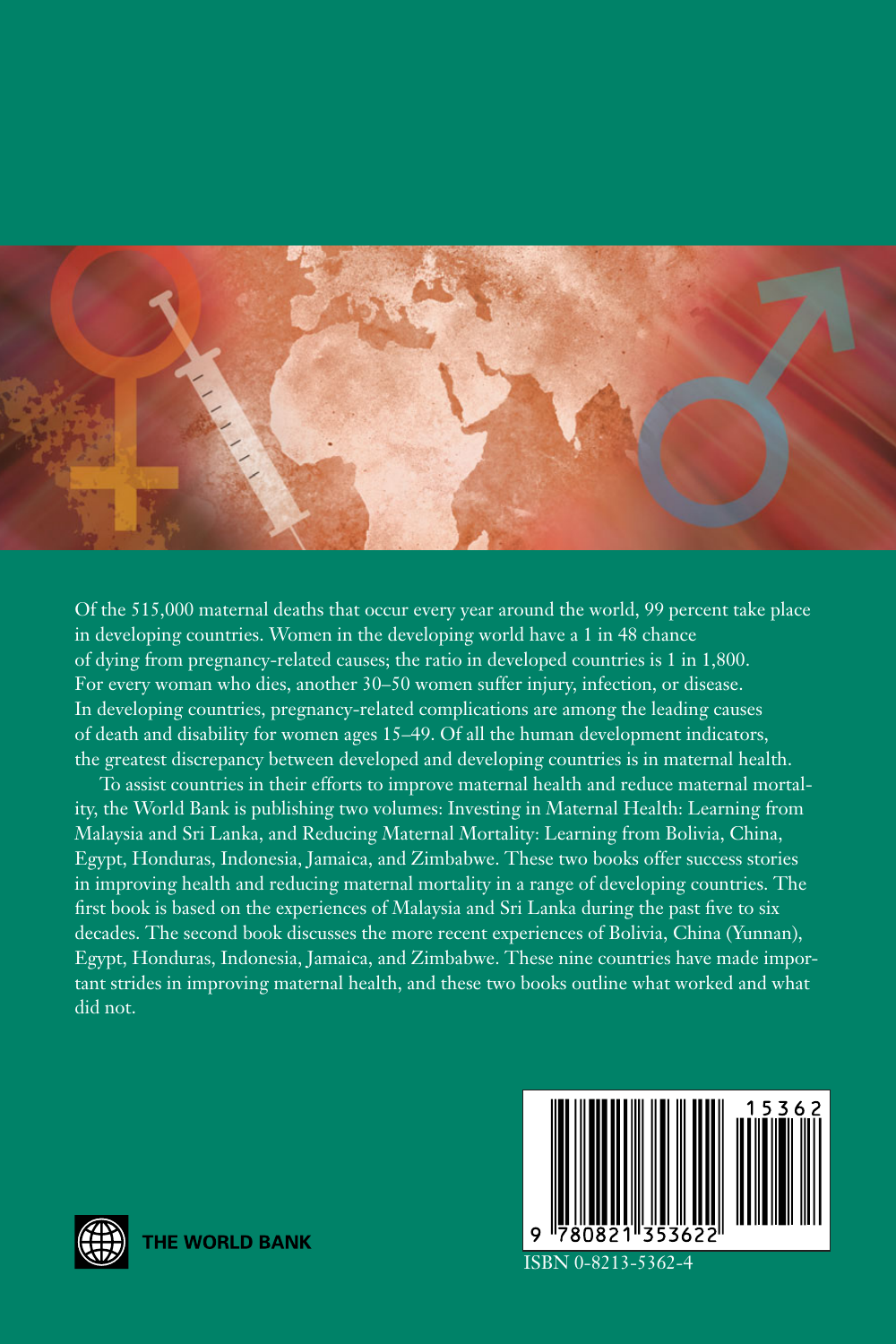Of the 515,000 maternal deaths that occur every year around the world, 99 percent take place in developing countries. Women in the developing world have a 1 in 48 chance of dying from pregnancy-related causes; the ratio in developed countries is 1 in 1,800. For every woman who dies, another 30–50 women suffer injury, infection, or disease. In developing countries, pregnancy-related complications are among the leading causes of death and disability for women ages 15–49. Of all the human development indicators, the greatest discrepancy between developed and developing countries is in maternal health.

To assist countries in their efforts to improve maternal health and reduce maternal mortality, the World Bank is publishing two volumes: Investing in Maternal Health: Learning from Malaysia and Sri Lanka, and Reducing Maternal Mortality: Learning from Bolivia, China, Egypt, Honduras, Indonesia, Jamaica, and Zimbabwe. These two books offer success stories in improving health and reducing maternal mortality in a range of developing countries. The first book is based on the experiences of Malaysia and Sri Lanka during the past five to six decades. The second book discusses the more recent experiences of Bolivia, China (Yunnan), Egypt, Honduras, Indonesia, Jamaica, and Zimbabwe. These nine countries have made important strides in improving maternal health, and these two books outline what worked and what did not.

THE WORLD BANK

ISBN 0-8213-5362-4